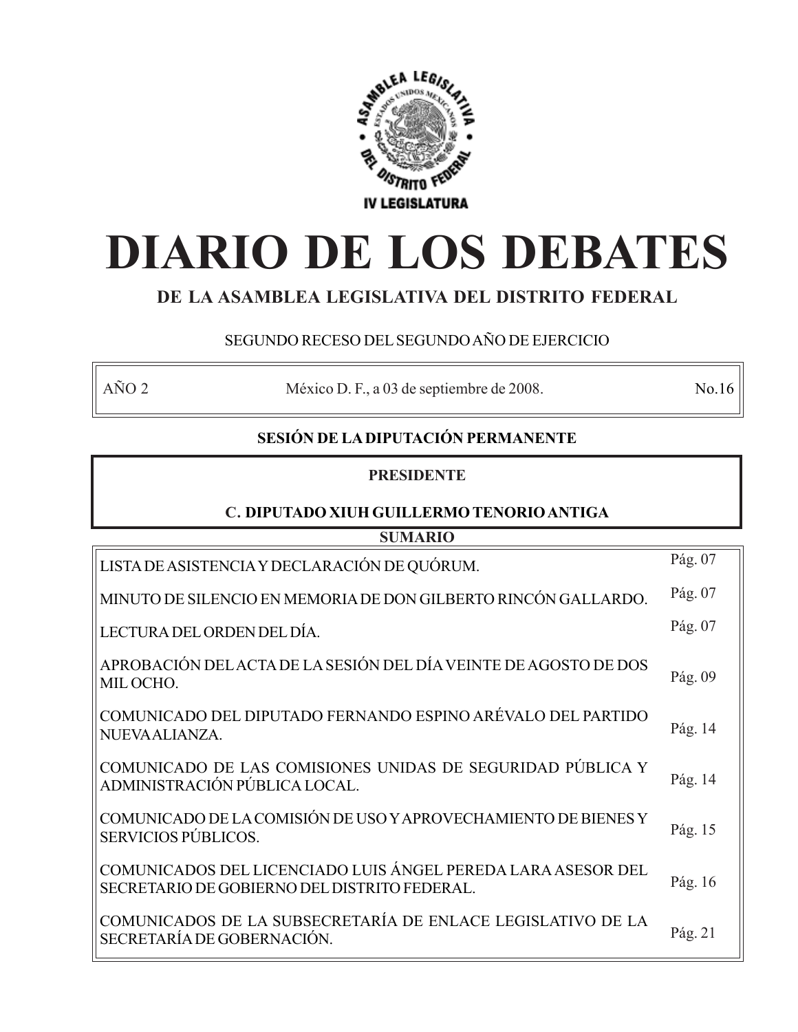ASAMBLEA LEGISLATIVA DEL DISTRITO FEDERAL

ESTADOS UNIDOS MEXICANOS

IV LEGISLATURA

# DIARIO DE LOS DEBATES

## DE LA ASAMBLEA LEGISLATIVA DEL DISTRITO FEDERAL

SEGUNDO RECESO DEL SEGUNDO AÑO DE EJERCICIO

| AÑO 2 | México D. F., a 03 de septiembre de 2008. | No.16 |
|---|---|---|

### SESIÓN DE LA DIPUTACIÓN PERMANENTE

**PRESIDENTE**

**C. DIPUTADO XIUH GUILLERMO TENORIO ANTIGA**

**SUMARIO**

| | |
|---|---|
| LISTA DE ASISTENCIA Y DECLARACIÓN DE QUÓRUM. | Pág. 07 |
| MINUTO DE SILENCIO EN MEMORIA DE DON GILBERTO RINCÓN GALLARDO. | Pág. 07 |
| LECTURA DEL ORDEN DEL DÍA. | Pág. 07 |
| APROBACIÓN DEL ACTA DE LA SESIÓN DEL DÍA VEINTE DE AGOSTO DE DOS MIL OCHO. | Pág. 09 |
| COMUNICADO DEL DIPUTADO FERNANDO ESPINO ARÉVALO DEL PARTIDO NUEVA ALIANZA. | Pág. 14 |
| COMUNICADO DE LAS COMISIONES UNIDAS DE SEGURIDAD PÚBLICA Y ADMINISTRACIÓN PÚBLICA LOCAL. | Pág. 14 |
| COMUNICADO DE LA COMISIÓN DE USO Y APROVECHAMIENTO DE BIENES Y SERVICIOS PÚBLICOS. | Pág. 15 |
| COMUNICADOS DEL LICENCIADO LUIS ÁNGEL PEREDA LARA ASESOR DEL SECRETARIO DE GOBIERNO DEL DISTRITO FEDERAL. | Pág. 16 |
| COMUNICADOS DE LA SUBSECRETARÍA DE ENLACE LEGISLATIVO DE LA SECRETARÍA DE GOBERNACIÓN. | Pág. 21 |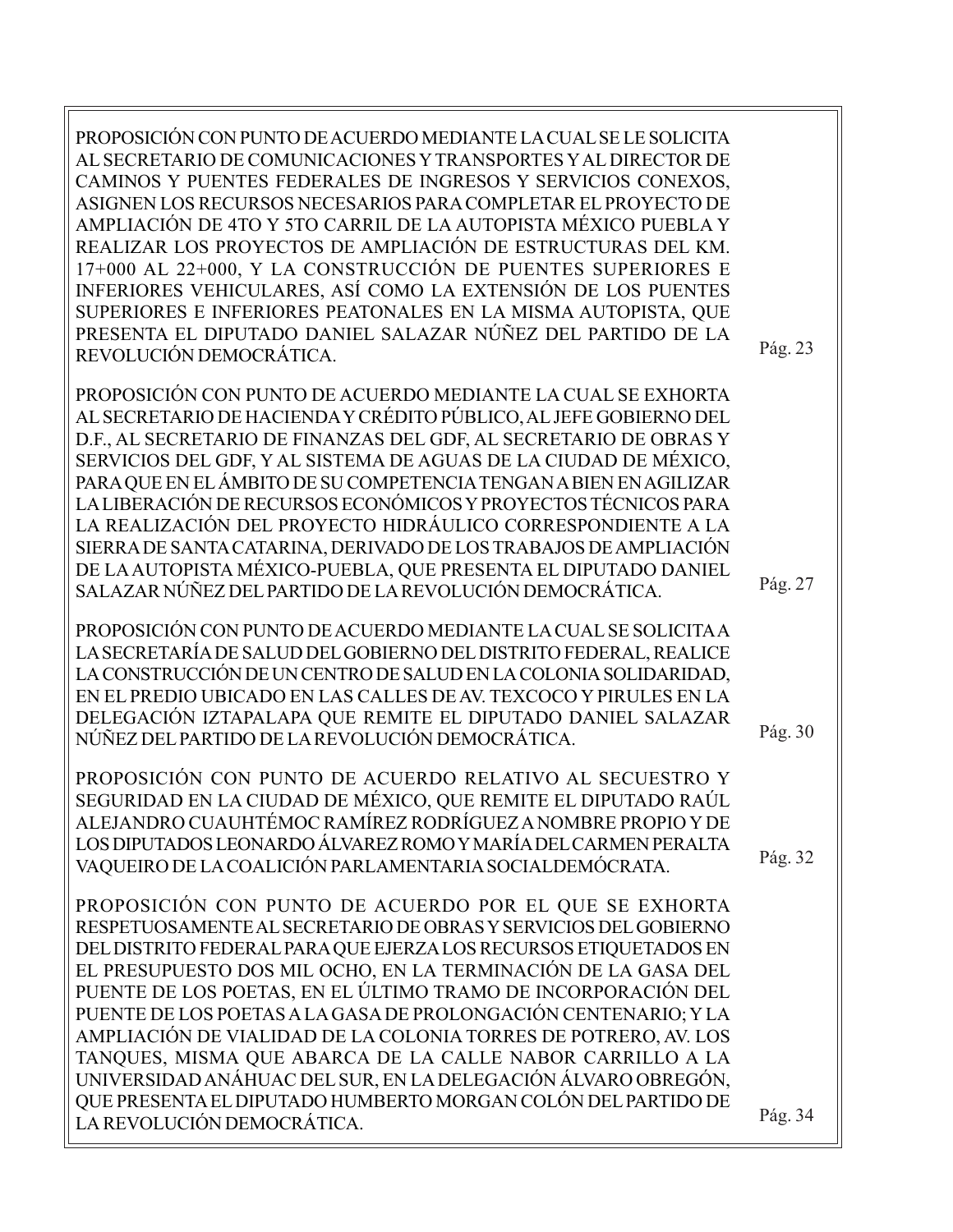PROPOSICIÓN CON PUNTO DE ACUERDO MEDIANTE LA CUAL SE LE SOLICITA AL SECRETARIO DE COMUNICACIONES Y TRANSPORTES Y AL DIRECTOR DE CAMINOS Y PUENTES FEDERALES DE INGRESOS Y SERVICIOS CONEXOS, ASIGNEN LOS RECURSOS NECESARIOS PARA COMPLETAR EL PROYECTO DE AMPLIACIÓN DE 4TO Y 5TO CARRIL DE LA AUTOPISTA MÉXICO PUEBLA Y REALIZAR LOS PROYECTOS DE AMPLIACIÓN DE ESTRUCTURAS DEL KM. 17+000 AL 22+000, Y LA CONSTRUCCIÓN DE PUENTES SUPERIORES E INFERIORES VEHICULARES, ASÍ COMO LA EXTENSIÓN DE LOS PUENTES SUPERIORES E INFERIORES PEATONALES EN LA MISMA AUTOPISTA, QUE PRESENTA EL DIPUTADO DANIEL SALAZAR NÚÑEZ DEL PARTIDO DE LA REVOLUCIÓN DEMOCRÁTICA. Pág. 23

PROPOSICIÓN CON PUNTO DE ACUERDO MEDIANTE LA CUAL SE EXHORTA AL SECRETARIO DE HACIENDA Y CRÉDITO PÚBLICO, AL JEFE GOBIERNO DEL D.F., AL SECRETARIO DE FINANZAS DEL GDF, AL SECRETARIO DE OBRAS Y SERVICIOS DEL GDF, Y AL SISTEMA DE AGUAS DE LA CIUDAD DE MÉXICO, PARA QUE EN EL ÁMBITO DE SU COMPETENCIA TENGAN A BIEN EN AGILIZAR LA LIBERACIÓN DE RECURSOS ECONÓMICOS Y PROYECTOS TÉCNICOS PARA LA REALIZACIÓN DEL PROYECTO HIDRÁULICO CORRESPONDIENTE A LA SIERRA DE SANTA CATARINA, DERIVADO DE LOS TRABAJOS DE AMPLIACIÓN DE LA AUTOPISTA MÉXICO-PUEBLA, QUE PRESENTA EL DIPUTADO DANIEL SALAZAR NÚÑEZ DEL PARTIDO DE LA REVOLUCIÓN DEMOCRÁTICA. Pág. 27

PROPOSICIÓN CON PUNTO DE ACUERDO MEDIANTE LA CUAL SE SOLICITA A LA SECRETARÍA DE SALUD DEL GOBIERNO DEL DISTRITO FEDERAL, REALICE LA CONSTRUCCIÓN DE UN CENTRO DE SALUD EN LA COLONIA SOLIDARIDAD, EN EL PREDIO UBICADO EN LAS CALLES DE AV. TEXCOCO Y PIRULES EN LA DELEGACIÓN IZTAPALAPA QUE REMITE EL DIPUTADO DANIEL SALAZAR NÚÑEZ DEL PARTIDO DE LA REVOLUCIÓN DEMOCRÁTICA. Pág. 30

PROPOSICIÓN CON PUNTO DE ACUERDO RELATIVO AL SECUESTRO Y SEGURIDAD EN LA CIUDAD DE MÉXICO, QUE REMITE EL DIPUTADO RAÚL ALEJANDRO CUAUHTÉMOC RAMÍREZ RODRÍGUEZ A NOMBRE PROPIO Y DE LOS DIPUTADOS LEONARDO ÁLVAREZ ROMO Y MARÍA DEL CARMEN PERALTA VAQUEIRO DE LA COALICIÓN PARLAMENTARIA SOCIALDEMÓCRATA. Pág. 32

PROPOSICIÓN CON PUNTO DE ACUERDO POR EL QUE SE EXHORTA RESPETUOSAMENTE AL SECRETARIO DE OBRAS Y SERVICIOS DEL GOBIERNO DEL DISTRITO FEDERAL PARA QUE EJERZA LOS RECURSOS ETIQUETADOS EN EL PRESUPUESTO DOS MIL OCHO, EN LA TERMINACIÓN DE LA GASA DEL PUENTE DE LOS POETAS, EN EL ÚLTIMO TRAMO DE INCORPORACIÓN DEL PUENTE DE LOS POETAS A LA GASA DE PROLONGACIÓN CENTENARIO; Y LA AMPLIACIÓN DE VIALIDAD DE LA COLONIA TORRES DE POTRERO, AV. LOS TANQUES, MISMA QUE ABARCA DE LA CALLE NABOR CARRILLO A LA UNIVERSIDAD ANÁHUAC DEL SUR, EN LA DELEGACIÓN ÁLVARO OBREGÓN, QUE PRESENTA EL DIPUTADO HUMBERTO MORGAN COLÓN DEL PARTIDO DE LA REVOLUCIÓN DEMOCRÁTICA. Pág. 34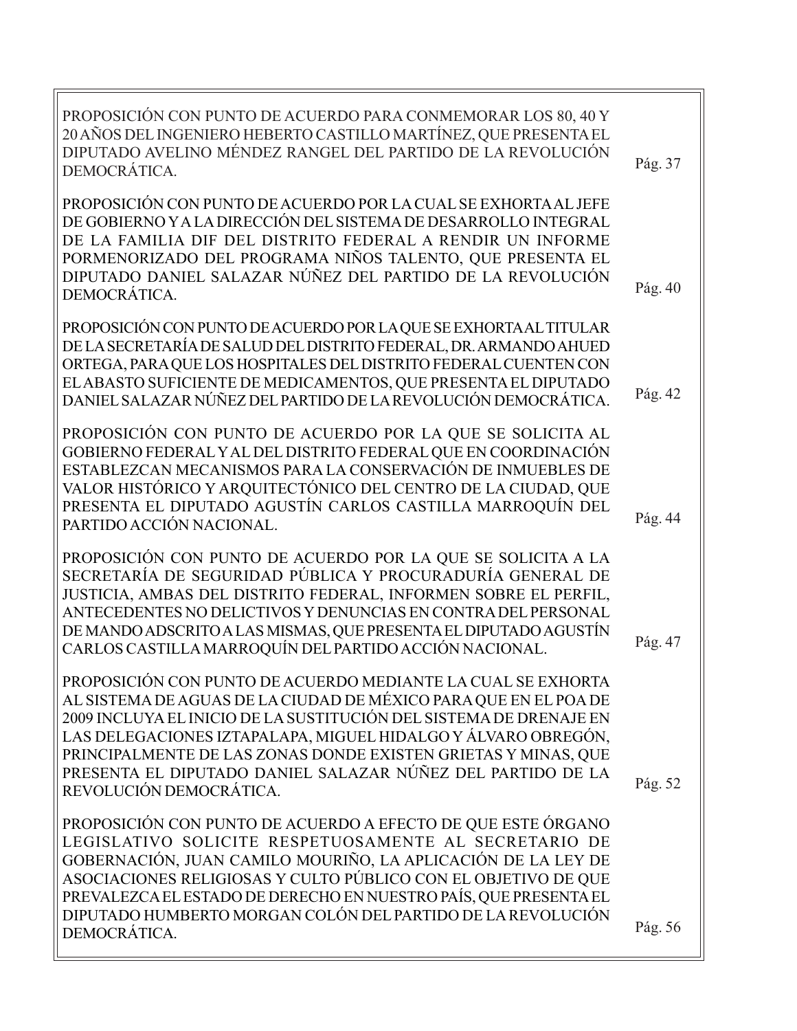| | |
|---|---|
| PROPOSICIÓN CON PUNTO DE ACUERDO PARA CONMEMORAR LOS 80, 40 Y 20 AÑOS DEL INGENIERO HEBERTO CASTILLO MARTÍNEZ, QUE PRESENTA EL DIPUTADO AVELINO MÉNDEZ RANGEL DEL PARTIDO DE LA REVOLUCIÓN DEMOCRÁTICA. | Pág. 37 |
| PROPOSICIÓN CON PUNTO DE ACUERDO POR LA CUAL SE EXHORTA AL JEFE DE GOBIERNO Y A LA DIRECCIÓN DEL SISTEMA DE DESARROLLO INTEGRAL DE LA FAMILIA DIF DEL DISTRITO FEDERAL A RENDIR UN INFORME PORMENORIZADO DEL PROGRAMA NIÑOS TALENTO, QUE PRESENTA EL DIPUTADO DANIEL SALAZAR NÚÑEZ DEL PARTIDO DE LA REVOLUCIÓN DEMOCRÁTICA. | Pág. 40 |
| PROPOSICIÓN CON PUNTO DE ACUERDO POR LA QUE SE EXHORTA AL TITULAR DE LA SECRETARÍA DE SALUD DEL DISTRITO FEDERAL, DR. ARMANDO AHUED ORTEGA, PARA QUE LOS HOSPITALES DEL DISTRITO FEDERAL CUENTEN CON EL ABASTO SUFICIENTE DE MEDICAMENTOS, QUE PRESENTA EL DIPUTADO DANIEL SALAZAR NÚÑEZ DEL PARTIDO DE LA REVOLUCIÓN DEMOCRÁTICA. | Pág. 42 |
| PROPOSICIÓN CON PUNTO DE ACUERDO POR LA QUE SE SOLICITA AL GOBIERNO FEDERAL Y AL DEL DISTRITO FEDERAL QUE EN COORDINACIÓN ESTABLEZCAN MECANISMOS PARA LA CONSERVACIÓN DE INMUEBLES DE VALOR HISTÓRICO Y ARQUITECTÓNICO DEL CENTRO DE LA CIUDAD, QUE PRESENTA EL DIPUTADO AGUSTÍN CARLOS CASTILLA MARROQUÍN DEL PARTIDO ACCIÓN NACIONAL. | Pág. 44 |
| PROPOSICIÓN CON PUNTO DE ACUERDO POR LA QUE SE SOLICITA A LA SECRETARÍA DE SEGURIDAD PÚBLICA Y PROCURADURÍA GENERAL DE JUSTICIA, AMBAS DEL DISTRITO FEDERAL, INFORMEN SOBRE EL PERFIL, ANTECEDENTES NO DELICTIVOS Y DENUNCIAS EN CONTRA DEL PERSONAL DE MANDO ADSCRITO A LAS MISMAS, QUE PRESENTA EL DIPUTADO AGUSTÍN CARLOS CASTILLA MARROQUÍN DEL PARTIDO ACCIÓN NACIONAL. | Pág. 47 |
| PROPOSICIÓN CON PUNTO DE ACUERDO MEDIANTE LA CUAL SE EXHORTA AL SISTEMA DE AGUAS DE LA CIUDAD DE MÉXICO PARA QUE EN EL POA DE 2009 INCLUYA EL INICIO DE LA SUSTITUCIÓN DEL SISTEMA DE DRENAJE EN LAS DELEGACIONES IZTAPALAPA, MIGUEL HIDALGO Y ÁLVARO OBREGÓN, PRINCIPALMENTE DE LAS ZONAS DONDE EXISTEN GRIETAS Y MINAS, QUE PRESENTA EL DIPUTADO DANIEL SALAZAR NÚÑEZ DEL PARTIDO DE LA REVOLUCIÓN DEMOCRÁTICA. | Pág. 52 |
| PROPOSICIÓN CON PUNTO DE ACUERDO A EFECTO DE QUE ESTE ÓRGANO LEGISLATIVO SOLICITE RESPETUOSAMENTE AL SECRETARIO DE GOBERNACIÓN, JUAN CAMILO MOURIÑO, LA APLICACIÓN DE LA LEY DE ASOCIACIONES RELIGIOSAS Y CULTO PÚBLICO CON EL OBJETIVO DE QUE PREVALEZCA EL ESTADO DE DERECHO EN NUESTRO PAÍS, QUE PRESENTA EL DIPUTADO HUMBERTO MORGAN COLÓN DEL PARTIDO DE LA REVOLUCIÓN DEMOCRÁTICA. | Pág. 56 |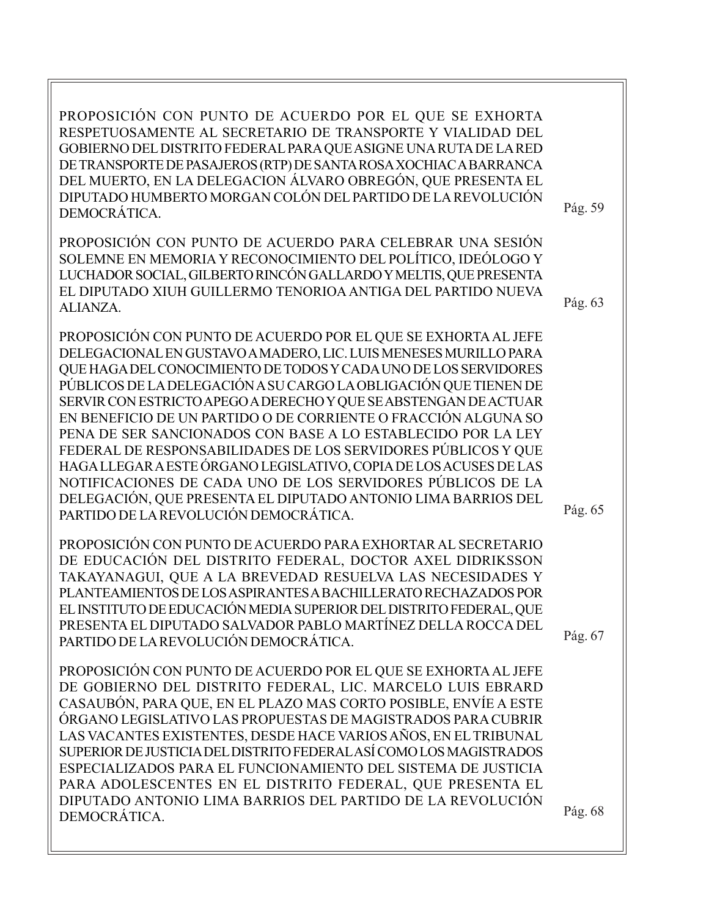PROPOSICIÓN CON PUNTO DE ACUERDO POR EL QUE SE EXHORTA RESPETUOSAMENTE AL SECRETARIO DE TRANSPORTE Y VIALIDAD DEL GOBIERNO DEL DISTRITO FEDERAL PARA QUE ASIGNE UNA RUTA DE LA RED DE TRANSPORTE DE PASAJEROS (RTP) DE SANTA ROSA XOCHIAC A BARRANCA DEL MUERTO, EN LA DELEGACION ÁLVARO OBREGÓN, QUE PRESENTA EL DIPUTADO HUMBERTO MORGAN COLÓN DEL PARTIDO DE LA REVOLUCIÓN DEMOCRÁTICA. Pág. 59

PROPOSICIÓN CON PUNTO DE ACUERDO PARA CELEBRAR UNA SESIÓN SOLEMNE EN MEMORIA Y RECONOCIMIENTO DEL POLÍTICO, IDEÓLOGO Y LUCHADOR SOCIAL, GILBERTO RINCÓN GALLARDO Y MELTIS, QUE PRESENTA EL DIPUTADO XIUH GUILLERMO TENORIO ANTIGA DEL PARTIDO NUEVA ALIANZA. Pág. 63

PROPOSICIÓN CON PUNTO DE ACUERDO POR EL QUE SE EXHORTA AL JEFE DELEGACIONAL EN GUSTAVO A MADERO, LIC. LUIS MENESES MURILLO PARA QUE HAGA DEL CONOCIMIENTO DE TODOS Y CADA UNO DE LOS SERVIDORES PÚBLICOS DE LA DELEGACIÓN A SU CARGO LA OBLIGACIÓN QUE TIENEN DE SERVIR CON ESTRICTO APEGO A DERECHO Y QUE SE ABSTENGAN DE ACTUAR EN BENEFICIO DE UN PARTIDO O DE CORRIENTE O FRACCIÓN ALGUNA SO PENA DE SER SANCIONADOS CON BASE A LO ESTABLECIDO POR LA LEY FEDERAL DE RESPONSABILIDADES DE LOS SERVIDORES PÚBLICOS Y QUE HAGA LLEGAR A ESTE ÓRGANO LEGISLATIVO, COPIA DE LOS ACUSES DE LAS NOTIFICACIONES DE CADA UNO DE LOS SERVIDORES PÚBLICOS DE LA DELEGACIÓN, QUE PRESENTA EL DIPUTADO ANTONIO LIMA BARRIOS DEL PARTIDO DE LA REVOLUCIÓN DEMOCRÁTICA. Pág. 65

PROPOSICIÓN CON PUNTO DE ACUERDO PARA EXHORTAR AL SECRETARIO DE EDUCACIÓN DEL DISTRITO FEDERAL, DOCTOR AXEL DIDRIKSSON TAKAYANAGUI, QUE A LA BREVEDAD RESUELVA LAS NECESIDADES Y PLANTEAMIENTOS DE LOS ASPIRANTES A BACHILLERATO RECHAZADOS POR EL INSTITUTO DE EDUCACIÓN MEDIA SUPERIOR DEL DISTRITO FEDERAL, QUE PRESENTA EL DIPUTADO SALVADOR PABLO MARTÍNEZ DELLA ROCCA DEL PARTIDO DE LA REVOLUCIÓN DEMOCRÁTICA. Pág. 67

PROPOSICIÓN CON PUNTO DE ACUERDO POR EL QUE SE EXHORTA AL JEFE DE GOBIERNO DEL DISTRITO FEDERAL, LIC. MARCELO LUIS EBRARD CASAUBÓN, PARA QUE, EN EL PLAZO MAS CORTO POSIBLE, ENVÍE A ESTE ÓRGANO LEGISLATIVO LAS PROPUESTAS DE MAGISTRADOS PARA CUBRIR LAS VACANTES EXISTENTES, DESDE HACE VARIOS AÑOS, EN EL TRIBUNAL SUPERIOR DE JUSTICIA DEL DISTRITO FEDERAL ASÍ COMO LOS MAGISTRADOS ESPECIALIZADOS PARA EL FUNCIONAMIENTO DEL SISTEMA DE JUSTICIA PARA ADOLESCENTES EN EL DISTRITO FEDERAL, QUE PRESENTA EL DIPUTADO ANTONIO LIMA BARRIOS DEL PARTIDO DE LA REVOLUCIÓN DEMOCRÁTICA. Pág. 68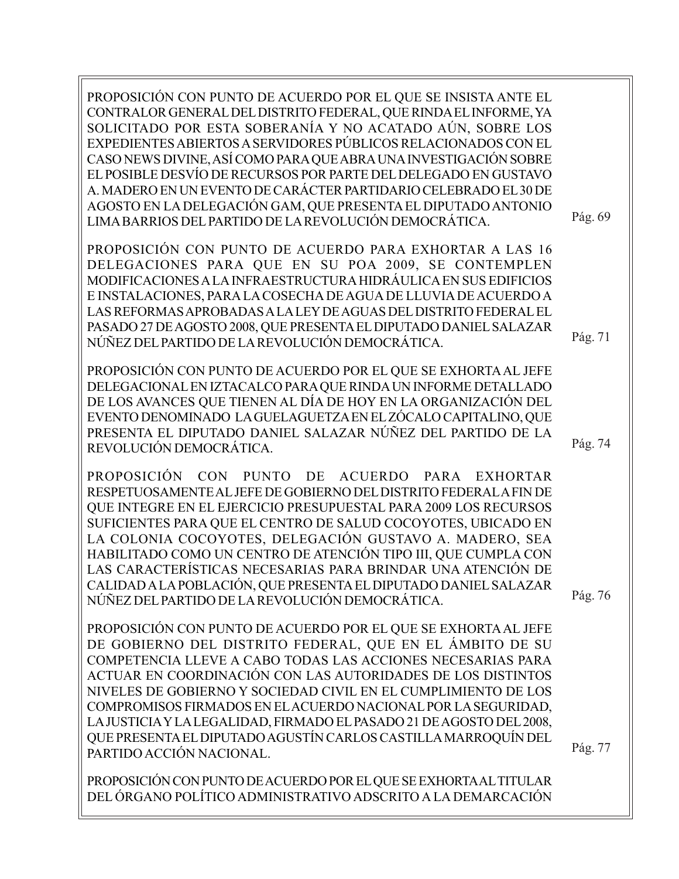PROPOSICIÓN CON PUNTO DE ACUERDO POR EL QUE SE INSISTA ANTE EL CONTRALOR GENERAL DEL DISTRITO FEDERAL, QUE RINDA EL INFORME, YA SOLICITADO POR ESTA SOBERANÍA Y NO ACATADO AÚN, SOBRE LOS EXPEDIENTES ABIERTOS A SERVIDORES PÚBLICOS RELACIONADOS CON EL CASO NEWS DIVINE, ASÍ COMO PARA QUE ABRA UNA INVESTIGACIÓN SOBRE EL POSIBLE DESVÍO DE RECURSOS POR PARTE DEL DELEGADO EN GUSTAVO A. MADERO EN UN EVENTO DE CARÁCTER PARTIDARIO CELEBRADO EL 30 DE AGOSTO EN LA DELEGACIÓN GAM, QUE PRESENTA EL DIPUTADO ANTONIO LIMA BARRIOS DEL PARTIDO DE LA REVOLUCIÓN DEMOCRÁTICA. — Pág. 69

PROPOSICIÓN CON PUNTO DE ACUERDO PARA EXHORTAR A LAS 16 DELEGACIONES PARA QUE EN SU POA 2009, SE CONTEMPLEN MODIFICACIONES A LA INFRAESTRUCTURA HIDRÁULICA EN SUS EDIFICIOS E INSTALACIONES, PARA LA COSECHA DE AGUA DE LLUVIA DE ACUERDO A LAS REFORMAS APROBADAS A LA LEY DE AGUAS DEL DISTRITO FEDERAL EL PASADO 27 DE AGOSTO 2008, QUE PRESENTA EL DIPUTADO DANIEL SALAZAR NÚÑEZ DEL PARTIDO DE LA REVOLUCIÓN DEMOCRÁTICA. — Pág. 71

PROPOSICIÓN CON PUNTO DE ACUERDO POR EL QUE SE EXHORTA AL JEFE DELEGACIONAL EN IZTACALCO PARA QUE RINDA UN INFORME DETALLADO DE LOS AVANCES QUE TIENEN AL DÍA DE HOY EN LA ORGANIZACIÓN DEL EVENTO DENOMINADO LA GUELAGUETZA EN EL ZÓCALO CAPITALINO, QUE PRESENTA EL DIPUTADO DANIEL SALAZAR NÚÑEZ DEL PARTIDO DE LA REVOLUCIÓN DEMOCRÁTICA. — Pág. 74

PROPOSICIÓN CON PUNTO DE ACUERDO PARA EXHORTAR RESPETUOSAMENTE AL JEFE DE GOBIERNO DEL DISTRITO FEDERAL A FIN DE QUE INTEGRE EN EL EJERCICIO PRESUPUESTAL PARA 2009 LOS RECURSOS SUFICIENTES PARA QUE EL CENTRO DE SALUD COCOYOTES, UBICADO EN LA COLONIA COCOYOTES, DELEGACIÓN GUSTAVO A. MADERO, SEA HABILITADO COMO UN CENTRO DE ATENCIÓN TIPO III, QUE CUMPLA CON LAS CARACTERÍSTICAS NECESARIAS PARA BRINDAR UNA ATENCIÓN DE CALIDAD A LA POBLACIÓN, QUE PRESENTA EL DIPUTADO DANIEL SALAZAR NÚÑEZ DEL PARTIDO DE LA REVOLUCIÓN DEMOCRÁTICA. — Pág. 76

PROPOSICIÓN CON PUNTO DE ACUERDO POR EL QUE SE EXHORTA AL JEFE DE GOBIERNO DEL DISTRITO FEDERAL, QUE EN EL ÁMBITO DE SU COMPETENCIA LLEVE A CABO TODAS LAS ACCIONES NECESARIAS PARA ACTUAR EN COORDINACIÓN CON LAS AUTORIDADES DE LOS DISTINTOS NIVELES DE GOBIERNO Y SOCIEDAD CIVIL EN EL CUMPLIMIENTO DE LOS COMPROMISOS FIRMADOS EN EL ACUERDO NACIONAL POR LA SEGURIDAD, LA JUSTICIA Y LA LEGALIDAD, FIRMADO EL PASADO 21 DE AGOSTO DEL 2008, QUE PRESENTA EL DIPUTADO AGUSTÍN CARLOS CASTILLA MARROQUÍN DEL PARTIDO ACCIÓN NACIONAL. — Pág. 77

PROPOSICIÓN CON PUNTO DE ACUERDO POR EL QUE SE EXHORTA AL TITULAR DEL ÓRGANO POLÍTICO ADMINISTRATIVO ADSCRITO A LA DEMARCACIÓN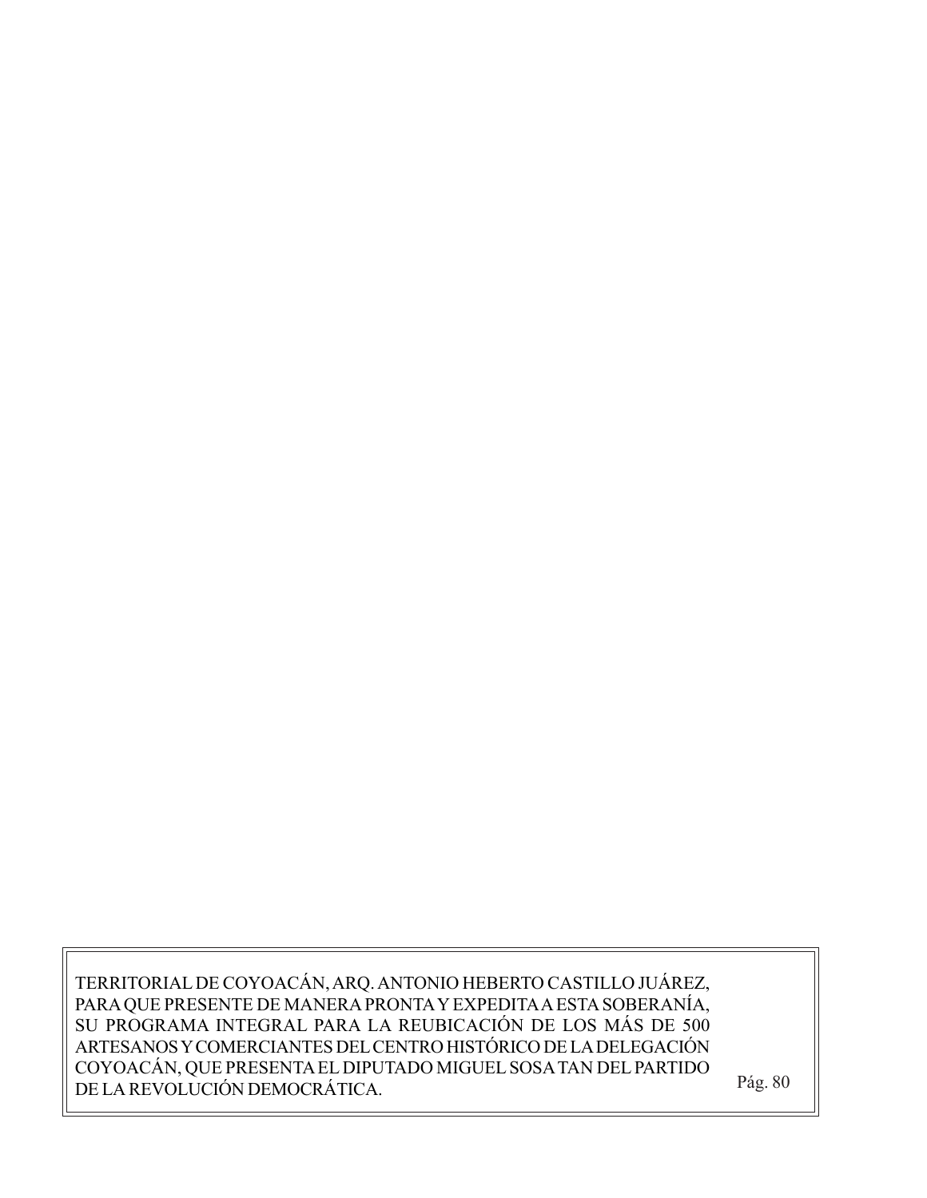TERRITORIAL DE COYOACÁN, ARQ. ANTONIO HEBERTO CASTILLO JUÁREZ, PARA QUE PRESENTE DE MANERA PRONTA Y EXPEDITA A ESTA SOBERANÍA, SU PROGRAMA INTEGRAL PARA LA REUBICACIÓN DE LOS MÁS DE 500 ARTESANOS Y COMERCIANTES DEL CENTRO HISTÓRICO DE LA DELEGACIÓN COYOACÁN, QUE PRESENTA EL DIPUTADO MIGUEL SOSA TAN DEL PARTIDO DE LA REVOLUCIÓN DEMOCRÁTICA. Pág. 80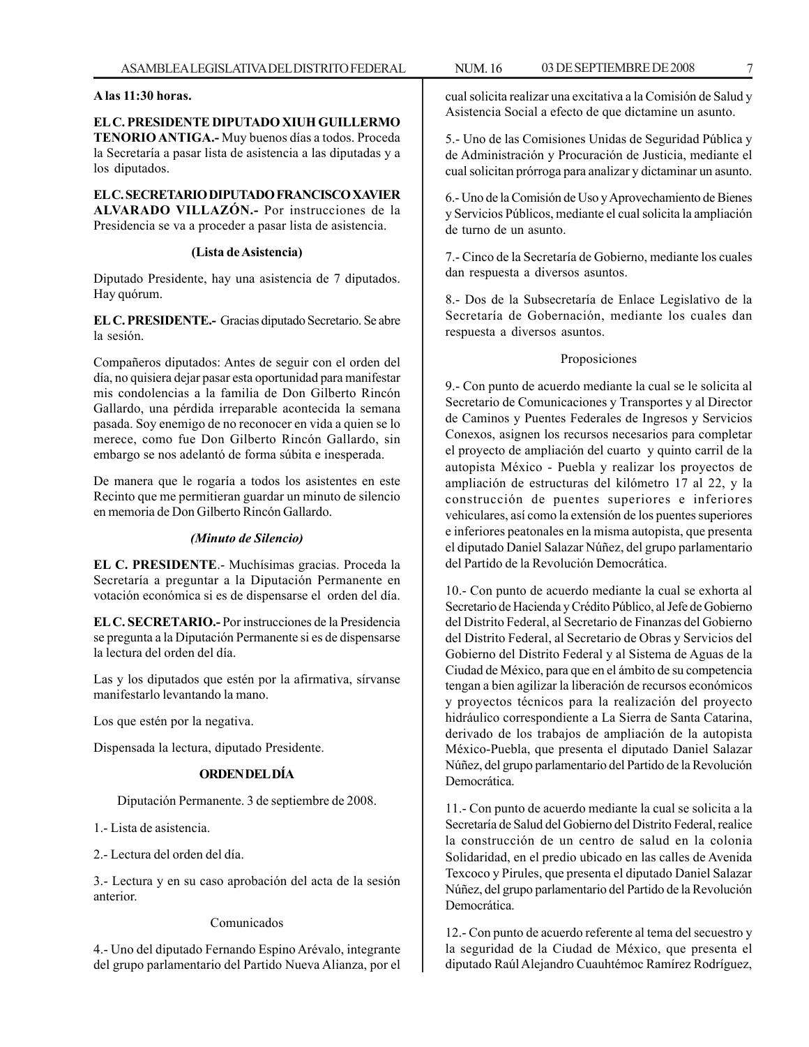**A las 11:30 horas.**

**EL C. PRESIDENTE DIPUTADO XIUH GUILLERMO TENORIO ANTIGA.-** Muy buenos días a todos. Proceda la Secretaría a pasar lista de asistencia a las diputadas y a los diputados.

**EL C. SECRETARIO DIPUTADO FRANCISCO XAVIER ALVARADO VILLAZÓN.-** Por instrucciones de la Presidencia se va a proceder a pasar lista de asistencia.

**(Lista de Asistencia)**

Diputado Presidente, hay una asistencia de 7 diputados. Hay quórum.

**EL C. PRESIDENTE.-** Gracias diputado Secretario. Se abre la sesión.

Compañeros diputados: Antes de seguir con el orden del día, no quisiera dejar pasar esta oportunidad para manifestar mis condolencias a la familia de Don Gilberto Rincón Gallardo, una pérdida irreparable acontecida la semana pasada. Soy enemigo de no reconocer en vida a quien se lo merece, como fue Don Gilberto Rincón Gallardo, sin embargo se nos adelantó de forma súbita e inesperada.

De manera que le rogaría a todos los asistentes en este Recinto que me permitieran guardar un minuto de silencio en memoria de Don Gilberto Rincón Gallardo.

***(Minuto de Silencio)***

**EL C. PRESIDENTE**.- Muchísimas gracias. Proceda la Secretaría a preguntar a la Diputación Permanente en votación económica si es de dispensarse el orden del día.

**EL C. SECRETARIO.-** Por instrucciones de la Presidencia se pregunta a la Diputación Permanente si es de dispensarse la lectura del orden del día.

Las y los diputados que estén por la afirmativa, sírvanse manifestarlo levantando la mano.

Los que estén por la negativa.

Dispensada la lectura, diputado Presidente.

**ORDEN DEL DÍA**

Diputación Permanente. 3 de septiembre de 2008.

1.- Lista de asistencia.

2.- Lectura del orden del día.

3.- Lectura y en su caso aprobación del acta de la sesión anterior.

Comunicados

4.- Uno del diputado Fernando Espino Arévalo, integrante del grupo parlamentario del Partido Nueva Alianza, por el cual solicita realizar una excitativa a la Comisión de Salud y Asistencia Social a efecto de que dictamine un asunto.

5.- Uno de las Comisiones Unidas de Seguridad Pública y de Administración y Procuración de Justicia, mediante el cual solicitan prórroga para analizar y dictaminar un asunto.

6.- Uno de la Comisión de Uso y Aprovechamiento de Bienes y Servicios Públicos, mediante el cual solicita la ampliación de turno de un asunto.

7.- Cinco de la Secretaría de Gobierno, mediante los cuales dan respuesta a diversos asuntos.

8.- Dos de la Subsecretaría de Enlace Legislativo de la Secretaría de Gobernación, mediante los cuales dan respuesta a diversos asuntos.

Proposiciones

9.- Con punto de acuerdo mediante la cual se le solicita al Secretario de Comunicaciones y Transportes y al Director de Caminos y Puentes Federales de Ingresos y Servicios Conexos, asignen los recursos necesarios para completar el proyecto de ampliación del cuarto y quinto carril de la autopista México - Puebla y realizar los proyectos de ampliación de estructuras del kilómetro 17 al 22, y la construcción de puentes superiores e inferiores vehiculares, así como la extensión de los puentes superiores e inferiores peatonales en la misma autopista, que presenta el diputado Daniel Salazar Núñez, del grupo parlamentario del Partido de la Revolución Democrática.

10.- Con punto de acuerdo mediante la cual se exhorta al Secretario de Hacienda y Crédito Público, al Jefe de Gobierno del Distrito Federal, al Secretario de Finanzas del Gobierno del Distrito Federal, al Secretario de Obras y Servicios del Gobierno del Distrito Federal y al Sistema de Aguas de la Ciudad de México, para que en el ámbito de su competencia tengan a bien agilizar la liberación de recursos económicos y proyectos técnicos para la realización del proyecto hidráulico correspondiente a La Sierra de Santa Catarina, derivado de los trabajos de ampliación de la autopista México-Puebla, que presenta el diputado Daniel Salazar Núñez, del grupo parlamentario del Partido de la Revolución Democrática.

11.- Con punto de acuerdo mediante la cual se solicita a la Secretaría de Salud del Gobierno del Distrito Federal, realice la construcción de un centro de salud en la colonia Solidaridad, en el predio ubicado en las calles de Avenida Texcoco y Pirules, que presenta el diputado Daniel Salazar Núñez, del grupo parlamentario del Partido de la Revolución Democrática.

12.- Con punto de acuerdo referente al tema del secuestro y la seguridad de la Ciudad de México, que presenta el diputado Raúl Alejandro Cuauhtémoc Ramírez Rodríguez,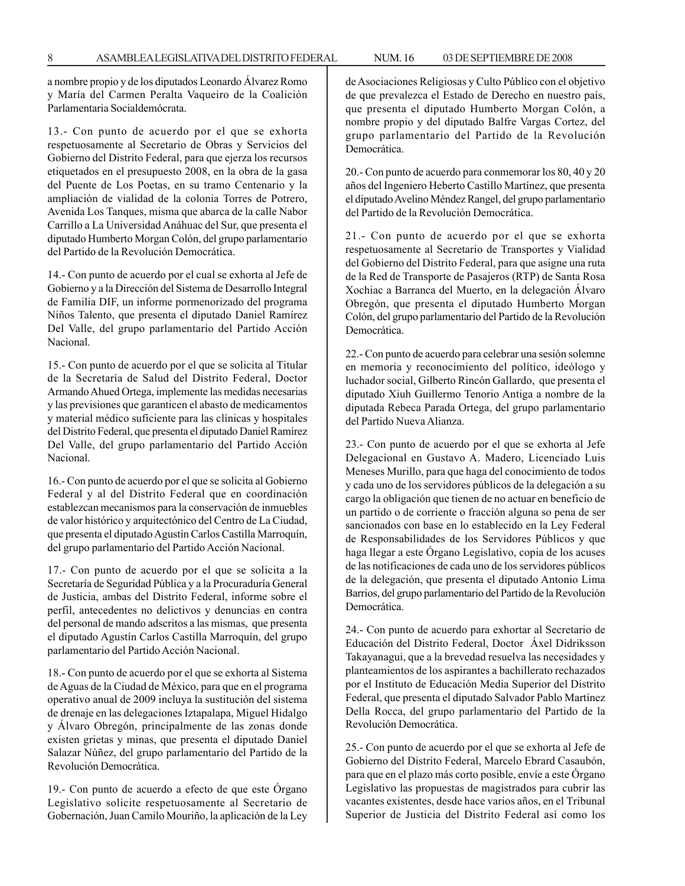a nombre propio y de los diputados Leonardo Álvarez Romo y María del Carmen Peralta Vaqueiro de la Coalición Parlamentaria Socialdemócrata.

13.- Con punto de acuerdo por el que se exhorta respetuosamente al Secretario de Obras y Servicios del Gobierno del Distrito Federal, para que ejerza los recursos etiquetados en el presupuesto 2008, en la obra de la gasa del Puente de Los Poetas, en su tramo Centenario y la ampliación de vialidad de la colonia Torres de Potrero, Avenida Los Tanques, misma que abarca de la calle Nabor Carrillo a La Universidad Anáhuac del Sur, que presenta el diputado Humberto Morgan Colón, del grupo parlamentario del Partido de la Revolución Democrática.

14.- Con punto de acuerdo por el cual se exhorta al Jefe de Gobierno y a la Dirección del Sistema de Desarrollo Integral de Familia DIF, un informe pormenorizado del programa Niños Talento, que presenta el diputado Daniel Ramírez Del Valle, del grupo parlamentario del Partido Acción Nacional.

15.- Con punto de acuerdo por el que se solicita al Titular de la Secretaría de Salud del Distrito Federal, Doctor Armando Ahued Ortega, implemente las medidas necesarias y las previsiones que garanticen el abasto de medicamentos y material médico suficiente para las clínicas y hospitales del Distrito Federal, que presenta el diputado Daniel Ramírez Del Valle, del grupo parlamentario del Partido Acción Nacional.

16.- Con punto de acuerdo por el que se solicita al Gobierno Federal y al del Distrito Federal que en coordinación establezcan mecanismos para la conservación de inmuebles de valor histórico y arquitectónico del Centro de La Ciudad, que presenta el diputado Agustín Carlos Castilla Marroquín, del grupo parlamentario del Partido Acción Nacional.

17.- Con punto de acuerdo por el que se solicita a la Secretaría de Seguridad Pública y a la Procuraduría General de Justicia, ambas del Distrito Federal, informe sobre el perfil, antecedentes no delictivos y denuncias en contra del personal de mando adscritos a las mismas, que presenta el diputado Agustín Carlos Castilla Marroquín, del grupo parlamentario del Partido Acción Nacional.

18.- Con punto de acuerdo por el que se exhorta al Sistema de Aguas de la Ciudad de México, para que en el programa operativo anual de 2009 incluya la sustitución del sistema de drenaje en las delegaciones Iztapalapa, Miguel Hidalgo y Álvaro Obregón, principalmente de las zonas donde existen grietas y minas, que presenta el diputado Daniel Salazar Núñez, del grupo parlamentario del Partido de la Revolución Democrática.

19.- Con punto de acuerdo a efecto de que este Órgano Legislativo solicite respetuosamente al Secretario de Gobernación, Juan Camilo Mouriño, la aplicación de la Ley de Asociaciones Religiosas y Culto Público con el objetivo de que prevalezca el Estado de Derecho en nuestro país, que presenta el diputado Humberto Morgan Colón, a nombre propio y del diputado Balfre Vargas Cortez, del grupo parlamentario del Partido de la Revolución Democrática.

20.- Con punto de acuerdo para conmemorar los 80, 40 y 20 años del Ingeniero Heberto Castillo Martínez, que presenta el diputado Avelino Méndez Rangel, del grupo parlamentario del Partido de la Revolución Democrática.

21.- Con punto de acuerdo por el que se exhorta respetuosamente al Secretario de Transportes y Vialidad del Gobierno del Distrito Federal, para que asigne una ruta de la Red de Transporte de Pasajeros (RTP) de Santa Rosa Xochiac a Barranca del Muerto, en la delegación Álvaro Obregón, que presenta el diputado Humberto Morgan Colón, del grupo parlamentario del Partido de la Revolución Democrática.

22.- Con punto de acuerdo para celebrar una sesión solemne en memoria y reconocimiento del político, ideólogo y luchador social, Gilberto Rincón Gallardo, que presenta el diputado Xiuh Guillermo Tenorio Antiga a nombre de la diputada Rebeca Parada Ortega, del grupo parlamentario del Partido Nueva Alianza.

23.- Con punto de acuerdo por el que se exhorta al Jefe Delegacional en Gustavo A. Madero, Licenciado Luis Meneses Murillo, para que haga del conocimiento de todos y cada uno de los servidores públicos de la delegación a su cargo la obligación que tienen de no actuar en beneficio de un partido o de corriente o fracción alguna so pena de ser sancionados con base en lo establecido en la Ley Federal de Responsabilidades de los Servidores Públicos y que haga llegar a este Órgano Legislativo, copia de los acuses de las notificaciones de cada uno de los servidores públicos de la delegación, que presenta el diputado Antonio Lima Barrios, del grupo parlamentario del Partido de la Revolución Democrática.

24.- Con punto de acuerdo para exhortar al Secretario de Educación del Distrito Federal, Doctor Áxel Didriksson Takayanagui, que a la brevedad resuelva las necesidades y planteamientos de los aspirantes a bachillerato rechazados por el Instituto de Educación Media Superior del Distrito Federal, que presenta el diputado Salvador Pablo Martínez Della Rocca, del grupo parlamentario del Partido de la Revolución Democrática.

25.- Con punto de acuerdo por el que se exhorta al Jefe de Gobierno del Distrito Federal, Marcelo Ebrard Casaubón, para que en el plazo más corto posible, envíe a este Órgano Legislativo las propuestas de magistrados para cubrir las vacantes existentes, desde hace varios años, en el Tribunal Superior de Justicia del Distrito Federal así como los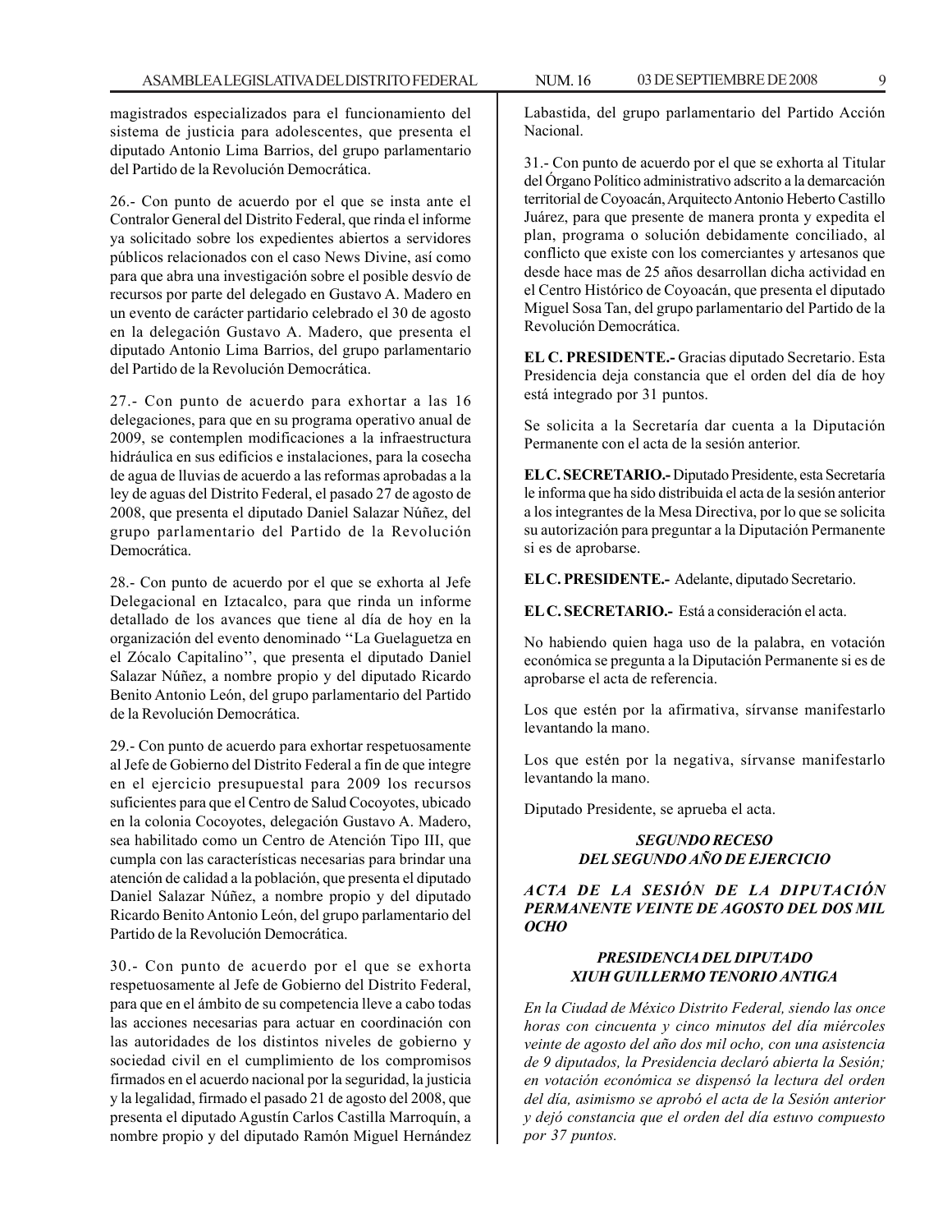magistrados especializados para el funcionamiento del sistema de justicia para adolescentes, que presenta el diputado Antonio Lima Barrios, del grupo parlamentario del Partido de la Revolución Democrática.

26.- Con punto de acuerdo por el que se insta ante el Contralor General del Distrito Federal, que rinda el informe ya solicitado sobre los expedientes abiertos a servidores públicos relacionados con el caso News Divine, así como para que abra una investigación sobre el posible desvío de recursos por parte del delegado en Gustavo A. Madero en un evento de carácter partidario celebrado el 30 de agosto en la delegación Gustavo A. Madero, que presenta el diputado Antonio Lima Barrios, del grupo parlamentario del Partido de la Revolución Democrática.

27.- Con punto de acuerdo para exhortar a las 16 delegaciones, para que en su programa operativo anual de 2009, se contemplen modificaciones a la infraestructura hidráulica en sus edificios e instalaciones, para la cosecha de agua de lluvias de acuerdo a las reformas aprobadas a la ley de aguas del Distrito Federal, el pasado 27 de agosto de 2008, que presenta el diputado Daniel Salazar Núñez, del grupo parlamentario del Partido de la Revolución Democrática.

28.- Con punto de acuerdo por el que se exhorta al Jefe Delegacional en Iztacalco, para que rinda un informe detallado de los avances que tiene al día de hoy en la organización del evento denominado ''La Guelaguetza en el Zócalo Capitalino'', que presenta el diputado Daniel Salazar Núñez, a nombre propio y del diputado Ricardo Benito Antonio León, del grupo parlamentario del Partido de la Revolución Democrática.

29.- Con punto de acuerdo para exhortar respetuosamente al Jefe de Gobierno del Distrito Federal a fin de que integre en el ejercicio presupuestal para 2009 los recursos suficientes para que el Centro de Salud Cocoyotes, ubicado en la colonia Cocoyotes, delegación Gustavo A. Madero, sea habilitado como un Centro de Atención Tipo III, que cumpla con las características necesarias para brindar una atención de calidad a la población, que presenta el diputado Daniel Salazar Núñez, a nombre propio y del diputado Ricardo Benito Antonio León, del grupo parlamentario del Partido de la Revolución Democrática.

30.- Con punto de acuerdo por el que se exhorta respetuosamente al Jefe de Gobierno del Distrito Federal, para que en el ámbito de su competencia lleve a cabo todas las acciones necesarias para actuar en coordinación con las autoridades de los distintos niveles de gobierno y sociedad civil en el cumplimiento de los compromisos firmados en el acuerdo nacional por la seguridad, la justicia y la legalidad, firmado el pasado 21 de agosto del 2008, que presenta el diputado Agustín Carlos Castilla Marroquín, a nombre propio y del diputado Ramón Miguel Hernández Labastida, del grupo parlamentario del Partido Acción Nacional.

31.- Con punto de acuerdo por el que se exhorta al Titular del Órgano Político administrativo adscrito a la demarcación territorial de Coyoacán, Arquitecto Antonio Heberto Castillo Juárez, para que presente de manera pronta y expedita el plan, programa o solución debidamente conciliado, al conflicto que existe con los comerciantes y artesanos que desde hace mas de 25 años desarrollan dicha actividad en el Centro Histórico de Coyoacán, que presenta el diputado Miguel Sosa Tan, del grupo parlamentario del Partido de la Revolución Democrática.

**EL C. PRESIDENTE.-** Gracias diputado Secretario. Esta Presidencia deja constancia que el orden del día de hoy está integrado por 31 puntos.

Se solicita a la Secretaría dar cuenta a la Diputación Permanente con el acta de la sesión anterior.

**EL C. SECRETARIO.-** Diputado Presidente, esta Secretaría le informa que ha sido distribuida el acta de la sesión anterior a los integrantes de la Mesa Directiva, por lo que se solicita su autorización para preguntar a la Diputación Permanente si es de aprobarse.

**EL C. PRESIDENTE.-** Adelante, diputado Secretario.

**EL C. SECRETARIO.-** Está a consideración el acta.

No habiendo quien haga uso de la palabra, en votación económica se pregunta a la Diputación Permanente si es de aprobarse el acta de referencia.

Los que estén por la afirmativa, sírvanse manifestarlo levantando la mano.

Los que estén por la negativa, sírvanse manifestarlo levantando la mano.

Diputado Presidente, se aprueba el acta.

***SEGUNDO RECESO DEL SEGUNDO AÑO DE EJERCICIO***

***ACTA DE LA SESIÓN DE LA DIPUTACIÓN PERMANENTE VEINTE DE AGOSTO DEL DOS MIL OCHO***

***PRESIDENCIA DEL DIPUTADO XIUH GUILLERMO TENORIO ANTIGA***

*En la Ciudad de México Distrito Federal, siendo las once horas con cincuenta y cinco minutos del día miércoles veinte de agosto del año dos mil ocho, con una asistencia de 9 diputados, la Presidencia declaró abierta la Sesión; en votación económica se dispensó la lectura del orden del día, asimismo se aprobó el acta de la Sesión anterior y dejó constancia que el orden del día estuvo compuesto por 37 puntos.*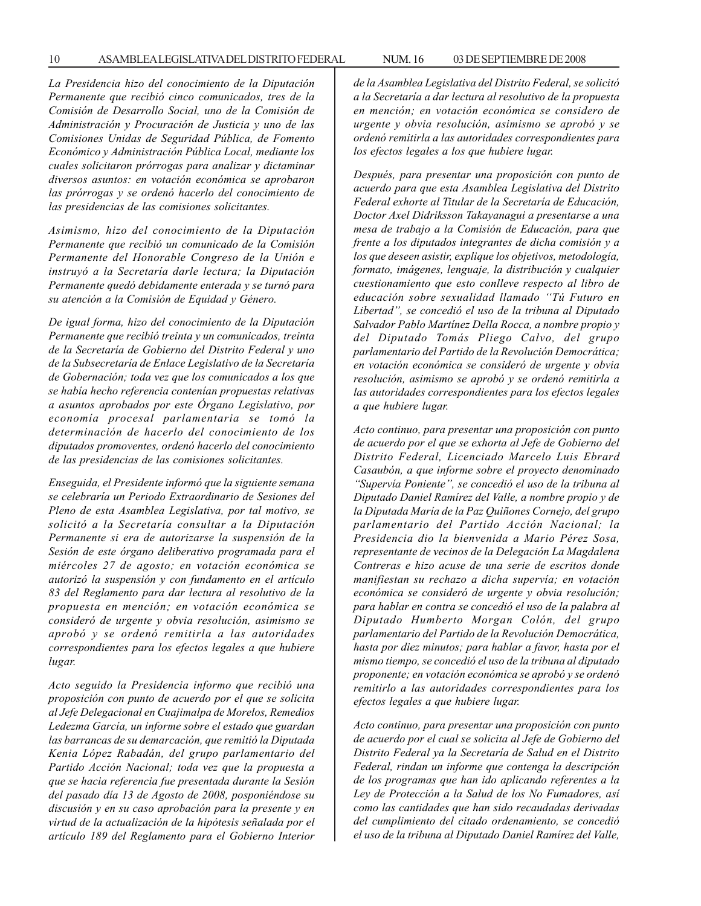*La Presidencia hizo del conocimiento de la Diputación Permanente que recibió cinco comunicados, tres de la Comisión de Desarrollo Social, uno de la Comisión de Administración y Procuración de Justicia y uno de las Comisiones Unidas de Seguridad Pública, de Fomento Económico y Administración Pública Local, mediante los cuales solicitaron prórrogas para analizar y dictaminar diversos asuntos: en votación económica se aprobaron las prórrogas y se ordenó hacerlo del conocimiento de las presidencias de las comisiones solicitantes.*

*Asimismo, hizo del conocimiento de la Diputación Permanente que recibió un comunicado de la Comisión Permanente del Honorable Congreso de la Unión e instruyó a la Secretaría darle lectura; la Diputación Permanente quedó debidamente enterada y se turnó para su atención a la Comisión de Equidad y Género.*

*De igual forma, hizo del conocimiento de la Diputación Permanente que recibió treinta y un comunicados, treinta de la Secretaría de Gobierno del Distrito Federal y uno de la Subsecretaría de Enlace Legislativo de la Secretaría de Gobernación; toda vez que los comunicados a los que se había hecho referencia contenían propuestas relativas a asuntos aprobados por este Órgano Legislativo, por economía procesal parlamentaria se tomó la determinación de hacerlo del conocimiento de los diputados promoventes, ordenó hacerlo del conocimiento de las presidencias de las comisiones solicitantes.*

*Enseguida, el Presidente informó que la siguiente semana se celebraría un Periodo Extraordinario de Sesiones del Pleno de esta Asamblea Legislativa, por tal motivo, se solicitó a la Secretaría consultar a la Diputación Permanente si era de autorizarse la suspensión de la Sesión de este órgano deliberativo programada para el miércoles 27 de agosto; en votación económica se autorizó la suspensión y con fundamento en el artículo 83 del Reglamento para dar lectura al resolutivo de la propuesta en mención; en votación económica se consideró de urgente y obvia resolución, asimismo se aprobó y se ordenó remitirla a las autoridades correspondientes para los efectos legales a que hubiere lugar.*

*Acto seguido la Presidencia informo que recibió una proposición con punto de acuerdo por el que se solicita al Jefe Delegacional en Cuajimalpa de Morelos, Remedios Ledezma García, un informe sobre el estado que guardan las barrancas de su demarcación, que remitió la Diputada Kenia López Rabadán, del grupo parlamentario del Partido Acción Nacional; toda vez que la propuesta a que se hacia referencia fue presentada durante la Sesión del pasado día 13 de Agosto de 2008, posponiéndose su discusión y en su caso aprobación para la presente y en virtud de la actualización de la hipótesis señalada por el artículo 189 del Reglamento para el Gobierno Interior de la Asamblea Legislativa del Distrito Federal, se solicitó a la Secretaría a dar lectura al resolutivo de la propuesta en mención; en votación económica se considero de urgente y obvia resolución, asimismo se aprobó y se ordenó remitirla a las autoridades correspondientes para los efectos legales a los que hubiere lugar.*

*Después, para presentar una proposición con punto de acuerdo para que esta Asamblea Legislativa del Distrito Federal exhorte al Titular de la Secretaría de Educación, Doctor Axel Didriksson Takayanagui a presentarse a una mesa de trabajo a la Comisión de Educación, para que frente a los diputados integrantes de dicha comisión y a los que deseen asistir, explique los objetivos, metodología, formato, imágenes, lenguaje, la distribución y cualquier cuestionamiento que esto conlleve respecto al libro de educación sobre sexualidad llamado "Tú Futuro en Libertad", se concedió el uso de la tribuna al Diputado Salvador Pablo Martínez Della Rocca, a nombre propio y del Diputado Tomás Pliego Calvo, del grupo parlamentario del Partido de la Revolución Democrática; en votación económica se consideró de urgente y obvia resolución, asimismo se aprobó y se ordenó remitirla a las autoridades correspondientes para los efectos legales a que hubiere lugar.*

*Acto continuo, para presentar una proposición con punto de acuerdo por el que se exhorta al Jefe de Gobierno del Distrito Federal, Licenciado Marcelo Luis Ebrard Casaubón, a que informe sobre el proyecto denominado "Supervía Poniente", se concedió el uso de la tribuna al Diputado Daniel Ramírez del Valle, a nombre propio y de la Diputada María de la Paz Quiñones Cornejo, del grupo parlamentario del Partido Acción Nacional; la Presidencia dio la bienvenida a Mario Pérez Sosa, representante de vecinos de la Delegación La Magdalena Contreras e hizo acuse de una serie de escritos donde manifiestan su rechazo a dicha supervía; en votación económica se consideró de urgente y obvia resolución; para hablar en contra se concedió el uso de la palabra al Diputado Humberto Morgan Colón, del grupo parlamentario del Partido de la Revolución Democrática, hasta por diez minutos; para hablar a favor, hasta por el mismo tiempo, se concedió el uso de la tribuna al diputado proponente; en votación económica se aprobó y se ordenó remitirlo a las autoridades correspondientes para los efectos legales a que hubiere lugar.*

*Acto continuo, para presentar una proposición con punto de acuerdo por el cual se solicita al Jefe de Gobierno del Distrito Federal ya la Secretaría de Salud en el Distrito Federal, rindan un informe que contenga la descripción de los programas que han ido aplicando referentes a la Ley de Protección a la Salud de los No Fumadores, así como las cantidades que han sido recaudadas derivadas del cumplimiento del citado ordenamiento, se concedió el uso de la tribuna al Diputado Daniel Ramírez del Valle,*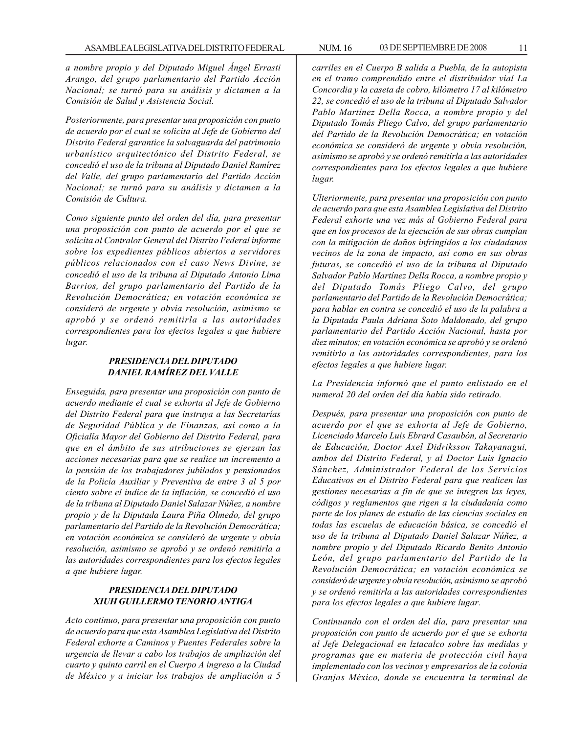*a nombre propio y del Diputado Miguel Ángel Errasti Arango, del grupo parlamentario del Partido Acción Nacional; se turnó para su análisis y dictamen a la Comisión de Salud y Asistencia Social.*

*Posteriormente, para presentar una proposición con punto de acuerdo por el cual se solicita al Jefe de Gobierno del Distrito Federal garantice la salvaguarda del patrimonio urbanístico arquitectónico del Distrito Federal, se concedió el uso de la tribuna al Diputado Daniel Ramírez del Valle, del grupo parlamentario del Partido Acción Nacional; se turnó para su análisis y dictamen a la Comisión de Cultura.*

*Como siguiente punto del orden del día, para presentar una proposición con punto de acuerdo por el que se solicita al Contralor General del Distrito Federal informe sobre los expedientes públicos abiertos a servidores públicos relacionados con el caso News Divine, se concedió el uso de la tribuna al Diputado Antonio Lima Barrios, del grupo parlamentario del Partido de la Revolución Democrática; en votación económica se consideró de urgente y obvia resolución, asimismo se aprobó y se ordenó remitirla a las autoridades correspondientes para los efectos legales a que hubiere lugar.*

***PRESIDENCIA DEL DIPUTADO DANIEL RAMÍREZ DEL VALLE***

*Enseguida, para presentar una proposición con punto de acuerdo mediante el cual se exhorta al Jefe de Gobierno del Distrito Federal para que instruya a las Secretarías de Seguridad Pública y de Finanzas, así como a la Oficialía Mayor del Gobierno del Distrito Federal, para que en el ámbito de sus atribuciones se ejerzan las acciones necesarias para que se realice un incremento a la pensión de los trabajadores jubilados y pensionados de la Policía Auxiliar y Preventiva de entre 3 al 5 por ciento sobre el índice de la inflación, se concedió el uso de la tribuna al Diputado Daniel Salazar Núñez, a nombre propio y de la Diputada Laura Piña Olmedo, del grupo parlamentario del Partido de la Revolución Democrática; en votación económica se consideró de urgente y obvia resolución, asimismo se aprobó y se ordenó remitirla a las autoridades correspondientes para los efectos legales a que hubiere lugar.*

***PRESIDENCIA DEL DIPUTADO XIUH GUILLERMO TENORIO ANTIGA***

*Acto continuo, para presentar una proposición con punto de acuerdo para que esta Asamblea Legislativa del Distrito Federal exhorte a Caminos y Puentes Federales sobre la urgencia de llevar a cabo los trabajos de ampliación del cuarto y quinto carril en el Cuerpo A ingreso a la Ciudad de México y a iniciar los trabajos de ampliación a 5 carriles en el Cuerpo B salida a Puebla, de la autopista en el tramo comprendido entre el distribuidor vial La Concordia y la caseta de cobro, kilómetro 17 al kilómetro 22, se concedió el uso de la tribuna al Diputado Salvador Pablo Martínez Della Rocca, a nombre propio y del Diputado Tomás Pliego Calvo, del grupo parlamentario del Partido de la Revolución Democrática; en votación económica se consideró de urgente y obvia resolución, asimismo se aprobó y se ordenó remitirla a las autoridades correspondientes para los efectos legales a que hubiere lugar.*

*Ulteriormente, para presentar una proposición con punto de acuerdo para que esta Asamblea Legislativa del Distrito Federal exhorte una vez más al Gobierno Federal para que en los procesos de la ejecución de sus obras cumplan con la mitigación de daños infringidos a los ciudadanos vecinos de la zona de impacto, así como en sus obras futuras, se concedió el uso de la tribuna al Diputado Salvador Pablo Martínez Della Rocca, a nombre propio y del Diputado Tomás Pliego Calvo, del grupo parlamentario del Partido de la Revolución Democrática; para hablar en contra se concedió el uso de la palabra a la Diputada Paula Adriana Soto Maldonado, del grupo parlamentario del Partido Acción Nacional, hasta por diez minutos; en votación económica se aprobó y se ordenó remitirlo a las autoridades correspondientes, para los efectos legales a que hubiere lugar.*

*La Presidencia informó que el punto enlistado en el numeral 20 del orden del día había sido retirado.*

*Después, para presentar una proposición con punto de acuerdo por el que se exhorta al Jefe de Gobierno, Licenciado Marcelo Luis Ebrard Casaubón, al Secretario de Educación, Doctor Axel Didriksson Takayanagui, ambos del Distrito Federal, y al Doctor Luis Ignacio Sánchez, Administrador Federal de los Servicios Educativos en el Distrito Federal para que realicen las gestiones necesarias a fin de que se integren las leyes, códigos y reglamentos que rigen a la ciudadanía como parte de los planes de estudio de las ciencias sociales en todas las escuelas de educación básica, se concedió el uso de la tribuna al Diputado Daniel Salazar Núñez, a nombre propio y del Diputado Ricardo Benito Antonio León, del grupo parlamentario del Partido de la Revolución Democrática; en votación económica se consideró de urgente y obvia resolución, asimismo se aprobó y se ordenó remitirla a las autoridades correspondientes para los efectos legales a que hubiere lugar.*

*Continuando con el orden del día, para presentar una proposición con punto de acuerdo por el que se exhorta al Jefe Delegacional en lztacalco sobre las medidas y programas que en materia de protección civil haya implementado con los vecinos y empresarios de la colonia Granjas México, donde se encuentra la terminal de*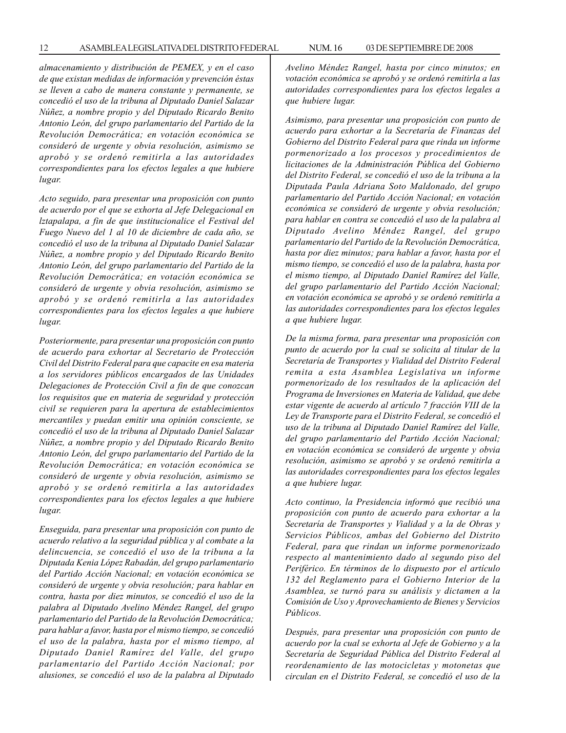*almacenamiento y distribución de PEMEX, y en el caso de que existan medidas de información y prevención éstas se lleven a cabo de manera constante y permanente, se concedió el uso de la tribuna al Diputado Daniel Salazar Núñez, a nombre propio y del Diputado Ricardo Benito Antonio León, del grupo parlamentario del Partido de la Revolución Democrática; en votación económica se consideró de urgente y obvia resolución, asimismo se aprobó y se ordenó remitirla a las autoridades correspondientes para los efectos legales a que hubiere lugar.*

*Acto seguido, para presentar una proposición con punto de acuerdo por el que se exhorta al Jefe Delegacional en lztapalapa, a fin de que institucionalice el Festival del Fuego Nuevo del 1 al 10 de diciembre de cada año, se concedió el uso de la tribuna al Diputado Daniel Salazar Núñez, a nombre propio y del Diputado Ricardo Benito Antonio León, del grupo parlamentario del Partido de la Revolución Democrática; en votación económica se consideró de urgente y obvia resolución, asimismo se aprobó y se ordenó remitirla a las autoridades correspondientes para los efectos legales a que hubiere lugar.*

*Posteriormente, para presentar una proposición con punto de acuerdo para exhortar al Secretario de Protección Civil del Distrito Federal para que capacite en esa materia a los servidores públicos encargados de las Unidades Delegaciones de Protección Civil a fin de que conozcan los requisitos que en materia de seguridad y protección civil se requieren para la apertura de establecimientos mercantiles y puedan emitir una opinión consciente, se concedió el uso de la tribuna al Diputado Daniel Salazar Núñez, a nombre propio y del Diputado Ricardo Benito Antonio León, del grupo parlamentario del Partido de la Revolución Democrática; en votación económica se consideró de urgente y obvia resolución, asimismo se aprobó y se ordenó remitirla a las autoridades correspondientes para los efectos legales a que hubiere lugar.*

*Enseguida, para presentar una proposición con punto de acuerdo relativo a la seguridad pública y al combate a la delincuencia, se concedió el uso de la tribuna a la Diputada Kenia López Rabadán, del grupo parlamentario del Partido Acción Nacional; en votación económica se consideró de urgente y obvia resolución; para hablar en contra, hasta por diez minutos, se concedió el uso de la palabra al Diputado Avelino Méndez Rangel, del grupo parlamentario del Partido de la Revolución Democrática; para hablar a favor, hasta por el mismo tiempo, se concedió el uso de la palabra, hasta por el mismo tiempo, al Diputado Daniel Ramírez del Valle, del grupo parlamentario del Partido Acción Nacional; por alusiones, se concedió el uso de la palabra al Diputado Avelino Méndez Rangel, hasta por cinco minutos; en votación económica se aprobó y se ordenó remitirla a las autoridades correspondientes para los efectos legales a que hubiere lugar.*

*Asimismo, para presentar una proposición con punto de acuerdo para exhortar a la Secretaría de Finanzas del Gobierno del Distrito Federal para que rinda un informe pormenorizado a los procesos y procedimientos de licitaciones de la Administración Pública del Gobierno del Distrito Federal, se concedió el uso de la tribuna a la Diputada Paula Adriana Soto Maldonado, del grupo parlamentario del Partido Acción Nacional; en votación económica se consideró de urgente y obvia resolución; para hablar en contra se concedió el uso de la palabra al Diputado Avelino Méndez Rangel, del grupo parlamentario del Partido de la Revolución Democrática, hasta por diez minutos; para hablar a favor, hasta por el mismo tiempo, se concedió el uso de la palabra, hasta por el mismo tiempo, al Diputado Daniel Ramírez del Valle, del grupo parlamentario del Partido Acción Nacional; en votación económica se aprobó y se ordenó remitirla a las autoridades correspondientes para los efectos legales a que hubiere lugar.*

*De la misma forma, para presentar una proposición con punto de acuerdo por la cual se solicita al titular de la Secretaría de Transportes y Vialidad del Distrito Federal remita a esta Asamblea Legislativa un informe pormenorizado de los resultados de la aplicación del Programa de Inversiones en Materia de Validad, que debe estar vigente de acuerdo al artículo 7 fracción VIII de la Ley de Transporte para el Distrito Federal, se concedió el uso de la tribuna al Diputado Daniel Ramírez del Valle, del grupo parlamentario del Partido Acción Nacional; en votación económica se consideró de urgente y obvia resolución, asimismo se aprobó y se ordenó remitirla a las autoridades correspondientes para los efectos legales a que hubiere lugar.*

*Acto continuo, la Presidencia informó que recibió una proposición con punto de acuerdo para exhortar a la Secretaría de Transportes y Vialidad y a la de Obras y Servicios Públicos, ambas del Gobierno del Distrito Federal, para que rindan un informe pormenorizado respecto al mantenimiento dado al segundo piso del Periférico. En términos de lo dispuesto por el artículo 132 del Reglamento para el Gobierno Interior de la Asamblea, se turnó para su análisis y dictamen a la Comisión de Uso y Aprovechamiento de Bienes y Servicios Públicos.*

*Después, para presentar una proposición con punto de acuerdo por la cual se exhorta al Jefe de Gobierno y a la Secretaría de Seguridad Pública del Distrito Federal al reordenamiento de las motocicletas y motonetas que circulan en el Distrito Federal, se concedió el uso de la*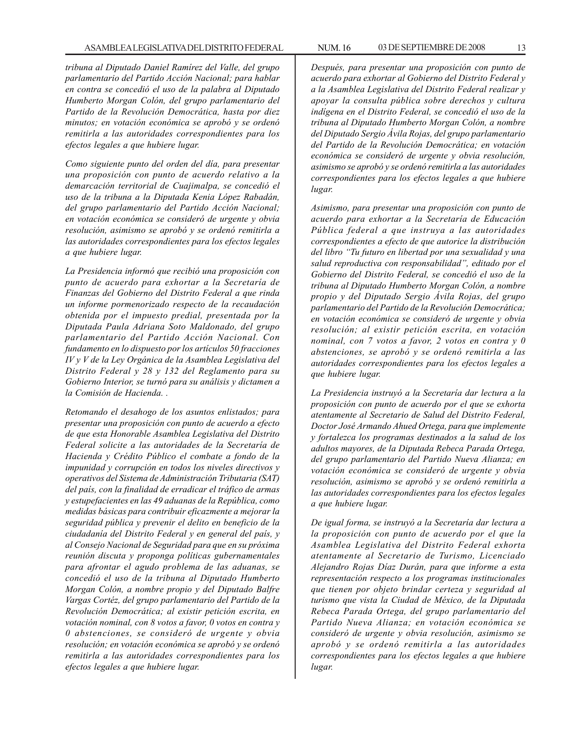*tribuna al Diputado Daniel Ramírez del Valle, del grupo parlamentario del Partido Acción Nacional; para hablar en contra se concedió el uso de la palabra al Diputado Humberto Morgan Colón, del grupo parlamentario del Partido de la Revolución Democrática, hasta por diez minutos; en votación económica se aprobó y se ordenó remitirla a las autoridades correspondientes para los efectos legales a que hubiere lugar.*

*Como siguiente punto del orden del día, para presentar una proposición con punto de acuerdo relativo a la demarcación territorial de Cuajimalpa, se concedió el uso de la tribuna a la Diputada Kenia López Rabadán, del grupo parlamentario del Partido Acción Nacional; en votación económica se consideró de urgente y obvia resolución, asimismo se aprobó y se ordenó remitirla a las autoridades correspondientes para los efectos legales a que hubiere lugar.*

*La Presidencia informó que recibió una proposición con punto de acuerdo para exhortar a la Secretaría de Finanzas del Gobierno del Distrito Federal a que rinda un informe pormenorizado respecto de la recaudación obtenida por el impuesto predial, presentada por la Diputada Paula Adriana Soto Maldonado, del grupo parlamentario del Partido Acción Nacional. Con fundamento en lo dispuesto por los artículos 50 fracciones IV y V de la Ley Orgánica de la Asamblea Legislativa del Distrito Federal y 28 y 132 del Reglamento para su Gobierno Interior, se turnó para su análisis y dictamen a la Comisión de Hacienda. .*

*Retomando el desahogo de los asuntos enlistados; para presentar una proposición con punto de acuerdo a efecto de que esta Honorable Asamblea Legislativa del Distrito Federal solicite a las autoridades de la Secretaría de Hacienda y Crédito Público el combate a fondo de la impunidad y corrupción en todos los niveles directivos y operativos del Sistema de Administración Tributaria (SAT) del país, con la finalidad de erradicar el tráfico de armas y estupefacientes en las 49 aduanas de la República, como medidas básicas para contribuir eficazmente a mejorar la seguridad pública y prevenir el delito en beneficio de la ciudadanía del Distrito Federal y en general del país, y al Consejo Nacional de Seguridad para que en su próxima reunión discuta y proponga políticas gubernamentales para afrontar el agudo problema de las aduanas, se concedió el uso de la tribuna al Diputado Humberto Morgan Colón, a nombre propio y del Diputado Balfre Vargas Cortéz, del grupo parlamentario del Partido de la Revolución Democrática; al existir petición escrita, en votación nominal, con 8 votos a favor, 0 votos en contra y 0 abstenciones, se consideró de urgente y obvia resolución; en votación económica se aprobó y se ordenó remitirla a las autoridades correspondientes para los efectos legales a que hubiere lugar.*

*Después, para presentar una proposición con punto de acuerdo para exhortar al Gobierno del Distrito Federal y a la Asamblea Legislativa del Distrito Federal realizar y apoyar la consulta pública sobre derechos y cultura indígena en el Distrito Federal, se concedió el uso de la tribuna al Diputado Humberto Morgan Colón, a nombre del Diputado Sergio Ávila Rojas, del grupo parlamentario del Partido de la Revolución Democrática; en votación económica se consideró de urgente y obvia resolución, asimismo se aprobó y se ordenó remitirla a las autoridades correspondientes para los efectos legales a que hubiere lugar.*

*Asimismo, para presentar una proposición con punto de acuerdo para exhortar a la Secretaría de Educación Pública federal a que instruya a las autoridades correspondientes a efecto de que autorice la distribución del libro "Tu futuro en libertad por una sexualidad y una salud reproductiva con responsabilidad", editado por el Gobierno del Distrito Federal, se concedió el uso de la tribuna al Diputado Humberto Morgan Colón, a nombre propio y del Diputado Sergio Ávila Rojas, del grupo parlamentario del Partido de la Revolución Democrática; en votación económica se consideró de urgente y obvia resolución; al existir petición escrita, en votación nominal, con 7 votos a favor, 2 votos en contra y 0 abstenciones, se aprobó y se ordenó remitirla a las autoridades correspondientes para los efectos legales a que hubiere lugar.*

*La Presidencia instruyó a la Secretaría dar lectura a la proposición con punto de acuerdo por el que se exhorta atentamente al Secretario de Salud del Distrito Federal, Doctor José Armando Ahued Ortega, para que implemente y fortalezca los programas destinados a la salud de los adultos mayores, de la Diputada Rebeca Parada Ortega, del grupo parlamentario del Partido Nueva Alianza; en votación económica se consideró de urgente y obvia resolución, asimismo se aprobó y se ordenó remitirla a las autoridades correspondientes para los efectos legales a que hubiere lugar.*

*De igual forma, se instruyó a la Secretaría dar lectura a la proposición con punto de acuerdo por el que la Asamblea Legislativa del Distrito Federal exhorta atentamente al Secretario de Turismo, Licenciado Alejandro Rojas Díaz Durán, para que informe a esta representación respecto a los programas institucionales que tienen por objeto brindar certeza y seguridad al turismo que vista la Ciudad de México, de la Diputada Rebeca Parada Ortega, del grupo parlamentario del Partido Nueva Alianza; en votación económica se consideró de urgente y obvia resolución, asimismo se aprobó y se ordenó remitirla a las autoridades correspondientes para los efectos legales a que hubiere lugar.*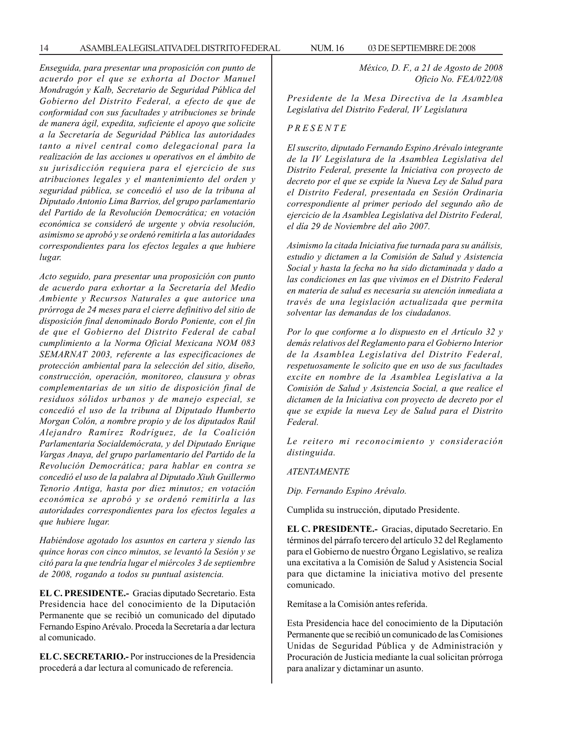*Enseguida, para presentar una proposición con punto de acuerdo por el que se exhorta al Doctor Manuel Mondragón y Kalb, Secretario de Seguridad Pública del Gobierno del Distrito Federal, a efecto de que de conformidad con sus facultades y atribuciones se brinde de manera ágil, expedita, suficiente el apoyo que solicite a la Secretaría de Seguridad Pública las autoridades tanto a nivel central como delegacional para la realización de las acciones u operativos en el ámbito de su jurisdicción requiera para el ejercicio de sus atribuciones legales y el mantenimiento del orden y seguridad pública, se concedió el uso de la tribuna al Diputado Antonio Lima Barrios, del grupo parlamentario del Partido de la Revolución Democrática; en votación económica se consideró de urgente y obvia resolución, asimismo se aprobó y se ordenó remitirla a las autoridades correspondientes para los efectos legales a que hubiere lugar.*

*Acto seguido, para presentar una proposición con punto de acuerdo para exhortar a la Secretaría del Medio Ambiente y Recursos Naturales a que autorice una prórroga de 24 meses para el cierre definitivo del sitio de disposición final denominado Bordo Poniente, con el fin de que el Gobierno del Distrito Federal de cabal cumplimiento a la Norma Oficial Mexicana NOM 083 SEMARNAT 2003, referente a las especificaciones de protección ambiental para la selección del sitio, diseño, construcción, operación, monitoreo, clausura y obras complementarias de un sitio de disposición final de residuos sólidos urbanos y de manejo especial, se concedió el uso de la tribuna al Diputado Humberto Morgan Colón, a nombre propio y de los diputados Raúl Alejandro Ramírez Rodríguez, de la Coalición Parlamentaria Socialdemócrata, y del Diputado Enrique Vargas Anaya, del grupo parlamentario del Partido de la Revolución Democrática; para hablar en contra se concedió el uso de la palabra al Diputado Xiuh Guillermo Tenorio Antiga, hasta por diez minutos; en votación económica se aprobó y se ordenó remitirla a las autoridades correspondientes para los efectos legales a que hubiere lugar.*

*Habiéndose agotado los asuntos en cartera y siendo las quince horas con cinco minutos, se levantó la Sesión y se citó para la que tendría lugar el miércoles 3 de septiembre de 2008, rogando a todos su puntual asistencia.*

**EL C. PRESIDENTE.-** Gracias diputado Secretario. Esta Presidencia hace del conocimiento de la Diputación Permanente que se recibió un comunicado del diputado Fernando Espino Arévalo. Proceda la Secretaría a dar lectura al comunicado.

**EL C. SECRETARIO.-** Por instrucciones de la Presidencia procederá a dar lectura al comunicado de referencia.

*México, D. F., a 21 de Agosto de 2008*
*Oficio No. FEA/022/08*

*Presidente de la Mesa Directiva de la Asamblea Legislativa del Distrito Federal, IV Legislatura*

*P R E S E N T E*

*El suscrito, diputado Fernando Espino Arévalo integrante de la IV Legislatura de la Asamblea Legislativa del Distrito Federal, presente la Iniciativa con proyecto de decreto por el que se expide la Nueva Ley de Salud para el Distrito Federal, presentada en Sesión Ordinaria correspondiente al primer periodo del segundo año de ejercicio de la Asamblea Legislativa del Distrito Federal, el día 29 de Noviembre del año 2007.*

*Asimismo la citada Iniciativa fue turnada para su análisis, estudio y dictamen a la Comisión de Salud y Asistencia Social y hasta la fecha no ha sido dictaminada y dado a las condiciones en las que vivimos en el Distrito Federal en materia de salud es necesaria su atención inmediata a través de una legislación actualizada que permita solventar las demandas de los ciudadanos.*

*Por lo que conforme a lo dispuesto en el Artículo 32 y demás relativos del Reglamento para el Gobierno Interior de la Asamblea Legislativa del Distrito Federal, respetuosamente le solicito que en uso de sus facultades excite en nombre de la Asamblea Legislativa a la Comisión de Salud y Asistencia Social, a que realice el dictamen de la Iniciativa con proyecto de decreto por el que se expide la nueva Ley de Salud para el Distrito Federal.*

*Le reitero mi reconocimiento y consideración distinguida.*

*ATENTAMENTE*

*Dip. Fernando Espino Arévalo.*

Cumplida su instrucción, diputado Presidente.

**EL C. PRESIDENTE.-** Gracias, diputado Secretario. En términos del párrafo tercero del artículo 32 del Reglamento para el Gobierno de nuestro Órgano Legislativo, se realiza una excitativa a la Comisión de Salud y Asistencia Social para que dictamine la iniciativa motivo del presente comunicado.

Remítase a la Comisión antes referida.

Esta Presidencia hace del conocimiento de la Diputación Permanente que se recibió un comunicado de las Comisiones Unidas de Seguridad Pública y de Administración y Procuración de Justicia mediante la cual solicitan prórroga para analizar y dictaminar un asunto.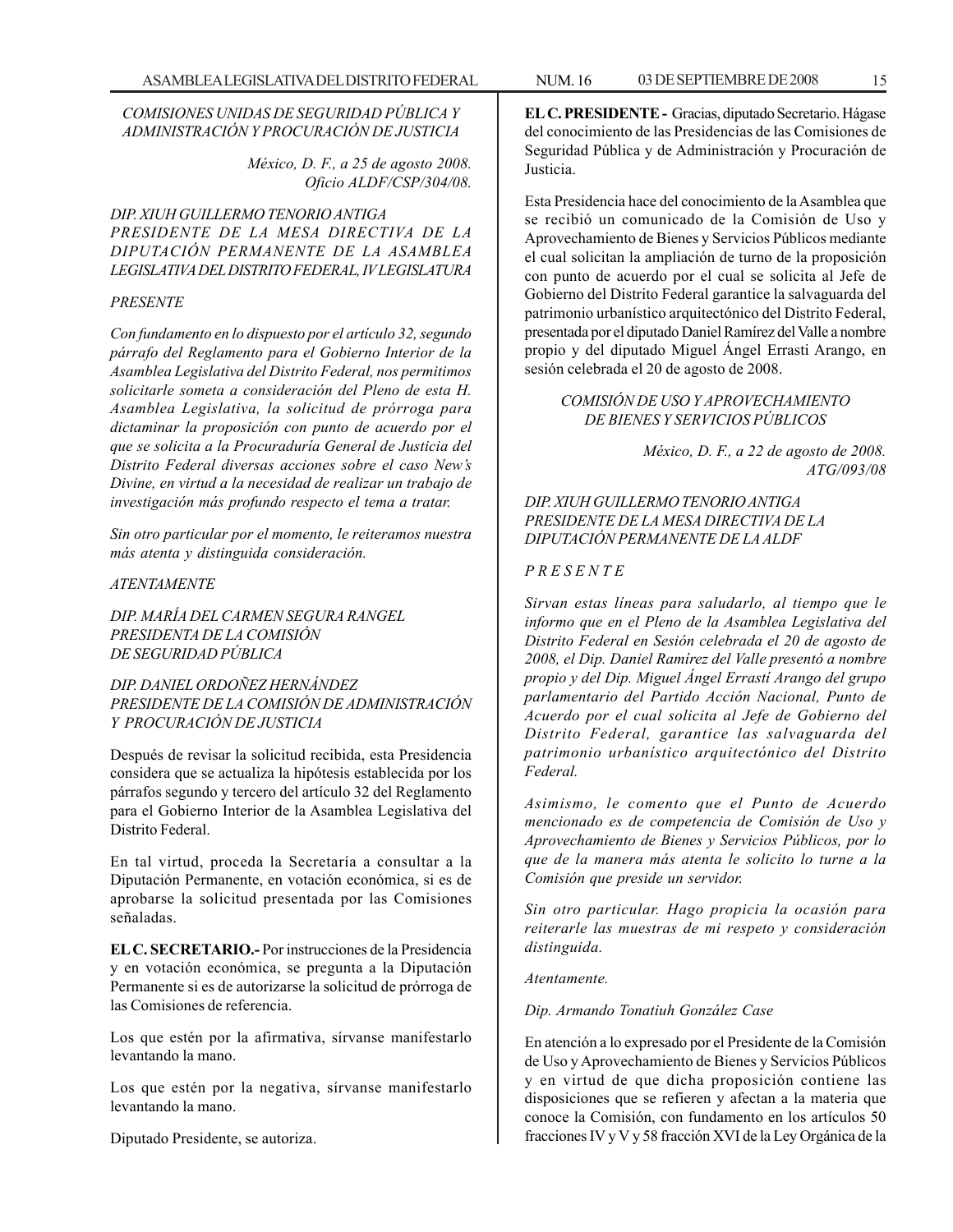*COMISIONES UNIDAS DE SEGURIDAD PÚBLICA Y ADMINISTRACIÓN Y PROCURACIÓN DE JUSTICIA*

*México, D. F., a 25 de agosto 2008.*
*Oficio ALDF/CSP/304/08.*

*DIP. XIUH GUILLERMO TENORIO ANTIGA*
*PRESIDENTE DE LA MESA DIRECTIVA DE LA DIPUTACIÓN PERMANENTE DE LA ASAMBLEA LEGISLATIVA DEL DISTRITO FEDERAL, IV LEGISLATURA*

*PRESENTE*

*Con fundamento en lo dispuesto por el artículo 32, segundo párrafo del Reglamento para el Gobierno Interior de la Asamblea Legislativa del Distrito Federal, nos permitimos solicitarle someta a consideración del Pleno de esta H. Asamblea Legislativa, la solicitud de prórroga para dictaminar la proposición con punto de acuerdo por el que se solicita a la Procuraduría General de Justicia del Distrito Federal diversas acciones sobre el caso New's Divine, en virtud a la necesidad de realizar un trabajo de investigación más profundo respecto el tema a tratar.*

*Sin otro particular por el momento, le reiteramos nuestra más atenta y distinguida consideración.*

*ATENTAMENTE*

*DIP. MARÍA DEL CARMEN SEGURA RANGEL*
*PRESIDENTA DE LA COMISIÓN DE SEGURIDAD PÚBLICA*

*DIP. DANIEL ORDOÑEZ HERNÁNDEZ*
*PRESIDENTE DE LA COMISIÓN DE ADMINISTRACIÓN Y PROCURACIÓN DE JUSTICIA*

Después de revisar la solicitud recibida, esta Presidencia considera que se actualiza la hipótesis establecida por los párrafos segundo y tercero del artículo 32 del Reglamento para el Gobierno Interior de la Asamblea Legislativa del Distrito Federal.

En tal virtud, proceda la Secretaría a consultar a la Diputación Permanente, en votación económica, si es de aprobarse la solicitud presentada por las Comisiones señaladas.

**EL C. SECRETARIO.-** Por instrucciones de la Presidencia y en votación económica, se pregunta a la Diputación Permanente si es de autorizarse la solicitud de prórroga de las Comisiones de referencia.

Los que estén por la afirmativa, sírvanse manifestarlo levantando la mano.

Los que estén por la negativa, sírvanse manifestarlo levantando la mano.

Diputado Presidente, se autoriza.

**EL C. PRESIDENTE -** Gracias, diputado Secretario. Hágase del conocimiento de las Presidencias de las Comisiones de Seguridad Pública y de Administración y Procuración de Justicia.

Esta Presidencia hace del conocimiento de la Asamblea que se recibió un comunicado de la Comisión de Uso y Aprovechamiento de Bienes y Servicios Públicos mediante el cual solicitan la ampliación de turno de la proposición con punto de acuerdo por el cual se solicita al Jefe de Gobierno del Distrito Federal garantice la salvaguarda del patrimonio urbanístico arquitectónico del Distrito Federal, presentada por el diputado Daniel Ramírez del Valle a nombre propio y del diputado Miguel Ángel Errasti Arango, en sesión celebrada el 20 de agosto de 2008.

*COMISIÓN DE USO Y APROVECHAMIENTO DE BIENES Y SERVICIOS PÚBLICOS*

*México, D. F., a 22 de agosto de 2008.*
*ATG/093/08*

*DIP. XIUH GUILLERMO TENORIO ANTIGA*
*PRESIDENTE DE LA MESA DIRECTIVA DE LA DIPUTACIÓN PERMANENTE DE LA ALDF*

*P R E S E N T E*

*Sirvan estas líneas para saludarlo, al tiempo que le informo que en el Pleno de la Asamblea Legislativa del Distrito Federal en Sesión celebrada el 20 de agosto de 2008, el Dip. Daniel Ramírez del Valle presentó a nombre propio y del Dip. Miguel Ángel Errastí Arango del grupo parlamentario del Partido Acción Nacional, Punto de Acuerdo por el cual solicita al Jefe de Gobierno del Distrito Federal, garantice las salvaguarda del patrimonio urbanístico arquitectónico del Distrito Federal.*

*Asimismo, le comento que el Punto de Acuerdo mencionado es de competencia de Comisión de Uso y Aprovechamiento de Bienes y Servicios Públicos, por lo que de la manera más atenta le solicito lo turne a la Comisión que preside un servidor.*

*Sin otro particular. Hago propicia la ocasión para reiterarle las muestras de mi respeto y consideración distinguida.*

*Atentamente.*

*Dip. Armando Tonatiuh González Case*

En atención a lo expresado por el Presidente de la Comisión de Uso y Aprovechamiento de Bienes y Servicios Públicos y en virtud de que dicha proposición contiene las disposiciones que se refieren y afectan a la materia que conoce la Comisión, con fundamento en los artículos 50 fracciones IV y V y 58 fracción XVI de la Ley Orgánica de la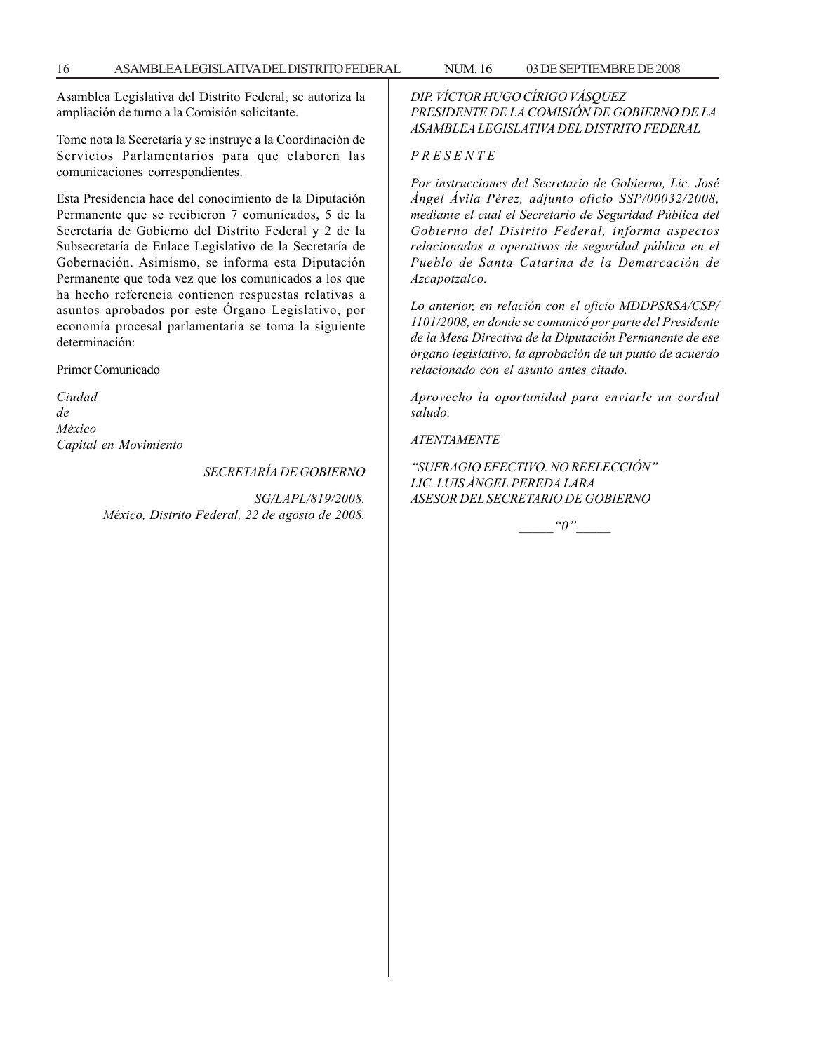Asamblea Legislativa del Distrito Federal, se autoriza la ampliación de turno a la Comisión solicitante.

Tome nota la Secretaría y se instruye a la Coordinación de Servicios Parlamentarios para que elaboren las comunicaciones correspondientes.

Esta Presidencia hace del conocimiento de la Diputación Permanente que se recibieron 7 comunicados, 5 de la Secretaría de Gobierno del Distrito Federal y 2 de la Subsecretaría de Enlace Legislativo de la Secretaría de Gobernación. Asimismo, se informa esta Diputación Permanente que toda vez que los comunicados a los que ha hecho referencia contienen respuestas relativas a asuntos aprobados por este Órgano Legislativo, por economía procesal parlamentaria se toma la siguiente determinación:

Primer Comunicado

*Ciudad*
*de*
*México*
*Capital en Movimiento*

*SECRETARÍA DE GOBIERNO*

*SG/LAPL/819/2008.*
*México, Distrito Federal, 22 de agosto de 2008.*

*DIP. VÍCTOR HUGO CÍRIGO VÁSQUEZ*
*PRESIDENTE DE LA COMISIÓN DE GOBIERNO DE LA ASAMBLEA LEGISLATIVA DEL DISTRITO FEDERAL*

*P R E S E N T E*

*Por instrucciones del Secretario de Gobierno, Lic. José Ángel Ávila Pérez, adjunto oficio SSP/00032/2008, mediante el cual el Secretario de Seguridad Pública del Gobierno del Distrito Federal, informa aspectos relacionados a operativos de seguridad pública en el Pueblo de Santa Catarina de la Demarcación de Azcapotzalco.*

*Lo anterior, en relación con el oficio MDDPSRSA/CSP/1101/2008, en donde se comunicó por parte del Presidente de la Mesa Directiva de la Diputación Permanente de ese órgano legislativo, la aprobación de un punto de acuerdo relacionado con el asunto antes citado.*

*Aprovecho la oportunidad para enviarle un cordial saludo.*

*ATENTAMENTE*

*"SUFRAGIO EFECTIVO. NO REELECCIÓN"*
*LIC. LUIS ÁNGEL PEREDA LARA*
*ASESOR DEL SECRETARIO DE GOBIERNO*

*_____"0"_____*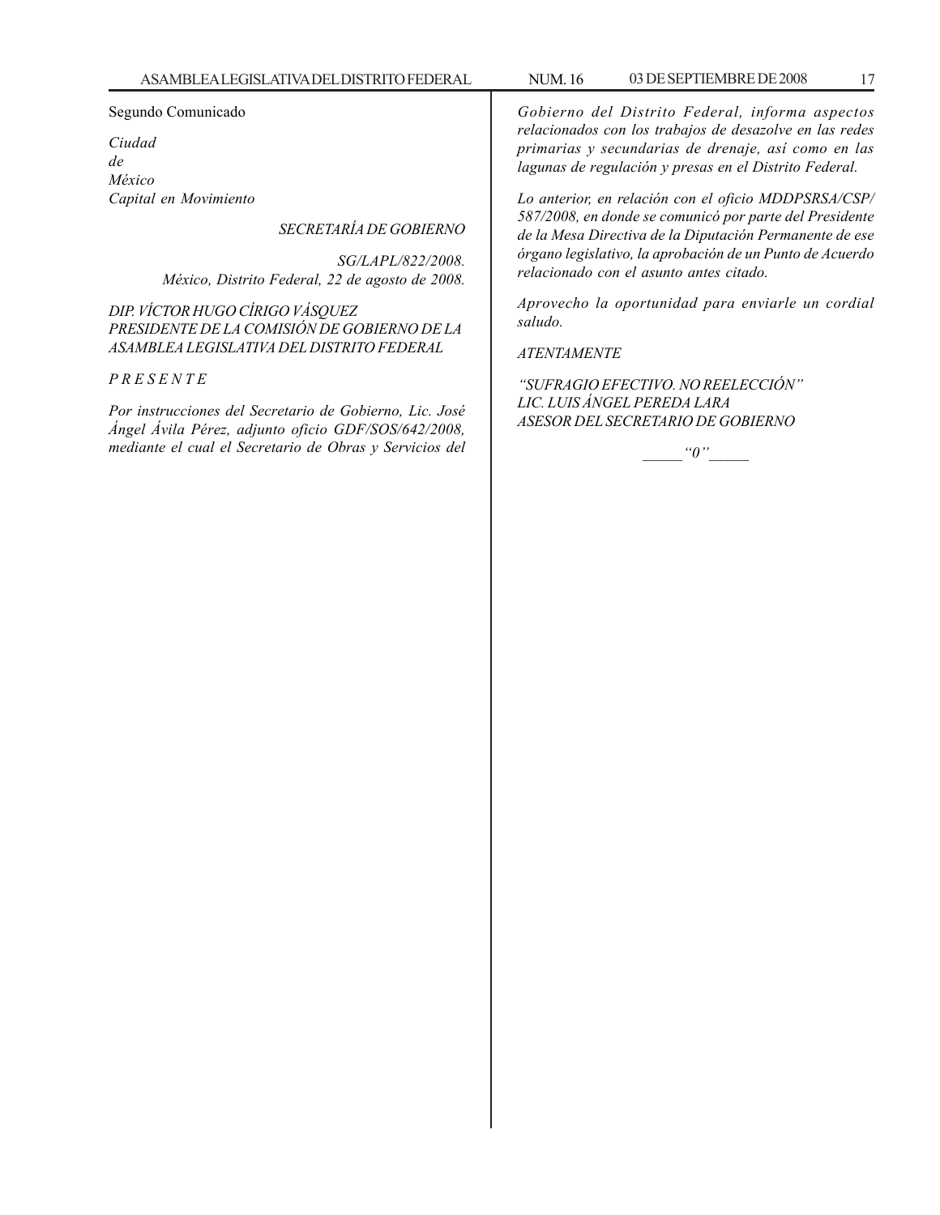Segundo Comunicado

*Ciudad*
*de*
*México*
*Capital en Movimiento*

*SECRETARÍA DE GOBIERNO*

*SG/LAPL/822/2008.*
*México, Distrito Federal, 22 de agosto de 2008.*

*DIP. VÍCTOR HUGO CÍRIGO VÁSQUEZ*
*PRESIDENTE DE LA COMISIÓN DE GOBIERNO DE LA ASAMBLEA LEGISLATIVA DEL DISTRITO FEDERAL*

*P R E S E N T E*

*Por instrucciones del Secretario de Gobierno, Lic. José Ángel Ávila Pérez, adjunto oficio GDF/SOS/642/2008, mediante el cual el Secretario de Obras y Servicios del Gobierno del Distrito Federal, informa aspectos relacionados con los trabajos de desazolve en las redes primarias y secundarias de drenaje, así como en las lagunas de regulación y presas en el Distrito Federal.*

*Lo anterior, en relación con el oficio MDDPSRSA/CSP/587/2008, en donde se comunicó por parte del Presidente de la Mesa Directiva de la Diputación Permanente de ese órgano legislativo, la aprobación de un Punto de Acuerdo relacionado con el asunto antes citado.*

*Aprovecho la oportunidad para enviarle un cordial saludo.*

*ATENTAMENTE*

*"SUFRAGIO EFECTIVO. NO REELECCIÓN"*
*LIC. LUIS ÁNGEL PEREDA LARA*
*ASESOR DEL SECRETARIO DE GOBIERNO*

*_____ "0" _____*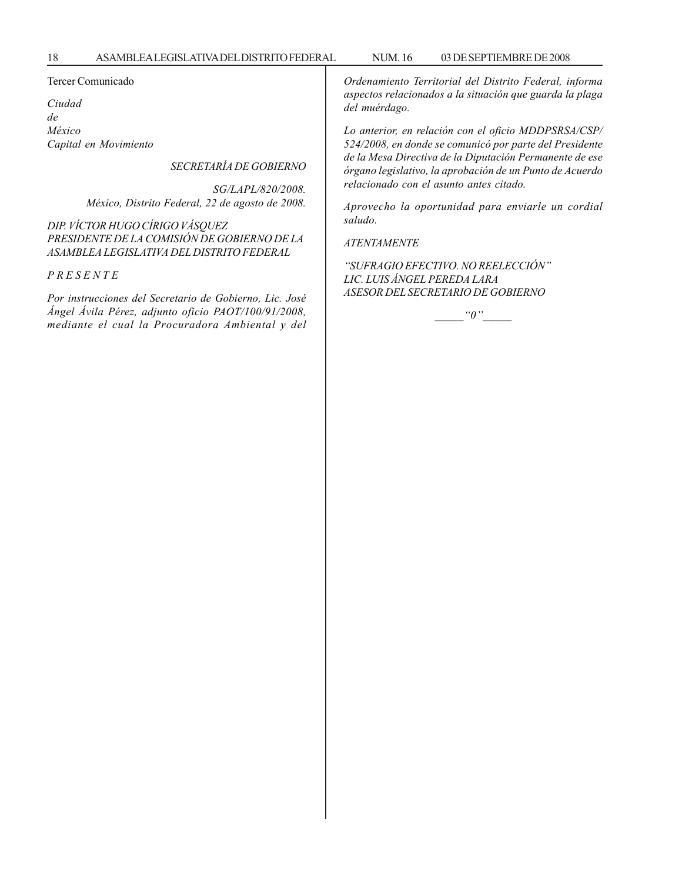Tercer Comunicado

*Ciudad*
*de*
*México*
*Capital en Movimiento*

*SECRETARÍA DE GOBIERNO*

*SG/LAPL/820/2008.*
*México, Distrito Federal, 22 de agosto de 2008.*

*DIP. VÍCTOR HUGO CÍRIGO VÁSQUEZ*
*PRESIDENTE DE LA COMISIÓN DE GOBIERNO DE LA ASAMBLEA LEGISLATIVA DEL DISTRITO FEDERAL*

*P R E S E N T E*

*Por instrucciones del Secretario de Gobierno, Lic. José Ángel Ávila Pérez, adjunto oficio PAOT/100/91/2008, mediante el cual la Procuradora Ambiental y del Ordenamiento Territorial del Distrito Federal, informa aspectos relacionados a la situación que guarda la plaga del muérdago.*

*Lo anterior, en relación con el oficio MDDPSRSA/CSP/524/2008, en donde se comunicó por parte del Presidente de la Mesa Directiva de la Diputación Permanente de ese órgano legislativo, la aprobación de un Punto de Acuerdo relacionado con el asunto antes citado.*

*Aprovecho la oportunidad para enviarle un cordial saludo.*

*ATENTAMENTE*

*"SUFRAGIO EFECTIVO. NO REELECCIÓN"*
*LIC. LUIS ÁNGEL PEREDA LARA*
*ASESOR DEL SECRETARIO DE GOBIERNO*

_____"0"_____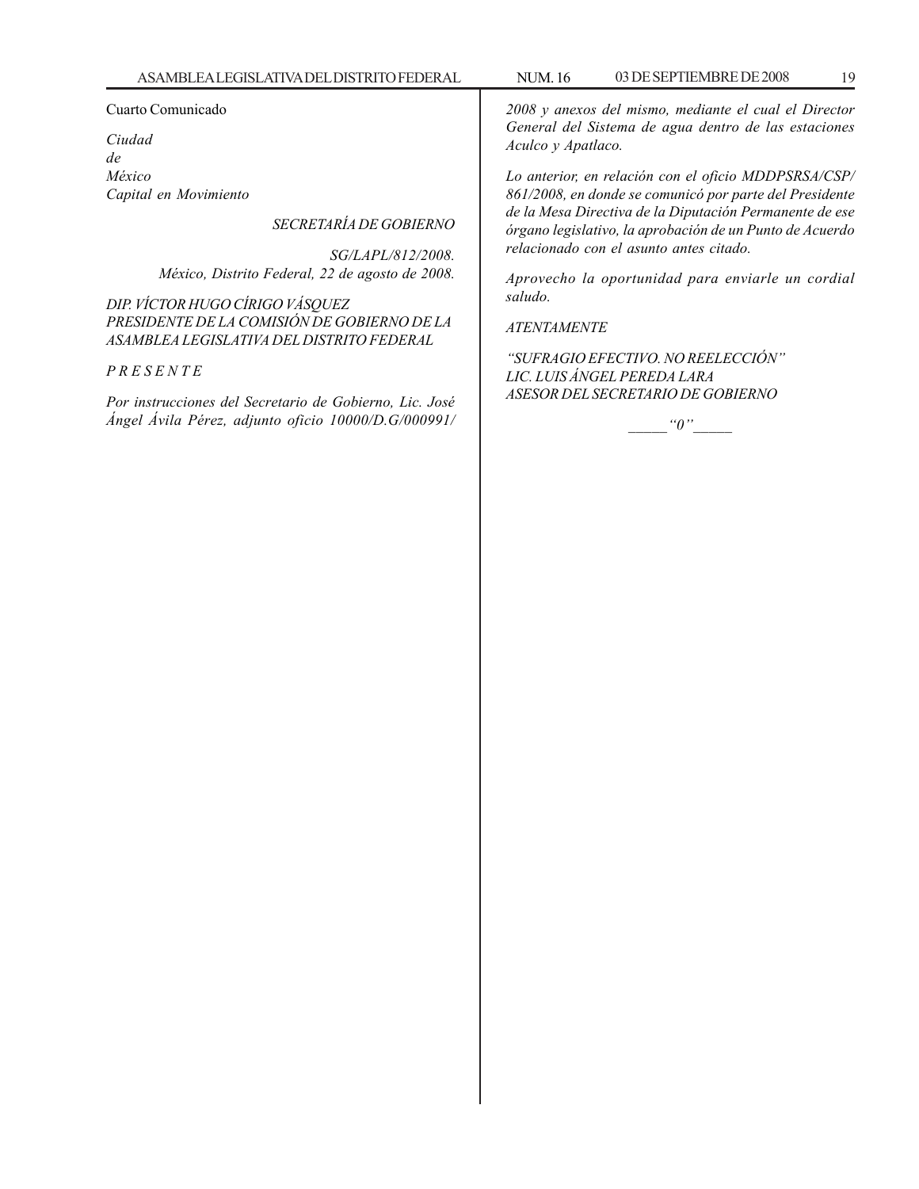Cuarto Comunicado

*Ciudad*
*de*
*México*
*Capital en Movimiento*

*SECRETARÍA DE GOBIERNO*

*SG/LAPL/812/2008.*
*México, Distrito Federal, 22 de agosto de 2008.*

*DIP. VÍCTOR HUGO CÍRIGO VÁSQUEZ*
*PRESIDENTE DE LA COMISIÓN DE GOBIERNO DE LA ASAMBLEA LEGISLATIVA DEL DISTRITO FEDERAL*

*P R E S E N T E*

*Por instrucciones del Secretario de Gobierno, Lic. José Ángel Ávila Pérez, adjunto oficio 10000/D.G/000991/2008 y anexos del mismo, mediante el cual el Director General del Sistema de agua dentro de las estaciones Aculco y Apatlaco.*

*Lo anterior, en relación con el oficio MDDPSRSA/CSP/861/2008, en donde se comunicó por parte del Presidente de la Mesa Directiva de la Diputación Permanente de ese órgano legislativo, la aprobación de un Punto de Acuerdo relacionado con el asunto antes citado.*

*Aprovecho la oportunidad para enviarle un cordial saludo.*

*ATENTAMENTE*

*"SUFRAGIO EFECTIVO. NO REELECCIÓN"*
*LIC. LUIS ÁNGEL PEREDA LARA*
*ASESOR DEL SECRETARIO DE GOBIERNO*

*_____"0"_____*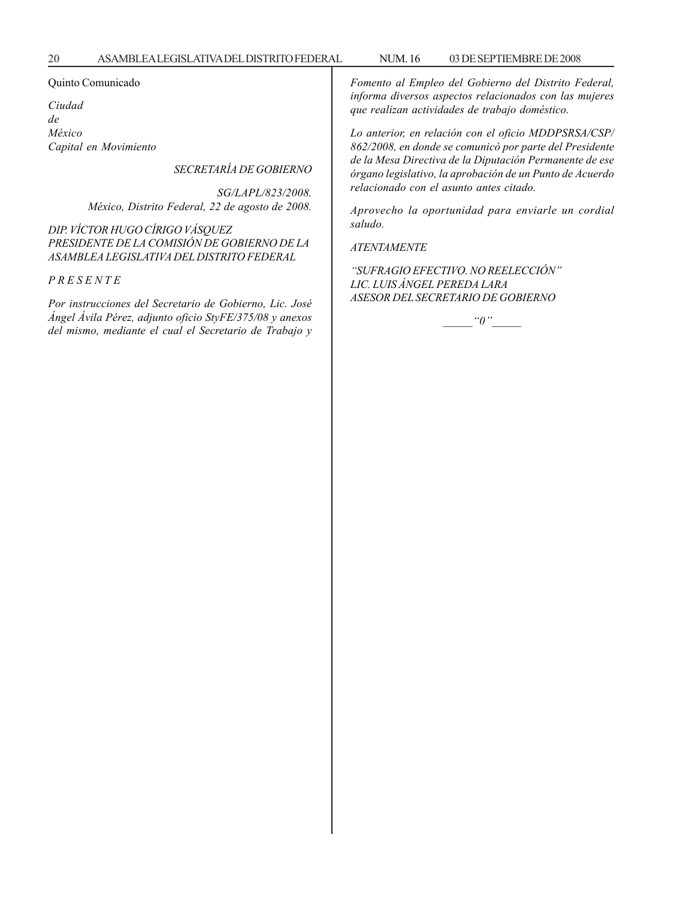Quinto Comunicado

*Ciudad*
*de*
*México*
*Capital en Movimiento*

*SECRETARÍA DE GOBIERNO*

*SG/LAPL/823/2008.*
*México, Distrito Federal, 22 de agosto de 2008.*

*DIP. VÍCTOR HUGO CÍRIGO VÁSQUEZ*
*PRESIDENTE DE LA COMISIÓN DE GOBIERNO DE LA ASAMBLEA LEGISLATIVA DEL DISTRITO FEDERAL*

*P R E S E N T E*

*Por instrucciones del Secretario de Gobierno, Lic. José Ángel Ávila Pérez, adjunto oficio StyFE/375/08 y anexos del mismo, mediante el cual el Secretario de Trabajo y Fomento al Empleo del Gobierno del Distrito Federal, informa diversos aspectos relacionados con las mujeres que realizan actividades de trabajo doméstico.*

*Lo anterior, en relación con el oficio MDDPSRSA/CSP/862/2008, en donde se comunicó por parte del Presidente de la Mesa Directiva de la Diputación Permanente de ese órgano legislativo, la aprobación de un Punto de Acuerdo relacionado con el asunto antes citado.*

*Aprovecho la oportunidad para enviarle un cordial saludo.*

*ATENTAMENTE*

*"SUFRAGIO EFECTIVO. NO REELECCIÓN"*
*LIC. LUIS ÁNGEL PEREDA LARA*
*ASESOR DEL SECRETARIO DE GOBIERNO*

*_____"0"_____*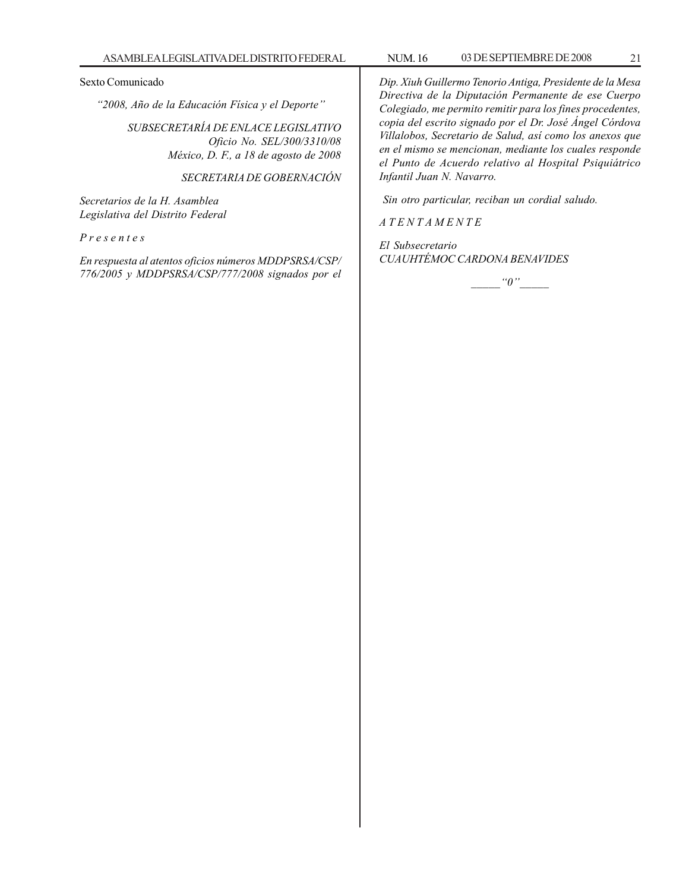Sexto Comunicado

*"2008, Año de la Educación Física y el Deporte"*

*SUBSECRETARÍA DE ENLACE LEGISLATIVO*
*Oficio No. SEL/300/3310/08*
*México, D. F., a 18 de agosto de 2008*

*SECRETARIA DE GOBERNACIÓN*

*Secretarios de la H. Asamblea*
*Legislativa del Distrito Federal*

*P r e s e n t e s*

*En respuesta al atentos oficios números MDDPSRSA/CSP/776/2005 y MDDPSRSA/CSP/777/2008 signados por el Dip. Xiuh Guillermo Tenorio Antiga, Presidente de la Mesa Directiva de la Diputación Permanente de ese Cuerpo Colegiado, me permito remitir para los fines procedentes, copia del escrito signado por el Dr. José Ángel Córdova Villalobos, Secretario de Salud, así como los anexos que en el mismo se mencionan, mediante los cuales responde el Punto de Acuerdo relativo al Hospital Psiquiátrico Infantil Juan N. Navarro.*

*Sin otro particular, reciban un cordial saludo.*

*A T E N T A M E N T E*

*El Subsecretario*
*CUAUHTÉMOC CARDONA BENAVIDES*

*_____"0"_____*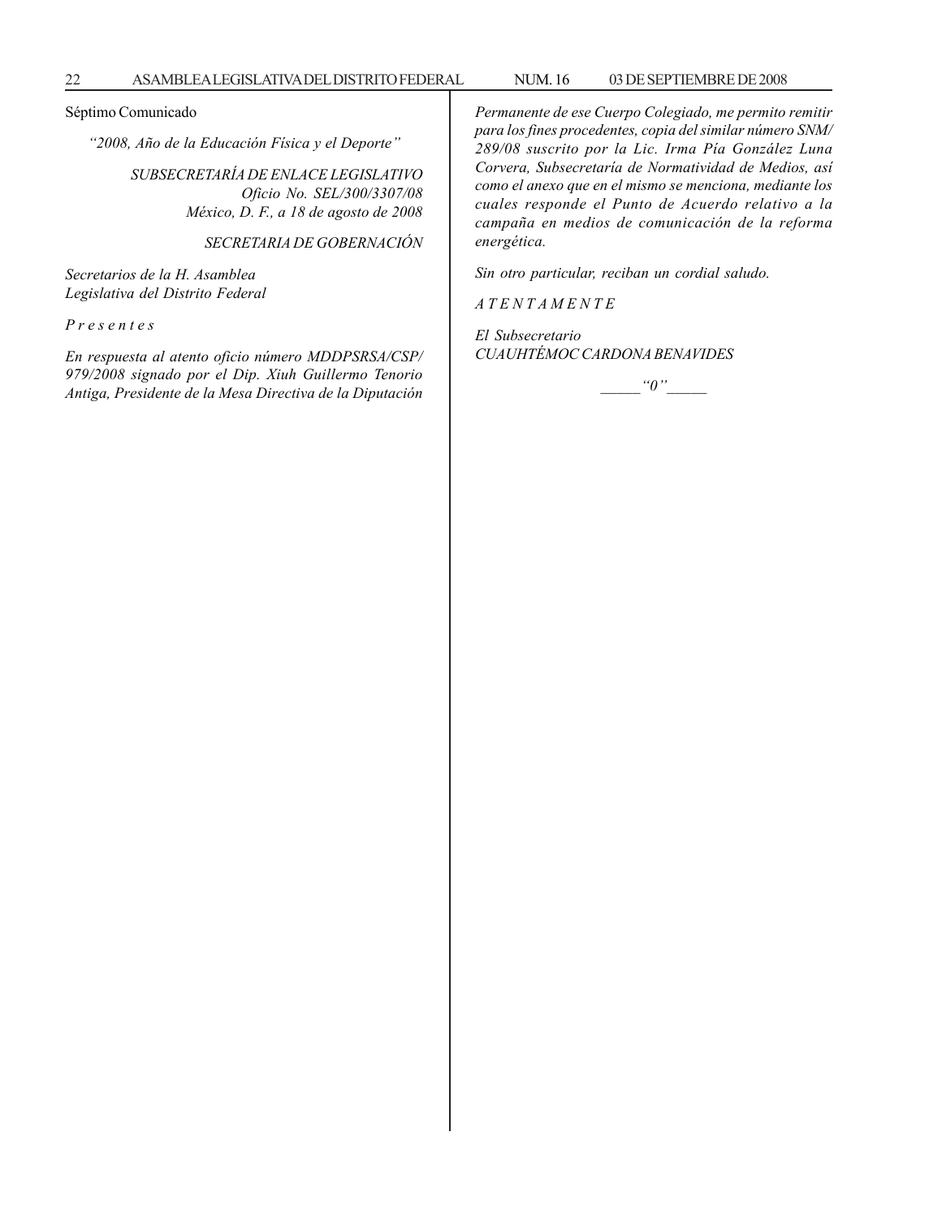Séptimo Comunicado

*"2008, Año de la Educación Física y el Deporte"*

*SUBSECRETARÍA DE ENLACE LEGISLATIVO*
*Oficio No. SEL/300/3307/08*
*México, D. F., a 18 de agosto de 2008*

*SECRETARIA DE GOBERNACIÓN*

*Secretarios de la H. Asamblea*
*Legislativa del Distrito Federal*

*P r e s e n t e s*

*En respuesta al atento oficio número MDDPSRSA/CSP/979/2008 signado por el Dip. Xiuh Guillermo Tenorio Antiga, Presidente de la Mesa Directiva de la Diputación Permanente de ese Cuerpo Colegiado, me permito remitir para los fines procedentes, copia del similar número SNM/289/08 suscrito por la Lic. Irma Pía González Luna Corvera, Subsecretaría de Normatividad de Medios, así como el anexo que en el mismo se menciona, mediante los cuales responde el Punto de Acuerdo relativo a la campaña en medios de comunicación de la reforma energética.*

*Sin otro particular, reciban un cordial saludo.*

*A T E N T A M E N T E*

*El Subsecretario*
*CUAUHTÉMOC CARDONA BENAVIDES*

*_____"0"_____*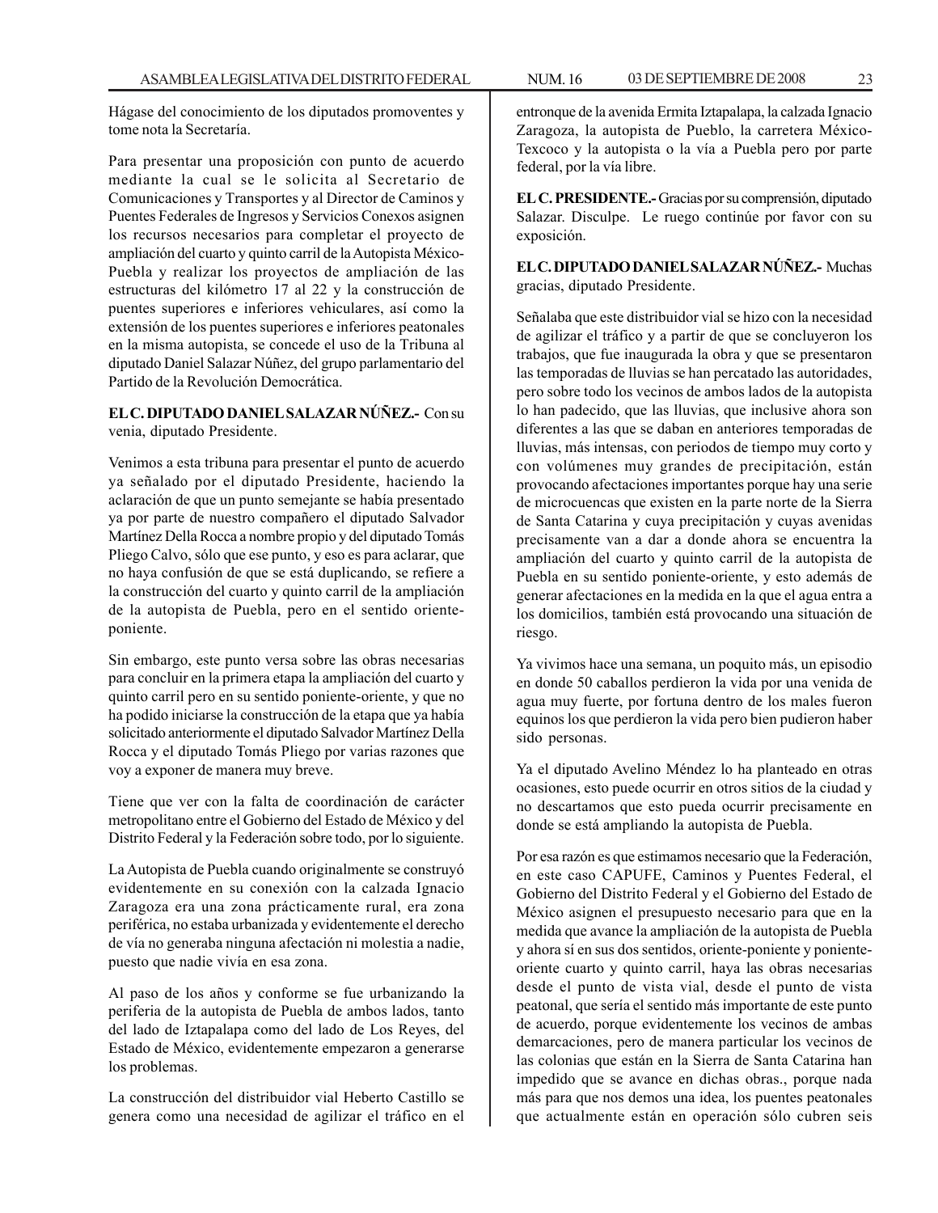Hágase del conocimiento de los diputados promoventes y tome nota la Secretaría.

Para presentar una proposición con punto de acuerdo mediante la cual se le solicita al Secretario de Comunicaciones y Transportes y al Director de Caminos y Puentes Federales de Ingresos y Servicios Conexos asignen los recursos necesarios para completar el proyecto de ampliación del cuarto y quinto carril de la Autopista México-Puebla y realizar los proyectos de ampliación de las estructuras del kilómetro 17 al 22 y la construcción de puentes superiores e inferiores vehiculares, así como la extensión de los puentes superiores e inferiores peatonales en la misma autopista, se concede el uso de la Tribuna al diputado Daniel Salazar Núñez, del grupo parlamentario del Partido de la Revolución Democrática.

**EL C. DIPUTADO DANIEL SALAZAR NÚÑEZ.-** Con su venia, diputado Presidente.

Venimos a esta tribuna para presentar el punto de acuerdo ya señalado por el diputado Presidente, haciendo la aclaración de que un punto semejante se había presentado ya por parte de nuestro compañero el diputado Salvador Martínez Della Rocca a nombre propio y del diputado Tomás Pliego Calvo, sólo que ese punto, y eso es para aclarar, que no haya confusión de que se está duplicando, se refiere a la construcción del cuarto y quinto carril de la ampliación de la autopista de Puebla, pero en el sentido oriente-poniente.

Sin embargo, este punto versa sobre las obras necesarias para concluir en la primera etapa la ampliación del cuarto y quinto carril pero en su sentido poniente-oriente, y que no ha podido iniciarse la construcción de la etapa que ya había solicitado anteriormente el diputado Salvador Martínez Della Rocca y el diputado Tomás Pliego por varias razones que voy a exponer de manera muy breve.

Tiene que ver con la falta de coordinación de carácter metropolitano entre el Gobierno del Estado de México y del Distrito Federal y la Federación sobre todo, por lo siguiente.

La Autopista de Puebla cuando originalmente se construyó evidentemente en su conexión con la calzada Ignacio Zaragoza era una zona prácticamente rural, era zona periférica, no estaba urbanizada y evidentemente el derecho de vía no generaba ninguna afectación ni molestia a nadie, puesto que nadie vivía en esa zona.

Al paso de los años y conforme se fue urbanizando la periferia de la autopista de Puebla de ambos lados, tanto del lado de Iztapalapa como del lado de Los Reyes, del Estado de México, evidentemente empezaron a generarse los problemas.

La construcción del distribuidor vial Heberto Castillo se genera como una necesidad de agilizar el tráfico en el entronque de la avenida Ermita Iztapalapa, la calzada Ignacio Zaragoza, la autopista de Pueblo, la carretera México-Texcoco y la autopista o la vía a Puebla pero por parte federal, por la vía libre.

**EL C. PRESIDENTE.-** Gracias por su comprensión, diputado Salazar. Disculpe. Le ruego continúe por favor con su exposición.

**EL C. DIPUTADO DANIEL SALAZAR NÚÑEZ.-** Muchas gracias, diputado Presidente.

Señalaba que este distribuidor vial se hizo con la necesidad de agilizar el tráfico y a partir de que se concluyeron los trabajos, que fue inaugurada la obra y que se presentaron las temporadas de lluvias se han percatado las autoridades, pero sobre todo los vecinos de ambos lados de la autopista lo han padecido, que las lluvias, que inclusive ahora son diferentes a las que se daban en anteriores temporadas de lluvias, más intensas, con periodos de tiempo muy corto y con volúmenes muy grandes de precipitación, están provocando afectaciones importantes porque hay una serie de microcuencas que existen en la parte norte de la Sierra de Santa Catarina y cuya precipitación y cuyas avenidas precisamente van a dar a donde ahora se encuentra la ampliación del cuarto y quinto carril de la autopista de Puebla en su sentido poniente-oriente, y esto además de generar afectaciones en la medida en la que el agua entra a los domicilios, también está provocando una situación de riesgo.

Ya vivimos hace una semana, un poquito más, un episodio en donde 50 caballos perdieron la vida por una venida de agua muy fuerte, por fortuna dentro de los males fueron equinos los que perdieron la vida pero bien pudieron haber sido personas.

Ya el diputado Avelino Méndez lo ha planteado en otras ocasiones, esto puede ocurrir en otros sitios de la ciudad y no descartamos que esto pueda ocurrir precisamente en donde se está ampliando la autopista de Puebla.

Por esa razón es que estimamos necesario que la Federación, en este caso CAPUFE, Caminos y Puentes Federal, el Gobierno del Distrito Federal y el Gobierno del Estado de México asignen el presupuesto necesario para que en la medida que avance la ampliación de la autopista de Puebla y ahora sí en sus dos sentidos, oriente-poniente y poniente-oriente cuarto y quinto carril, haya las obras necesarias desde el punto de vista vial, desde el punto de vista peatonal, que sería el sentido más importante de este punto de acuerdo, porque evidentemente los vecinos de ambas demarcaciones, pero de manera particular los vecinos de las colonias que están en la Sierra de Santa Catarina han impedido que se avance en dichas obras., porque nada más para que nos demos una idea, los puentes peatonales que actualmente están en operación sólo cubren seis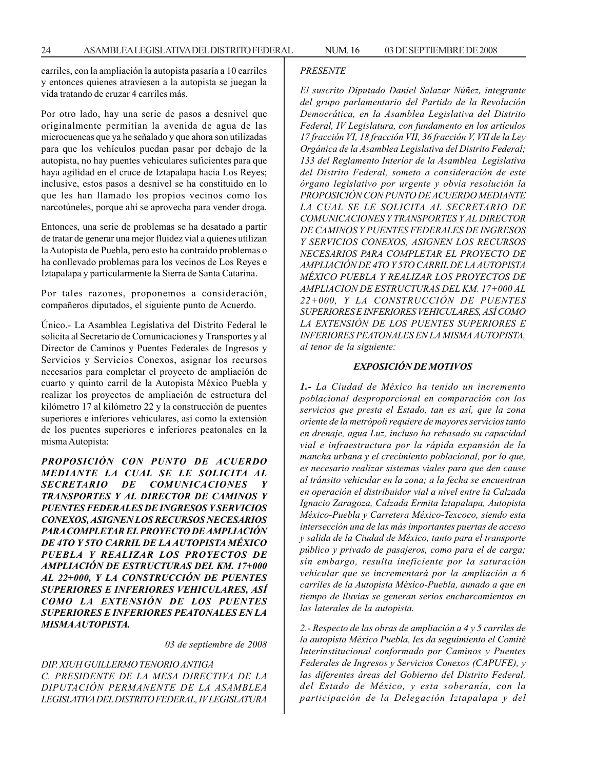carriles, con la ampliación la autopista pasaría a 10 carriles y entonces quienes atraviesen a la autopista se juegan la vida tratando de cruzar 4 carriles más.

Por otro lado, hay una serie de pasos a desnivel que originalmente permitían la avenida de agua de las microcuencas que ya he señalado y que ahora son utilizadas para que los vehículos puedan pasar por debajo de la autopista, no hay puentes vehiculares suficientes para que haya agilidad en el cruce de Iztapalapa hacia Los Reyes; inclusive, estos pasos a desnivel se ha constituido en lo que les han llamado los propios vecinos como los narcotúneles, porque ahí se aprovecha para vender droga.

Entonces, una serie de problemas se ha desatado a partir de tratar de generar una mejor fluidez vial a quienes utilizan la Autopista de Puebla, pero esto ha contraído problemas o ha conllevado problemas para los vecinos de Los Reyes e Iztapalapa y particularmente la Sierra de Santa Catarina.

Por tales razones, proponemos a consideración, compañeros diputados, el siguiente punto de Acuerdo.

Único.- La Asamblea Legislativa del Distrito Federal le solicita al Secretario de Comunicaciones y Transportes y al Director de Caminos y Puentes Federales de Ingresos y Servicios y Servicios Conexos, asignar los recursos necesarios para completar el proyecto de ampliación de cuarto y quinto carril de la Autopista México Puebla y realizar los proyectos de ampliación de estructura del kilómetro 17 al kilómetro 22 y la construcción de puentes superiores e inferiores vehiculares, así como la extensión de los puentes superiores e inferiores peatonales en la misma Autopista:

***PROPOSICIÓN CON PUNTO DE ACUERDO MEDIANTE LA CUAL SE LE SOLICITA AL SECRETARIO DE COMUNICACIONES Y TRANSPORTES Y AL DIRECTOR DE CAMINOS Y PUENTES FEDERALES DE INGRESOS Y SERVICIOS CONEXOS, ASIGNEN LOS RECURSOS NECESARIOS PARA COMPLETAR EL PROYECTO DE AMPLIACIÓN DE 4TO Y 5TO CARRIL DE LA AUTOPISTA MÉXICO PUEBLA Y REALIZAR LOS PROYECTOS DE AMPLIACIÓN DE ESTRUCTURAS DEL KM. 17+000 AL 22+000, Y LA CONSTRUCCIÓN DE PUENTES SUPERIORES E INFERIORES VEHICULARES, ASÍ COMO LA EXTENSIÓN DE LOS PUENTES SUPERIORES E INFERIORES PEATONALES EN LA MISMA AUTOPISTA.***

*03 de septiembre de 2008*

*DIP. XIUH GUILLERMO TENORIO ANTIGA*
*C. PRESIDENTE DE LA MESA DIRECTIVA DE LA DIPUTACIÓN PERMANENTE DE LA ASAMBLEA LEGISLATIVA DEL DISTRITO FEDERAL, IV LEGISLATURA*
*PRESENTE*

*El suscrito Diputado Daniel Salazar Núñez, integrante del grupo parlamentario del Partido de la Revolución Democrática, en la Asamblea Legislativa del Distrito Federal, IV Legislatura, con fundamento en los artículos 17 fracción VI, 18 fracción VII, 36 fracción V, VII de la Ley Orgánica de la Asamblea Legislativa del Distrito Federal; 133 del Reglamento Interior de la Asamblea Legislativa del Distrito Federal, someto a consideración de este órgano legislativo por urgente y obvia resolución la PROPOSICIÓN CON PUNTO DE ACUERDO MEDIANTE LA CUAL SE LE SOLICITA AL SECRETARIO DE COMUNICACIONES Y TRANSPORTES Y AL DIRECTOR DE CAMINOS Y PUENTES FEDERALES DE INGRESOS Y SERVICIOS CONEXOS, ASIGNEN LOS RECURSOS NECESARIOS PARA COMPLETAR EL PROYECTO DE AMPLIACIÓN DE 4TO Y 5TO CARRIL DE LA AUTOPISTA MÉXICO PUEBLA Y REALIZAR LOS PROYECTOS DE AMPLIACION DE ESTRUCTURAS DEL KM. 17+000 AL 22+000, Y LA CONSTRUCCIÓN DE PUENTES SUPERIORES E INFERIORES VEHICULARES, ASÍ COMO LA EXTENSIÓN DE LOS PUENTES SUPERIORES E INFERIORES PEATONALES EN LA MISMA AUTOPISTA, al tenor de la siguiente:*

***EXPOSICIÓN DE MOTIVOS***

***1.-*** *La Ciudad de México ha tenido un incremento poblacional desproporcional en comparación con los servicios que presta el Estado, tan es así, que la zona oriente de la metrópoli requiere de mayores servicios tanto en drenaje, agua Luz, incluso ha rebasado su capacidad vial e infraestructura por la rápida expansión de la mancha urbana y el crecimiento poblacional, por lo que, es necesario realizar sistemas viales para que den cause al tránsito vehicular en la zona; a la fecha se encuentran en operación el distribuidor vial a nivel entre la Calzada Ignacio Zaragoza, Calzada Ermita Iztapalapa, Autopista México-Puebla y Carretera México-Texcoco, siendo esta intersección una de las más importantes puertas de acceso y salida de la Ciudad de México, tanto para el transporte público y privado de pasajeros, como para el de carga; sin embargo, resulta ineficiente por la saturación vehicular que se incrementará por la ampliación a 6 carriles de la Autopista México-Puebla, aunado a que en tiempo de lluvias se generan serios encharcamientos en las laterales de la autopista.*

*2.- Respecto de las obras de ampliación a 4 y 5 carriles de la autopista México Puebla, les da seguimiento el Comité Interinstitucional conformado por Caminos y Puentes Federales de Ingresos y Servicios Conexos (CAPUFE), y las diferentes áreas del Gobierno del Distrito Federal, del Estado de México, y esta soberanía, con la participación de la Delegación Iztapalapa y del*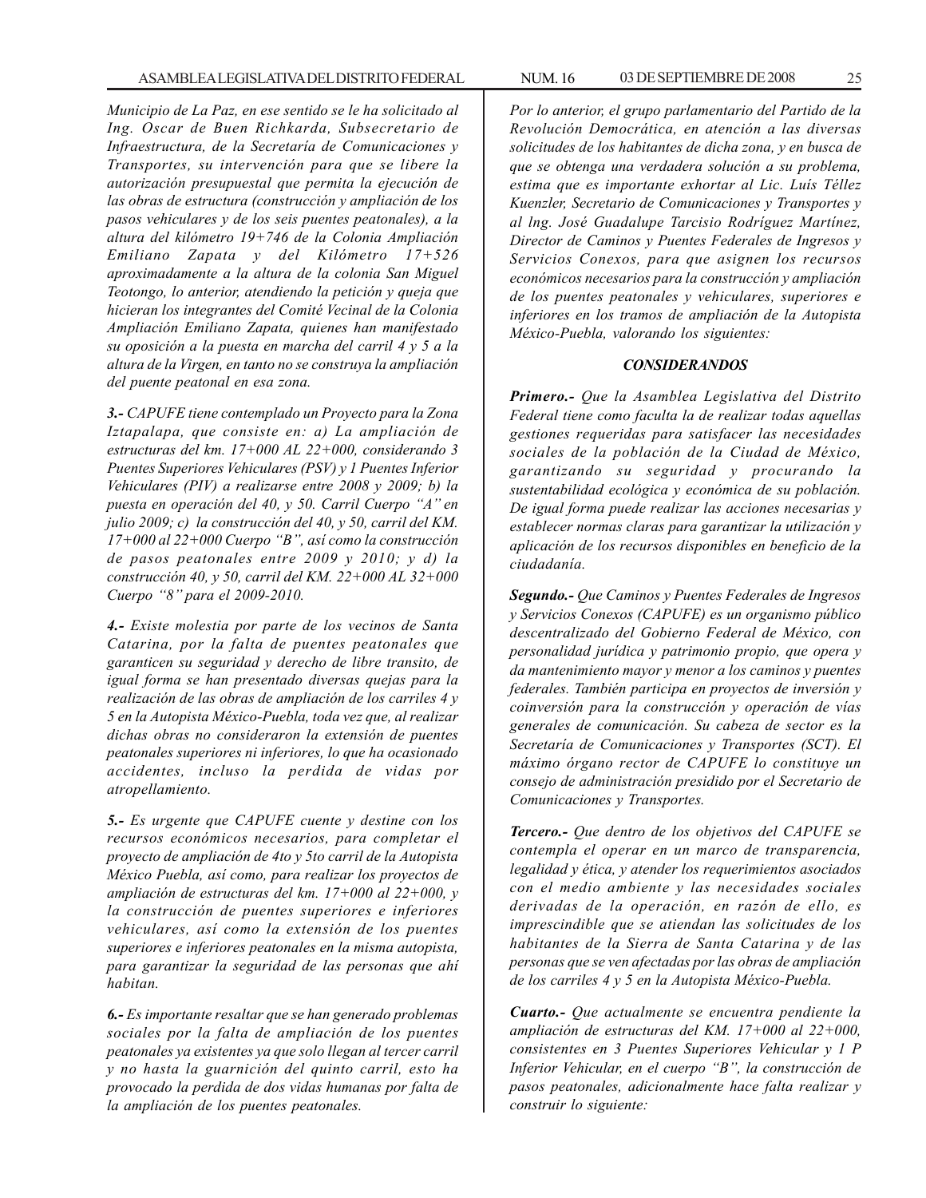*Municipio de La Paz, en ese sentido se le ha solicitado al Ing. Oscar de Buen Richkarda, Subsecretario de Infraestructura, de la Secretaría de Comunicaciones y Transportes, su intervención para que se libere la autorización presupuestal que permita la ejecución de las obras de estructura (construcción y ampliación de los pasos vehiculares y de los seis puentes peatonales), a la altura del kilómetro 19+746 de la Colonia Ampliación Emiliano Zapata y del Kilómetro 17+526 aproximadamente a la altura de la colonia San Miguel Teotongo, lo anterior, atendiendo la petición y queja que hicieran los integrantes del Comité Vecinal de la Colonia Ampliación Emiliano Zapata, quienes han manifestado su oposición a la puesta en marcha del carril 4 y 5 a la altura de la Virgen, en tanto no se construya la ampliación del puente peatonal en esa zona.*

***3.-*** *CAPUFE tiene contemplado un Proyecto para la Zona Iztapalapa, que consiste en: a) La ampliación de estructuras del km. 17+000 AL 22+000, considerando 3 Puentes Superiores Vehiculares (PSV) y 1 Puentes Inferior Vehiculares (PIV) a realizarse entre 2008 y 2009; b) la puesta en operación del 40, y 50. Carril Cuerpo "A" en julio 2009; c) la construcción del 40, y 50, carril del KM. 17+000 al 22+000 Cuerpo "B", así como la construcción de pasos peatonales entre 2009 y 2010; y d) la construcción 40, y 50, carril del KM. 22+000 AL 32+000 Cuerpo "8" para el 2009-2010.*

***4.-*** *Existe molestia por parte de los vecinos de Santa Catarina, por la falta de puentes peatonales que garanticen su seguridad y derecho de libre transito, de igual forma se han presentado diversas quejas para la realización de las obras de ampliación de los carriles 4 y 5 en la Autopista México-Puebla, toda vez que, al realizar dichas obras no consideraron la extensión de puentes peatonales superiores ni inferiores, lo que ha ocasionado accidentes, incluso la perdida de vidas por atropellamiento.*

***5.-*** *Es urgente que CAPUFE cuente y destine con los recursos económicos necesarios, para completar el proyecto de ampliación de 4to y 5to carril de la Autopista México Puebla, así como, para realizar los proyectos de ampliación de estructuras del km. 17+000 al 22+000, y la construcción de puentes superiores e inferiores vehiculares, así como la extensión de los puentes superiores e inferiores peatonales en la misma autopista, para garantizar la seguridad de las personas que ahí habitan.*

***6.-*** *Es importante resaltar que se han generado problemas sociales por la falta de ampliación de los puentes peatonales ya existentes ya que solo llegan al tercer carril y no hasta la guarnición del quinto carril, esto ha provocado la perdida de dos vidas humanas por falta de la ampliación de los puentes peatonales.*

*Por lo anterior, el grupo parlamentario del Partido de la Revolución Democrática, en atención a las diversas solicitudes de los habitantes de dicha zona, y en busca de que se obtenga una verdadera solución a su problema, estima que es importante exhortar al Lic. Luís Téllez Kuenzler, Secretario de Comunicaciones y Transportes y al lng. José Guadalupe Tarcisio Rodríguez Martínez, Director de Caminos y Puentes Federales de Ingresos y Servicios Conexos, para que asignen los recursos económicos necesarios para la construcción y ampliación de los puentes peatonales y vehiculares, superiores e inferiores en los tramos de ampliación de la Autopista México-Puebla, valorando los siguientes:*

## ***CONSIDERANDOS***

***Primero.-*** *Que la Asamblea Legislativa del Distrito Federal tiene como faculta la de realizar todas aquellas gestiones requeridas para satisfacer las necesidades sociales de la población de la Ciudad de México, garantizando su seguridad y procurando la sustentabilidad ecológica y económica de su población. De igual forma puede realizar las acciones necesarias y establecer normas claras para garantizar la utilización y aplicación de los recursos disponibles en beneficio de la ciudadanía.*

***Segundo.-*** *Que Caminos y Puentes Federales de Ingresos y Servicios Conexos (CAPUFE) es un organismo público descentralizado del Gobierno Federal de México, con personalidad jurídica y patrimonio propio, que opera y da mantenimiento mayor y menor a los caminos y puentes federales. También participa en proyectos de inversión y coinversión para la construcción y operación de vías generales de comunicación. Su cabeza de sector es la Secretaría de Comunicaciones y Transportes (SCT). El máximo órgano rector de CAPUFE lo constituye un consejo de administración presidido por el Secretario de Comunicaciones y Transportes.*

***Tercero.-*** *Que dentro de los objetivos del CAPUFE se contempla el operar en un marco de transparencia, legalidad y ética, y atender los requerimientos asociados con el medio ambiente y las necesidades sociales derivadas de la operación, en razón de ello, es imprescindible que se atiendan las solicitudes de los habitantes de la Sierra de Santa Catarina y de las personas que se ven afectadas por las obras de ampliación de los carriles 4 y 5 en la Autopista México-Puebla.*

***Cuarto.-*** *Que actualmente se encuentra pendiente la ampliación de estructuras del KM. 17+000 al 22+000, consistentes en 3 Puentes Superiores Vehicular y 1 P Inferior Vehicular, en el cuerpo "B", la construcción de pasos peatonales, adicionalmente hace falta realizar y construir lo siguiente:*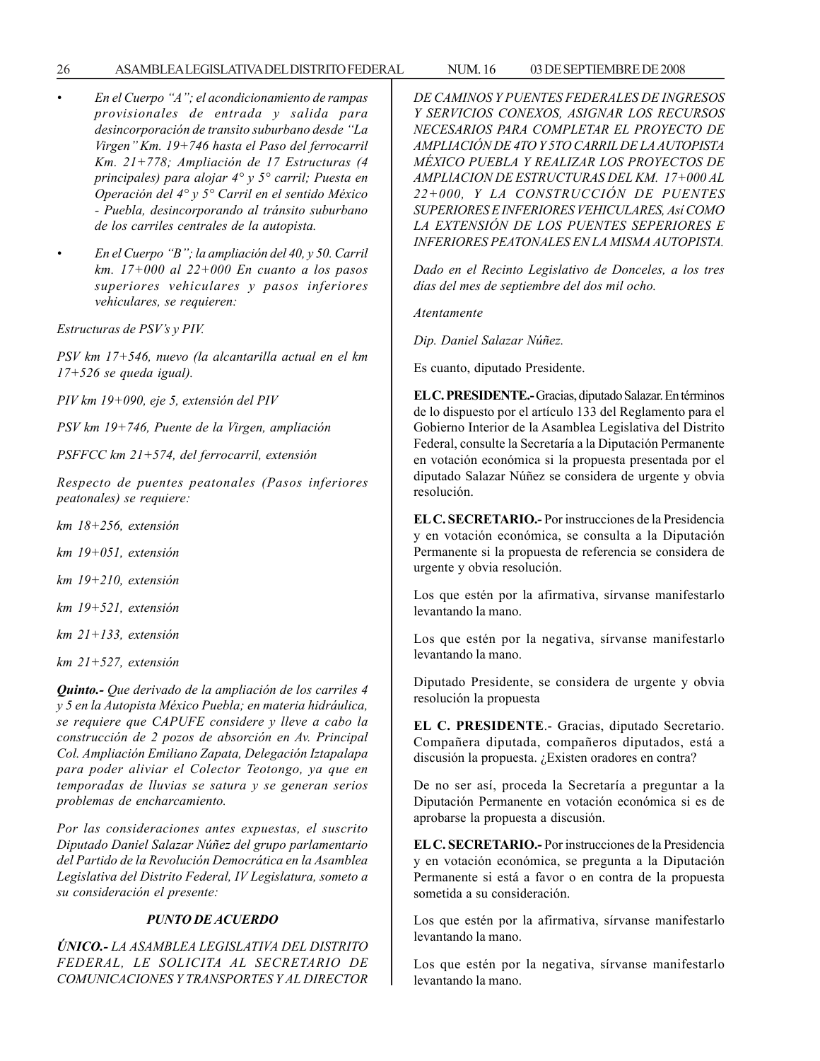- *En el Cuerpo "A"; el acondicionamiento de rampas provisionales de entrada y salida para desincorporación de transito suburbano desde "La Virgen" Km. 19+746 hasta el Paso del ferrocarril Km. 21+778; Ampliación de 17 Estructuras (4 principales) para alojar 4° y 5° carril; Puesta en Operación del 4° y 5° Carril en el sentido México - Puebla, desincorporando al tránsito suburbano de los carriles centrales de la autopista.*

- *En el Cuerpo "B"; la ampliación del 40, y 50. Carril km. 17+000 al 22+000 En cuanto a los pasos superiores vehiculares y pasos inferiores vehiculares, se requieren:*

*Estructuras de PSV's y PIV.*

*PSV km 17+546, nuevo (la alcantarilla actual en el km 17+526 se queda igual).*

*PIV km 19+090, eje 5, extensión del PIV*

*PSV km 19+746, Puente de la Virgen, ampliación*

*PSFFCC km 21+574, del ferrocarril, extensión*

*Respecto de puentes peatonales (Pasos inferiores peatonales) se requiere:*

*km 18+256, extensión*

*km 19+051, extensión*

*km 19+210, extensión*

*km 19+521, extensión*

*km 21+133, extensión*

*km 21+527, extensión*

***Quinto.-** Que derivado de la ampliación de los carriles 4 y 5 en la Autopista México Puebla; en materia hidráulica, se requiere que CAPUFE considere y lleve a cabo la construcción de 2 pozos de absorción en Av. Principal Col. Ampliación Emiliano Zapata, Delegación Iztapalapa para poder aliviar el Colector Teotongo, ya que en temporadas de lluvias se satura y se generan serios problemas de encharcamiento.*

*Por las consideraciones antes expuestas, el suscrito Diputado Daniel Salazar Núñez del grupo parlamentario del Partido de la Revolución Democrática en la Asamblea Legislativa del Distrito Federal, IV Legislatura, someto a su consideración el presente:*

***PUNTO DE ACUERDO***

***ÚNICO.-** LA ASAMBLEA LEGISLATIVA DEL DISTRITO FEDERAL, LE SOLICITA AL SECRETARIO DE COMUNICACIONES Y TRANSPORTES Y AL DIRECTOR DE CAMINOS Y PUENTES FEDERALES DE INGRESOS Y SERVICIOS CONEXOS, ASIGNAR LOS RECURSOS NECESARIOS PARA COMPLETAR EL PROYECTO DE AMPLIACIÓN DE 4TO Y 5TO CARRIL DE LA AUTOPISTA MÉXICO PUEBLA Y REALIZAR LOS PROYECTOS DE AMPLIACION DE ESTRUCTURAS DEL KM. 17+000 AL 22+000, Y LA CONSTRUCCIÓN DE PUENTES SUPERIORES E INFERIORES VEHICULARES, Así COMO LA EXTENSIÓN DE LOS PUENTES SEPERIORES E INFERIORES PEATONALES EN LA MISMA AUTOPISTA.*

*Dado en el Recinto Legislativo de Donceles, a los tres días del mes de septiembre del dos mil ocho.*

*Atentamente*

*Dip. Daniel Salazar Núñez.*

Es cuanto, diputado Presidente.

**EL C. PRESIDENTE.-** Gracias, diputado Salazar. En términos de lo dispuesto por el artículo 133 del Reglamento para el Gobierno Interior de la Asamblea Legislativa del Distrito Federal, consulte la Secretaría a la Diputación Permanente en votación económica si la propuesta presentada por el diputado Salazar Núñez se considera de urgente y obvia resolución.

**EL C. SECRETARIO.-** Por instrucciones de la Presidencia y en votación económica, se consulta a la Diputación Permanente si la propuesta de referencia se considera de urgente y obvia resolución.

Los que estén por la afirmativa, sírvanse manifestarlo levantando la mano.

Los que estén por la negativa, sírvanse manifestarlo levantando la mano.

Diputado Presidente, se considera de urgente y obvia resolución la propuesta

**EL C. PRESIDENTE**.- Gracias, diputado Secretario. Compañera diputada, compañeros diputados, está a discusión la propuesta. ¿Existen oradores en contra?

De no ser así, proceda la Secretaría a preguntar a la Diputación Permanente en votación económica si es de aprobarse la propuesta a discusión.

**EL C. SECRETARIO.-** Por instrucciones de la Presidencia y en votación económica, se pregunta a la Diputación Permanente si está a favor o en contra de la propuesta sometida a su consideración.

Los que estén por la afirmativa, sírvanse manifestarlo levantando la mano.

Los que estén por la negativa, sírvanse manifestarlo levantando la mano.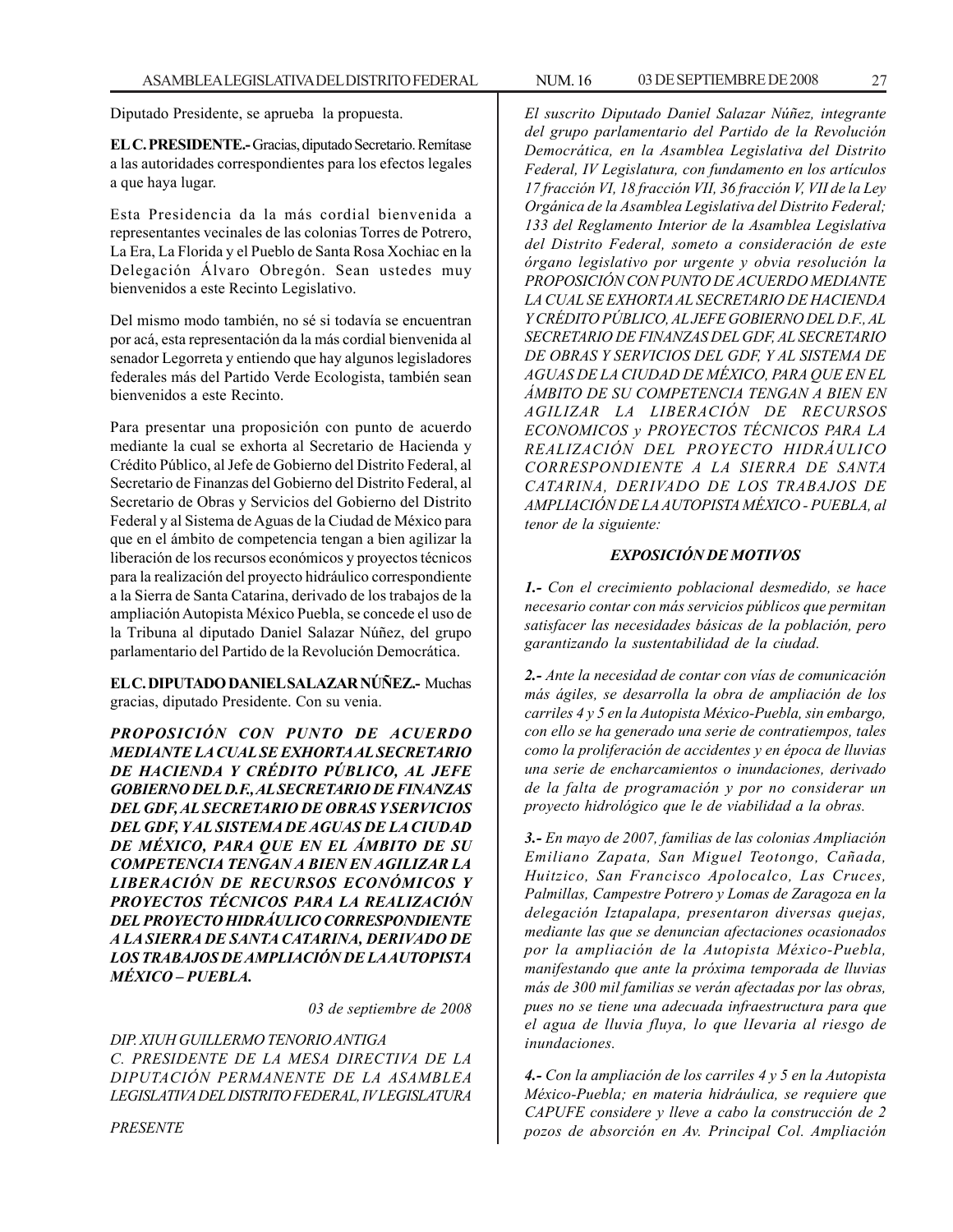Diputado Presidente, se aprueba la propuesta.

**EL C. PRESIDENTE.-** Gracias, diputado Secretario. Remítase a las autoridades correspondientes para los efectos legales a que haya lugar.

Esta Presidencia da la más cordial bienvenida a representantes vecinales de las colonias Torres de Potrero, La Era, La Florida y el Pueblo de Santa Rosa Xochiac en la Delegación Álvaro Obregón. Sean ustedes muy bienvenidos a este Recinto Legislativo.

Del mismo modo también, no sé si todavía se encuentran por acá, esta representación da la más cordial bienvenida al senador Legorreta y entiendo que hay algunos legisladores federales más del Partido Verde Ecologista, también sean bienvenidos a este Recinto.

Para presentar una proposición con punto de acuerdo mediante la cual se exhorta al Secretario de Hacienda y Crédito Público, al Jefe de Gobierno del Distrito Federal, al Secretario de Finanzas del Gobierno del Distrito Federal, al Secretario de Obras y Servicios del Gobierno del Distrito Federal y al Sistema de Aguas de la Ciudad de México para que en el ámbito de competencia tengan a bien agilizar la liberación de los recursos económicos y proyectos técnicos para la realización del proyecto hidráulico correspondiente a la Sierra de Santa Catarina, derivado de los trabajos de la ampliación Autopista México Puebla, se concede el uso de la Tribuna al diputado Daniel Salazar Núñez, del grupo parlamentario del Partido de la Revolución Democrática.

**EL C. DIPUTADO DANIEL SALAZAR NÚÑEZ.-** Muchas gracias, diputado Presidente. Con su venia.

***PROPOSICIÓN CON PUNTO DE ACUERDO MEDIANTE LA CUAL SE EXHORTA AL SECRETARIO DE HACIENDA Y CRÉDITO PÚBLICO, AL JEFE GOBIERNO DEL D.F., AL SECRETARIO DE FINANZAS DEL GDF, AL SECRETARIO DE OBRAS Y SERVICIOS DEL GDF, Y AL SISTEMA DE AGUAS DE LA CIUDAD DE MÉXICO, PARA QUE EN EL ÁMBITO DE SU COMPETENCIA TENGAN A BIEN EN AGILIZAR LA LIBERACIÓN DE RECURSOS ECONÓMICOS Y PROYECTOS TÉCNICOS PARA LA REALIZACIÓN DEL PROYECTO HIDRÁULICO CORRESPONDIENTE A LA SIERRA DE SANTA CATARINA, DERIVADO DE LOS TRABAJOS DE AMPLIACIÓN DE LA AUTOPISTA MÉXICO – PUEBLA.***

*03 de septiembre de 2008*

*DIP. XIUH GUILLERMO TENORIO ANTIGA*
*C. PRESIDENTE DE LA MESA DIRECTIVA DE LA DIPUTACIÓN PERMANENTE DE LA ASAMBLEA LEGISLATIVA DEL DISTRITO FEDERAL, IV LEGISLATURA*

*PRESENTE*

*El suscrito Diputado Daniel Salazar Núñez, integrante del grupo parlamentario del Partido de la Revolución Democrática, en la Asamblea Legislativa del Distrito Federal, IV Legislatura, con fundamento en los artículos 17 fracción VI, 18 fracción VII, 36 fracción V, VII de la Ley Orgánica de la Asamblea Legislativa del Distrito Federal; 133 del Reglamento Interior de la Asamblea Legislativa del Distrito Federal, someto a consideración de este órgano legislativo por urgente y obvia resolución la PROPOSICIÓN CON PUNTO DE ACUERDO MEDIANTE LA CUAL SE EXHORTA AL SECRETARIO DE HACIENDA Y CRÉDITO PÚBLICO, AL JEFE GOBIERNO DEL D.F., AL SECRETARIO DE FINANZAS DEL GDF, AL SECRETARIO DE OBRAS Y SERVICIOS DEL GDF, Y AL SISTEMA DE AGUAS DE LA CIUDAD DE MÉXICO, PARA QUE EN EL ÁMBITO DE SU COMPETENCIA TENGAN A BIEN EN AGILIZAR LA LIBERACIÓN DE RECURSOS ECONOMICOS y PROYECTOS TÉCNICOS PARA LA REALIZACIÓN DEL PROYECTO HIDRÁULICO CORRESPONDIENTE A LA SIERRA DE SANTA CATARINA, DERIVADO DE LOS TRABAJOS DE AMPLIACIÓN DE LA AUTOPISTA MÉXICO - PUEBLA, al tenor de la siguiente:*

***EXPOSICIÓN DE MOTIVOS***

***1.-*** *Con el crecimiento poblacional desmedido, se hace necesario contar con más servicios públicos que permitan satisfacer las necesidades básicas de la población, pero garantizando la sustentabilidad de la ciudad.*

***2.-*** *Ante la necesidad de contar con vías de comunicación más ágiles, se desarrolla la obra de ampliación de los carriles 4 y 5 en la Autopista México-Puebla, sin embargo, con ello se ha generado una serie de contratiempos, tales como la proliferación de accidentes y en época de lluvias una serie de encharcamientos o inundaciones, derivado de la falta de programación y por no considerar un proyecto hidrológico que le de viabilidad a la obras.*

***3.-*** *En mayo de 2007, familias de las colonias Ampliación Emiliano Zapata, San Miguel Teotongo, Cañada, Huitzico, San Francisco Apolocalco, Las Cruces, Palmillas, Campestre Potrero y Lomas de Zaragoza en la delegación Iztapalapa, presentaron diversas quejas, mediante las que se denuncian afectaciones ocasionados por la ampliación de la Autopista México-Puebla, manifestando que ante la próxima temporada de lluvias más de 300 mil familias se verán afectadas por las obras, pues no se tiene una adecuada infraestructura para que el agua de lluvia fluya, lo que llevaria al riesgo de inundaciones.*

***4.-*** *Con la ampliación de los carriles 4 y 5 en la Autopista México-Puebla; en materia hidráulica, se requiere que CAPUFE considere y lleve a cabo la construcción de 2 pozos de absorción en Av. Principal Col. Ampliación*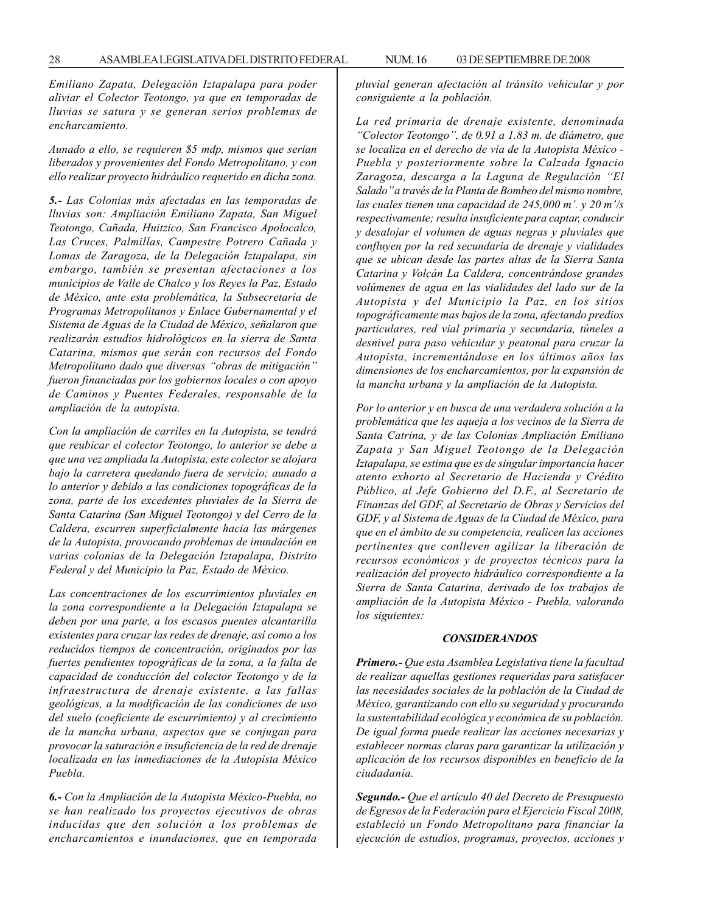*Emiliano Zapata, Delegación Iztapalapa para poder aliviar el Colector Teotongo, ya que en temporadas de lluvias se satura y se generan serios problemas de encharcamiento.*

*Aunado a ello, se requieren $5 mdp, mismos que serian liberados y provenientes del Fondo Metropolitano, y con ello realizar proyecto hidráulico requerido en dicha zona.*

***5.-** Las Colonias más afectadas en las temporadas de lluvias son: Ampliación Emiliano Zapata, San Miguel Teotongo, Cañada, Huitzico, San Francisco Apolocalco, Las Cruces, Palmillas, Campestre Potrero Cañada y Lomas de Zaragoza, de la Delegación Iztapalapa, sin embargo, también se presentan afectaciones a los municipios de Valle de Chalco y los Reyes la Paz, Estado de México, ante esta problemática, la Subsecretaría de Programas Metropolitanos y Enlace Gubernamental y el Sistema de Aguas de la Ciudad de México, señalaron que realizarán estudios hidrológicos en la sierra de Santa Catarina, mismos que serán con recursos del Fondo Metropolitano dado que diversas "obras de mitigación" fueron financiadas por los gobiernos locales o con apoyo de Caminos y Puentes Federales, responsable de la ampliación de la autopista.*

*Con la ampliación de carriles en la Autopista, se tendrá que reubicar el colector Teotongo, lo anterior se debe a que una vez ampliada la Autopista, este colector se alojara bajo la carretera quedando fuera de servicio; aunado a lo anterior y debido a las condiciones topográficas de la zona, parte de los excedentes pluviales de la Sierra de Santa Catarina (San Miguel Teotongo) y del Cerro de la Caldera, escurren superficialmente hacia las márgenes de la Autopista, provocando problemas de inundación en varias colonias de la Delegación Iztapalapa, Distrito Federal y del Municipio la Paz, Estado de México.*

*Las concentraciones de los escurrimientos pluviales en la zona correspondiente a la Delegación Iztapalapa se deben por una parte, a los escasos puentes alcantarilla existentes para cruzar las redes de drenaje, así como a los reducidos tiempos de concentración, originados por las fuertes pendientes topográficas de la zona, a la falta de capacidad de conducción del colector Teotongo y de la infraestructura de drenaje existente, a las fallas geológicas, a la modificación de las condiciones de uso del suelo (coeficiente de escurrimiento) y al crecimiento de la mancha urbana, aspectos que se conjugan para provocar la saturación e insuficiencia de la red de drenaje localizada en las inmediaciones de la Autopista México Puebla.*

***6.-** Con la Ampliación de la Autopista México-Puebla, no se han realizado los proyectos ejecutivos de obras inducidas que den solución a los problemas de encharcamientos e inundaciones, que en temporada pluvial generan afectación al tránsito vehicular y por consiguiente a la población.*

*La red primaria de drenaje existente, denominada "Colector Teotongo", de 0.91 a 1.83 m. de diámetro, que se localiza en el derecho de vía de la Autopista México - Puebla y posteriormente sobre la Calzada Ignacio Zaragoza, descarga a la Laguna de Regulación "El Salado" a través de la Planta de Bombeo del mismo nombre, las cuales tienen una capacidad de 245,000 m'. y 20 m'/s respectivamente; resulta insuficiente para captar, conducir y desalojar el volumen de aguas negras y pluviales que confluyen por la red secundaria de drenaje y vialidades que se ubican desde las partes altas de la Sierra Santa Catarina y Volcán La Caldera, concentrándose grandes volúmenes de agua en las vialidades del lado sur de la Autopista y del Municipio la Paz, en los sitios topográficamente mas bajos de la zona, afectando predios particulares, red vial primaria y secundaria, túneles a desnivel para paso vehicular y peatonal para cruzar la Autopista, incrementándose en los últimos años las dimensiones de los encharcamientos, por la expansión de la mancha urbana y la ampliación de la Autopista.*

*Por lo anterior y en busca de una verdadera solución a la problemática que les aqueja a los vecinos de la Sierra de Santa Catrina, y de las Colonias Ampliación Emiliano Zapata y San Miguel Teotongo de la Delegación Iztapalapa, se estima que es de singular importancia hacer atento exhorto al Secretario de Hacienda y Crédito Público, al Jefe Gobierno del D.F., al Secretario de Finanzas del GDF, al Secretario de Obras y Servicios del GDF, y al Sistema de Aguas de la Ciudad de México, para que en el ámbito de su competencia, realicen las acciones pertinentes que conlleven agilizar la liberación de recursos económicos y de proyectos técnicos para la realización del proyecto hidráulico correspondiente a la Sierra de Santa Catarina, derivado de los trabajos de ampliación de la Autopista México - Puebla, valorando los siguientes:*

### *CONSIDERANDOS*

***Primero.-** Que esta Asamblea Legislativa tiene la facultad de realizar aquellas gestiones requeridas para satisfacer las necesidades sociales de la población de la Ciudad de México, garantizando con ello su seguridad y procurando la sustentabilidad ecológica y económica de su población. De igual forma puede realizar las acciones necesarias y establecer normas claras para garantizar la utilización y aplicación de los recursos disponibles en beneficio de la ciudadanía.*

***Segundo.-** Que el artículo 40 del Decreto de Presupuesto de Egresos de la Federación para el Ejercicio Fiscal 2008, estableció un Fondo Metropolitano para financiar la ejecución de estudios, programas, proyectos, acciones y*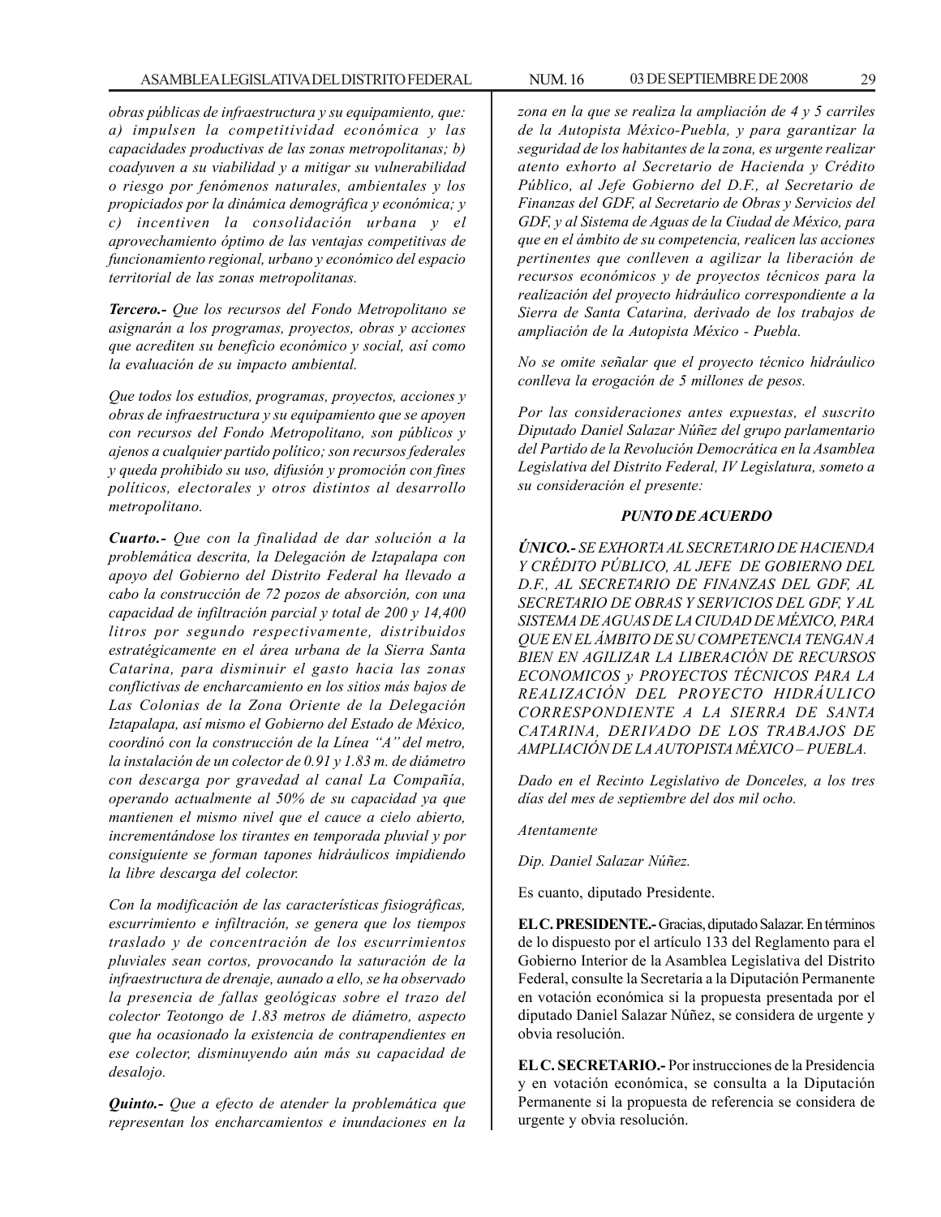*obras públicas de infraestructura y su equipamiento, que: a) impulsen la competitividad económica y las capacidades productivas de las zonas metropolitanas; b) coadyuven a su viabilidad y a mitigar su vulnerabilidad o riesgo por fenómenos naturales, ambientales y los propiciados por la dinámica demográfica y económica; y c) incentiven la consolidación urbana y el aprovechamiento óptimo de las ventajas competitivas de funcionamiento regional, urbano y económico del espacio territorial de las zonas metropolitanas.*

***Tercero.-*** *Que los recursos del Fondo Metropolitano se asignarán a los programas, proyectos, obras y acciones que acrediten su beneficio económico y social, así como la evaluación de su impacto ambiental.*

*Que todos los estudios, programas, proyectos, acciones y obras de infraestructura y su equipamiento que se apoyen con recursos del Fondo Metropolitano, son públicos y ajenos a cualquier partido político; son recursos federales y queda prohibido su uso, difusión y promoción con fines políticos, electorales y otros distintos al desarrollo metropolitano.*

***Cuarto.-*** *Que con la finalidad de dar solución a la problemática descrita, la Delegación de Iztapalapa con apoyo del Gobierno del Distrito Federal ha llevado a cabo la construcción de 72 pozos de absorción, con una capacidad de infiltración parcial y total de 200 y 14,400 litros por segundo respectivamente, distribuidos estratégicamente en el área urbana de la Sierra Santa Catarina, para disminuir el gasto hacia las zonas conflictivas de encharcamiento en los sitios más bajos de Las Colonias de la Zona Oriente de la Delegación Iztapalapa, así mismo el Gobierno del Estado de México, coordinó con la construcción de la Línea "A" del metro, la instalación de un colector de 0.91 y 1.83 m. de diámetro con descarga por gravedad al canal La Compañía, operando actualmente al 50% de su capacidad ya que mantienen el mismo nivel que el cauce a cielo abierto, incrementándose los tirantes en temporada pluvial y por consiguiente se forman tapones hidráulicos impidiendo la libre descarga del colector.*

*Con la modificación de las características fisiográficas, escurrimiento e infiltración, se genera que los tiempos traslado y de concentración de los escurrimientos pluviales sean cortos, provocando la saturación de la infraestructura de drenaje, aunado a ello, se ha observado la presencia de fallas geológicas sobre el trazo del colector Teotongo de 1.83 metros de diámetro, aspecto que ha ocasionado la existencia de contrapendientes en ese colector, disminuyendo aún más su capacidad de desalojo.*

***Quinto.-*** *Que a efecto de atender la problemática que representan los encharcamientos e inundaciones en la zona en la que se realiza la ampliación de 4 y 5 carriles de la Autopista México-Puebla, y para garantizar la seguridad de los habitantes de la zona, es urgente realizar atento exhorto al Secretario de Hacienda y Crédito Público, al Jefe Gobierno del D.F., al Secretario de Finanzas del GDF, al Secretario de Obras y Servicios del GDF, y al Sistema de Aguas de la Ciudad de México, para que en el ámbito de su competencia, realicen las acciones pertinentes que conlleven a agilizar la liberación de recursos económicos y de proyectos técnicos para la realización del proyecto hidráulico correspondiente a la Sierra de Santa Catarina, derivado de los trabajos de ampliación de la Autopista México - Puebla.*

*No se omite señalar que el proyecto técnico hidráulico conlleva la erogación de 5 millones de pesos.*

*Por las consideraciones antes expuestas, el suscrito Diputado Daniel Salazar Núñez del grupo parlamentario del Partido de la Revolución Democrática en la Asamblea Legislativa del Distrito Federal, IV Legislatura, someto a su consideración el presente:*

***PUNTO DE ACUERDO***

***ÚNICO.-*** *SE EXHORTA AL SECRETARIO DE HACIENDA Y CRÉDITO PÚBLICO, AL JEFE DE GOBIERNO DEL D.F., AL SECRETARIO DE FINANZAS DEL GDF, AL SECRETARIO DE OBRAS Y SERVICIOS DEL GDF, Y AL SISTEMA DE AGUAS DE LA CIUDAD DE MÉXICO, PARA QUE EN EL ÁMBITO DE SU COMPETENCIA TENGAN A BIEN EN AGILIZAR LA LIBERACIÓN DE RECURSOS ECONOMICOS y PROYECTOS TÉCNICOS PARA LA REALIZACIÓN DEL PROYECTO HIDRÁULICO CORRESPONDIENTE A LA SIERRA DE SANTA CATARINA, DERIVADO DE LOS TRABAJOS DE AMPLIACIÓN DE LA AUTOPISTA MÉXICO – PUEBLA.*

*Dado en el Recinto Legislativo de Donceles, a los tres días del mes de septiembre del dos mil ocho.*

*Atentamente*

*Dip. Daniel Salazar Núñez.*

Es cuanto, diputado Presidente.

**EL C. PRESIDENTE.-** Gracias, diputado Salazar. En términos de lo dispuesto por el artículo 133 del Reglamento para el Gobierno Interior de la Asamblea Legislativa del Distrito Federal, consulte la Secretaría a la Diputación Permanente en votación económica si la propuesta presentada por el diputado Daniel Salazar Núñez, se considera de urgente y obvia resolución.

**EL C. SECRETARIO.-** Por instrucciones de la Presidencia y en votación económica, se consulta a la Diputación Permanente si la propuesta de referencia se considera de urgente y obvia resolución.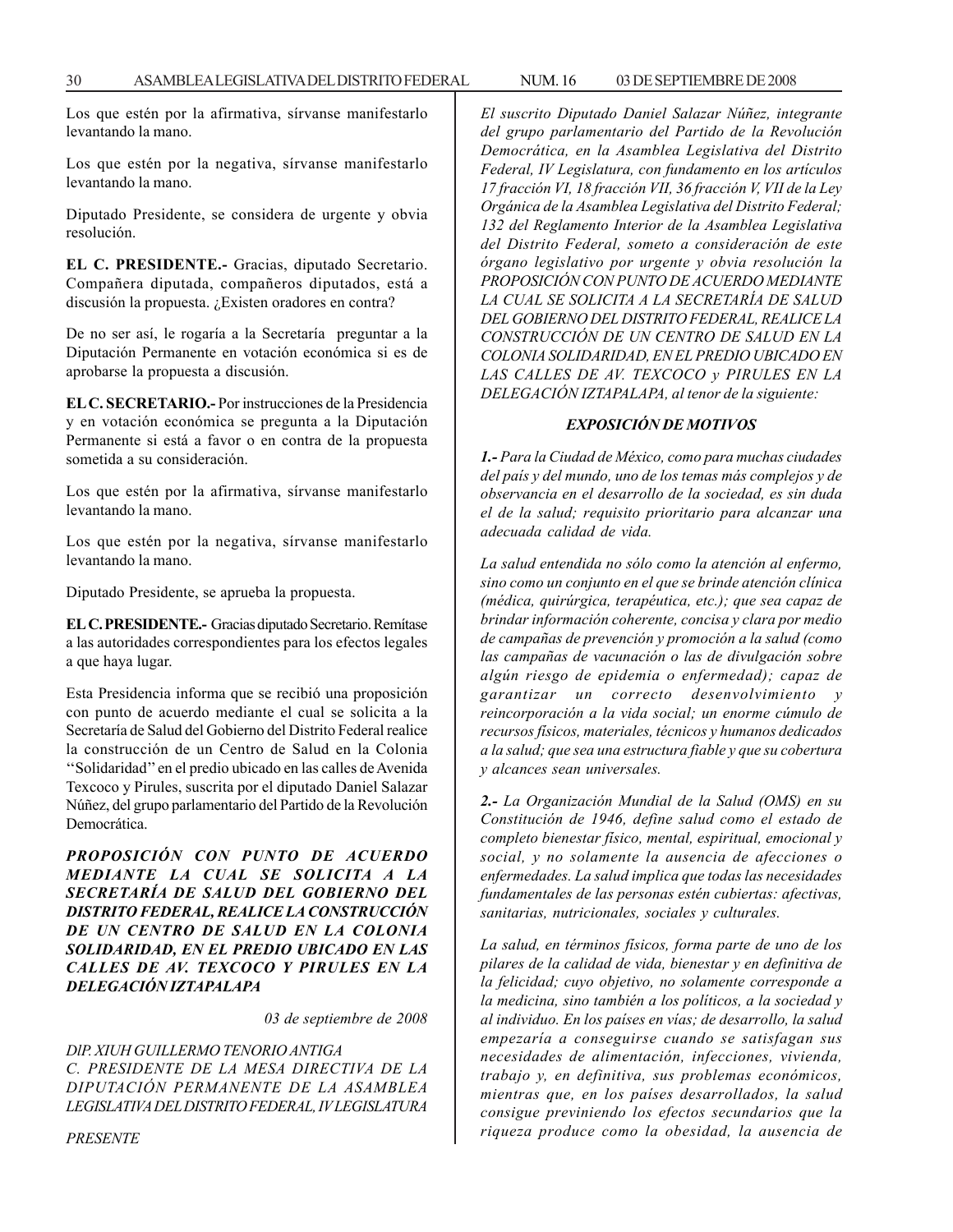Los que estén por la afirmativa, sírvanse manifestarlo levantando la mano.

Los que estén por la negativa, sírvanse manifestarlo levantando la mano.

Diputado Presidente, se considera de urgente y obvia resolución.

**EL C. PRESIDENTE.-** Gracias, diputado Secretario. Compañera diputada, compañeros diputados, está a discusión la propuesta. ¿Existen oradores en contra?

De no ser así, le rogaría a la Secretaría preguntar a la Diputación Permanente en votación económica si es de aprobarse la propuesta a discusión.

**EL C. SECRETARIO.-** Por instrucciones de la Presidencia y en votación económica se pregunta a la Diputación Permanente si está a favor o en contra de la propuesta sometida a su consideración.

Los que estén por la afirmativa, sírvanse manifestarlo levantando la mano.

Los que estén por la negativa, sírvanse manifestarlo levantando la mano.

Diputado Presidente, se aprueba la propuesta.

**EL C. PRESIDENTE.-** Gracias diputado Secretario. Remítase a las autoridades correspondientes para los efectos legales a que haya lugar.

Esta Presidencia informa que se recibió una proposición con punto de acuerdo mediante el cual se solicita a la Secretaría de Salud del Gobierno del Distrito Federal realice la construcción de un Centro de Salud en la Colonia ''Solidaridad'' en el predio ubicado en las calles de Avenida Texcoco y Pirules, suscrita por el diputado Daniel Salazar Núñez, del grupo parlamentario del Partido de la Revolución Democrática.

***PROPOSICIÓN CON PUNTO DE ACUERDO MEDIANTE LA CUAL SE SOLICITA A LA SECRETARÍA DE SALUD DEL GOBIERNO DEL DISTRITO FEDERAL, REALICE LA CONSTRUCCIÓN DE UN CENTRO DE SALUD EN LA COLONIA SOLIDARIDAD, EN EL PREDIO UBICADO EN LAS CALLES DE AV. TEXCOCO Y PIRULES EN LA DELEGACIÓN IZTAPALAPA***

*03 de septiembre de 2008*

*DIP. XIUH GUILLERMO TENORIO ANTIGA*
*C. PRESIDENTE DE LA MESA DIRECTIVA DE LA DIPUTACIÓN PERMANENTE DE LA ASAMBLEA LEGISLATIVA DEL DISTRITO FEDERAL, IV LEGISLATURA*

*PRESENTE*

*El suscrito Diputado Daniel Salazar Núñez, integrante del grupo parlamentario del Partido de la Revolución Democrática, en la Asamblea Legislativa del Distrito Federal, IV Legislatura, con fundamento en los artículos 17 fracción VI, 18 fracción VII, 36 fracción V, VII de la Ley Orgánica de la Asamblea Legislativa del Distrito Federal; 132 del Reglamento Interior de la Asamblea Legislativa del Distrito Federal, someto a consideración de este órgano legislativo por urgente y obvia resolución la PROPOSICIÓN CON PUNTO DE ACUERDO MEDIANTE LA CUAL SE SOLICITA A LA SECRETARÍA DE SALUD DEL GOBIERNO DEL DISTRITO FEDERAL, REALICE LA CONSTRUCCIÓN DE UN CENTRO DE SALUD EN LA COLONIA SOLIDARIDAD, EN EL PREDIO UBICADO EN LAS CALLES DE AV. TEXCOCO y PIRULES EN LA DELEGACIÓN IZTAPALAPA, al tenor de la siguiente:*

***EXPOSICIÓN DE MOTIVOS***

***1.-*** *Para la Ciudad de México, como para muchas ciudades del país y del mundo, uno de los temas más complejos y de observancia en el desarrollo de la sociedad, es sin duda el de la salud; requisito prioritario para alcanzar una adecuada calidad de vida.*

*La salud entendida no sólo como la atención al enfermo, sino como un conjunto en el que se brinde atención clínica (médica, quirúrgica, terapéutica, etc.); que sea capaz de brindar información coherente, concisa y clara por medio de campañas de prevención y promoción a la salud (como las campañas de vacunación o las de divulgación sobre algún riesgo de epidemia o enfermedad); capaz de garantizar un correcto desenvolvimiento y reincorporación a la vida social; un enorme cúmulo de recursos físicos, materiales, técnicos y humanos dedicados a la salud; que sea una estructura fiable y que su cobertura y alcances sean universales.*

***2.-*** *La Organización Mundial de la Salud (OMS) en su Constitución de 1946, define salud como el estado de completo bienestar físico, mental, espiritual, emocional y social, y no solamente la ausencia de afecciones o enfermedades. La salud implica que todas las necesidades fundamentales de las personas estén cubiertas: afectivas, sanitarias, nutricionales, sociales y culturales.*

*La salud, en términos físicos, forma parte de uno de los pilares de la calidad de vida, bienestar y en definitiva de la felicidad; cuyo objetivo, no solamente corresponde a la medicina, sino también a los políticos, a la sociedad y al individuo. En los países en vías; de desarrollo, la salud empezaría a conseguirse cuando se satisfagan sus necesidades de alimentación, infecciones, vivienda, trabajo y, en definitiva, sus problemas económicos, mientras que, en los países desarrollados, la salud consigue previniendo los efectos secundarios que la riqueza produce como la obesidad, la ausencia de*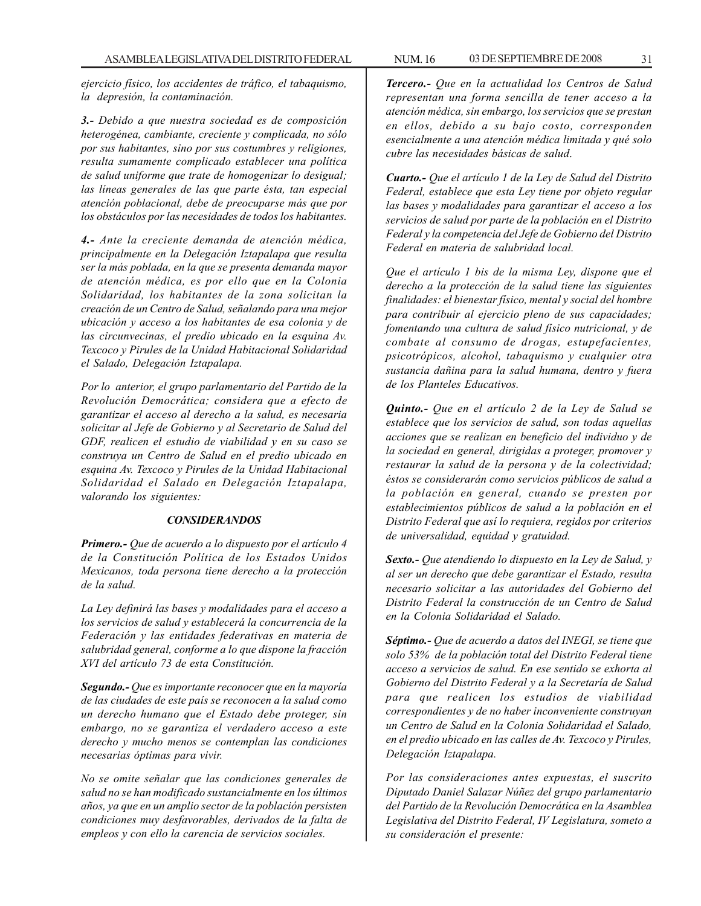*ejercicio físico, los accidentes de tráfico, el tabaquismo, la depresión, la contaminación.*

***3.-*** *Debido a que nuestra sociedad es de composición heterogénea, cambiante, creciente y complicada, no sólo por sus habitantes, sino por sus costumbres y religiones, resulta sumamente complicado establecer una política de salud uniforme que trate de homogenizar lo desigual; las líneas generales de las que parte ésta, tan especial atención poblacional, debe de preocuparse más que por los obstáculos por las necesidades de todos los habitantes.*

***4.-*** *Ante la creciente demanda de atención médica, principalmente en la Delegación Iztapalapa que resulta ser la más poblada, en la que se presenta demanda mayor de atención médica, es por ello que en la Colonia Solidaridad, los habitantes de la zona solicitan la creación de un Centro de Salud, señalando para una mejor ubicación y acceso a los habitantes de esa colonia y de las circunvecinas, el predio ubicado en la esquina Av. Texcoco y Pirules de la Unidad Habitacional Solidaridad el Salado, Delegación Iztapalapa.*

*Por lo anterior, el grupo parlamentario del Partido de la Revolución Democrática; considera que a efecto de garantizar el acceso al derecho a la salud, es necesaria solicitar al Jefe de Gobierno y al Secretario de Salud del GDF, realicen el estudio de viabilidad y en su caso se construya un Centro de Salud en el predio ubicado en esquina Av. Texcoco y Pirules de la Unidad Habitacional Solidaridad el Salado en Delegación Iztapalapa, valorando los siguientes:*

## *CONSIDERANDOS*

***Primero.-*** *Que de acuerdo a lo dispuesto por el artículo 4 de la Constitución Política de los Estados Unidos Mexicanos, toda persona tiene derecho a la protección de la salud.*

*La Ley definirá las bases y modalidades para el acceso a los servicios de salud y establecerá la concurrencia de la Federación y las entidades federativas en materia de salubridad general, conforme a lo que dispone la fracción XVI del artículo 73 de esta Constitución.*

***Segundo.-*** *Que es importante reconocer que en la mayoría de las ciudades de este país se reconocen a la salud como un derecho humano que el Estado debe proteger, sin embargo, no se garantiza el verdadero acceso a este derecho y mucho menos se contemplan las condiciones necesarias óptimas para vivir.*

*No se omite señalar que las condiciones generales de salud no se han modificado sustancialmente en los últimos años, ya que en un amplio sector de la población persisten condiciones muy desfavorables, derivados de la falta de empleos y con ello la carencia de servicios sociales.*

***Tercero.-*** *Que en la actualidad los Centros de Salud representan una forma sencilla de tener acceso a la atención médica, sin embargo, los servicios que se prestan en ellos, debido a su bajo costo, corresponden esencialmente a una atención médica limitada y qué solo cubre las necesidades básicas de salud.*

***Cuarto.-*** *Que el artículo 1 de la Ley de Salud del Distrito Federal, establece que esta Ley tiene por objeto regular las bases y modalidades para garantizar el acceso a los servicios de salud por parte de la población en el Distrito Federal y la competencia del Jefe de Gobierno del Distrito Federal en materia de salubridad local.*

*Que el artículo 1 bis de la misma Ley, dispone que el derecho a la protección de la salud tiene las siguientes finalidades: el bienestar físico, mental y social del hombre para contribuir al ejercicio pleno de sus capacidades; fomentando una cultura de salud físico nutricional, y de combate al consumo de drogas, estupefacientes, psicotrópicos, alcohol, tabaquismo y cualquier otra sustancia dañina para la salud humana, dentro y fuera de los Planteles Educativos.*

***Quinto.-*** *Que en el artículo 2 de la Ley de Salud se establece que los servicios de salud, son todas aquellas acciones que se realizan en beneficio del individuo y de la sociedad en general, dirigidas a proteger, promover y restaurar la salud de la persona y de la colectividad; éstos se considerarán como servicios públicos de salud a la población en general, cuando se presten por establecimientos públicos de salud a la población en el Distrito Federal que así lo requiera, regidos por criterios de universalidad, equidad y gratuidad.*

***Sexto.-*** *Que atendiendo lo dispuesto en la Ley de Salud, y al ser un derecho que debe garantizar el Estado, resulta necesario solicitar a las autoridades del Gobierno del Distrito Federal la construcción de un Centro de Salud en la Colonia Solidaridad el Salado.*

***Séptimo.-*** *Que de acuerdo a datos del INEGI, se tiene que solo 53% de la población total del Distrito Federal tiene acceso a servicios de salud. En ese sentido se exhorta al Gobierno del Distrito Federal y a la Secretaría de Salud para que realicen los estudios de viabilidad correspondientes y de no haber inconveniente construyan un Centro de Salud en la Colonia Solidaridad el Salado, en el predio ubicado en las calles de Av. Texcoco y Pirules, Delegación Iztapalapa.*

*Por las consideraciones antes expuestas, el suscrito Diputado Daniel Salazar Núñez del grupo parlamentario del Partido de la Revolución Democrática en la Asamblea Legislativa del Distrito Federal, IV Legislatura, someto a su consideración el presente:*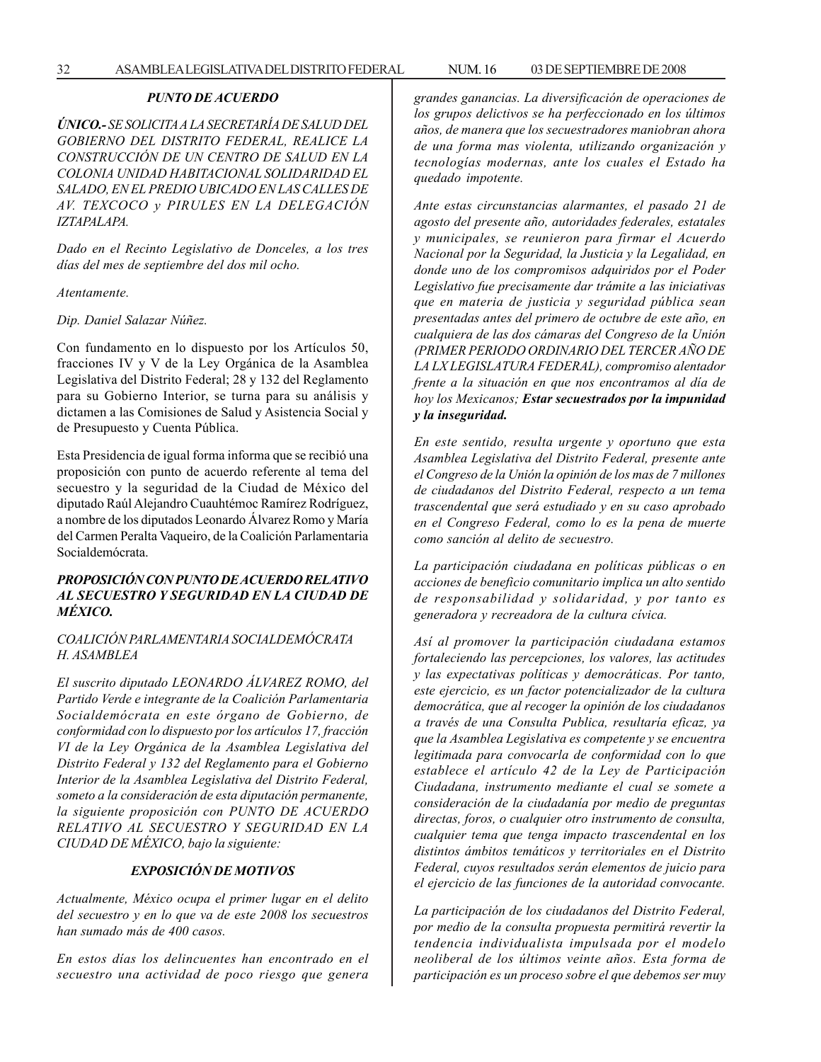### *PUNTO DE ACUERDO*

***ÚNICO.-*** *SE SOLICITA A LA SECRETARÍA DE SALUD DEL GOBIERNO DEL DISTRITO FEDERAL, REALICE LA CONSTRUCCIÓN DE UN CENTRO DE SALUD EN LA COLONIA UNIDAD HABITACIONAL SOLIDARIDAD EL SALADO, EN EL PREDIO UBICADO EN LAS CALLES DE AV. TEXCOCO y PIRULES EN LA DELEGACIÓN IZTAPALAPA.*

*Dado en el Recinto Legislativo de Donceles, a los tres días del mes de septiembre del dos mil ocho.*

*Atentamente.*

*Dip. Daniel Salazar Núñez.*

Con fundamento en lo dispuesto por los Artículos 50, fracciones IV y V de la Ley Orgánica de la Asamblea Legislativa del Distrito Federal; 28 y 132 del Reglamento para su Gobierno Interior, se turna para su análisis y dictamen a las Comisiones de Salud y Asistencia Social y de Presupuesto y Cuenta Pública.

Esta Presidencia de igual forma informa que se recibió una proposición con punto de acuerdo referente al tema del secuestro y la seguridad de la Ciudad de México del diputado Raúl Alejandro Cuauhtémoc Ramírez Rodríguez, a nombre de los diputados Leonardo Álvarez Romo y María del Carmen Peralta Vaqueiro, de la Coalición Parlamentaria Socialdemócrata.

### *PROPOSICIÓN CON PUNTO DE ACUERDO RELATIVO AL SECUESTRO Y SEGURIDAD EN LA CIUDAD DE MÉXICO.*

*COALICIÓN PARLAMENTARIA SOCIALDEMÓCRATA*
*H. ASAMBLEA*

*El suscrito diputado LEONARDO ÁLVAREZ ROMO, del Partido Verde e integrante de la Coalición Parlamentaria Socialdemócrata en este órgano de Gobierno, de conformidad con lo dispuesto por los artículos 17, fracción VI de la Ley Orgánica de la Asamblea Legislativa del Distrito Federal y 132 del Reglamento para el Gobierno Interior de la Asamblea Legislativa del Distrito Federal, someto a la consideración de esta diputación permanente, la siguiente proposición con PUNTO DE ACUERDO RELATIVO AL SECUESTRO Y SEGURIDAD EN LA CIUDAD DE MÉXICO, bajo la siguiente:*

### *EXPOSICIÓN DE MOTIVOS*

*Actualmente, México ocupa el primer lugar en el delito del secuestro y en lo que va de este 2008 los secuestros han sumado más de 400 casos.*

*En estos días los delincuentes han encontrado en el secuestro una actividad de poco riesgo que genera grandes ganancias. La diversificación de operaciones de los grupos delictivos se ha perfeccionado en los últimos años, de manera que los secuestradores maniobran ahora de una forma mas violenta, utilizando organización y tecnologías modernas, ante los cuales el Estado ha quedado impotente.*

*Ante estas circunstancias alarmantes, el pasado 21 de agosto del presente año, autoridades federales, estatales y municipales, se reunieron para firmar el Acuerdo Nacional por la Seguridad, la Justicia y la Legalidad, en donde uno de los compromisos adquiridos por el Poder Legislativo fue precisamente dar trámite a las iniciativas que en materia de justicia y seguridad pública sean presentadas antes del primero de octubre de este año, en cualquiera de las dos cámaras del Congreso de la Unión (PRIMER PERIODO ORDINARIO DEL TERCER AÑO DE LA LX LEGISLATURA FEDERAL), compromiso alentador frente a la situación en que nos encontramos al día de hoy los Mexicanos;* ***Estar secuestrados por la impunidad y la inseguridad.***

*En este sentido, resulta urgente y oportuno que esta Asamblea Legislativa del Distrito Federal, presente ante el Congreso de la Unión la opinión de los mas de 7 millones de ciudadanos del Distrito Federal, respecto a un tema trascendental que será estudiado y en su caso aprobado en el Congreso Federal, como lo es la pena de muerte como sanción al delito de secuestro.*

*La participación ciudadana en políticas públicas o en acciones de beneficio comunitario implica un alto sentido de responsabilidad y solidaridad, y por tanto es generadora y recreadora de la cultura cívica.*

*Así al promover la participación ciudadana estamos fortaleciendo las percepciones, los valores, las actitudes y las expectativas políticas y democráticas. Por tanto, este ejercicio, es un factor potencializador de la cultura democrática, que al recoger la opinión de los ciudadanos a través de una Consulta Publica, resultaría eficaz, ya que la Asamblea Legislativa es competente y se encuentra legitimada para convocarla de conformidad con lo que establece el artículo 42 de la Ley de Participación Ciudadana, instrumento mediante el cual se somete a consideración de la ciudadanía por medio de preguntas directas, foros, o cualquier otro instrumento de consulta, cualquier tema que tenga impacto trascendental en los distintos ámbitos temáticos y territoriales en el Distrito Federal, cuyos resultados serán elementos de juicio para el ejercicio de las funciones de la autoridad convocante.*

*La participación de los ciudadanos del Distrito Federal, por medio de la consulta propuesta permitirá revertir la tendencia individualista impulsada por el modelo neoliberal de los últimos veinte años. Esta forma de participación es un proceso sobre el que debemos ser muy*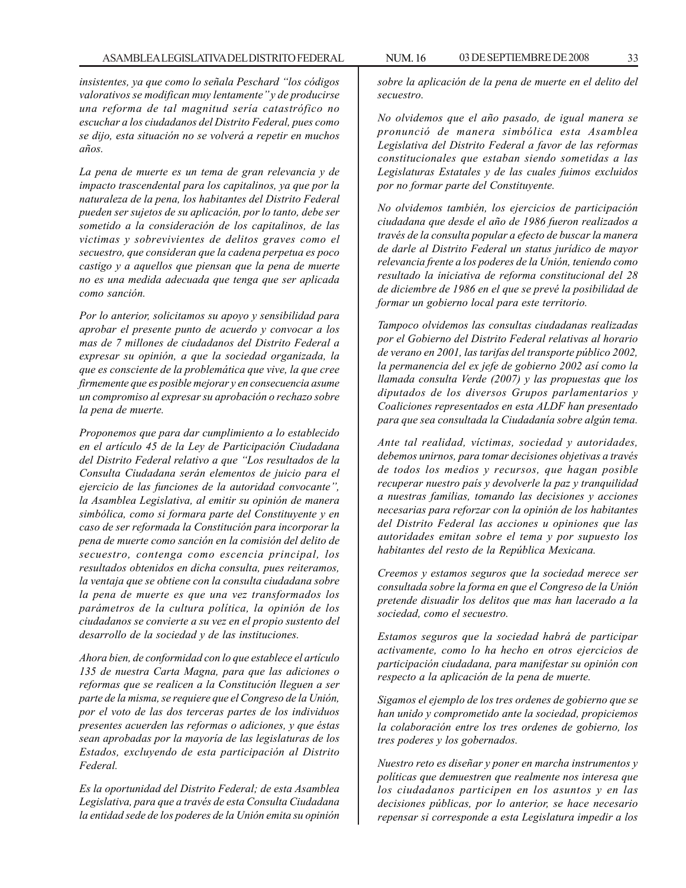*insistentes, ya que como lo señala Peschard "los códigos valorativos se modifican muy lentamente" y de producirse una reforma de tal magnitud sería catastrófico no escuchar a los ciudadanos del Distrito Federal, pues como se dijo, esta situación no se volverá a repetir en muchos años.*

*La pena de muerte es un tema de gran relevancia y de impacto trascendental para los capitalinos, ya que por la naturaleza de la pena, los habitantes del Distrito Federal pueden ser sujetos de su aplicación, por lo tanto, debe ser sometido a la consideración de los capitalinos, de las victimas y sobrevivientes de delitos graves como el secuestro, que consideran que la cadena perpetua es poco castigo y a aquellos que piensan que la pena de muerte no es una medida adecuada que tenga que ser aplicada como sanción.*

*Por lo anterior, solicitamos su apoyo y sensibilidad para aprobar el presente punto de acuerdo y convocar a los mas de 7 millones de ciudadanos del Distrito Federal a expresar su opinión, a que la sociedad organizada, la que es consciente de la problemática que vive, la que cree firmemente que es posible mejorar y en consecuencia asume un compromiso al expresar su aprobación o rechazo sobre la pena de muerte.*

*Proponemos que para dar cumplimiento a lo establecido en el artículo 45 de la Ley de Participación Ciudadana del Distrito Federal relativo a que "Los resultados de la Consulta Ciudadana serán elementos de juicio para el ejercicio de las funciones de la autoridad convocante", la Asamblea Legislativa, al emitir su opinión de manera simbólica, como si formara parte del Constituyente y en caso de ser reformada la Constitución para incorporar la pena de muerte como sanción en la comisión del delito de secuestro, contenga como escencia principal, los resultados obtenidos en dicha consulta, pues reiteramos, la ventaja que se obtiene con la consulta ciudadana sobre la pena de muerte es que una vez transformados los parámetros de la cultura política, la opinión de los ciudadanos se convierte a su vez en el propio sustento del desarrollo de la sociedad y de las instituciones.*

*Ahora bien, de conformidad con lo que establece el artículo 135 de nuestra Carta Magna, para que las adiciones o reformas que se realicen a la Constitución lleguen a ser parte de la misma, se requiere que el Congreso de la Unión, por el voto de las dos terceras partes de los individuos presentes acuerden las reformas o adiciones, y que éstas sean aprobadas por la mayoría de las legislaturas de los Estados, excluyendo de esta participación al Distrito Federal.*

*Es la oportunidad del Distrito Federal; de esta Asamblea Legislativa, para que a través de esta Consulta Ciudadana la entidad sede de los poderes de la Unión emita su opinión sobre la aplicación de la pena de muerte en el delito del secuestro.*

*No olvidemos que el año pasado, de igual manera se pronunció de manera simbólica esta Asamblea Legislativa del Distrito Federal a favor de las reformas constitucionales que estaban siendo sometidas a las Legislaturas Estatales y de las cuales fuimos excluidos por no formar parte del Constituyente.*

*No olvidemos también, los ejercicios de participación ciudadana que desde el año de 1986 fueron realizados a través de la consulta popular a efecto de buscar la manera de darle al Distrito Federal un status jurídico de mayor relevancia frente a los poderes de la Unión, teniendo como resultado la iniciativa de reforma constitucional del 28 de diciembre de 1986 en el que se prevé la posibilidad de formar un gobierno local para este territorio.*

*Tampoco olvidemos las consultas ciudadanas realizadas por el Gobierno del Distrito Federal relativas al horario de verano en 2001, las tarifas del transporte público 2002, la permanencia del ex jefe de gobierno 2002 así como la llamada consulta Verde (2007) y las propuestas que los diputados de los diversos Grupos parlamentarios y Coaliciones representados en esta ALDF han presentado para que sea consultada la Ciudadanía sobre algún tema.*

*Ante tal realidad, víctimas, sociedad y autoridades, debemos unirnos, para tomar decisiones objetivas a través de todos los medios y recursos, que hagan posible recuperar nuestro país y devolverle la paz y tranquilidad a nuestras familias, tomando las decisiones y acciones necesarias para reforzar con la opinión de los habitantes del Distrito Federal las acciones u opiniones que las autoridades emitan sobre el tema y por supuesto los habitantes del resto de la República Mexicana.*

*Creemos y estamos seguros que la sociedad merece ser consultada sobre la forma en que el Congreso de la Unión pretende disuadir los delitos que mas han lacerado a la sociedad, como el secuestro.*

*Estamos seguros que la sociedad habrá de participar activamente, como lo ha hecho en otros ejercicios de participación ciudadana, para manifestar su opinión con respecto a la aplicación de la pena de muerte.*

*Sigamos el ejemplo de los tres ordenes de gobierno que se han unido y comprometido ante la sociedad, propiciemos la colaboración entre los tres ordenes de gobierno, los tres poderes y los gobernados.*

*Nuestro reto es diseñar y poner en marcha instrumentos y políticas que demuestren que realmente nos interesa que los ciudadanos participen en los asuntos y en las decisiones públicas, por lo anterior, se hace necesario repensar si corresponde a esta Legislatura impedir a los*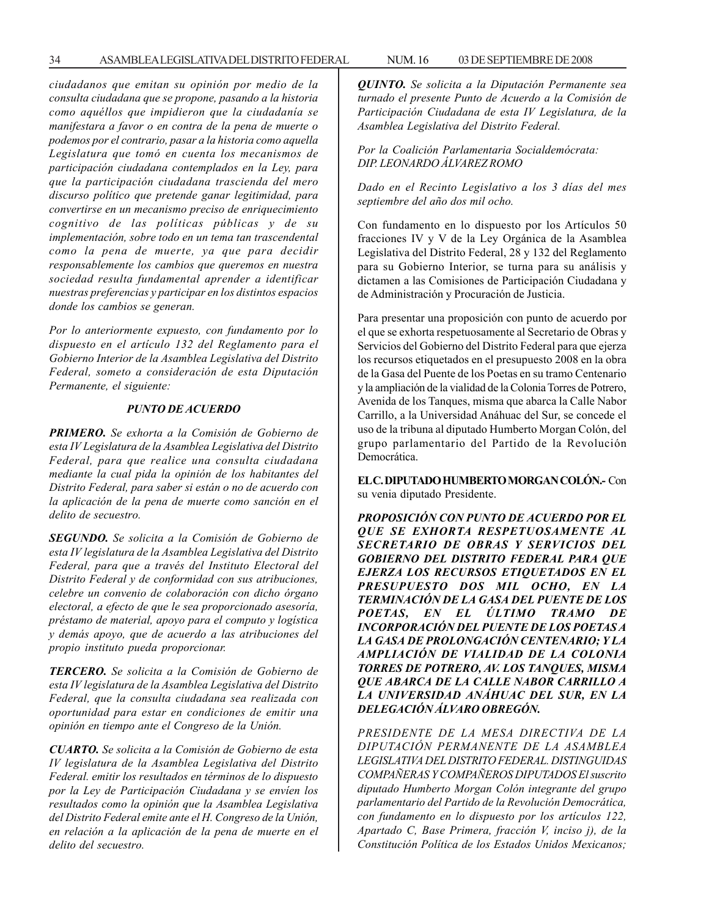*ciudadanos que emitan su opinión por medio de la consulta ciudadana que se propone, pasando a la historia como aquéllos que impidieron que la ciudadanía se manifestara a favor o en contra de la pena de muerte o podemos por el contrario, pasar a la historia como aquella Legislatura que tomó en cuenta los mecanismos de participación ciudadana contemplados en la Ley, para que la participación ciudadana trascienda del mero discurso político que pretende ganar legitimidad, para convertirse en un mecanismo preciso de enriquecimiento cognitivo de las políticas públicas y de su implementación, sobre todo en un tema tan trascendental como la pena de muerte, ya que para decidir responsablemente los cambios que queremos en nuestra sociedad resulta fundamental aprender a identificar nuestras preferencias y participar en los distintos espacios donde los cambios se generan.*

*Por lo anteriormente expuesto, con fundamento por lo dispuesto en el artículo 132 del Reglamento para el Gobierno Interior de la Asamblea Legislativa del Distrito Federal, someto a consideración de esta Diputación Permanente, el siguiente:*

***PUNTO DE ACUERDO***

***PRIMERO.*** *Se exhorta a la Comisión de Gobierno de esta IV Legislatura de la Asamblea Legislativa del Distrito Federal, para que realice una consulta ciudadana mediante la cual pida la opinión de los habitantes del Distrito Federal, para saber si están o no de acuerdo con la aplicación de la pena de muerte como sanción en el delito de secuestro.*

***SEGUNDO.*** *Se solicita a la Comisión de Gobierno de esta IV legislatura de la Asamblea Legislativa del Distrito Federal, para que a través del Instituto Electoral del Distrito Federal y de conformidad con sus atribuciones, celebre un convenio de colaboración con dicho órgano electoral, a efecto de que le sea proporcionado asesoría, préstamo de material, apoyo para el computo y logística y demás apoyo, que de acuerdo a las atribuciones del propio instituto pueda proporcionar.*

***TERCERO.*** *Se solicita a la Comisión de Gobierno de esta IV legislatura de la Asamblea Legislativa del Distrito Federal, que la consulta ciudadana sea realizada con oportunidad para estar en condiciones de emitir una opinión en tiempo ante el Congreso de la Unión.*

***CUARTO.*** *Se solicita a la Comisión de Gobierno de esta IV legislatura de la Asamblea Legislativa del Distrito Federal. emitir los resultados en términos de lo dispuesto por la Ley de Participación Ciudadana y se envíen los resultados como la opinión que la Asamblea Legislativa del Distrito Federal emite ante el H. Congreso de la Unión, en relación a la aplicación de la pena de muerte en el delito del secuestro.*

***QUINTO.*** *Se solicita a la Diputación Permanente sea turnado el presente Punto de Acuerdo a la Comisión de Participación Ciudadana de esta IV Legislatura, de la Asamblea Legislativa del Distrito Federal.*

*Por la Coalición Parlamentaria Socialdemócrata:*
*DIP. LEONARDO ÁLVAREZ ROMO*

*Dado en el Recinto Legislativo a los 3 días del mes septiembre del año dos mil ocho.*

Con fundamento en lo dispuesto por los Artículos 50 fracciones IV y V de la Ley Orgánica de la Asamblea Legislativa del Distrito Federal, 28 y 132 del Reglamento para su Gobierno Interior, se turna para su análisis y dictamen a las Comisiones de Participación Ciudadana y de Administración y Procuración de Justicia.

Para presentar una proposición con punto de acuerdo por el que se exhorta respetuosamente al Secretario de Obras y Servicios del Gobierno del Distrito Federal para que ejerza los recursos etiquetados en el presupuesto 2008 en la obra de la Gasa del Puente de los Poetas en su tramo Centenario y la ampliación de la vialidad de la Colonia Torres de Potrero, Avenida de los Tanques, misma que abarca la Calle Nabor Carrillo, a la Universidad Anáhuac del Sur, se concede el uso de la tribuna al diputado Humberto Morgan Colón, del grupo parlamentario del Partido de la Revolución Democrática.

**EL C. DIPUTADO HUMBERTO MORGAN COLÓN.-** Con su venia diputado Presidente.

***PROPOSICIÓN CON PUNTO DE ACUERDO POR EL QUE SE EXHORTA RESPETUOSAMENTE AL SECRETARIO DE OBRAS Y SERVICIOS DEL GOBIERNO DEL DISTRITO FEDERAL PARA QUE EJERZA LOS RECURSOS ETIQUETADOS EN EL PRESUPUESTO DOS MIL OCHO, EN LA TERMINACIÓN DE LA GASA DEL PUENTE DE LOS POETAS, EN EL ÚLTIMO TRAMO DE INCORPORACIÓN DEL PUENTE DE LOS POETAS A LA GASA DE PROLONGACIÓN CENTENARIO; Y LA AMPLIACIÓN DE VIALIDAD DE LA COLONIA TORRES DE POTRERO, AV. LOS TANQUES, MISMA QUE ABARCA DE LA CALLE NABOR CARRILLO A LA UNIVERSIDAD ANÁHUAC DEL SUR, EN LA DELEGACIÓN ÁLVARO OBREGÓN.***

*PRESIDENTE DE LA MESA DIRECTIVA DE LA DIPUTACIÓN PERMANENTE DE LA ASAMBLEA LEGISLATIVA DEL DISTRITO FEDERAL. DISTINGUIDAS COMPAÑERAS Y COMPAÑEROS DIPUTADOS El suscrito diputado Humberto Morgan Colón integrante del grupo parlamentario del Partido de la Revolución Democrática, con fundamento en lo dispuesto por los artículos 122, Apartado C, Base Primera, fracción V, inciso j), de la Constitución Política de los Estados Unidos Mexicanos;*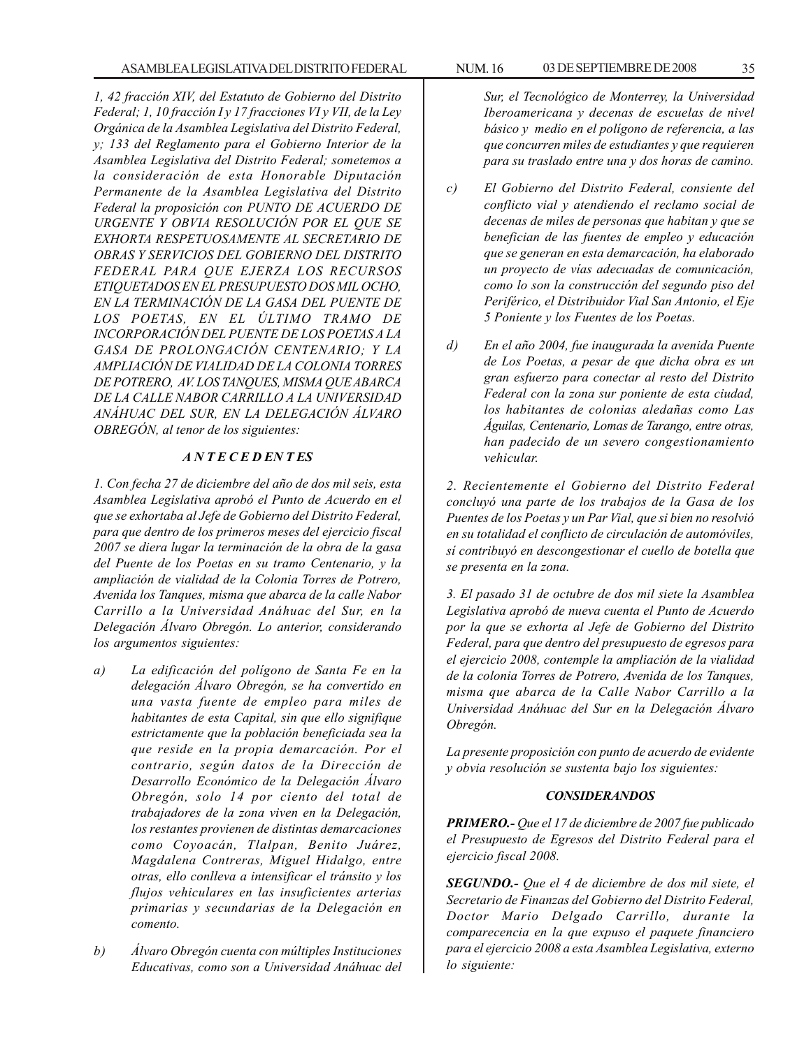*1, 42 fracción XIV, del Estatuto de Gobierno del Distrito Federal; 1, 10 fracción I y 17 fracciones VI y VII, de la Ley Orgánica de la Asamblea Legislativa del Distrito Federal, y; 133 del Reglamento para el Gobierno Interior de la Asamblea Legislativa del Distrito Federal; sometemos a la consideración de esta Honorable Diputación Permanente de la Asamblea Legislativa del Distrito Federal la proposición con PUNTO DE ACUERDO DE URGENTE Y OBVIA RESOLUCIÓN POR EL QUE SE EXHORTA RESPETUOSAMENTE AL SECRETARIO DE OBRAS Y SERVICIOS DEL GOBIERNO DEL DISTRITO FEDERAL PARA QUE EJERZA LOS RECURSOS ETIQUETADOS EN EL PRESUPUESTO DOS MIL OCHO, EN LA TERMINACIÓN DE LA GASA DEL PUENTE DE LOS POETAS, EN EL ÚLTIMO TRAMO DE INCORPORACIÓN DEL PUENTE DE LOS POETAS A LA GASA DE PROLONGACIÓN CENTENARIO; Y LA AMPLIACIÓN DE VIALIDAD DE LA COLONIA TORRES DE POTRERO, AV. LOS TANQUES, MISMA QUE ABARCA DE LA CALLE NABOR CARRILLO A LA UNIVERSIDAD ANÁHUAC DEL SUR, EN LA DELEGACIÓN ÁLVARO OBREGÓN, al tenor de los siguientes:*

***ANTECEDENTES***

*1. Con fecha 27 de diciembre del año de dos mil seis, esta Asamblea Legislativa aprobó el Punto de Acuerdo en el que se exhortaba al Jefe de Gobierno del Distrito Federal, para que dentro de los primeros meses del ejercicio fiscal 2007 se diera lugar la terminación de la obra de la gasa del Puente de los Poetas en su tramo Centenario, y la ampliación de vialidad de la Colonia Torres de Potrero, Avenida los Tanques, misma que abarca de la calle Nabor Carrillo a la Universidad Anáhuac del Sur, en la Delegación Álvaro Obregón. Lo anterior, considerando los argumentos siguientes:*

*a) La edificación del polígono de Santa Fe en la delegación Álvaro Obregón, se ha convertido en una vasta fuente de empleo para miles de habitantes de esta Capital, sin que ello signifique estrictamente que la población beneficiada sea la que reside en la propia demarcación. Por el contrario, según datos de la Dirección de Desarrollo Económico de la Delegación Álvaro Obregón, solo 14 por ciento del total de trabajadores de la zona viven en la Delegación, los restantes provienen de distintas demarcaciones como Coyoacán, Tlalpan, Benito Juárez, Magdalena Contreras, Miguel Hidalgo, entre otras, ello conlleva a intensificar el tránsito y los flujos vehiculares en las insuficientes arterias primarias y secundarias de la Delegación en comento.*

*b) Álvaro Obregón cuenta con múltiples Instituciones Educativas, como son a Universidad Anáhuac del Sur, el Tecnológico de Monterrey, la Universidad Iberoamericana y decenas de escuelas de nivel básico y medio en el polígono de referencia, a las que concurren miles de estudiantes y que requieren para su traslado entre una y dos horas de camino.*

*c) El Gobierno del Distrito Federal, consiente del conflicto vial y atendiendo el reclamo social de decenas de miles de personas que habitan y que se benefician de las fuentes de empleo y educación que se generan en esta demarcación, ha elaborado un proyecto de vías adecuadas de comunicación, como lo son la construcción del segundo piso del Periférico, el Distribuidor Vial San Antonio, el Eje 5 Poniente y los Fuentes de los Poetas.*

*d) En el año 2004, fue inaugurada la avenida Puente de Los Poetas, a pesar de que dicha obra es un gran esfuerzo para conectar al resto del Distrito Federal con la zona sur poniente de esta ciudad, los habitantes de colonias aledañas como Las Águilas, Centenario, Lomas de Tarango, entre otras, han padecido de un severo congestionamiento vehicular.*

*2. Recientemente el Gobierno del Distrito Federal concluyó una parte de los trabajos de la Gasa de los Puentes de los Poetas y un Par Vial, que si bien no resolvió en su totalidad el conflicto de circulación de automóviles, sí contribuyó en descongestionar el cuello de botella que se presenta en la zona.*

*3. El pasado 31 de octubre de dos mil siete la Asamblea Legislativa aprobó de nueva cuenta el Punto de Acuerdo por la que se exhorta al Jefe de Gobierno del Distrito Federal, para que dentro del presupuesto de egresos para el ejercicio 2008, contemple la ampliación de la vialidad de la colonia Torres de Potrero, Avenida de los Tanques, misma que abarca de la Calle Nabor Carrillo a la Universidad Anáhuac del Sur en la Delegación Álvaro Obregón.*

*La presente proposición con punto de acuerdo de evidente y obvia resolución se sustenta bajo los siguientes:*

***CONSIDERANDOS***

***PRIMERO.-*** *Que el 17 de diciembre de 2007 fue publicado el Presupuesto de Egresos del Distrito Federal para el ejercicio fiscal 2008.*

***SEGUNDO.-*** *Que el 4 de diciembre de dos mil siete, el Secretario de Finanzas del Gobierno del Distrito Federal, Doctor Mario Delgado Carrillo, durante la comparecencia en la que expuso el paquete financiero para el ejercicio 2008 a esta Asamblea Legislativa, externo lo siguiente:*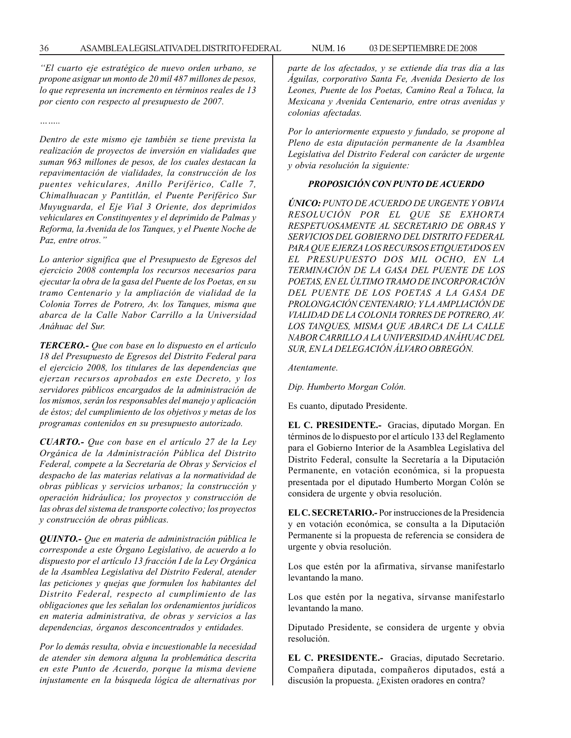*"El cuarto eje estratégico de nuevo orden urbano, se propone asignar un monto de 20 mil 487 millones de pesos, lo que representa un incremento en términos reales de 13 por ciento con respecto al presupuesto de 2007.*

*…….*

*Dentro de este mismo eje también se tiene prevista la realización de proyectos de inversión en vialidades que suman 963 millones de pesos, de los cuales destacan la repavimentación de vialidades, la construcción de los puentes vehiculares, Anillo Periférico, Calle 7, Chimalhuacan y Pantitlán, el Puente Periférico Sur Muyuguarda, el Eje Vial 3 Oriente, dos deprimidos vehiculares en Constituyentes y el deprimido de Palmas y Reforma, la Avenida de los Tanques, y el Puente Noche de Paz, entre otros."*

*Lo anterior significa que el Presupuesto de Egresos del ejercicio 2008 contempla los recursos necesarios para ejecutar la obra de la gasa del Puente de los Poetas, en su tramo Centenario y la ampliación de vialidad de la Colonia Torres de Potrero, Av. los Tanques, misma que abarca de la Calle Nabor Carrillo a la Universidad Anáhuac del Sur.*

***TERCERO.-** Que con base en lo dispuesto en el artículo 18 del Presupuesto de Egresos del Distrito Federal para el ejercicio 2008, los titulares de las dependencias que ejerzan recursos aprobados en este Decreto, y los servidores públicos encargados de la administración de los mismos, serán los responsables del manejo y aplicación de éstos; del cumplimiento de los objetivos y metas de los programas contenidos en su presupuesto autorizado.*

***CUARTO.-** Que con base en el artículo 27 de la Ley Orgánica de la Administración Pública del Distrito Federal, compete a la Secretaría de Obras y Servicios el despacho de las materias relativas a la normatividad de obras públicas y servicios urbanos; la construcción y operación hidráulica; los proyectos y construcción de las obras del sistema de transporte colectivo; los proyectos y construcción de obras públicas.*

***QUINTO.-** Que en materia de administración pública le corresponde a este Órgano Legislativo, de acuerdo a lo dispuesto por el artículo 13 fracción I de la Ley Orgánica de la Asamblea Legislativa del Distrito Federal, atender las peticiones y quejas que formulen los habitantes del Distrito Federal, respecto al cumplimiento de las obligaciones que les señalan los ordenamientos jurídicos en materia administrativa, de obras y servicios a las dependencias, órganos desconcentrados y entidades.*

*Por lo demás resulta, obvia e incuestionable la necesidad de atender sin demora alguna la problemática descrita en este Punto de Acuerdo, porque la misma deviene injustamente en la búsqueda lógica de alternativas por parte de los afectados, y se extiende día tras día a las Águilas, corporativo Santa Fe, Avenida Desierto de los Leones, Puente de los Poetas, Camino Real a Toluca, la Mexicana y Avenida Centenario, entre otras avenidas y colonias afectadas.*

*Por lo anteriormente expuesto y fundado, se propone al Pleno de esta diputación permanente de la Asamblea Legislativa del Distrito Federal con carácter de urgente y obvia resolución la siguiente:*

***PROPOSICIÓN CON PUNTO DE ACUERDO***

***ÚNICO:** PUNTO DE ACUERDO DE URGENTE Y OBVIA RESOLUCIÓN POR EL QUE SE EXHORTA RESPETUOSAMENTE AL SECRETARIO DE OBRAS Y SERVICIOS DEL GOBIERNO DEL DISTRITO FEDERAL PARA QUE EJERZA LOS RECURSOS ETIQUETADOS EN EL PRESUPUESTO DOS MIL OCHO, EN LA TERMINACIÓN DE LA GASA DEL PUENTE DE LOS POETAS, EN EL ÚLTIMO TRAMO DE INCORPORACIÓN DEL PUENTE DE LOS POETAS A LA GASA DE PROLONGACIÓN CENTENARIO; Y LA AMPLIACIÓN DE VIALIDAD DE LA COLONIA TORRES DE POTRERO, AV. LOS TANQUES, MISMA QUE ABARCA DE LA CALLE NABOR CARRILLO A LA UNIVERSIDAD ANÁHUAC DEL SUR, EN LA DELEGACIÓN ÁLVARO OBREGÓN.*

*Atentamente.*

*Dip. Humberto Morgan Colón.*

Es cuanto, diputado Presidente.

**EL C. PRESIDENTE.-** Gracias, diputado Morgan. En términos de lo dispuesto por el artículo 133 del Reglamento para el Gobierno Interior de la Asamblea Legislativa del Distrito Federal, consulte la Secretaría a la Diputación Permanente, en votación económica, si la propuesta presentada por el diputado Humberto Morgan Colón se considera de urgente y obvia resolución.

**EL C. SECRETARIO.-** Por instrucciones de la Presidencia y en votación económica, se consulta a la Diputación Permanente si la propuesta de referencia se considera de urgente y obvia resolución.

Los que estén por la afirmativa, sírvanse manifestarlo levantando la mano.

Los que estén por la negativa, sírvanse manifestarlo levantando la mano.

Diputado Presidente, se considera de urgente y obvia resolución.

**EL C. PRESIDENTE.-** Gracias, diputado Secretario. Compañera diputada, compañeros diputados, está a discusión la propuesta. ¿Existen oradores en contra?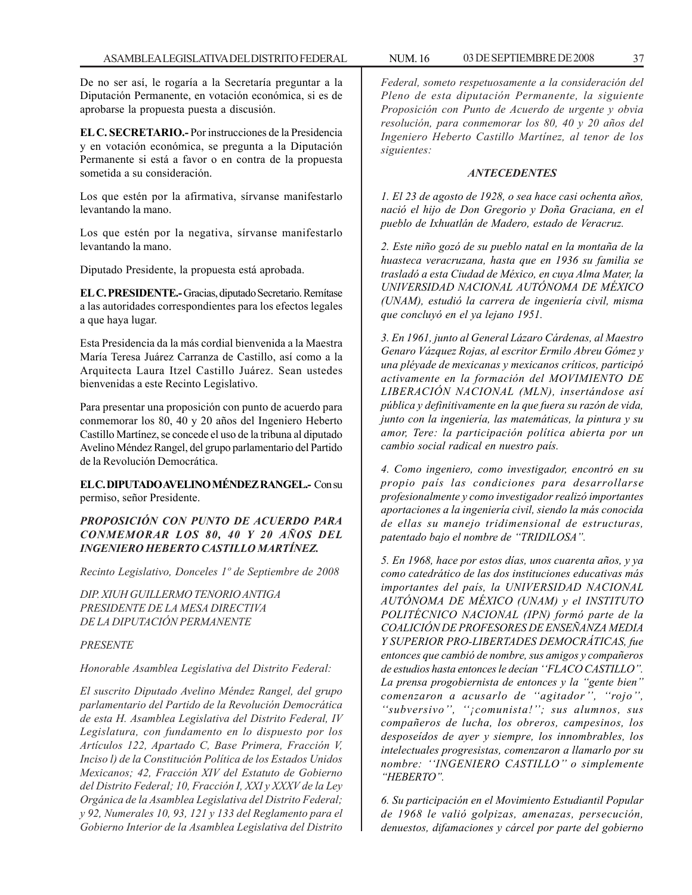De no ser así, le rogaría a la Secretaría preguntar a la Diputación Permanente, en votación económica, si es de aprobarse la propuesta puesta a discusión.

**EL C. SECRETARIO.-** Por instrucciones de la Presidencia y en votación económica, se pregunta a la Diputación Permanente si está a favor o en contra de la propuesta sometida a su consideración.

Los que estén por la afirmativa, sírvanse manifestarlo levantando la mano.

Los que estén por la negativa, sírvanse manifestarlo levantando la mano.

Diputado Presidente, la propuesta está aprobada.

**EL C. PRESIDENTE.-** Gracias, diputado Secretario. Remítase a las autoridades correspondientes para los efectos legales a que haya lugar.

Esta Presidencia da la más cordial bienvenida a la Maestra María Teresa Juárez Carranza de Castillo, así como a la Arquitecta Laura Itzel Castillo Juárez. Sean ustedes bienvenidas a este Recinto Legislativo.

Para presentar una proposición con punto de acuerdo para conmemorar los 80, 40 y 20 años del Ingeniero Heberto Castillo Martínez, se concede el uso de la tribuna al diputado Avelino Méndez Rangel, del grupo parlamentario del Partido de la Revolución Democrática.

**EL C. DIPUTADO AVELINO MÉNDEZ RANGEL.-** Con su permiso, señor Presidente.

***PROPOSICIÓN CON PUNTO DE ACUERDO PARA CONMEMORAR LOS 80, 40 Y 20 AÑOS DEL INGENIERO HEBERTO CASTILLO MARTÍNEZ.***

*Recinto Legislativo, Donceles 1º de Septiembre de 2008*

*DIP. XIUH GUILLERMO TENORIO ANTIGA*
*PRESIDENTE DE LA MESA DIRECTIVA*
*DE LA DIPUTACIÓN PERMANENTE*

*PRESENTE*

*Honorable Asamblea Legislativa del Distrito Federal:*

*El suscrito Diputado Avelino Méndez Rangel, del grupo parlamentario del Partido de la Revolución Democrática de esta H. Asamblea Legislativa del Distrito Federal, IV Legislatura, con fundamento en lo dispuesto por los Artículos 122, Apartado C, Base Primera, Fracción V, Inciso l) de la Constitución Política de los Estados Unidos Mexicanos; 42, Fracción XIV del Estatuto de Gobierno del Distrito Federal; 10, Fracción I, XXI y XXXV de la Ley Orgánica de la Asamblea Legislativa del Distrito Federal; y 92, Numerales 10, 93, 121 y 133 del Reglamento para el Gobierno Interior de la Asamblea Legislativa del Distrito Federal, someto respetuosamente a la consideración del Pleno de esta diputación Permanente, la siguiente Proposición con Punto de Acuerdo de urgente y obvia resolución, para conmemorar los 80, 40 y 20 años del Ingeniero Heberto Castillo Martínez, al tenor de los siguientes:*

***ANTECEDENTES***

*1. El 23 de agosto de 1928, o sea hace casi ochenta años, nació el hijo de Don Gregorio y Doña Graciana, en el pueblo de Ixhuatlán de Madero, estado de Veracruz.*

*2. Este niño gozó de su pueblo natal en la montaña de la huasteca veracruzana, hasta que en 1936 su familia se trasladó a esta Ciudad de México, en cuya Alma Mater, la UNIVERSIDAD NACIONAL AUTÓNOMA DE MÉXICO (UNAM), estudió la carrera de ingeniería civil, misma que concluyó en el ya lejano 1951.*

*3. En 1961, junto al General Lázaro Cárdenas, al Maestro Genaro Vázquez Rojas, al escritor Ermilo Abreu Gómez y una pléyade de mexicanas y mexicanos críticos, participó activamente en la formación del MOVIMIENTO DE LIBERACIÓN NACIONAL (MLN), insertándose así pública y definitivamente en la que fuera su razón de vida, junto con la ingeniería, las matemáticas, la pintura y su amor, Tere: la participación política abierta por un cambio social radical en nuestro país.*

*4. Como ingeniero, como investigador, encontró en su propio país las condiciones para desarrollarse profesionalmente y como investigador realizó importantes aportaciones a la ingeniería civil, siendo la más conocida de ellas su manejo tridimensional de estructuras, patentado bajo el nombre de "TRIDILOSA".*

*5. En 1968, hace por estos días, unos cuarenta años, y ya como catedrático de las dos instituciones educativas más importantes del país, la UNIVERSIDAD NACIONAL AUTÓNOMA DE MÉXICO (UNAM) y el INSTITUTO POLITÉCNICO NACIONAL (IPN) formó parte de la COALICIÓN DE PROFESORES DE ENSEÑANZA MEDIA Y SUPERIOR PRO-LIBERTADES DEMOCRÁTICAS, fue entonces que cambió de nombre, sus amigos y compañeros de estudios hasta entonces le decían ''FLACO CASTILLO''. La prensa progobiernista de entonces y la "gente bien" comenzaron a acusarlo de ''agitador'', ''rojo'', ''subversivo'', ''¡comunista!''; sus alumnos, sus compañeros de lucha, los obreros, campesinos, los desposeídos de ayer y siempre, los innombrables, los intelectuales progresistas, comenzaron a llamarlo por su nombre: ''INGENIERO CASTILLO'' o simplemente "HEBERTO".*

*6. Su participación en el Movimiento Estudiantil Popular de 1968 le valió golpizas, amenazas, persecución, denuestos, difamaciones y cárcel por parte del gobierno*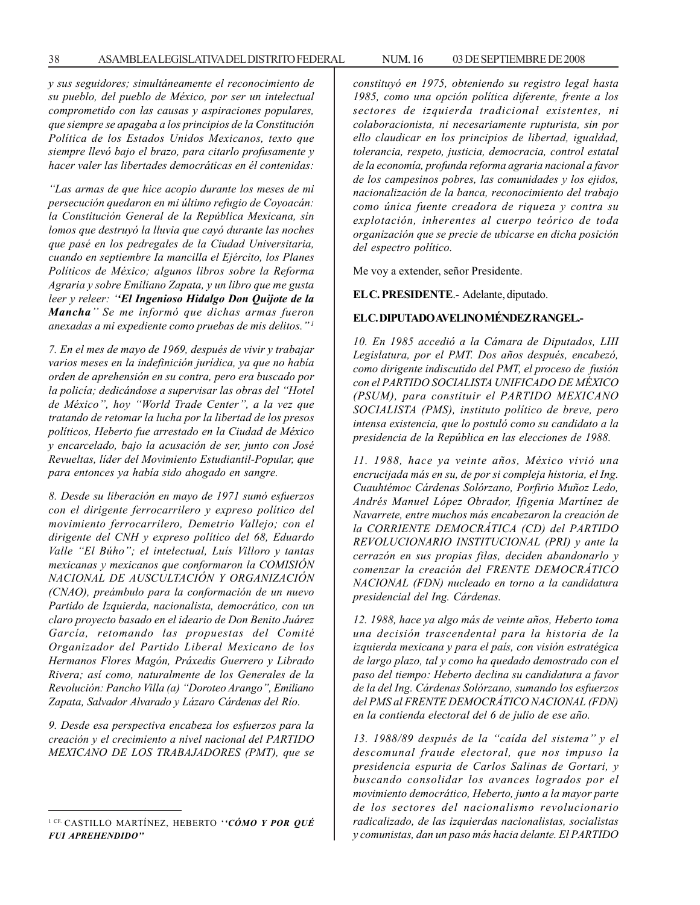*y sus seguidores; simultáneamente el reconocimiento de su pueblo, del pueblo de México, por ser un intelectual comprometido con las causas y aspiraciones populares, que siempre se apagaba a los principios de la Constitución Política de los Estados Unidos Mexicanos, texto que siempre llevó bajo el brazo, para citarlo profusamente y hacer valer las libertades democráticas en él contenidas:*

*"Las armas de que hice acopio durante los meses de mi persecución quedaron en mi último refugio de Coyoacán: la Constitución General de la República Mexicana, sin lomos que destruyó la lluvia que cayó durante las noches que pasé en los pedregales de la Ciudad Universitaria, cuando en septiembre Ia mancilla el Ejército, los Planes Políticos de México; algunos libros sobre la Reforma Agraria y sobre Emiliano Zapata, y un libro que me gusta leer y releer: "**El Ingenioso Hidalgo Don Quijote de la Mancha**" Se me informó que dichas armas fueron anexadas a mi expediente como pruebas de mis delitos."* [1]

*7. En el mes de mayo de 1969, después de vivir y trabajar varios meses en la indefinición jurídica, ya que no había orden de aprehensión en su contra, pero era buscado por la policía; dedicándose a supervisar las obras del "Hotel de México", hoy "World Trade Center", a la vez que tratando de retomar la lucha por la libertad de los presos políticos, Heberto fue arrestado en la Ciudad de México y encarcelado, bajo la acusación de ser, junto con José Revueltas, líder del Movimiento Estudiantil-Popular, que para entonces ya había sido ahogado en sangre.*

*8. Desde su liberación en mayo de 1971 sumó esfuerzos con el dirigente ferrocarrilero y expreso político del movimiento ferrocarrilero, Demetrio Vallejo; con el dirigente del CNH y expreso político del 68, Eduardo Valle "El Búho"; el intelectual, Luís Villoro y tantas mexicanas y mexicanos que conformaron la COMISIÓN NACIONAL DE AUSCULTACIÓN Y ORGANIZACIÓN (CNAO), preámbulo para la conformación de un nuevo Partido de Izquierda, nacionalista, democrático, con un claro proyecto basado en el ideario de Don Benito Juárez García, retomando las propuestas del Comité Organizador del Partido Liberal Mexicano de los Hermanos Flores Magón, Práxedis Guerrero y Librado Rivera; así como, naturalmente de los Generales de la Revolución: Pancho Villa (a) "Doroteo Arango", Emiliano Zapata, Salvador Alvarado y Lázaro Cárdenas del Río.*

*9. Desde esa perspectiva encabeza los esfuerzos para la creación y el crecimiento a nivel nacional del PARTIDO MEXICANO DE LOS TRABAJADORES (PMT), que se constituyó en 1975, obteniendo su registro legal hasta 1985, como una opción política diferente, frente a los sectores de izquierda tradicional existentes, ni colaboracionista, ni necesariamente rupturista, sin por ello claudicar en los principios de libertad, igualdad, tolerancia, respeto, justicia, democracia, control estatal de la economía, profunda reforma agraria nacional a favor de los campesinos pobres, las comunidades y los ejidos, nacionalización de la banca, reconocimiento del trabajo como única fuente creadora de riqueza y contra su explotación, inherentes al cuerpo teórico de toda organización que se precie de ubicarse en dicha posición del espectro político.*

Me voy a extender, señor Presidente.

**EL C. PRESIDENTE**.- Adelante, diputado.

**EL C. DIPUTADO AVELINO MÉNDEZ RANGEL.-**

*10. En 1985 accedió a la Cámara de Diputados, LIII Legislatura, por el PMT. Dos años después, encabezó, como dirigente indiscutido del PMT, el proceso de fusión con el PARTIDO SOCIALISTA UNIFICADO DE MÉXICO (PSUM), para constituir el PARTIDO MEXICANO SOCIALISTA (PMS), instituto político de breve, pero intensa existencia, que lo postuló como su candidato a la presidencia de la República en las elecciones de 1988.*

*11. 1988, hace ya veinte años, México vivió una encrucijada más en su, de por si compleja historia, el Ing. Cuauhtémoc Cárdenas Solórzano, Porfirio Muñoz Ledo, Andrés Manuel López Obrador, Ifigenia Martínez de Navarrete, entre muchos más encabezaron la creación de la CORRIENTE DEMOCRÁTICA (CD) del PARTIDO REVOLUCIONARIO INSTITUCIONAL (PRI) y ante la cerrazón en sus propias filas, deciden abandonarlo y comenzar la creación del FRENTE DEMOCRÁTICO NACIONAL (FDN) nucleado en torno a la candidatura presidencial del Ing. Cárdenas.*

*12. 1988, hace ya algo más de veinte años, Heberto toma una decisión trascendental para la historia de la izquierda mexicana y para el país, con visión estratégica de largo plazo, tal y como ha quedado demostrado con el paso del tiempo: Heberto declina su candidatura a favor de la del Ing. Cárdenas Solórzano, sumando los esfuerzos del PMS al FRENTE DEMOCRÁTICO NACIONAL (FDN) en la contienda electoral del 6 de julio de ese año.*

*13. 1988/89 después de la "caída del sistema" y el descomunal fraude electoral, que nos impuso la presidencia espuria de Carlos Salinas de Gortari, y buscando consolidar los avances logrados por el movimiento democrático, Heberto, junto a la mayor parte de los sectores del nacionalismo revolucionario radicalizado, de las izquierdas nacionalistas, socialistas y comunistas, dan un paso más hacia delante. El PARTIDO*

---

[1] CF. CASTILLO MARTÍNEZ, HEBERTO "***CÓMO Y POR QUÉ FUI APREHENDIDO***"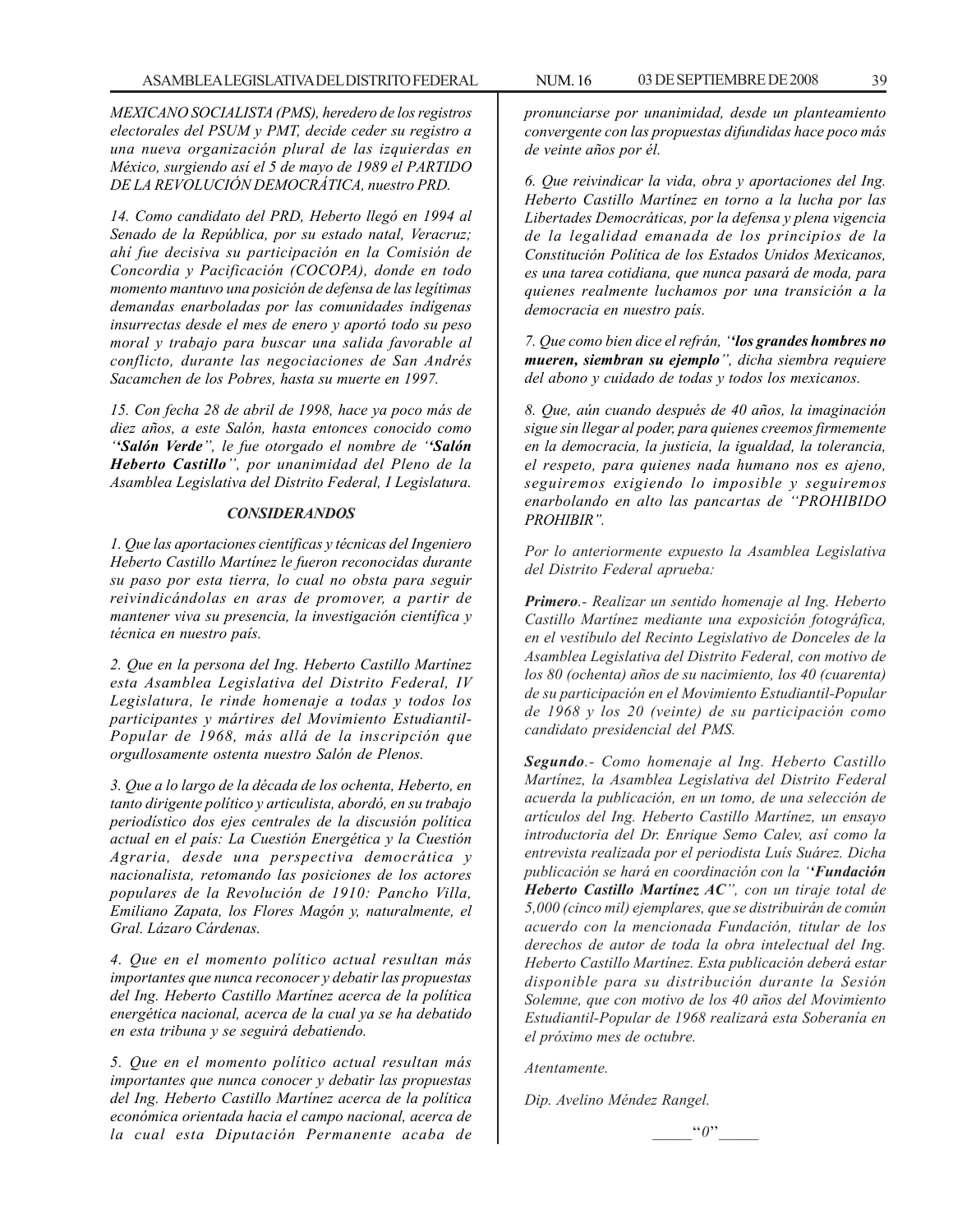*MEXICANO SOCIALISTA (PMS), heredero de los registros electorales del PSUM y PMT, decide ceder su registro a una nueva organización plural de las izquierdas en México, surgiendo así el 5 de mayo de 1989 el PARTIDO DE LA REVOLUCIÓN DEMOCRÁTICA, nuestro PRD.*

*14. Como candidato del PRD, Heberto llegó en 1994 al Senado de la República, por su estado natal, Veracruz; ahí fue decisiva su participación en la Comisión de Concordia y Pacificación (COCOPA), donde en todo momento mantuvo una posición de defensa de las legítimas demandas enarboladas por las comunidades indígenas insurrectas desde el mes de enero y aportó todo su peso moral y trabajo para buscar una salida favorable al conflicto, durante las negociaciones de San Andrés Sacamchen de los Pobres, hasta su muerte en 1997.*

*15. Con fecha 28 de abril de 1998, hace ya poco más de diez años, a este Salón, hasta entonces conocido como ''**Salón Verde**'', le fue otorgado el nombre de ''**Salón Heberto Castillo**'', por unanimidad del Pleno de la Asamblea Legislativa del Distrito Federal, I Legislatura.*

### *CONSIDERANDOS*

*1. Que las aportaciones científicas y técnicas del Ingeniero Heberto Castillo Martínez le fueron reconocidas durante su paso por esta tierra, lo cual no obsta para seguir reivindicándolas en aras de promover, a partir de mantener viva su presencia, la investigación científica y técnica en nuestro país.*

*2. Que en la persona del Ing. Heberto Castillo Martínez esta Asamblea Legislativa del Distrito Federal, IV Legislatura, le rinde homenaje a todas y todos los participantes y mártires del Movimiento Estudiantil-Popular de 1968, más allá de la inscripción que orgullosamente ostenta nuestro Salón de Plenos.*

*3. Que a lo largo de la década de los ochenta, Heberto, en tanto dirigente político y articulista, abordó, en su trabajo periodístico dos ejes centrales de la discusión política actual en el país: La Cuestión Energética y la Cuestión Agraria, desde una perspectiva democrática y nacionalista, retomando las posiciones de los actores populares de la Revolución de 1910: Pancho Villa, Emiliano Zapata, los Flores Magón y, naturalmente, el Gral. Lázaro Cárdenas.*

*4. Que en el momento político actual resultan más importantes que nunca reconocer y debatir las propuestas del Ing. Heberto Castillo Martínez acerca de la política energética nacional, acerca de la cual ya se ha debatido en esta tribuna y se seguirá debatiendo.*

*5. Que en el momento político actual resultan más importantes que nunca conocer y debatir las propuestas del Ing. Heberto Castillo Martínez acerca de la política económica orientada hacia el campo nacional, acerca de la cual esta Diputación Permanente acaba de pronunciarse por unanimidad, desde un planteamiento convergente con las propuestas difundidas hace poco más de veinte años por él.*

*6. Que reivindicar la vida, obra y aportaciones del Ing. Heberto Castillo Martínez en torno a la lucha por las Libertades Democráticas, por la defensa y plena vigencia de la legalidad emanada de los principios de la Constitución Política de los Estados Unidos Mexicanos, es una tarea cotidiana, que nunca pasará de moda, para quienes realmente luchamos por una transición a la democracia en nuestro país.*

*7. Que como bien dice el refrán, ''**los grandes hombres no mueren, siembran su ejemplo**'', dicha siembra requiere del abono y cuidado de todas y todos los mexicanos.*

*8. Que, aún cuando después de 40 años, la imaginación sigue sin llegar al poder, para quienes creemos firmemente en la democracia, la justicia, la igualdad, la tolerancia, el respeto, para quienes nada humano nos es ajeno, seguiremos exigiendo lo imposible y seguiremos enarbolando en alto las pancartas de ''PROHIBIDO PROHIBIR''.*

*Por lo anteriormente expuesto la Asamblea Legislativa del Distrito Federal aprueba:*

***Primero**.- Realizar un sentido homenaje al Ing. Heberto Castillo Martínez mediante una exposición fotográfica, en el vestíbulo del Recinto Legislativo de Donceles de la Asamblea Legislativa del Distrito Federal, con motivo de los 80 (ochenta) años de su nacimiento, los 40 (cuarenta) de su participación en el Movimiento Estudiantil-Popular de 1968 y los 20 (veinte) de su participación como candidato presidencial del PMS.*

***Segundo**.- Como homenaje al Ing. Heberto Castillo Martínez, la Asamblea Legislativa del Distrito Federal acuerda la publicación, en un tomo, de una selección de artículos del Ing. Heberto Castillo Martínez, un ensayo introductoria del Dr. Enrique Semo Calev, así como la entrevista realizada por el periodista Luís Suárez. Dicha publicación se hará en coordinación con la ''**Fundación Heberto Castillo Martínez AC**'', con un tiraje total de 5,000 (cinco mil) ejemplares, que se distribuirán de común acuerdo con la mencionada Fundación, titular de los derechos de autor de toda la obra intelectual del Ing. Heberto Castillo Martínez. Esta publicación deberá estar disponible para su distribución durante la Sesión Solemne, que con motivo de los 40 años del Movimiento Estudiantil-Popular de 1968 realizará esta Soberanía en el próximo mes de octubre.*

*Atentamente.*

*Dip. Avelino Méndez Rangel.*

_____''0''_____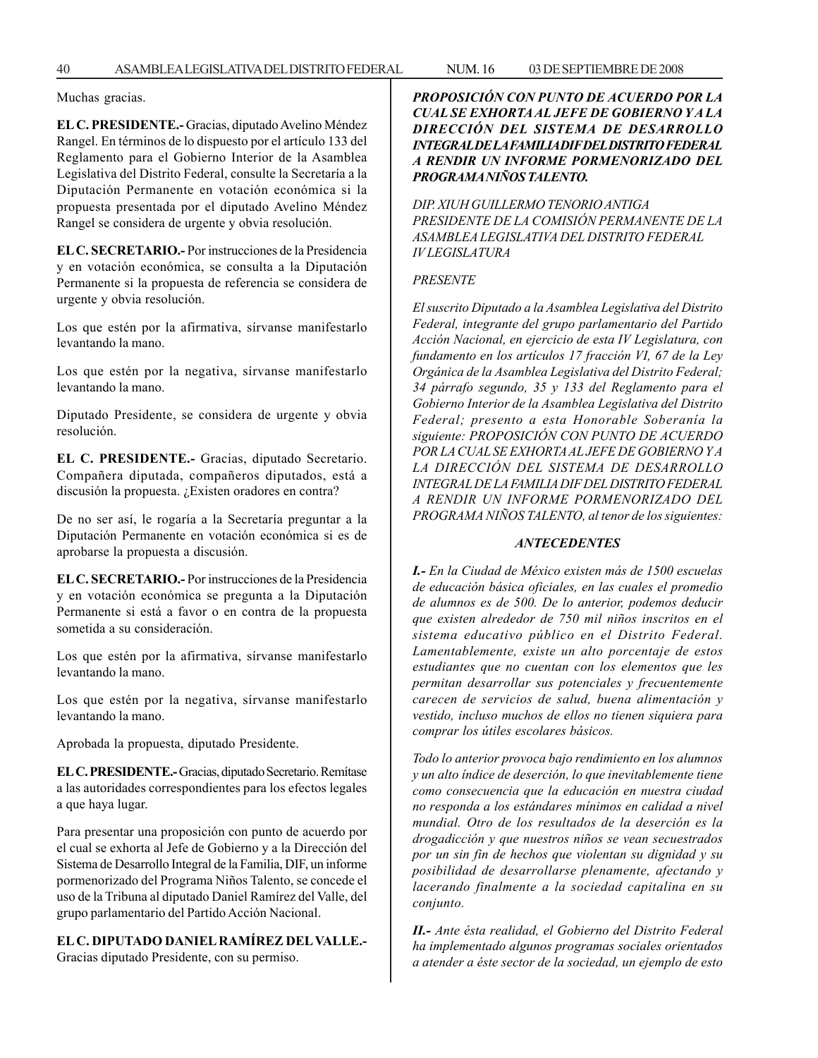Muchas gracias.

**EL C. PRESIDENTE.-** Gracias, diputado Avelino Méndez Rangel. En términos de lo dispuesto por el artículo 133 del Reglamento para el Gobierno Interior de la Asamblea Legislativa del Distrito Federal, consulte la Secretaría a la Diputación Permanente en votación económica si la propuesta presentada por el diputado Avelino Méndez Rangel se considera de urgente y obvia resolución.

**EL C. SECRETARIO.-** Por instrucciones de la Presidencia y en votación económica, se consulta a la Diputación Permanente si la propuesta de referencia se considera de urgente y obvia resolución.

Los que estén por la afirmativa, sírvanse manifestarlo levantando la mano.

Los que estén por la negativa, sírvanse manifestarlo levantando la mano.

Diputado Presidente, se considera de urgente y obvia resolución.

**EL C. PRESIDENTE.-** Gracias, diputado Secretario. Compañera diputada, compañeros diputados, está a discusión la propuesta. ¿Existen oradores en contra?

De no ser así, le rogaría a la Secretaría preguntar a la Diputación Permanente en votación económica si es de aprobarse la propuesta a discusión.

**EL C. SECRETARIO.-** Por instrucciones de la Presidencia y en votación económica se pregunta a la Diputación Permanente si está a favor o en contra de la propuesta sometida a su consideración.

Los que estén por la afirmativa, sírvanse manifestarlo levantando la mano.

Los que estén por la negativa, sírvanse manifestarlo levantando la mano.

Aprobada la propuesta, diputado Presidente.

**EL C. PRESIDENTE.-** Gracias, diputado Secretario. Remítase a las autoridades correspondientes para los efectos legales a que haya lugar.

Para presentar una proposición con punto de acuerdo por el cual se exhorta al Jefe de Gobierno y a la Dirección del Sistema de Desarrollo Integral de la Familia, DIF, un informe pormenorizado del Programa Niños Talento, se concede el uso de la Tribuna al diputado Daniel Ramírez del Valle, del grupo parlamentario del Partido Acción Nacional.

**EL C. DIPUTADO DANIEL RAMÍREZ DEL VALLE.-** Gracias diputado Presidente, con su permiso.

***PROPOSICIÓN CON PUNTO DE ACUERDO POR LA CUAL SE EXHORTA AL JEFE DE GOBIERNO Y A LA DIRECCIÓN DEL SISTEMA DE DESARROLLO INTEGRAL DE LA FAMILIA DIF DEL DISTRITO FEDERAL A RENDIR UN INFORME PORMENORIZADO DEL PROGRAMA NIÑOS TALENTO.***

*DIP. XIUH GUILLERMO TENORIO ANTIGA*
*PRESIDENTE DE LA COMISIÓN PERMANENTE DE LA ASAMBLEA LEGISLATIVA DEL DISTRITO FEDERAL*
*IV LEGISLATURA*

*PRESENTE*

*El suscrito Diputado a la Asamblea Legislativa del Distrito Federal, integrante del grupo parlamentario del Partido Acción Nacional, en ejercicio de esta IV Legislatura, con fundamento en los artículos 17 fracción VI, 67 de la Ley Orgánica de la Asamblea Legislativa del Distrito Federal; 34 párrafo segundo, 35 y 133 del Reglamento para el Gobierno Interior de la Asamblea Legislativa del Distrito Federal; presento a esta Honorable Soberanía la siguiente: PROPOSICIÓN CON PUNTO DE ACUERDO POR LA CUAL SE EXHORTA AL JEFE DE GOBIERNO Y A LA DIRECCIÓN DEL SISTEMA DE DESARROLLO INTEGRAL DE LA FAMILIA DIF DEL DISTRITO FEDERAL A RENDIR UN INFORME PORMENORIZADO DEL PROGRAMA NIÑOS TALENTO, al tenor de los siguientes:*

***ANTECEDENTES***

***I.-*** *En la Ciudad de México existen más de 1500 escuelas de educación básica oficiales, en las cuales el promedio de alumnos es de 500. De lo anterior, podemos deducir que existen alrededor de 750 mil niños inscritos en el sistema educativo público en el Distrito Federal. Lamentablemente, existe un alto porcentaje de estos estudiantes que no cuentan con los elementos que les permitan desarrollar sus potenciales y frecuentemente carecen de servicios de salud, buena alimentación y vestido, incluso muchos de ellos no tienen siquiera para comprar los útiles escolares básicos.*

*Todo lo anterior provoca bajo rendimiento en los alumnos y un alto índice de deserción, lo que inevitablemente tiene como consecuencia que la educación en nuestra ciudad no responda a los estándares mínimos en calidad a nivel mundial. Otro de los resultados de la deserción es la drogadicción y que nuestros niños se vean secuestrados por un sin fin de hechos que violentan su dignidad y su posibilidad de desarrollarse plenamente, afectando y lacerando finalmente a la sociedad capitalina en su conjunto.*

***II.-*** *Ante ésta realidad, el Gobierno del Distrito Federal ha implementado algunos programas sociales orientados a atender a éste sector de la sociedad, un ejemplo de esto*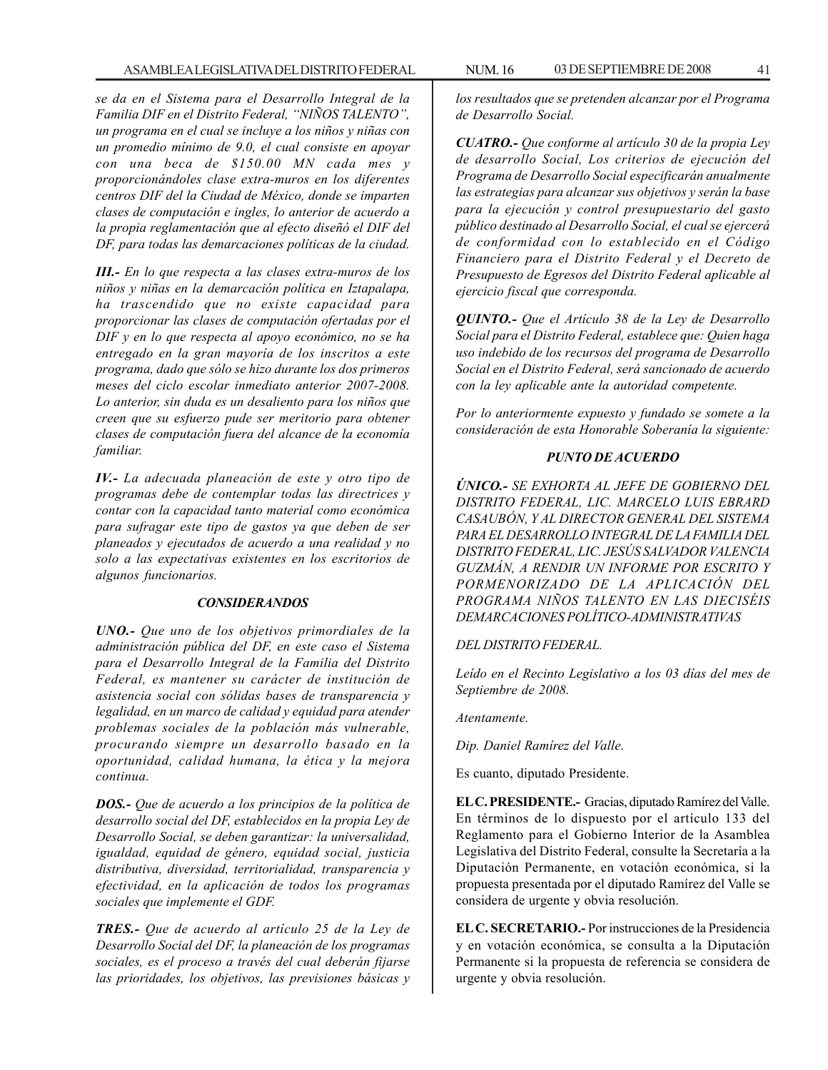*se da en el Sistema para el Desarrollo Integral de la Familia DIF en el Distrito Federal, "NIÑOS TALENTO", un programa en el cual se incluye a los niños y niñas con un promedio mínimo de 9.0, el cual consiste en apoyar con una beca de $150.00 MN cada mes y proporcionándoles clase extra-muros en los diferentes centros DIF del la Ciudad de México, donde se imparten clases de computación e ingles, lo anterior de acuerdo a la propia reglamentación que al efecto diseñó el DIF del DF, para todas las demarcaciones políticas de la ciudad.*

***III.-** En lo que respecta a las clases extra-muros de los niños y niñas en la demarcación política en Iztapalapa, ha trascendido que no existe capacidad para proporcionar las clases de computación ofertadas por el DIF y en lo que respecta al apoyo económico, no se ha entregado en la gran mayoría de los inscritos a este programa, dado que sólo se hizo durante los dos primeros meses del ciclo escolar inmediato anterior 2007-2008. Lo anterior, sin duda es un desaliento para los niños que creen que su esfuerzo pude ser meritorio para obtener clases de computación fuera del alcance de la economía familiar.*

***IV.-** La adecuada planeación de este y otro tipo de programas debe de contemplar todas las directrices y contar con la capacidad tanto material como económica para sufragar este tipo de gastos ya que deben de ser planeados y ejecutados de acuerdo a una realidad y no solo a las expectativas existentes en los escritorios de algunos funcionarios.*

### *CONSIDERANDOS*

***UNO.-** Que uno de los objetivos primordiales de la administración pública del DF, en este caso el Sistema para el Desarrollo Integral de la Familia del Distrito Federal, es mantener su carácter de institución de asistencia social con sólidas bases de transparencia y legalidad, en un marco de calidad y equidad para atender problemas sociales de la población más vulnerable, procurando siempre un desarrollo basado en la oportunidad, calidad humana, la ética y la mejora continua.*

***DOS.-** Que de acuerdo a los principios de la política de desarrollo social del DF, establecidos en la propia Ley de Desarrollo Social, se deben garantizar: la universalidad, igualdad, equidad de género, equidad social, justicia distributiva, diversidad, territorialidad, transparencia y efectividad, en la aplicación de todos los programas sociales que implemente el GDF.*

***TRES.-** Que de acuerdo al artículo 25 de la Ley de Desarrollo Social del DF, la planeación de los programas sociales, es el proceso a través del cual deberán fijarse las prioridades, los objetivos, las previsiones básicas y los resultados que se pretenden alcanzar por el Programa de Desarrollo Social.*

***CUATRO.-** Que conforme al artículo 30 de la propia Ley de desarrollo Social, Los criterios de ejecución del Programa de Desarrollo Social especificarán anualmente las estrategias para alcanzar sus objetivos y serán la base para la ejecución y control presupuestario del gasto público destinado al Desarrollo Social, el cual se ejercerá de conformidad con lo establecido en el Código Financiero para el Distrito Federal y el Decreto de Presupuesto de Egresos del Distrito Federal aplicable al ejercicio fiscal que corresponda.*

***QUINTO.-** Que el Artículo 38 de la Ley de Desarrollo Social para el Distrito Federal, establece que: Quien haga uso indebido de los recursos del programa de Desarrollo Social en el Distrito Federal, será sancionado de acuerdo con la ley aplicable ante la autoridad competente.*

*Por lo anteriormente expuesto y fundado se somete a la consideración de esta Honorable Soberanía la siguiente:*

### *PUNTO DE ACUERDO*

***ÚNICO.-** SE EXHORTA AL JEFE DE GOBIERNO DEL DISTRITO FEDERAL, LIC. MARCELO LUIS EBRARD CASAUBÓN, Y AL DIRECTOR GENERAL DEL SISTEMA PARA EL DESARROLLO INTEGRAL DE LA FAMILIA DEL DISTRITO FEDERAL, LIC. JESÚS SALVADOR VALENCIA GUZMÁN, A RENDIR UN INFORME POR ESCRITO Y PORMENORIZADO DE LA APLICACIÓN DEL PROGRAMA NIÑOS TALENTO EN LAS DIECISÉIS DEMARCACIONES POLÍTICO-ADMINISTRATIVAS*

*DEL DISTRITO FEDERAL.*

*Leído en el Recinto Legislativo a los 03 días del mes de Septiembre de 2008.*

*Atentamente.*

*Dip. Daniel Ramírez del Valle.*

Es cuanto, diputado Presidente.

**EL C. PRESIDENTE.-** Gracias, diputado Ramírez del Valle. En términos de lo dispuesto por el artículo 133 del Reglamento para el Gobierno Interior de la Asamblea Legislativa del Distrito Federal, consulte la Secretaría a la Diputación Permanente, en votación económica, si la propuesta presentada por el diputado Ramírez del Valle se considera de urgente y obvia resolución.

**EL C. SECRETARIO.-** Por instrucciones de la Presidencia y en votación económica, se consulta a la Diputación Permanente si la propuesta de referencia se considera de urgente y obvia resolución.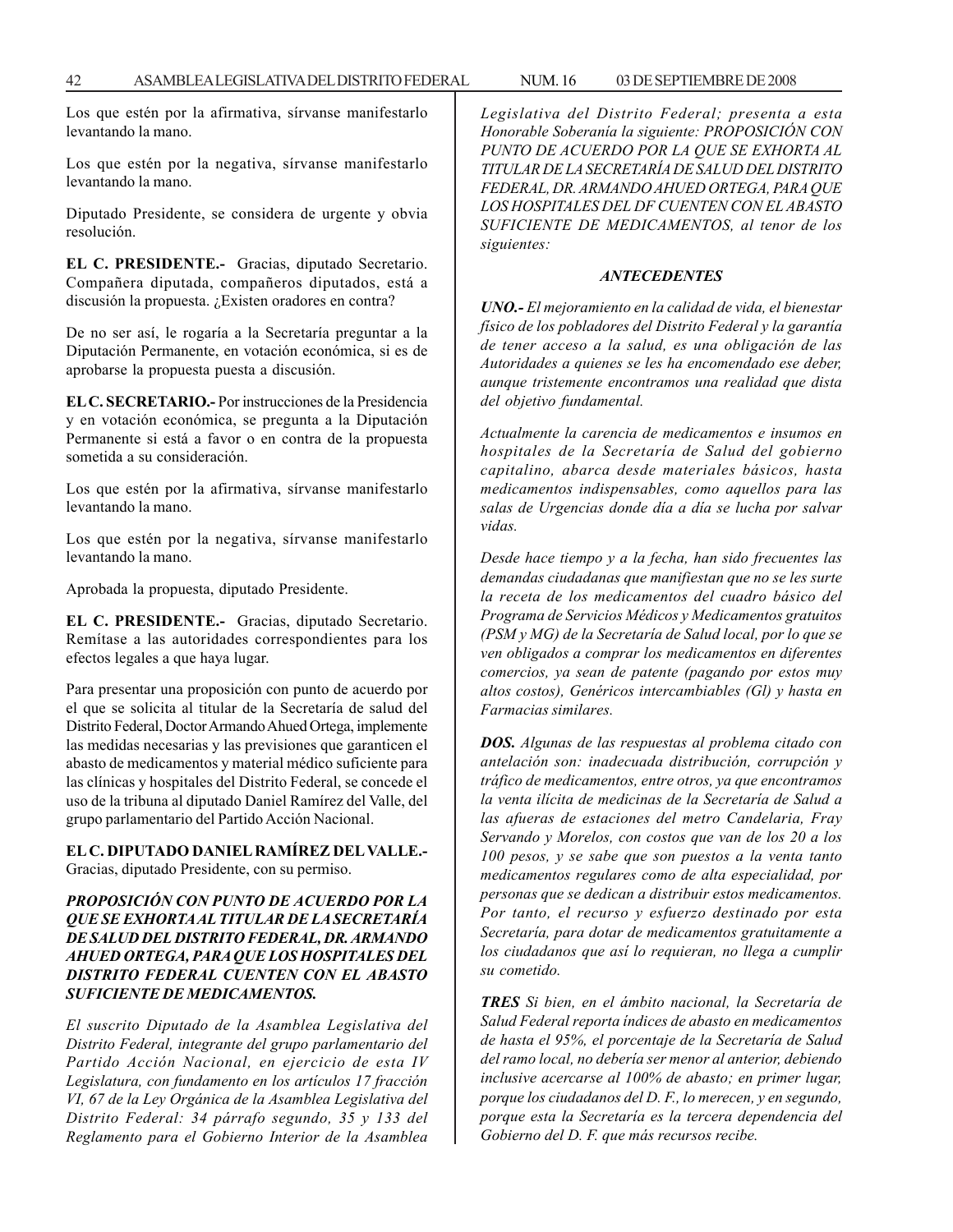Los que estén por la afirmativa, sírvanse manifestarlo levantando la mano.

Los que estén por la negativa, sírvanse manifestarlo levantando la mano.

Diputado Presidente, se considera de urgente y obvia resolución.

**EL C. PRESIDENTE.-** Gracias, diputado Secretario. Compañera diputada, compañeros diputados, está a discusión la propuesta. ¿Existen oradores en contra?

De no ser así, le rogaría a la Secretaría preguntar a la Diputación Permanente, en votación económica, si es de aprobarse la propuesta puesta a discusión.

**EL C. SECRETARIO.-** Por instrucciones de la Presidencia y en votación económica, se pregunta a la Diputación Permanente si está a favor o en contra de la propuesta sometida a su consideración.

Los que estén por la afirmativa, sírvanse manifestarlo levantando la mano.

Los que estén por la negativa, sírvanse manifestarlo levantando la mano.

Aprobada la propuesta, diputado Presidente.

**EL C. PRESIDENTE.-** Gracias, diputado Secretario. Remítase a las autoridades correspondientes para los efectos legales a que haya lugar.

Para presentar una proposición con punto de acuerdo por el que se solicita al titular de la Secretaría de salud del Distrito Federal, Doctor Armando Ahued Ortega, implemente las medidas necesarias y las previsiones que garanticen el abasto de medicamentos y material médico suficiente para las clínicas y hospitales del Distrito Federal, se concede el uso de la tribuna al diputado Daniel Ramírez del Valle, del grupo parlamentario del Partido Acción Nacional.

**EL C. DIPUTADO DANIEL RAMÍREZ DEL VALLE.-** Gracias, diputado Presidente, con su permiso.

***PROPOSICIÓN CON PUNTO DE ACUERDO POR LA QUE SE EXHORTA AL TITULAR DE LA SECRETARÍA DE SALUD DEL DISTRITO FEDERAL, DR. ARMANDO AHUED ORTEGA, PARA QUE LOS HOSPITALES DEL DISTRITO FEDERAL CUENTEN CON EL ABASTO SUFICIENTE DE MEDICAMENTOS.***

*El suscrito Diputado de la Asamblea Legislativa del Distrito Federal, integrante del grupo parlamentario del Partido Acción Nacional, en ejercicio de esta IV Legislatura, con fundamento en los artículos 17 fracción VI, 67 de la Ley Orgánica de la Asamblea Legislativa del Distrito Federal: 34 párrafo segundo, 35 y 133 del Reglamento para el Gobierno Interior de la Asamblea Legislativa del Distrito Federal; presenta a esta Honorable Soberanía la siguiente: PROPOSICIÓN CON PUNTO DE ACUERDO POR LA QUE SE EXHORTA AL TITULAR DE LA SECRETARÍA DE SALUD DEL DISTRITO FEDERAL, DR. ARMANDO AHUED ORTEGA, PARA QUE LOS HOSPITALES DEL DF CUENTEN CON EL ABASTO SUFICIENTE DE MEDICAMENTOS, al tenor de los siguientes:*

***ANTECEDENTES***

***UNO.-*** *El mejoramiento en la calidad de vida, el bienestar físico de los pobladores del Distrito Federal y la garantía de tener acceso a la salud, es una obligación de las Autoridades a quienes se les ha encomendado ese deber, aunque tristemente encontramos una realidad que dista del objetivo fundamental.*

*Actualmente la carencia de medicamentos e insumos en hospitales de la Secretaría de Salud del gobierno capitalino, abarca desde materiales básicos, hasta medicamentos indispensables, como aquellos para las salas de Urgencias donde día a día se lucha por salvar vidas.*

*Desde hace tiempo y a la fecha, han sido frecuentes las demandas ciudadanas que manifiestan que no se les surte la receta de los medicamentos del cuadro básico del Programa de Servicios Médicos y Medicamentos gratuitos (PSM y MG) de la Secretaría de Salud local, por lo que se ven obligados a comprar los medicamentos en diferentes comercios, ya sean de patente (pagando por estos muy altos costos), Genéricos intercambiables (Gl) y hasta en Farmacias similares.*

***DOS.*** *Algunas de las respuestas al problema citado con antelación son: inadecuada distribución, corrupción y tráfico de medicamentos, entre otros, ya que encontramos la venta ilícita de medicinas de la Secretaría de Salud a las afueras de estaciones del metro Candelaria, Fray Servando y Morelos, con costos que van de los 20 a los 100 pesos, y se sabe que son puestos a la venta tanto medicamentos regulares como de alta especialidad, por personas que se dedican a distribuir estos medicamentos. Por tanto, el recurso y esfuerzo destinado por esta Secretaría, para dotar de medicamentos gratuitamente a los ciudadanos que así lo requieran, no llega a cumplir su cometido.*

***TRES*** *Si bien, en el ámbito nacional, la Secretaría de Salud Federal reporta índices de abasto en medicamentos de hasta el 95%, el porcentaje de la Secretaría de Salud del ramo local, no debería ser menor al anterior, debiendo inclusive acercarse al 100% de abasto; en primer lugar, porque los ciudadanos del D. F., lo merecen, y en segundo, porque esta la Secretaría es la tercera dependencia del Gobierno del D. F. que más recursos recibe.*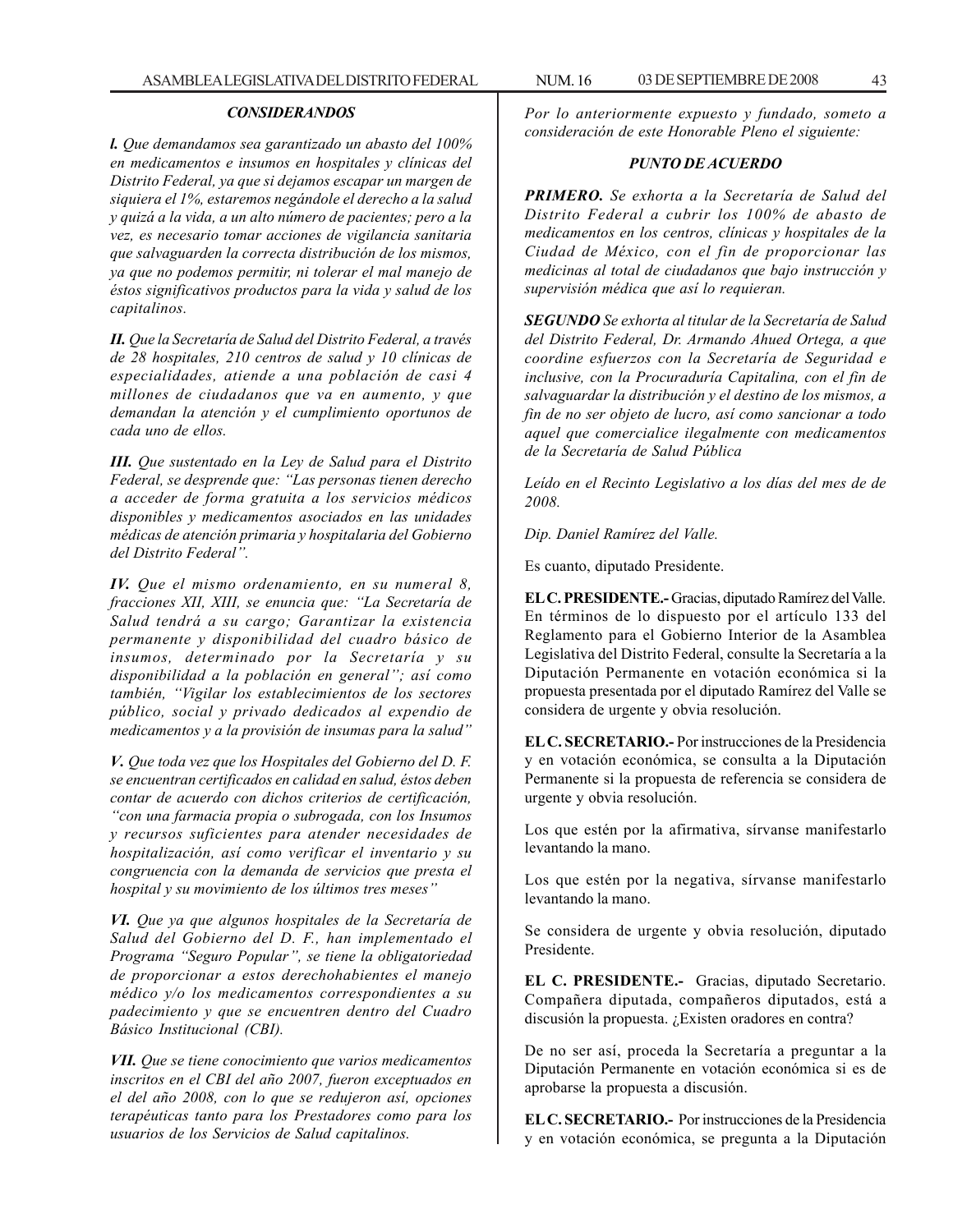### *CONSIDERANDOS*

***I.*** *Que demandamos sea garantizado un abasto del 100% en medicamentos e insumos en hospitales y clínicas del Distrito Federal, ya que si dejamos escapar un margen de siquiera el 1%, estaremos negándole el derecho a la salud y quizá a la vida, a un alto número de pacientes; pero a la vez, es necesario tomar acciones de vigilancia sanitaria que salvaguarden la correcta distribución de los mismos, ya que no podemos permitir, ni tolerar el mal manejo de éstos significativos productos para la vida y salud de los capitalinos.*

***II.*** *Que la Secretaría de Salud del Distrito Federal, a través de 28 hospitales, 210 centros de salud y 10 clínicas de especialidades, atiende a una población de casi 4 millones de ciudadanos que va en aumento, y que demandan la atención y el cumplimiento oportunos de cada uno de ellos.*

***III.*** *Que sustentado en la Ley de Salud para el Distrito Federal, se desprende que: "Las personas tienen derecho a acceder de forma gratuita a los servicios médicos disponibles y medicamentos asociados en las unidades médicas de atención primaria y hospitalaria del Gobierno del Distrito Federal".*

***IV.*** *Que el mismo ordenamiento, en su numeral 8, fracciones XII, XIII, se enuncia que: "La Secretaría de Salud tendrá a su cargo; Garantizar la existencia permanente y disponibilidad del cuadro básico de insumos, determinado por la Secretaría y su disponibilidad a la población en general"; así como también, "Vigilar los establecimientos de los sectores público, social y privado dedicados al expendio de medicamentos y a la provisión de insumas para la salud"*

***V.*** *Que toda vez que los Hospitales del Gobierno del D. F. se encuentran certificados en calidad en salud, éstos deben contar de acuerdo con dichos criterios de certificación, "con una farmacia propia o subrogada, con los Insumos y recursos suficientes para atender necesidades de hospitalización, así como verificar el inventario y su congruencia con la demanda de servicios que presta el hospital y su movimiento de los últimos tres meses"*

***VI.*** *Que ya que algunos hospitales de la Secretaría de Salud del Gobierno del D. F., han implementado el Programa "Seguro Popular", se tiene la obligatoriedad de proporcionar a estos derechohabientes el manejo médico y/o los medicamentos correspondientes a su padecimiento y que se encuentren dentro del Cuadro Básico Institucional (CBI).*

***VII.*** *Que se tiene conocimiento que varios medicamentos inscritos en el CBI del año 2007, fueron exceptuados en el del año 2008, con lo que se redujeron así, opciones terapéuticas tanto para los Prestadores como para los usuarios de los Servicios de Salud capitalinos.*

*Por lo anteriormente expuesto y fundado, someto a consideración de este Honorable Pleno el siguiente:*

### *PUNTO DE ACUERDO*

***PRIMERO.*** *Se exhorta a la Secretaría de Salud del Distrito Federal a cubrir los 100% de abasto de medicamentos en los centros, clínicas y hospitales de la Ciudad de México, con el fin de proporcionar las medicinas al total de ciudadanos que bajo instrucción y supervisión médica que así lo requieran.*

***SEGUNDO*** *Se exhorta al titular de la Secretaría de Salud del Distrito Federal, Dr. Armando Ahued Ortega, a que coordine esfuerzos con la Secretaría de Seguridad e inclusive, con la Procuraduría Capitalina, con el fin de salvaguardar la distribución y el destino de los mismos, a fin de no ser objeto de lucro, así como sancionar a todo aquel que comercialice ilegalmente con medicamentos de la Secretaría de Salud Pública*

*Leído en el Recinto Legislativo a los días del mes de de 2008.*

*Dip. Daniel Ramírez del Valle.*

Es cuanto, diputado Presidente.

**EL C. PRESIDENTE.-** Gracias, diputado Ramírez del Valle. En términos de lo dispuesto por el artículo 133 del Reglamento para el Gobierno Interior de la Asamblea Legislativa del Distrito Federal, consulte la Secretaría a la Diputación Permanente en votación económica si la propuesta presentada por el diputado Ramírez del Valle se considera de urgente y obvia resolución.

**EL C. SECRETARIO.-** Por instrucciones de la Presidencia y en votación económica, se consulta a la Diputación Permanente si la propuesta de referencia se considera de urgente y obvia resolución.

Los que estén por la afirmativa, sírvanse manifestarlo levantando la mano.

Los que estén por la negativa, sírvanse manifestarlo levantando la mano.

Se considera de urgente y obvia resolución, diputado Presidente.

**EL C. PRESIDENTE.-** Gracias, diputado Secretario. Compañera diputada, compañeros diputados, está a discusión la propuesta. ¿Existen oradores en contra?

De no ser así, proceda la Secretaría a preguntar a la Diputación Permanente en votación económica si es de aprobarse la propuesta a discusión.

**EL C. SECRETARIO.-** Por instrucciones de la Presidencia y en votación económica, se pregunta a la Diputación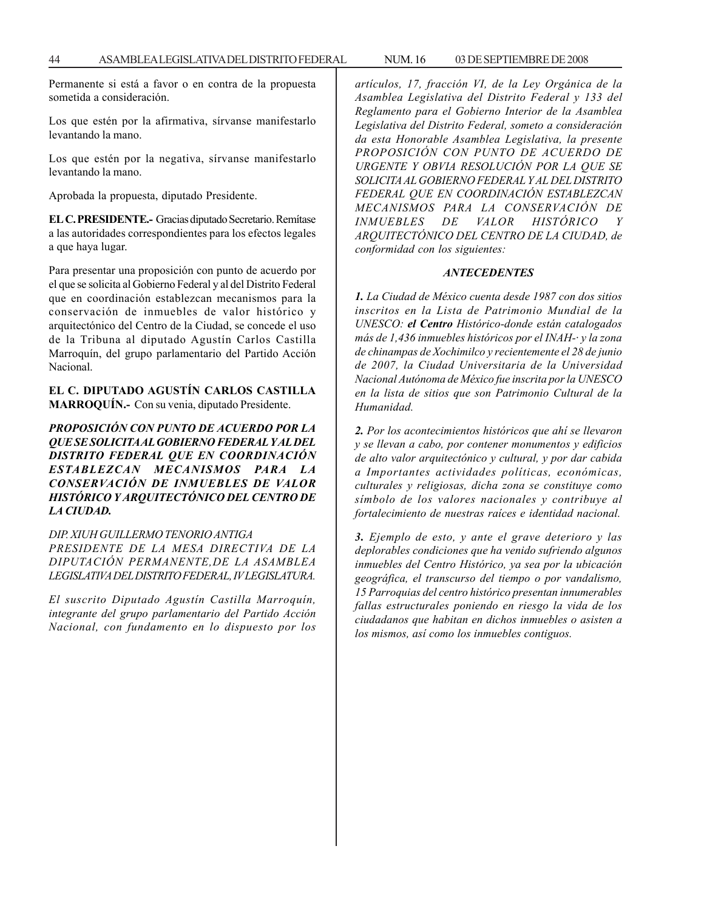Permanente si está a favor o en contra de la propuesta sometida a consideración.

Los que estén por la afirmativa, sírvanse manifestarlo levantando la mano.

Los que estén por la negativa, sírvanse manifestarlo levantando la mano.

Aprobada la propuesta, diputado Presidente.

**EL C. PRESIDENTE.-** Gracias diputado Secretario. Remítase a las autoridades correspondientes para los efectos legales a que haya lugar.

Para presentar una proposición con punto de acuerdo por el que se solicita al Gobierno Federal y al del Distrito Federal que en coordinación establezcan mecanismos para la conservación de inmuebles de valor histórico y arquitectónico del Centro de la Ciudad, se concede el uso de la Tribuna al diputado Agustín Carlos Castilla Marroquín, del grupo parlamentario del Partido Acción Nacional.

**EL C. DIPUTADO AGUSTÍN CARLOS CASTILLA MARROQUÍN.-** Con su venia, diputado Presidente.

***PROPOSICIÓN CON PUNTO DE ACUERDO POR LA QUE SE SOLICITA AL GOBIERNO FEDERAL Y AL DEL DISTRITO FEDERAL QUE EN COORDINACIÓN ESTABLEZCAN MECANISMOS PARA LA CONSERVACIÓN DE INMUEBLES DE VALOR HISTÓRICO Y ARQUITECTÓNICO DEL CENTRO DE LA CIUDAD.***

*DIP. XIUH GUILLERMO TENORIO ANTIGA*
*PRESIDENTE DE LA MESA DIRECTIVA DE LA DIPUTACIÓN PERMANENTE, DE LA ASAMBLEA LEGISLATIVA DEL DISTRITO FEDERAL, IV LEGISLATURA.*

*El suscrito Diputado Agustín Castilla Marroquín, integrante del grupo parlamentario del Partido Acción Nacional, con fundamento en lo dispuesto por los artículos, 17, fracción VI, de la Ley Orgánica de la Asamblea Legislativa del Distrito Federal y 133 del Reglamento para el Gobierno Interior de la Asamblea Legislativa del Distrito Federal, someto a consideración da esta Honorable Asamblea Legislativa, la presente PROPOSICIÓN CON PUNTO DE ACUERDO DE URGENTE Y OBVIA RESOLUCIÓN POR LA QUE SE SOLICITA AL GOBIERNO FEDERAL Y AL DEL DISTRITO FEDERAL QUE EN COORDINACIÓN ESTABLEZCAN MECANISMOS PARA LA CONSERVACIÓN DE INMUEBLES DE VALOR HISTÓRICO Y ARQUITECTÓNICO DEL CENTRO DE LA CIUDAD, de conformidad con los siguientes:*

***ANTECEDENTES***

***1.*** *La Ciudad de México cuenta desde 1987 con dos sitios inscritos en la Lista de Patrimonio Mundial de la UNESCO:* ***el Centro*** *Histórico-donde están catalogados más de 1,436 inmuebles históricos por el INAH-· y la zona de chinampas de Xochimilco y recientemente el 28 de junio de 2007, la Ciudad Universitaria de la Universidad Nacional Autónoma de México fue inscrita por la UNESCO en la lista de sitios que son Patrimonio Cultural de la Humanidad.*

***2.*** *Por los acontecimientos históricos que ahí se llevaron y se llevan a cabo, por contener monumentos y edificios de alto valor arquitectónico y cultural, y por dar cabida a Importantes actividades políticas, económicas, culturales y religiosas, dicha zona se constituye como símbolo de los valores nacionales y contribuye al fortalecimiento de nuestras raíces e identidad nacional.*

***3.*** *Ejemplo de esto, y ante el grave deterioro y las deplorables condiciones que ha venido sufriendo algunos inmuebles del Centro Histórico, ya sea por la ubicación geográfica, el transcurso del tiempo o por vandalismo, 15 Parroquias del centro histórico presentan innumerables fallas estructurales poniendo en riesgo la vida de los ciudadanos que habitan en dichos inmuebles o asisten a los mismos, así como los inmuebles contiguos.*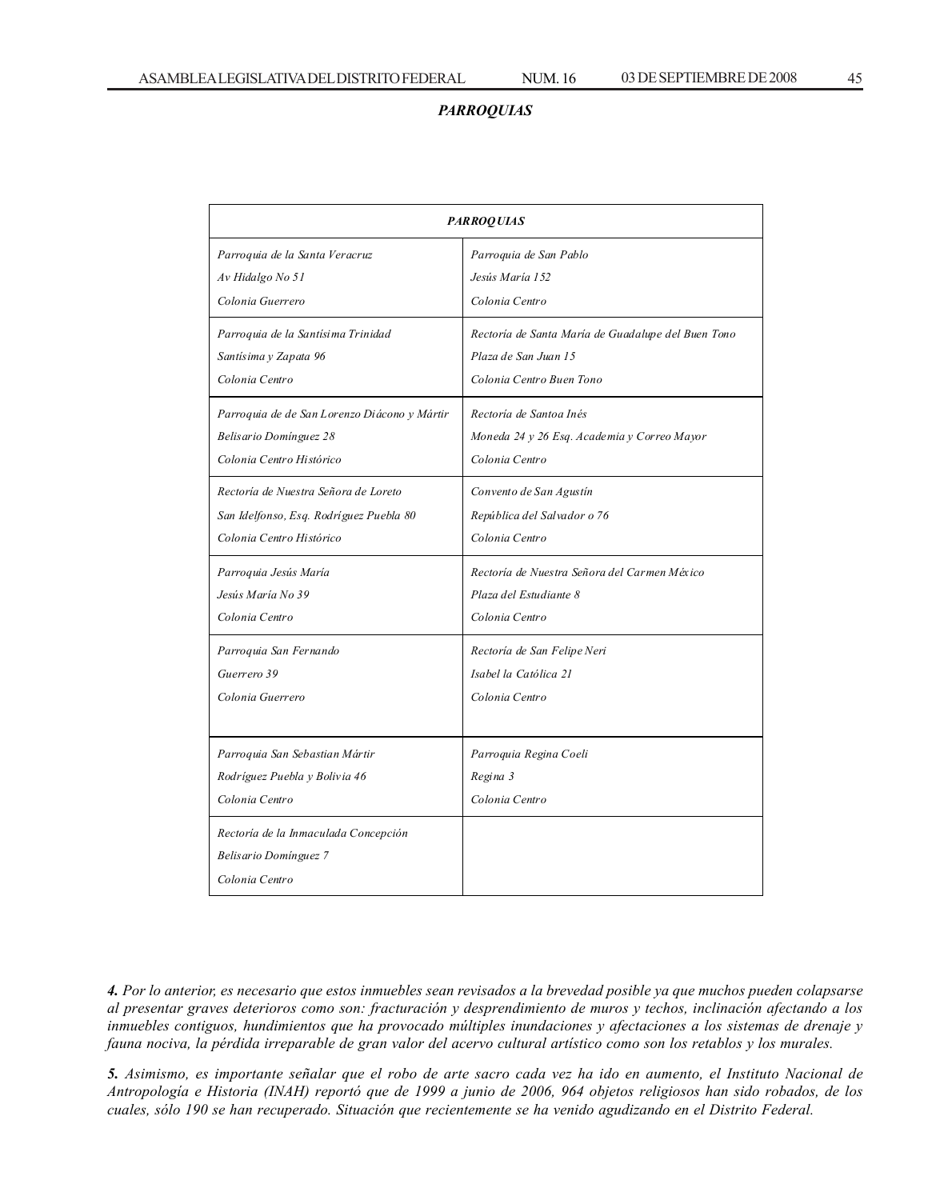***PARROQUIAS***

| *PARROQUIAS* | |
|---|---|
| *Parroquia de la Santa Veracruz*<br>*Av Hidalgo No 51*<br>*Colonia Guerrero* | *Parroquia de San Pablo*<br>*Jesús María 152*<br>*Colonia Centro* |
| *Parroquia de la Santísima Trinidad*<br>*Santísima y Zapata 96*<br>*Colonia Centro* | *Rectoría de Santa María de Guadalupe del Buen Tono*<br>*Plaza de San Juan 15*<br>*Colonia Centro Buen Tono* |
| *Parroquia de de San Lorenzo Diácono y Mártir*<br>*Belisario Domínguez 28*<br>*Colonia Centro Histórico* | *Rectoría de Santoa Inés*<br>*Moneda 24 y 26 Esq. Academia y Correo Mayor*<br>*Colonia Centro* |
| *Rectoría de Nuestra Señora de Loreto*<br>*San Idelfonso, Esq. Rodriguez Puebla 80*<br>*Colonia Centro Histórico* | *Convento de San Agustín*<br>*República del Salvador o 76*<br>*Colonia Centro* |
| *Parroquia Jesús María*<br>*Jesús María No 39*<br>*Colonia Centro* | *Rectoría de Nuestra Señora del Carmen México*<br>*Plaza del Estudiante 8*<br>*Colonia Centro* |
| *Parroquia San Fernando*<br>*Guerrero 39*<br>*Colonia Guerrero* | *Rectoría de San Felipe Neri*<br>*Isabel la Católica 21*<br>*Colonia Centro* |
| *Parroquia San Sebastian Mártir*<br>*Rodríguez Puebla y Bolivia 46*<br>*Colonia Centro* | *Parroquia Regina Coeli*<br>*Regina 3*<br>*Colonia Centro* |
| *Rectoría de la Inmaculada Concepción*<br>*Belisario Domínguez 7*<br>*Colonia Centro* | |

***4.*** *Por lo anterior, es necesario que estos inmuebles sean revisados a la brevedad posible ya que muchos pueden colapsarse al presentar graves deterioros como son: fracturación y desprendimiento de muros y techos, inclinación afectando a los inmuebles contiguos, hundimientos que ha provocado múltiples inundaciones y afectaciones a los sistemas de drenaje y fauna nociva, la pérdida irreparable de gran valor del acervo cultural artístico como son los retablos y los murales.*

***5.*** *Asimismo, es importante señalar que el robo de arte sacro cada vez ha ido en aumento, el Instituto Nacional de Antropología e Historia (INAH) reportó que de 1999 a junio de 2006, 964 objetos religiosos han sido robados, de los cuales, sólo 190 se han recuperado. Situación que recientemente se ha venido agudizando en el Distrito Federal.*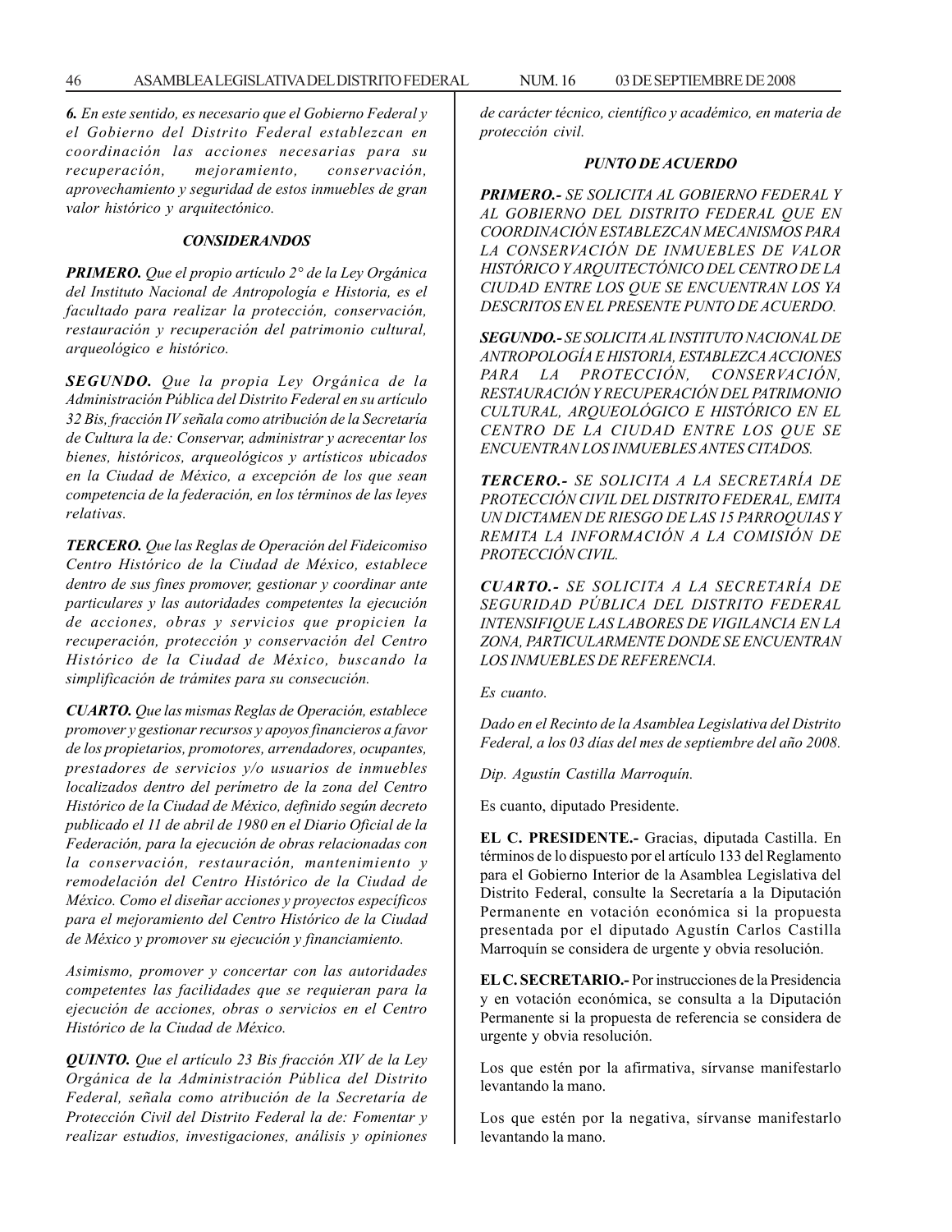***6.** En este sentido, es necesario que el Gobierno Federal y el Gobierno del Distrito Federal establezcan en coordinación las acciones necesarias para su recuperación, mejoramiento, conservación, aprovechamiento y seguridad de estos inmuebles de gran valor histórico y arquitectónico.*

***CONSIDERANDOS***

***PRIMERO.** Que el propio artículo 2° de la Ley Orgánica del Instituto Nacional de Antropología e Historia, es el facultado para realizar la protección, conservación, restauración y recuperación del patrimonio cultural, arqueológico e histórico.*

***SEGUNDO.** Que la propia Ley Orgánica de la Administración Pública del Distrito Federal en su artículo 32 Bis, fracción IV señala como atribución de la Secretaría de Cultura la de: Conservar, administrar y acrecentar los bienes, históricos, arqueológicos y artísticos ubicados en la Ciudad de México, a excepción de los que sean competencia de la federación, en los términos de las leyes relativas.*

***TERCERO.** Que las Reglas de Operación del Fideicomiso Centro Histórico de la Ciudad de México, establece dentro de sus fines promover, gestionar y coordinar ante particulares y las autoridades competentes la ejecución de acciones, obras y servicios que propicien la recuperación, protección y conservación del Centro Histórico de la Ciudad de México, buscando la simplificación de trámites para su consecución.*

***CUARTO.** Que las mismas Reglas de Operación, establece promover y gestionar recursos y apoyos financieros a favor de los propietarios, promotores, arrendadores, ocupantes, prestadores de servicios y/o usuarios de inmuebles localizados dentro del perímetro de la zona del Centro Histórico de la Ciudad de México, definido según decreto publicado el 11 de abril de 1980 en el Diario Oficial de la Federación, para la ejecución de obras relacionadas con la conservación, restauración, mantenimiento y remodelación del Centro Histórico de la Ciudad de México. Como el diseñar acciones y proyectos específicos para el mejoramiento del Centro Histórico de la Ciudad de México y promover su ejecución y financiamiento.*

*Asimismo, promover y concertar con las autoridades competentes las facilidades que se requieran para la ejecución de acciones, obras o servicios en el Centro Histórico de la Ciudad de México.*

***QUINTO.** Que el artículo 23 Bis fracción XIV de la Ley Orgánica de la Administración Pública del Distrito Federal, señala como atribución de la Secretaría de Protección Civil del Distrito Federal la de: Fomentar y realizar estudios, investigaciones, análisis y opiniones de carácter técnico, científico y académico, en materia de protección civil.*

***PUNTO DE ACUERDO***

***PRIMERO.-** SE SOLICITA AL GOBIERNO FEDERAL Y AL GOBIERNO DEL DISTRITO FEDERAL QUE EN COORDINACIÓN ESTABLEZCAN MECANISMOS PARA LA CONSERVACIÓN DE INMUEBLES DE VALOR HISTÓRICO Y ARQUITECTÓNICO DEL CENTRO DE LA CIUDAD ENTRE LOS QUE SE ENCUENTRAN LOS YA DESCRITOS EN EL PRESENTE PUNTO DE ACUERDO.*

***SEGUNDO.-** SE SOLICITA AL INSTITUTO NACIONAL DE ANTROPOLOGÍA E HISTORIA, ESTABLEZCA ACCIONES PARA LA PROTECCIÓN, CONSERVACIÓN, RESTAURACIÓN Y RECUPERACIÓN DEL PATRIMONIO CULTURAL, ARQUEOLÓGICO E HISTÓRICO EN EL CENTRO DE LA CIUDAD ENTRE LOS QUE SE ENCUENTRAN LOS INMUEBLES ANTES CITADOS.*

***TERCERO.-** SE SOLICITA A LA SECRETARÍA DE PROTECCIÓN CIVIL DEL DISTRITO FEDERAL, EMITA UN DICTAMEN DE RIESGO DE LAS 15 PARROQUIAS Y REMITA LA INFORMACIÓN A LA COMISIÓN DE PROTECCIÓN CIVIL.*

***CUARTO.-** SE SOLICITA A LA SECRETARÍA DE SEGURIDAD PÚBLICA DEL DISTRITO FEDERAL INTENSIFIQUE LAS LABORES DE VIGILANCIA EN LA ZONA, PARTICULARMENTE DONDE SE ENCUENTRAN LOS INMUEBLES DE REFERENCIA.*

*Es cuanto.*

*Dado en el Recinto de la Asamblea Legislativa del Distrito Federal, a los 03 días del mes de septiembre del año 2008.*

*Dip. Agustín Castilla Marroquín.*

Es cuanto, diputado Presidente.

**EL C. PRESIDENTE.-** Gracias, diputada Castilla. En términos de lo dispuesto por el artículo 133 del Reglamento para el Gobierno Interior de la Asamblea Legislativa del Distrito Federal, consulte la Secretaría a la Diputación Permanente en votación económica si la propuesta presentada por el diputado Agustín Carlos Castilla Marroquín se considera de urgente y obvia resolución.

**EL C. SECRETARIO.-** Por instrucciones de la Presidencia y en votación económica, se consulta a la Diputación Permanente si la propuesta de referencia se considera de urgente y obvia resolución.

Los que estén por la afirmativa, sírvanse manifestarlo levantando la mano.

Los que estén por la negativa, sírvanse manifestarlo levantando la mano.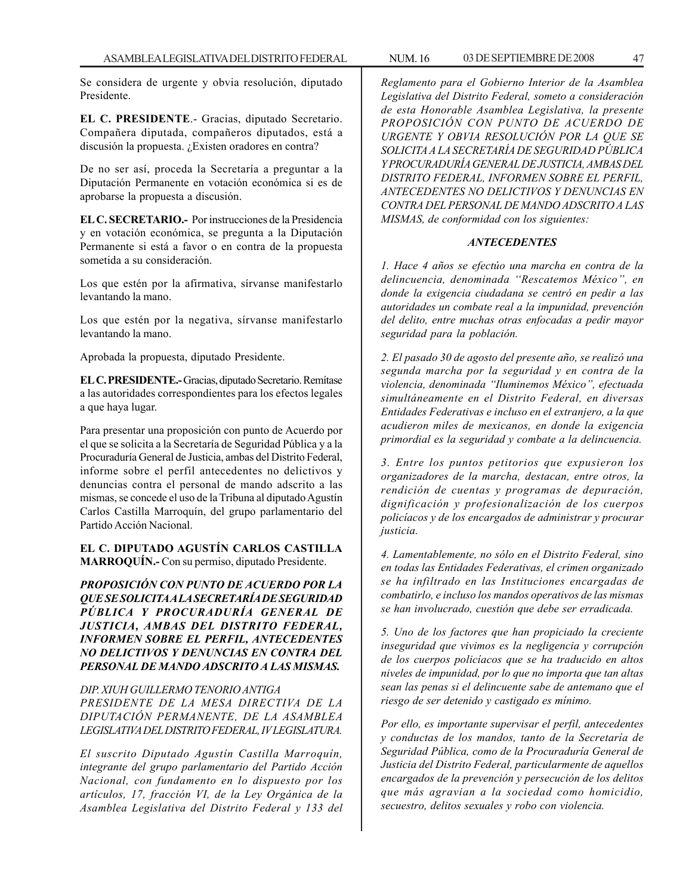Se considera de urgente y obvia resolución, diputado Presidente.

**EL C. PRESIDENTE**.- Gracias, diputado Secretario. Compañera diputada, compañeros diputados, está a discusión la propuesta. ¿Existen oradores en contra?

De no ser así, proceda la Secretaría a preguntar a la Diputación Permanente en votación económica si es de aprobarse la propuesta a discusión.

**EL C. SECRETARIO.-** Por instrucciones de la Presidencia y en votación económica, se pregunta a la Diputación Permanente si está a favor o en contra de la propuesta sometida a su consideración.

Los que estén por la afirmativa, sírvanse manifestarlo levantando la mano.

Los que estén por la negativa, sírvanse manifestarlo levantando la mano.

Aprobada la propuesta, diputado Presidente.

**EL C. PRESIDENTE.-** Gracias, diputado Secretario. Remítase a las autoridades correspondientes para los efectos legales a que haya lugar.

Para presentar una proposición con punto de Acuerdo por el que se solicita a la Secretaría de Seguridad Pública y a la Procuraduría General de Justicia, ambas del Distrito Federal, informe sobre el perfil antecedentes no delictivos y denuncias contra el personal de mando adscrito a las mismas, se concede el uso de la Tribuna al diputado Agustín Carlos Castilla Marroquín, del grupo parlamentario del Partido Acción Nacional.

**EL C. DIPUTADO AGUSTÍN CARLOS CASTILLA MARROQUÍN.-** Con su permiso, diputado Presidente.

***PROPOSICIÓN CON PUNTO DE ACUERDO POR LA QUE SE SOLICITA A LA SECRETARÍA DE SEGURIDAD PÚBLICA Y PROCURADURÍA GENERAL DE JUSTICIA, AMBAS DEL DISTRITO FEDERAL, INFORMEN SOBRE EL PERFIL, ANTECEDENTES NO DELICTIVOS Y DENUNCIAS EN CONTRA DEL PERSONAL DE MANDO ADSCRITO A LAS MISMAS.***

*DIP. XIUH GUILLERMO TENORIO ANTIGA*
*PRESIDENTE DE LA MESA DIRECTIVA DE LA DIPUTACIÓN PERMANENTE, DE LA ASAMBLEA LEGISLATIVA DEL DISTRITO FEDERAL, IV LEGISLATURA.*

*El suscrito Diputado Agustín Castilla Marroquín, integrante del grupo parlamentario del Partido Acción Nacional, con fundamento en lo dispuesto por los artículos, 17, fracción VI, de la Ley Orgánica de la Asamblea Legislativa del Distrito Federal y 133 del Reglamento para el Gobierno Interior de la Asamblea Legislativa del Distrito Federal, someto a consideración de esta Honorable Asamblea Legislativa, la presente PROPOSICIÓN CON PUNTO DE ACUERDO DE URGENTE Y OBVIA RESOLUCIÓN POR LA QUE SE SOLICITA A LA SECRETARÍA DE SEGURIDAD PÚBLICA Y PROCURADURÍA GENERAL DE JUSTICIA, AMBAS DEL DISTRITO FEDERAL, INFORMEN SOBRE EL PERFIL, ANTECEDENTES NO DELICTIVOS Y DENUNCIAS EN CONTRA DEL PERSONAL DE MANDO ADSCRITO A LAS MISMAS, de conformidad con los siguientes:*

***ANTECEDENTES***

*1. Hace 4 años se efectúo una marcha en contra de la delincuencia, denominada "Rescatemos México", en donde la exigencia ciudadana se centró en pedir a las autoridades un combate real a la impunidad, prevención del delito, entre muchas otras enfocadas a pedir mayor seguridad para la población.*

*2. El pasado 30 de agosto del presente año, se realizó una segunda marcha por la seguridad y en contra de la violencia, denominada "Iluminemos México", efectuada simultáneamente en el Distrito Federal, en diversas Entidades Federativas e incluso en el extranjero, a la que acudieron miles de mexicanos, en donde la exigencia primordial es la seguridad y combate a la delincuencia.*

*3. Entre los puntos petitorios que expusieron los organizadores de la marcha, destacan, entre otros, la rendición de cuentas y programas de depuración, dignificación y profesionalización de los cuerpos policíacos y de los encargados de administrar y procurar justicia.*

*4. Lamentablemente, no sólo en el Distrito Federal, sino en todas las Entidades Federativas, el crimen organizado se ha infiltrado en las Instituciones encargadas de combatirlo, e incluso los mandos operativos de las mismas se han involucrado, cuestión que debe ser erradicada.*

*5. Uno de los factores que han propiciado la creciente inseguridad que vivimos es la negligencia y corrupción de los cuerpos policíacos que se ha traducido en altos niveles de impunidad, por lo que no importa que tan altas sean las penas si el delincuente sabe de antemano que el riesgo de ser detenido y castigado es mínimo.*

*Por ello, es importante supervisar el perfil, antecedentes y conductas de los mandos, tanto de la Secretaría de Seguridad Pública, como de la Procuraduría General de Justicia del Distrito Federal, particularmente de aquellos encargados de la prevención y persecución de los delitos que más agravian a la sociedad como homicidio, secuestro, delitos sexuales y robo con violencia.*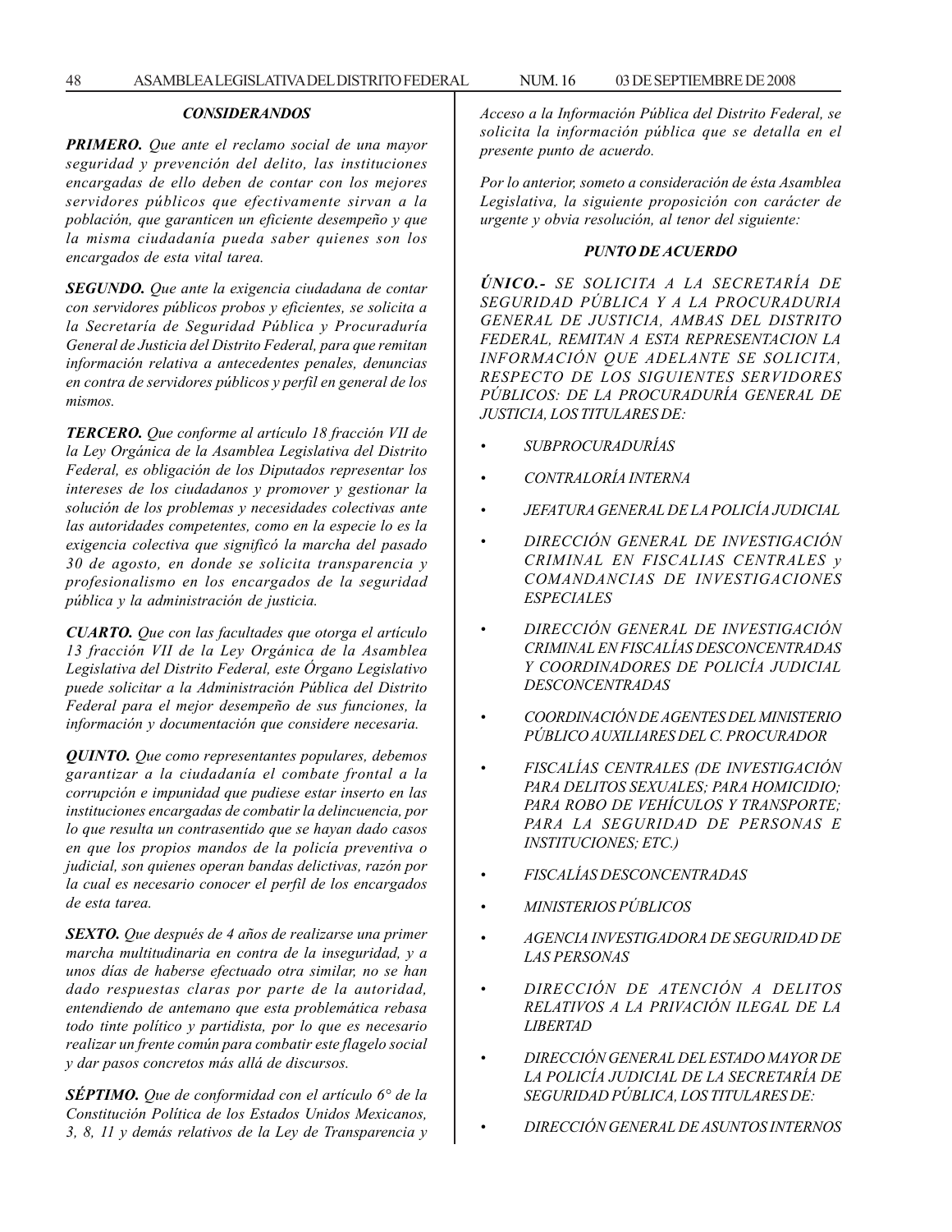### *CONSIDERANDOS*

***PRIMERO.*** *Que ante el reclamo social de una mayor seguridad y prevención del delito, las instituciones encargadas de ello deben de contar con los mejores servidores públicos que efectivamente sirvan a la población, que garanticen un eficiente desempeño y que la misma ciudadanía pueda saber quienes son los encargados de esta vital tarea.*

***SEGUNDO.*** *Que ante la exigencia ciudadana de contar con servidores públicos probos y eficientes, se solicita a la Secretaría de Seguridad Pública y Procuraduría General de Justicia del Distrito Federal, para que remitan información relativa a antecedentes penales, denuncias en contra de servidores públicos y perfil en general de los mismos.*

***TERCERO.*** *Que conforme al artículo 18 fracción VII de la Ley Orgánica de la Asamblea Legislativa del Distrito Federal, es obligación de los Diputados representar los intereses de los ciudadanos y promover y gestionar la solución de los problemas y necesidades colectivas ante las autoridades competentes, como en la especie lo es la exigencia colectiva que significó la marcha del pasado 30 de agosto, en donde se solicita transparencia y profesionalismo en los encargados de la seguridad pública y la administración de justicia.*

***CUARTO.*** *Que con las facultades que otorga el artículo 13 fracción VII de la Ley Orgánica de la Asamblea Legislativa del Distrito Federal, este Órgano Legislativo puede solicitar a la Administración Pública del Distrito Federal para el mejor desempeño de sus funciones, la información y documentación que considere necesaria.*

***QUINTO.*** *Que como representantes populares, debemos garantizar a la ciudadanía el combate frontal a la corrupción e impunidad que pudiese estar inserto en las instituciones encargadas de combatir la delincuencia, por lo que resulta un contrasentido que se hayan dado casos en que los propios mandos de la policía preventiva o judicial, son quienes operan bandas delictivas, razón por la cual es necesario conocer el perfil de los encargados de esta tarea.*

***SEXTO.*** *Que después de 4 años de realizarse una primer marcha multitudinaria en contra de la inseguridad, y a unos días de haberse efectuado otra similar, no se han dado respuestas claras por parte de la autoridad, entendiendo de antemano que esta problemática rebasa todo tinte político y partidista, por lo que es necesario realizar un frente común para combatir este flagelo social y dar pasos concretos más allá de discursos.*

***SÉPTIMO.*** *Que de conformidad con el artículo 6° de la Constitución Política de los Estados Unidos Mexicanos, 3, 8, 11 y demás relativos de la Ley de Transparencia y Acceso a la Información Pública del Distrito Federal, se solicita la información pública que se detalla en el presente punto de acuerdo.*

*Por lo anterior, someto a consideración de ésta Asamblea Legislativa, la siguiente proposición con carácter de urgente y obvia resolución, al tenor del siguiente:*

### *PUNTO DE ACUERDO*

***ÚNICO.-*** *SE SOLICITA A LA SECRETARÍA DE SEGURIDAD PÚBLICA Y A LA PROCURADURIA GENERAL DE JUSTICIA, AMBAS DEL DISTRITO FEDERAL, REMITAN A ESTA REPRESENTACION LA INFORMACIÓN QUE ADELANTE SE SOLICITA, RESPECTO DE LOS SIGUIENTES SERVIDORES PÚBLICOS: DE LA PROCURADURÍA GENERAL DE JUSTICIA, LOS TITULARES DE:*

- *SUBPROCURADURÍAS*
- *CONTRALORÍA INTERNA*
- *JEFATURA GENERAL DE LA POLICÍA JUDICIAL*
- *DIRECCIÓN GENERAL DE INVESTIGACIÓN CRIMINAL EN FISCALIAS CENTRALES y COMANDANCIAS DE INVESTIGACIONES ESPECIALES*
- *DIRECCIÓN GENERAL DE INVESTIGACIÓN CRIMINAL EN FISCALÍAS DESCONCENTRADAS Y COORDINADORES DE POLICÍA JUDICIAL DESCONCENTRADAS*
- *COORDINACIÓN DE AGENTES DEL MINISTERIO PÚBLICO AUXILIARES DEL C. PROCURADOR*
- *FISCALÍAS CENTRALES (DE INVESTIGACIÓN PARA DELITOS SEXUALES; PARA HOMICIDIO; PARA ROBO DE VEHÍCULOS Y TRANSPORTE; PARA LA SEGURIDAD DE PERSONAS E INSTITUCIONES; ETC.)*
- *FISCALÍAS DESCONCENTRADAS*
- *MINISTERIOS PÚBLICOS*
- *AGENCIA INVESTIGADORA DE SEGURIDAD DE LAS PERSONAS*
- *DIRECCIÓN DE ATENCIÓN A DELITOS RELATIVOS A LA PRIVACIÓN ILEGAL DE LA LIBERTAD*
- *DIRECCIÓN GENERAL DEL ESTADO MAYOR DE LA POLICÍA JUDICIAL DE LA SECRETARÍA DE SEGURIDAD PÚBLICA, LOS TITULARES DE:*
- *DIRECCIÓN GENERAL DE ASUNTOS INTERNOS*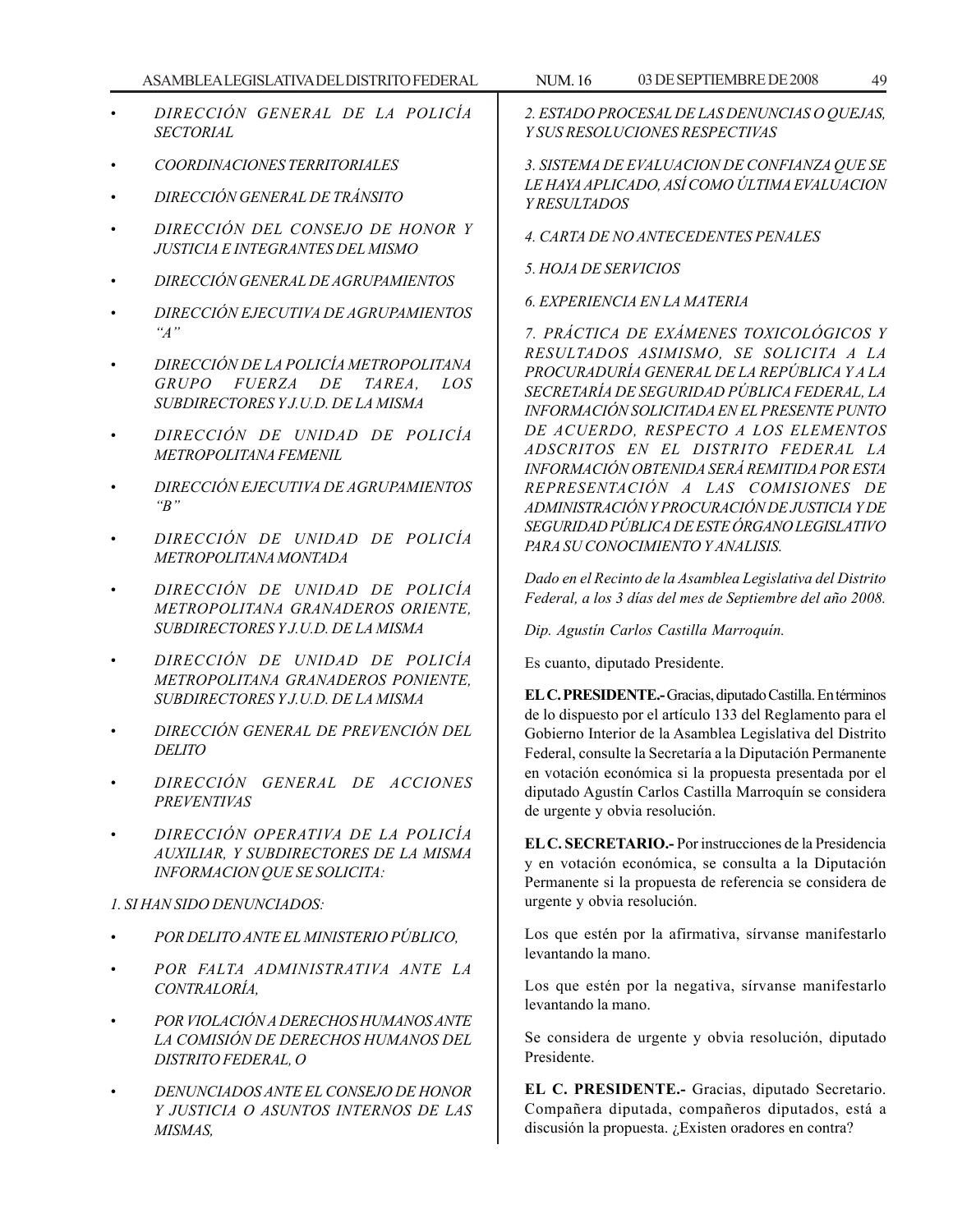- *DIRECCIÓN GENERAL DE LA POLICÍA SECTORIAL*
- *COORDINACIONES TERRITORIALES*
- *DIRECCIÓN GENERAL DE TRÁNSITO*
- *DIRECCIÓN DEL CONSEJO DE HONOR Y JUSTICIA E INTEGRANTES DEL MISMO*
- *DIRECCIÓN GENERAL DE AGRUPAMIENTOS*
- *DIRECCIÓN EJECUTIVA DE AGRUPAMIENTOS "A"*
- *DIRECCIÓN DE LA POLICÍA METROPOLITANA GRUPO FUERZA DE TAREA, LOS SUBDIRECTORES Y J.U.D. DE LA MISMA*
- *DIRECCIÓN DE UNIDAD DE POLICÍA METROPOLITANA FEMENIL*
- *DIRECCIÓN EJECUTIVA DE AGRUPAMIENTOS "B"*
- *DIRECCIÓN DE UNIDAD DE POLICÍA METROPOLITANA MONTADA*
- *DIRECCIÓN DE UNIDAD DE POLICÍA METROPOLITANA GRANADEROS ORIENTE, SUBDIRECTORES Y J.U.D. DE LA MISMA*
- *DIRECCIÓN DE UNIDAD DE POLICÍA METROPOLITANA GRANADEROS PONIENTE, SUBDIRECTORES Y J.U.D. DE LA MISMA*
- *DIRECCIÓN GENERAL DE PREVENCIÓN DEL DELITO*
- *DIRECCIÓN GENERAL DE ACCIONES PREVENTIVAS*
- *DIRECCIÓN OPERATIVA DE LA POLICÍA AUXILIAR, Y SUBDIRECTORES DE LA MISMA INFORMACION QUE SE SOLICITA:*

*1. SI HAN SIDO DENUNCIADOS:*

- *POR DELITO ANTE EL MINISTERIO PÚBLICO,*
- *POR FALTA ADMINISTRATIVA ANTE LA CONTRALORÍA,*
- *POR VIOLACIÓN A DERECHOS HUMANOS ANTE LA COMISIÓN DE DERECHOS HUMANOS DEL DISTRITO FEDERAL, O*
- *DENUNCIADOS ANTE EL CONSEJO DE HONOR Y JUSTICIA O ASUNTOS INTERNOS DE LAS MISMAS,*

*2. ESTADO PROCESAL DE LAS DENUNCIAS O QUEJAS, Y SUS RESOLUCIONES RESPECTIVAS*

*3. SISTEMA DE EVALUACION DE CONFIANZA QUE SE LE HAYA APLICADO, ASÍ COMO ÚLTIMA EVALUACION Y RESULTADOS*

*4. CARTA DE NO ANTECEDENTES PENALES*

*5. HOJA DE SERVICIOS*

*6. EXPERIENCIA EN LA MATERIA*

*7. PRÁCTICA DE EXÁMENES TOXICOLÓGICOS Y RESULTADOS ASIMISMO, SE SOLICITA A LA PROCURADURÍA GENERAL DE LA REPÚBLICA Y A LA SECRETARÍA DE SEGURIDAD PÚBLICA FEDERAL, LA INFORMACIÓN SOLICITADA EN EL PRESENTE PUNTO DE ACUERDO, RESPECTO A LOS ELEMENTOS ADSCRITOS EN EL DISTRITO FEDERAL LA INFORMACIÓN OBTENIDA SERÁ REMITIDA POR ESTA REPRESENTACIÓN A LAS COMISIONES DE ADMINISTRACIÓN Y PROCURACIÓN DE JUSTICIA Y DE SEGURIDAD PÚBLICA DE ESTE ÓRGANO LEGISLATIVO PARA SU CONOCIMIENTO Y ANALISIS.*

*Dado en el Recinto de la Asamblea Legislativa del Distrito Federal, a los 3 días del mes de Septiembre del año 2008.*

*Dip. Agustín Carlos Castilla Marroquín.*

Es cuanto, diputado Presidente.

**EL C. PRESIDENTE.-** Gracias, diputado Castilla. En términos de lo dispuesto por el artículo 133 del Reglamento para el Gobierno Interior de la Asamblea Legislativa del Distrito Federal, consulte la Secretaría a la Diputación Permanente en votación económica si la propuesta presentada por el diputado Agustín Carlos Castilla Marroquín se considera de urgente y obvia resolución.

**EL C. SECRETARIO.-** Por instrucciones de la Presidencia y en votación económica, se consulta a la Diputación Permanente si la propuesta de referencia se considera de urgente y obvia resolución.

Los que estén por la afirmativa, sírvanse manifestarlo levantando la mano.

Los que estén por la negativa, sírvanse manifestarlo levantando la mano.

Se considera de urgente y obvia resolución, diputado Presidente.

**EL C. PRESIDENTE.-** Gracias, diputado Secretario. Compañera diputada, compañeros diputados, está a discusión la propuesta. ¿Existen oradores en contra?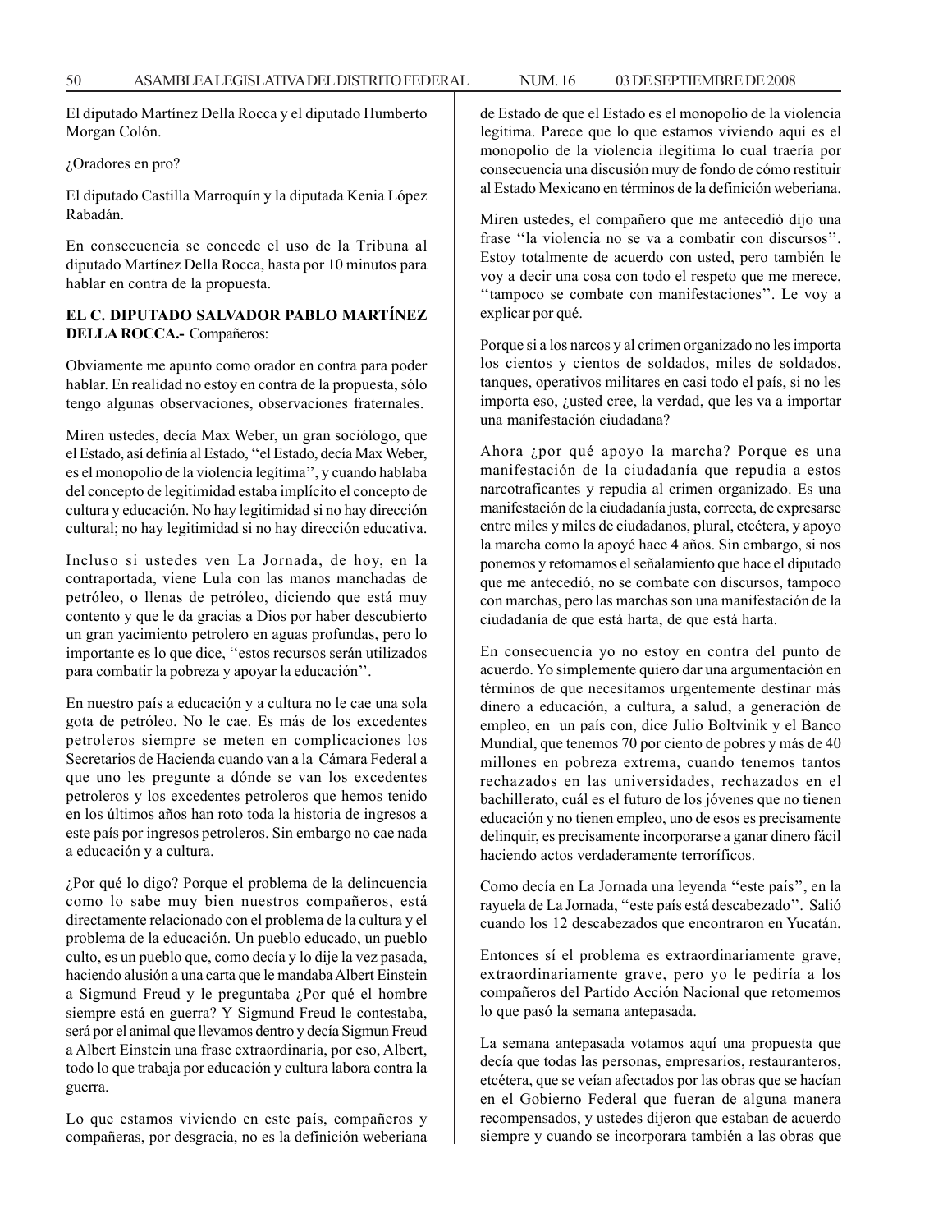El diputado Martínez Della Rocca y el diputado Humberto Morgan Colón.

¿Oradores en pro?

El diputado Castilla Marroquín y la diputada Kenia López Rabadán.

En consecuencia se concede el uso de la Tribuna al diputado Martínez Della Rocca, hasta por 10 minutos para hablar en contra de la propuesta.

**EL C. DIPUTADO SALVADOR PABLO MARTÍNEZ DELLA ROCCA.-** Compañeros:

Obviamente me apunto como orador en contra para poder hablar. En realidad no estoy en contra de la propuesta, sólo tengo algunas observaciones, observaciones fraternales.

Miren ustedes, decía Max Weber, un gran sociólogo, que el Estado, así definía al Estado, ''el Estado, decía Max Weber, es el monopolio de la violencia legítima'', y cuando hablaba del concepto de legitimidad estaba implícito el concepto de cultura y educación. No hay legitimidad si no hay dirección cultural; no hay legitimidad si no hay dirección educativa.

Incluso si ustedes ven La Jornada, de hoy, en la contraportada, viene Lula con las manos manchadas de petróleo, o llenas de petróleo, diciendo que está muy contento y que le da gracias a Dios por haber descubierto un gran yacimiento petrolero en aguas profundas, pero lo importante es lo que dice, ''estos recursos serán utilizados para combatir la pobreza y apoyar la educación''.

En nuestro país a educación y a cultura no le cae una sola gota de petróleo. No le cae. Es más de los excedentes petroleros siempre se meten en complicaciones los Secretarios de Hacienda cuando van a la Cámara Federal a que uno les pregunte a dónde se van los excedentes petroleros y los excedentes petroleros que hemos tenido en los últimos años han roto toda la historia de ingresos a este país por ingresos petroleros. Sin embargo no cae nada a educación y a cultura.

¿Por qué lo digo? Porque el problema de la delincuencia como lo sabe muy bien nuestros compañeros, está directamente relacionado con el problema de la cultura y el problema de la educación. Un pueblo educado, un pueblo culto, es un pueblo que, como decía y lo dije la vez pasada, haciendo alusión a una carta que le mandaba Albert Einstein a Sigmund Freud y le preguntaba ¿Por qué el hombre siempre está en guerra? Y Sigmund Freud le contestaba, será por el animal que llevamos dentro y decía Sigmun Freud a Albert Einstein una frase extraordinaria, por eso, Albert, todo lo que trabaja por educación y cultura labora contra la guerra.

Lo que estamos viviendo en este país, compañeros y compañeras, por desgracia, no es la definición weberiana de Estado de que el Estado es el monopolio de la violencia legítima. Parece que lo que estamos viviendo aquí es el monopolio de la violencia ilegítima lo cual traería por consecuencia una discusión muy de fondo de cómo restituir al Estado Mexicano en términos de la definición weberiana.

Miren ustedes, el compañero que me antecedió dijo una frase ''la violencia no se va a combatir con discursos''. Estoy totalmente de acuerdo con usted, pero también le voy a decir una cosa con todo el respeto que me merece, ''tampoco se combate con manifestaciones''. Le voy a explicar por qué.

Porque si a los narcos y al crimen organizado no les importa los cientos y cientos de soldados, miles de soldados, tanques, operativos militares en casi todo el país, si no les importa eso, ¿usted cree, la verdad, que les va a importar una manifestación ciudadana?

Ahora ¿por qué apoyo la marcha? Porque es una manifestación de la ciudadanía que repudia a estos narcotraficantes y repudia al crimen organizado. Es una manifestación de la ciudadanía justa, correcta, de expresarse entre miles y miles de ciudadanos, plural, etcétera, y apoyo la marcha como la apoyé hace 4 años. Sin embargo, si nos ponemos y retomamos el señalamiento que hace el diputado que me antecedió, no se combate con discursos, tampoco con marchas, pero las marchas son una manifestación de la ciudadanía de que está harta, de que está harta.

En consecuencia yo no estoy en contra del punto de acuerdo. Yo simplemente quiero dar una argumentación en términos de que necesitamos urgentemente destinar más dinero a educación, a cultura, a salud, a generación de empleo, en un país con, dice Julio Boltvinik y el Banco Mundial, que tenemos 70 por ciento de pobres y más de 40 millones en pobreza extrema, cuando tenemos tantos rechazados en las universidades, rechazados en el bachillerato, cuál es el futuro de los jóvenes que no tienen educación y no tienen empleo, uno de esos es precisamente delinquir, es precisamente incorporarse a ganar dinero fácil haciendo actos verdaderamente terroríficos.

Como decía en La Jornada una leyenda ''este país'', en la rayuela de La Jornada, ''este país está descabezado''. Salió cuando los 12 descabezados que encontraron en Yucatán.

Entonces sí el problema es extraordinariamente grave, extraordinariamente grave, pero yo le pediría a los compañeros del Partido Acción Nacional que retomemos lo que pasó la semana antepasada.

La semana antepasada votamos aquí una propuesta que decía que todas las personas, empresarios, restauranteros, etcétera, que se veían afectados por las obras que se hacían en el Gobierno Federal que fueran de alguna manera recompensados, y ustedes dijeron que estaban de acuerdo siempre y cuando se incorporara también a las obras que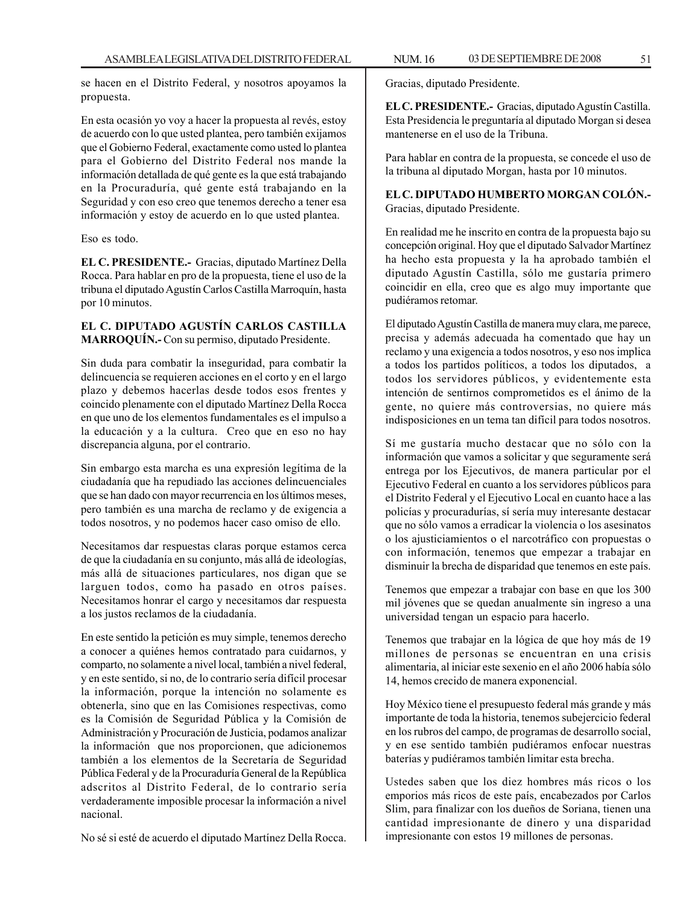se hacen en el Distrito Federal, y nosotros apoyamos la propuesta.

En esta ocasión yo voy a hacer la propuesta al revés, estoy de acuerdo con lo que usted plantea, pero también exijamos que el Gobierno Federal, exactamente como usted lo plantea para el Gobierno del Distrito Federal nos mande la información detallada de qué gente es la que está trabajando en la Procuraduría, qué gente está trabajando en la Seguridad y con eso creo que tenemos derecho a tener esa información y estoy de acuerdo en lo que usted plantea.

Eso es todo.

**EL C. PRESIDENTE.-** Gracias, diputado Martínez Della Rocca. Para hablar en pro de la propuesta, tiene el uso de la tribuna el diputado Agustín Carlos Castilla Marroquín, hasta por 10 minutos.

**EL C. DIPUTADO AGUSTÍN CARLOS CASTILLA MARROQUÍN.-** Con su permiso, diputado Presidente.

Sin duda para combatir la inseguridad, para combatir la delincuencia se requieren acciones en el corto y en el largo plazo y debemos hacerlas desde todos esos frentes y coincido plenamente con el diputado Martínez Della Rocca en que uno de los elementos fundamentales es el impulso a la educación y a la cultura. Creo que en eso no hay discrepancia alguna, por el contrario.

Sin embargo esta marcha es una expresión legítima de la ciudadanía que ha repudiado las acciones delincuenciales que se han dado con mayor recurrencia en los últimos meses, pero también es una marcha de reclamo y de exigencia a todos nosotros, y no podemos hacer caso omiso de ello.

Necesitamos dar respuestas claras porque estamos cerca de que la ciudadanía en su conjunto, más allá de ideologías, más allá de situaciones particulares, nos digan que se larguen todos, como ha pasado en otros países. Necesitamos honrar el cargo y necesitamos dar respuesta a los justos reclamos de la ciudadanía.

En este sentido la petición es muy simple, tenemos derecho a conocer a quiénes hemos contratado para cuidarnos, y comparto, no solamente a nivel local, también a nivel federal, y en este sentido, si no, de lo contrario sería difícil procesar la información, porque la intención no solamente es obtenerla, sino que en las Comisiones respectivas, como es la Comisión de Seguridad Pública y la Comisión de Administración y Procuración de Justicia, podamos analizar la información que nos proporcionen, que adicionemos también a los elementos de la Secretaría de Seguridad Pública Federal y de la Procuraduría General de la República adscritos al Distrito Federal, de lo contrario sería verdaderamente imposible procesar la información a nivel nacional.

No sé si esté de acuerdo el diputado Martínez Della Rocca.

Gracias, diputado Presidente.

**EL C. PRESIDENTE.-** Gracias, diputado Agustín Castilla. Esta Presidencia le preguntaría al diputado Morgan si desea mantenerse en el uso de la Tribuna.

Para hablar en contra de la propuesta, se concede el uso de la tribuna al diputado Morgan, hasta por 10 minutos.

**EL C. DIPUTADO HUMBERTO MORGAN COLÓN.-** Gracias, diputado Presidente.

En realidad me he inscrito en contra de la propuesta bajo su concepción original. Hoy que el diputado Salvador Martínez ha hecho esta propuesta y la ha aprobado también el diputado Agustín Castilla, sólo me gustaría primero coincidir en ella, creo que es algo muy importante que pudiéramos retomar.

El diputado Agustín Castilla de manera muy clara, me parece, precisa y además adecuada ha comentado que hay un reclamo y una exigencia a todos nosotros, y eso nos implica a todos los partidos políticos, a todos los diputados, a todos los servidores públicos, y evidentemente esta intención de sentirnos comprometidos es el ánimo de la gente, no quiere más controversias, no quiere más indisposiciones en un tema tan difícil para todos nosotros.

Sí me gustaría mucho destacar que no sólo con la información que vamos a solicitar y que seguramente será entrega por los Ejecutivos, de manera particular por el Ejecutivo Federal en cuanto a los servidores públicos para el Distrito Federal y el Ejecutivo Local en cuanto hace a las policías y procuradurías, sí sería muy interesante destacar que no sólo vamos a erradicar la violencia o los asesinatos o los ajusticiamientos o el narcotráfico con propuestas o con información, tenemos que empezar a trabajar en disminuir la brecha de disparidad que tenemos en este país.

Tenemos que empezar a trabajar con base en que los 300 mil jóvenes que se quedan anualmente sin ingreso a una universidad tengan un espacio para hacerlo.

Tenemos que trabajar en la lógica de que hoy más de 19 millones de personas se encuentran en una crisis alimentaria, al iniciar este sexenio en el año 2006 había sólo 14, hemos crecido de manera exponencial.

Hoy México tiene el presupuesto federal más grande y más importante de toda la historia, tenemos subejercicio federal en los rubros del campo, de programas de desarrollo social, y en ese sentido también pudiéramos enfocar nuestras baterías y pudiéramos también limitar esta brecha.

Ustedes saben que los diez hombres más ricos o los emporios más ricos de este país, encabezados por Carlos Slim, para finalizar con los dueños de Soriana, tienen una cantidad impresionante de dinero y una disparidad impresionante con estos 19 millones de personas.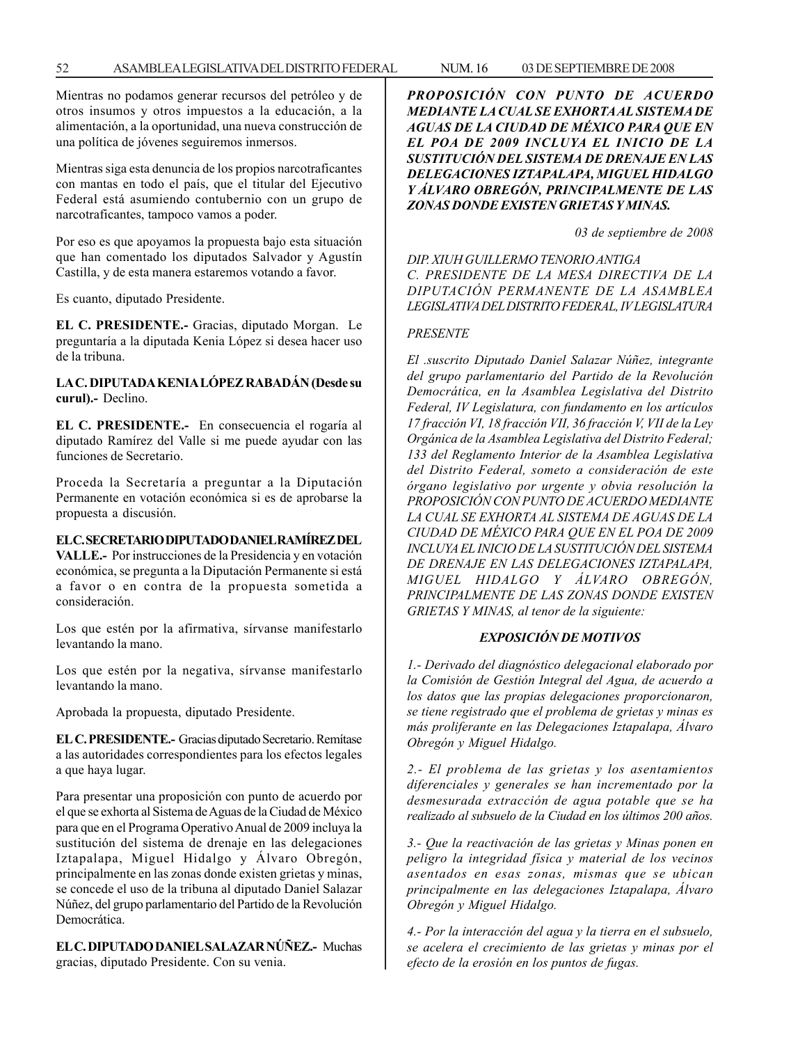Mientras no podamos generar recursos del petróleo y de otros insumos y otros impuestos a la educación, a la alimentación, a la oportunidad, una nueva construcción de una política de jóvenes seguiremos inmersos.

Mientras siga esta denuncia de los propios narcotraficantes con mantas en todo el país, que el titular del Ejecutivo Federal está asumiendo contubernio con un grupo de narcotraficantes, tampoco vamos a poder.

Por eso es que apoyamos la propuesta bajo esta situación que han comentado los diputados Salvador y Agustín Castilla, y de esta manera estaremos votando a favor.

Es cuanto, diputado Presidente.

**EL C. PRESIDENTE.-** Gracias, diputado Morgan. Le preguntaría a la diputada Kenia López si desea hacer uso de la tribuna.

**LA C. DIPUTADA KENIA LÓPEZ RABADÁN (Desde su curul).-** Declino.

**EL C. PRESIDENTE.-** En consecuencia el rogaría al diputado Ramírez del Valle si me puede ayudar con las funciones de Secretario.

Proceda la Secretaría a preguntar a la Diputación Permanente en votación económica si es de aprobarse la propuesta a discusión.

**EL C. SECRETARIO DIPUTADO DANIEL RAMÍREZ DEL VALLE.-** Por instrucciones de la Presidencia y en votación económica, se pregunta a la Diputación Permanente si está a favor o en contra de la propuesta sometida a consideración.

Los que estén por la afirmativa, sírvanse manifestarlo levantando la mano.

Los que estén por la negativa, sírvanse manifestarlo levantando la mano.

Aprobada la propuesta, diputado Presidente.

**EL C. PRESIDENTE.-** Gracias diputado Secretario. Remítase a las autoridades correspondientes para los efectos legales a que haya lugar.

Para presentar una proposición con punto de acuerdo por el que se exhorta al Sistema de Aguas de la Ciudad de México para que en el Programa Operativo Anual de 2009 incluya la sustitución del sistema de drenaje en las delegaciones Iztapalapa, Miguel Hidalgo y Álvaro Obregón, principalmente en las zonas donde existen grietas y minas, se concede el uso de la tribuna al diputado Daniel Salazar Núñez, del grupo parlamentario del Partido de la Revolución Democrática.

**EL C. DIPUTADO DANIEL SALAZAR NÚÑEZ.-** Muchas gracias, diputado Presidente. Con su venia.

***PROPOSICIÓN CON PUNTO DE ACUERDO MEDIANTE LA CUAL SE EXHORTA AL SISTEMA DE AGUAS DE LA CIUDAD DE MÉXICO PARA QUE EN EL POA DE 2009 INCLUYA EL INICIO DE LA SUSTITUCIÓN DEL SISTEMA DE DRENAJE EN LAS DELEGACIONES IZTAPALAPA, MIGUEL HIDALGO Y ÁLVARO OBREGÓN, PRINCIPALMENTE DE LAS ZONAS DONDE EXISTEN GRIETAS Y MINAS.***

*03 de septiembre de 2008*

*DIP. XIUH GUILLERMO TENORIO ANTIGA*
*C. PRESIDENTE DE LA MESA DIRECTIVA DE LA DIPUTACIÓN PERMANENTE DE LA ASAMBLEA LEGISLATIVA DEL DISTRITO FEDERAL, IV LEGISLATURA*

*PRESENTE*

*El .suscrito Diputado Daniel Salazar Núñez, integrante del grupo parlamentario del Partido de la Revolución Democrática, en la Asamblea Legislativa del Distrito Federal, IV Legislatura, con fundamento en los artículos 17 fracción VI, 18 fracción VII, 36 fracción V, VII de la Ley Orgánica de la Asamblea Legislativa del Distrito Federal; 133 del Reglamento Interior de la Asamblea Legislativa del Distrito Federal, someto a consideración de este órgano legislativo por urgente y obvia resolución la PROPOSICIÓN CON PUNTO DE ACUERDO MEDIANTE LA CUAL SE EXHORTA AL SISTEMA DE AGUAS DE LA CIUDAD DE MÉXICO PARA QUE EN EL POA DE 2009 INCLUYA EL INICIO DE LA SUSTITUCIÓN DEL SISTEMA DE DRENAJE EN LAS DELEGACIONES IZTAPALAPA, MIGUEL HIDALGO Y ÁLVARO OBREGÓN, PRINCIPALMENTE DE LAS ZONAS DONDE EXISTEN GRIETAS Y MINAS, al tenor de la siguiente:*

***EXPOSICIÓN DE MOTIVOS***

*1.- Derivado del diagnóstico delegacional elaborado por la Comisión de Gestión Integral del Agua, de acuerdo a los datos que las propias delegaciones proporcionaron, se tiene registrado que el problema de grietas y minas es más proliferante en las Delegaciones Iztapalapa, Álvaro Obregón y Miguel Hidalgo.*

*2.- El problema de las grietas y los asentamientos diferenciales y generales se han incrementado por la desmesurada extracción de agua potable que se ha realizado al subsuelo de la Ciudad en los últimos 200 años.*

*3.- Que la reactivación de las grietas y Minas ponen en peligro la integridad física y material de los vecinos asentados en esas zonas, mismas que se ubican principalmente en las delegaciones Iztapalapa, Álvaro Obregón y Miguel Hidalgo.*

*4.- Por la interacción del agua y la tierra en el subsuelo, se acelera el crecimiento de las grietas y minas por el efecto de la erosión en los puntos de fugas.*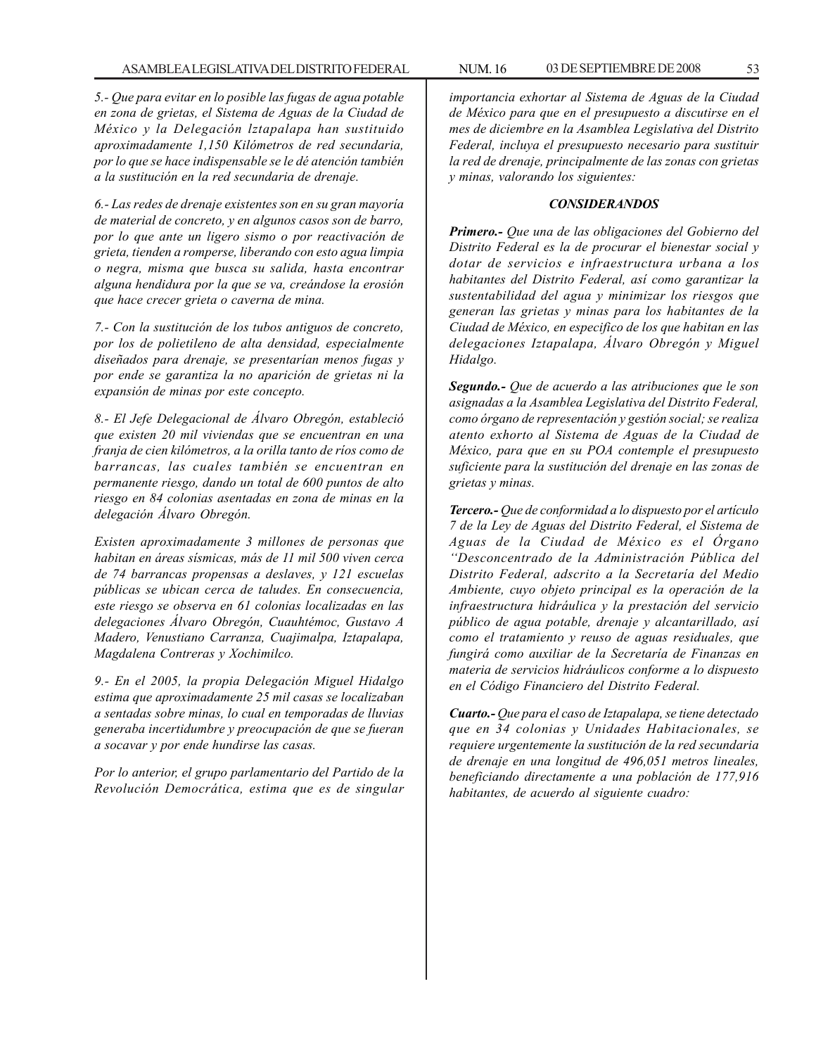*5.- Que para evitar en lo posible las fugas de agua potable en zona de grietas, el Sistema de Aguas de la Ciudad de México y la Delegación lztapalapa han sustituido aproximadamente 1,150 Kilómetros de red secundaria, por lo que se hace indispensable se le dé atención también a la sustitución en la red secundaria de drenaje.*

*6.- Las redes de drenaje existentes son en su gran mayoría de material de concreto, y en algunos casos son de barro, por lo que ante un ligero sismo o por reactivación de grieta, tienden a romperse, liberando con esto agua limpia o negra, misma que busca su salida, hasta encontrar alguna hendidura por la que se va, creándose la erosión que hace crecer grieta o caverna de mina.*

*7.- Con la sustitución de los tubos antiguos de concreto, por los de polietileno de alta densidad, especialmente diseñados para drenaje, se presentarían menos fugas y por ende se garantiza la no aparición de grietas ni la expansión de minas por este concepto.*

*8.- El Jefe Delegacional de Álvaro Obregón, estableció que existen 20 mil viviendas que se encuentran en una franja de cien kilómetros, a la orilla tanto de ríos como de barrancas, las cuales también se encuentran en permanente riesgo, dando un total de 600 puntos de alto riesgo en 84 colonias asentadas en zona de minas en la delegación Álvaro Obregón.*

*Existen aproximadamente 3 millones de personas que habitan en áreas sísmicas, más de 11 mil 500 viven cerca de 74 barrancas propensas a deslaves, y 121 escuelas públicas se ubican cerca de taludes. En consecuencia, este riesgo se observa en 61 colonias localizadas en las delegaciones Álvaro Obregón, Cuauhtémoc, Gustavo A Madero, Venustiano Carranza, Cuajimalpa, Iztapalapa, Magdalena Contreras y Xochimilco.*

*9.- En el 2005, la propia Delegación Miguel Hidalgo estima que aproximadamente 25 mil casas se localizaban a sentadas sobre minas, lo cual en temporadas de lluvias generaba incertidumbre y preocupación de que se fueran a socavar y por ende hundirse las casas.*

*Por lo anterior, el grupo parlamentario del Partido de la Revolución Democrática, estima que es de singular importancia exhortar al Sistema de Aguas de la Ciudad de México para que en el presupuesto a discutirse en el mes de diciembre en la Asamblea Legislativa del Distrito Federal, incluya el presupuesto necesario para sustituir la red de drenaje, principalmente de las zonas con grietas y minas, valorando los siguientes:*

### *CONSIDERANDOS*

***Primero.-** Que una de las obligaciones del Gobierno del Distrito Federal es la de procurar el bienestar social y dotar de servicios e infraestructura urbana a los habitantes del Distrito Federal, así como garantizar la sustentabilidad del agua y minimizar los riesgos que generan las grietas y minas para los habitantes de la Ciudad de México, en especifico de los que habitan en las delegaciones Iztapalapa, Álvaro Obregón y Miguel Hidalgo.*

***Segundo.-** Que de acuerdo a las atribuciones que le son asignadas a la Asamblea Legislativa del Distrito Federal, como órgano de representación y gestión social; se realiza atento exhorto al Sistema de Aguas de la Ciudad de México, para que en su POA contemple el presupuesto suficiente para la sustitución del drenaje en las zonas de grietas y minas.*

***Tercero.-** Que de conformidad a lo dispuesto por el artículo 7 de la Ley de Aguas del Distrito Federal, el Sistema de Aguas de la Ciudad de México es el Órgano "Desconcentrado de la Administración Pública del Distrito Federal, adscrito a la Secretaría del Medio Ambiente, cuyo objeto principal es la operación de la infraestructura hidráulica y la prestación del servicio público de agua potable, drenaje y alcantarillado, así como el tratamiento y reuso de aguas residuales, que fungirá como auxiliar de la Secretaría de Finanzas en materia de servicios hidráulicos conforme a lo dispuesto en el Código Financiero del Distrito Federal.*

***Cuarto.-** Que para el caso de Iztapalapa, se tiene detectado que en 34 colonias y Unidades Habitacionales, se requiere urgentemente la sustitución de la red secundaria de drenaje en una longitud de 496,051 metros lineales, beneficiando directamente a una población de 177,916 habitantes, de acuerdo al siguiente cuadro:*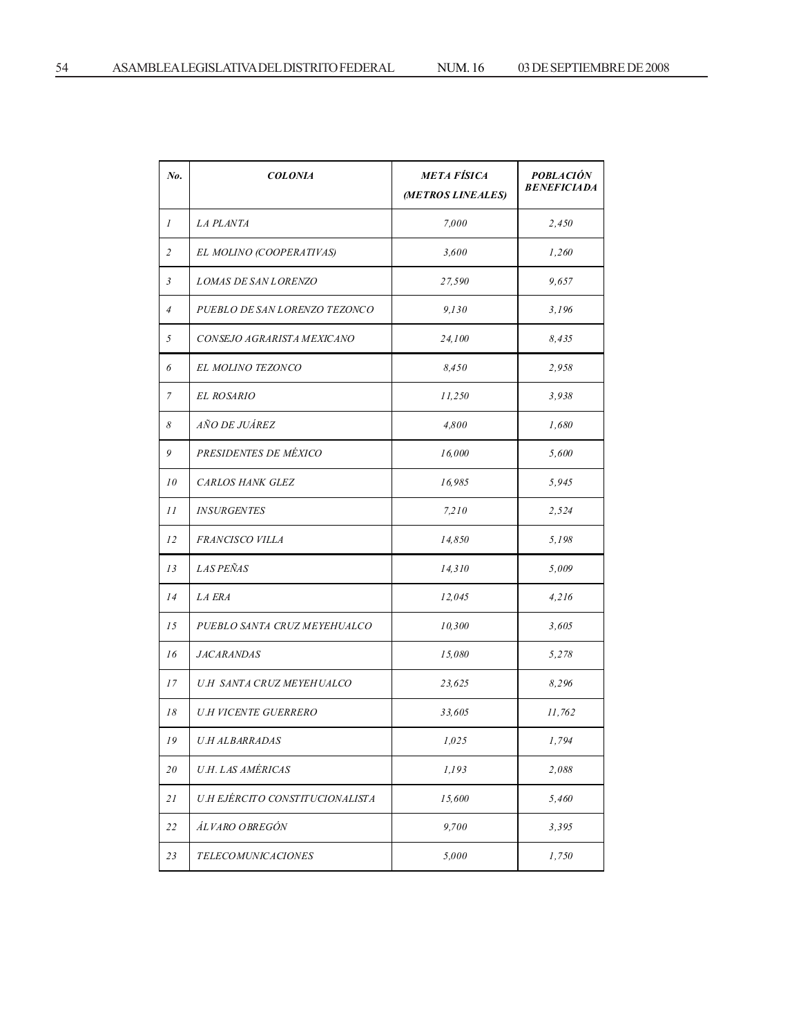| *No.* | *COLONIA* | *META FÍSICA (METROS LINEALES)* | *POBLACIÓN BENEFICIADA* |
|---|---|---|---|
| *1* | *LA PLANTA* | *7,000* | *2,450* |
| *2* | *EL MOLINO (COOPERATIVAS)* | *3,600* | *1,260* |
| *3* | *LOMAS DE SAN LORENZO* | *27,590* | *9,657* |
| *4* | *PUEBLO DE SAN LORENZO TEZONCO* | *9,130* | *3,196* |
| *5* | *CONSEJO AGRARISTA MEXICANO* | *24,100* | *8,435* |
| *6* | *EL MOLINO TEZONCO* | *8,450* | *2,958* |
| *7* | *EL ROSARIO* | *11,250* | *3,938* |
| *8* | *AÑO DE JUÁREZ* | *4,800* | *1,680* |
| *9* | *PRESIDENTES DE MÉXICO* | *16,000* | *5,600* |
| *10* | *CARLOS HANK GLEZ* | *16,985* | *5,945* |
| *11* | *INSURGENTES* | *7,210* | *2,524* |
| *12* | *FRANCISCO VILLA* | *14,850* | *5,198* |
| *13* | *LAS PEÑAS* | *14,310* | *5,009* |
| *14* | *LA ERA* | *12,045* | *4,216* |
| *15* | *PUEBLO SANTA CRUZ MEYEHUALCO* | *10,300* | *3,605* |
| *16* | *JACARANDAS* | *15,080* | *5,278* |
| *17* | *U.H SANTA CRUZ MEYEHUALCO* | *23,625* | *8,296* |
| *18* | *U.H VICENTE GUERRERO* | *33,605* | *11,762* |
| *19* | *U.H ALBARRADAS* | *1,025* | *1,794* |
| *20* | *U.H. LAS AMÉRICAS* | *1,193* | *2,088* |
| *21* | *U.H EJÉRCITO CONSTITUCIONALISTA* | *15,600* | *5,460* |
| *22* | *ÁLVARO OBREGÓN* | *9,700* | *3,395* |
| *23* | *TELECOMUNICACIONES* | *5,000* | *1,750* |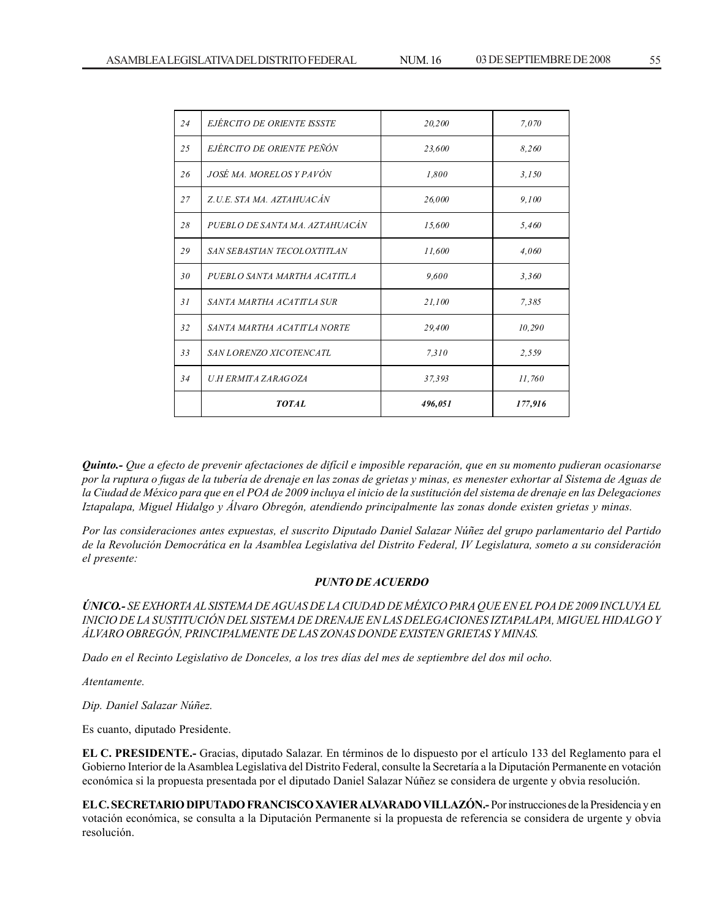| | | | |
|---|---|---|---|
| 24 | *EJÉRCITO DE ORIENTE ISSSTE* | *20,200* | *7,070* |
| 25 | *EJÉRCITO DE ORIENTE PEÑÓN* | *23,600* | *8,260* |
| 26 | *JOSÉ MA. MORELOS Y PAVÓN* | *1,800* | *3,150* |
| 27 | *Z.U.E. STA MA. AZTAHUACÁN* | *26,000* | *9,100* |
| 28 | *PUEBLO DE SANTA MA. AZTAHUACÁN* | *15,600* | *5,460* |
| 29 | *SAN SEBASTIAN TECOLOXTITLAN* | *11,600* | *4,060* |
| 30 | *PUEBLO SANTA MARTHA ACATITLA* | *9,600* | *3,360* |
| 31 | *SANTA MARTHA ACATITLA SUR* | *21,100* | *7,385* |
| 32 | *SANTA MARTHA ACATITLA NORTE* | *29,400* | *10,290* |
| 33 | *SAN LORENZO XICOTENCATL* | *7,310* | *2,559* |
| 34 | *U.H ERMITA ZARAGOZA* | *37,393* | *11,760* |
| | ***TOTAL*** | ***496,051*** | ***177,916*** |

***Quinto.-*** *Que a efecto de prevenir afectaciones de difícil e imposible reparación, que en su momento pudieran ocasionarse por la ruptura o fugas de la tubería de drenaje en las zonas de grietas y minas, es menester exhortar al Sistema de Aguas de la Ciudad de México para que en el POA de 2009 incluya el inicio de la sustitución del sistema de drenaje en las Delegaciones Iztapalapa, Miguel Hidalgo y Álvaro Obregón, atendiendo principalmente las zonas donde existen grietas y minas.*

*Por las consideraciones antes expuestas, el suscrito Diputado Daniel Salazar Núñez del grupo parlamentario del Partido de la Revolución Democrática en la Asamblea Legislativa del Distrito Federal, IV Legislatura, someto a su consideración el presente:*

***PUNTO DE ACUERDO***

***ÚNICO.-*** *SE EXHORTA AL SISTEMA DE AGUAS DE LA CIUDAD DE MÉXICO PARA QUE EN EL POA DE 2009 INCLUYA EL INICIO DE LA SUSTITUCIÓN DEL SISTEMA DE DRENAJE EN LAS DELEGACIONES IZTAPALAPA, MIGUEL HIDALGO Y ÁLVARO OBREGÓN, PRINCIPALMENTE DE LAS ZONAS DONDE EXISTEN GRIETAS Y MINAS.*

*Dado en el Recinto Legislativo de Donceles, a los tres días del mes de septiembre del dos mil ocho.*

*Atentamente.*

*Dip. Daniel Salazar Núñez.*

Es cuanto, diputado Presidente.

**EL C. PRESIDENTE.-** Gracias, diputado Salazar. En términos de lo dispuesto por el artículo 133 del Reglamento para el Gobierno Interior de la Asamblea Legislativa del Distrito Federal, consulte la Secretaría a la Diputación Permanente en votación económica si la propuesta presentada por el diputado Daniel Salazar Núñez se considera de urgente y obvia resolución.

**EL C. SECRETARIO DIPUTADO FRANCISCO XAVIER ALVARADO VILLAZÓN.-** Por instrucciones de la Presidencia y en votación económica, se consulta a la Diputación Permanente si la propuesta de referencia se considera de urgente y obvia resolución.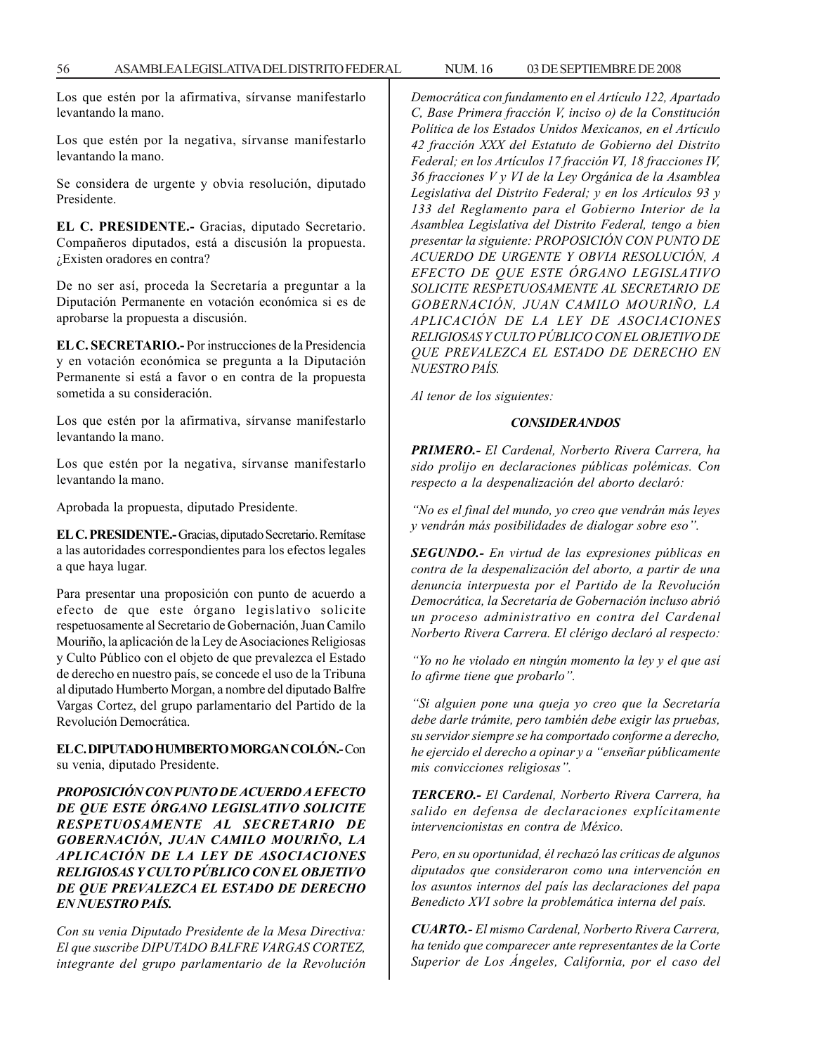Los que estén por la afirmativa, sírvanse manifestarlo levantando la mano.

Los que estén por la negativa, sírvanse manifestarlo levantando la mano.

Se considera de urgente y obvia resolución, diputado Presidente.

**EL C. PRESIDENTE.-** Gracias, diputado Secretario. Compañeros diputados, está a discusión la propuesta. ¿Existen oradores en contra?

De no ser así, proceda la Secretaría a preguntar a la Diputación Permanente en votación económica si es de aprobarse la propuesta a discusión.

**EL C. SECRETARIO.-** Por instrucciones de la Presidencia y en votación económica se pregunta a la Diputación Permanente si está a favor o en contra de la propuesta sometida a su consideración.

Los que estén por la afirmativa, sírvanse manifestarlo levantando la mano.

Los que estén por la negativa, sírvanse manifestarlo levantando la mano.

Aprobada la propuesta, diputado Presidente.

**EL C. PRESIDENTE.-** Gracias, diputado Secretario. Remítase a las autoridades correspondientes para los efectos legales a que haya lugar.

Para presentar una proposición con punto de acuerdo a efecto de que este órgano legislativo solicite respetuosamente al Secretario de Gobernación, Juan Camilo Mouriño, la aplicación de la Ley de Asociaciones Religiosas y Culto Público con el objeto de que prevalezca el Estado de derecho en nuestro país, se concede el uso de la Tribuna al diputado Humberto Morgan, a nombre del diputado Balfre Vargas Cortez, del grupo parlamentario del Partido de la Revolución Democrática.

**EL C. DIPUTADO HUMBERTO MORGAN COLÓN.-** Con su venia, diputado Presidente.

***PROPOSICIÓN CON PUNTO DE ACUERDO A EFECTO DE QUE ESTE ÓRGANO LEGISLATIVO SOLICITE RESPETUOSAMENTE AL SECRETARIO DE GOBERNACIÓN, JUAN CAMILO MOURIÑO, LA APLICACIÓN DE LA LEY DE ASOCIACIONES RELIGIOSAS Y CULTO PÚBLICO CON EL OBJETIVO DE QUE PREVALEZCA EL ESTADO DE DERECHO EN NUESTRO PAÍS.***

*Con su venia Diputado Presidente de la Mesa Directiva: El que suscribe DIPUTADO BALFRE VARGAS CORTEZ, integrante del grupo parlamentario de la Revolución Democrática con fundamento en el Artículo 122, Apartado C, Base Primera fracción V, inciso o) de la Constitución Política de los Estados Unidos Mexicanos, en el Artículo 42 fracción XXX del Estatuto de Gobierno del Distrito Federal; en los Artículos 17 fracción VI, 18 fracciones IV, 36 fracciones V y VI de la Ley Orgánica de la Asamblea Legislativa del Distrito Federal; y en los Artículos 93 y 133 del Reglamento para el Gobierno Interior de la Asamblea Legislativa del Distrito Federal, tengo a bien presentar la siguiente: PROPOSICIÓN CON PUNTO DE ACUERDO DE URGENTE Y OBVIA RESOLUCIÓN, A EFECTO DE QUE ESTE ÓRGANO LEGISLATIVO SOLICITE RESPETUOSAMENTE AL SECRETARIO DE GOBERNACIÓN, JUAN CAMILO MOURIÑO, LA APLICACIÓN DE LA LEY DE ASOCIACIONES RELIGIOSAS Y CULTO PÚBLICO CON EL OBJETIVO DE QUE PREVALEZCA EL ESTADO DE DERECHO EN NUESTRO PAÍS.*

*Al tenor de los siguientes:*

***CONSIDERANDOS***

***PRIMERO.-*** *El Cardenal, Norberto Rivera Carrera, ha sido prolijo en declaraciones públicas polémicas. Con respecto a la despenalización del aborto declaró:*

*"No es el final del mundo, yo creo que vendrán más leyes y vendrán más posibilidades de dialogar sobre eso".*

***SEGUNDO.-*** *En virtud de las expresiones públicas en contra de la despenalización del aborto, a partir de una denuncia interpuesta por el Partido de la Revolución Democrática, la Secretaría de Gobernación incluso abrió un proceso administrativo en contra del Cardenal Norberto Rivera Carrera. El clérigo declaró al respecto:*

*"Yo no he violado en ningún momento la ley y el que así lo afirme tiene que probarlo".*

*"Si alguien pone una queja yo creo que la Secretaría debe darle trámite, pero también debe exigir las pruebas, su servidor siempre se ha comportado conforme a derecho, he ejercido el derecho a opinar y a "enseñar públicamente mis convicciones religiosas".*

***TERCERO.-*** *El Cardenal, Norberto Rivera Carrera, ha salido en defensa de declaraciones explícitamente intervencionistas en contra de México.*

*Pero, en su oportunidad, él rechazó las críticas de algunos diputados que consideraron como una intervención en los asuntos internos del país las declaraciones del papa Benedicto XVI sobre la problemática interna del país.*

***CUARTO.-*** *El mismo Cardenal, Norberto Rivera Carrera, ha tenido que comparecer ante representantes de la Corte Superior de Los Ángeles, California, por el caso del*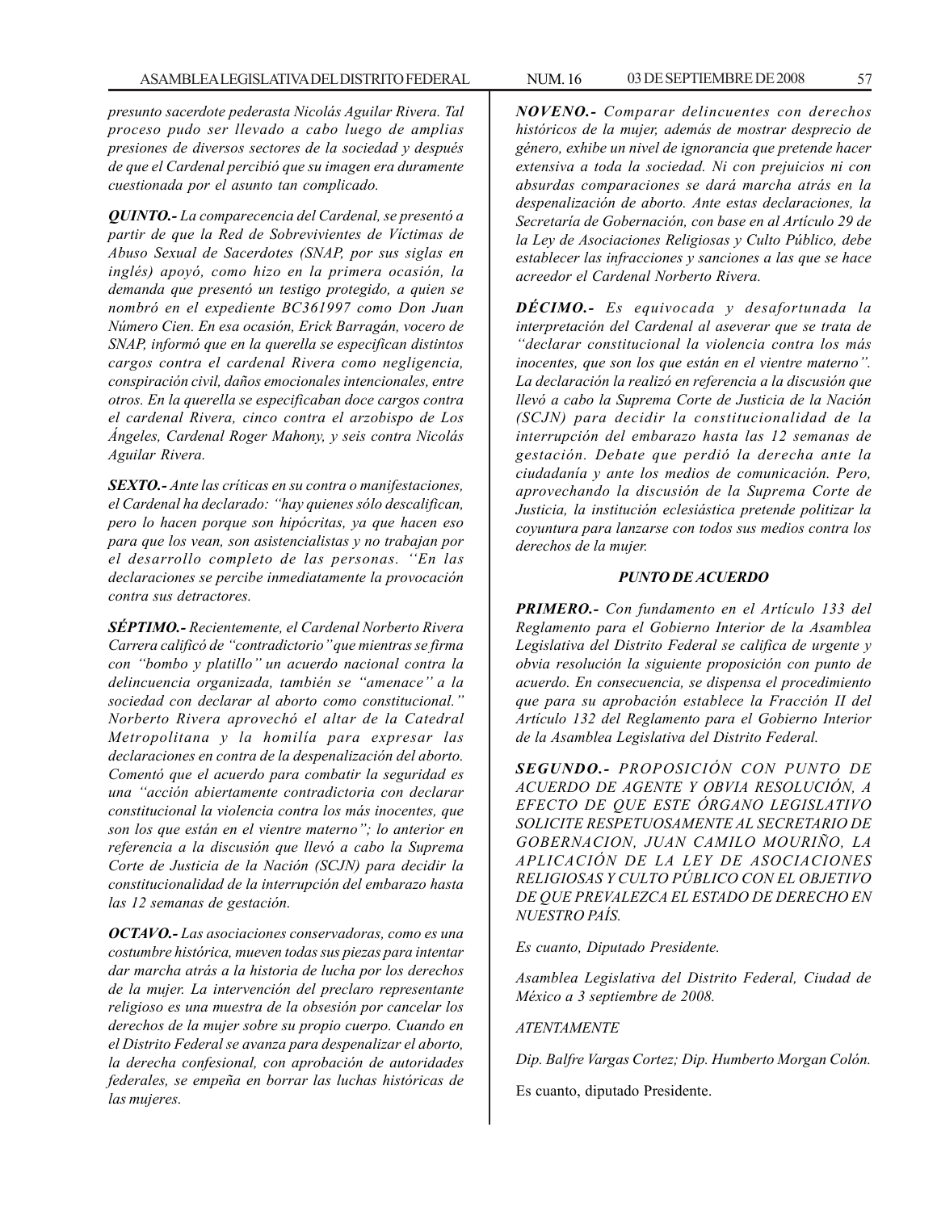*presunto sacerdote pederasta Nicolás Aguilar Rivera. Tal proceso pudo ser llevado a cabo luego de amplias presiones de diversos sectores de la sociedad y después de que el Cardenal percibió que su imagen era duramente cuestionada por el asunto tan complicado.*

***QUINTO.-*** *La comparecencia del Cardenal, se presentó a partir de que la Red de Sobrevivientes de Víctimas de Abuso Sexual de Sacerdotes (SNAP, por sus siglas en inglés) apoyó, como hizo en la primera ocasión, la demanda que presentó un testigo protegido, a quien se nombró en el expediente BC361997 como Don Juan Número Cien. En esa ocasión, Erick Barragán, vocero de SNAP, informó que en la querella se especifican distintos cargos contra el cardenal Rivera como negligencia, conspiración civil, daños emocionales intencionales, entre otros. En la querella se especificaban doce cargos contra el cardenal Rivera, cinco contra el arzobispo de Los Ángeles, Cardenal Roger Mahony, y seis contra Nicolás Aguilar Rivera.*

***SEXTO.-*** *Ante las críticas en su contra o manifestaciones, el Cardenal ha declarado: "hay quienes sólo descalifican, pero lo hacen porque son hipócritas, ya que hacen eso para que los vean, son asistencialistas y no trabajan por el desarrollo completo de las personas. "En las declaraciones se percibe inmediatamente la provocación contra sus detractores.*

***SÉPTIMO.-*** *Recientemente, el Cardenal Norberto Rivera Carrera calificó de "contradictorio" que mientras se firma con "bombo y platillo" un acuerdo nacional contra la delincuencia organizada, también se "amenace" a la sociedad con declarar al aborto como constitucional." Norberto Rivera aprovechó el altar de la Catedral Metropolitana y la homilía para expresar las declaraciones en contra de la despenalización del aborto. Comentó que el acuerdo para combatir la seguridad es una "acción abiertamente contradictoria con declarar constitucional la violencia contra los más inocentes, que son los que están en el vientre materno"; lo anterior en referencia a la discusión que llevó a cabo la Suprema Corte de Justicia de la Nación (SCJN) para decidir la constitucionalidad de la interrupción del embarazo hasta las 12 semanas de gestación.*

***OCTAVO.-*** *Las asociaciones conservadoras, como es una costumbre histórica, mueven todas sus piezas para intentar dar marcha atrás a la historia de lucha por los derechos de la mujer. La intervención del preclaro representante religioso es una muestra de la obsesión por cancelar los derechos de la mujer sobre su propio cuerpo. Cuando en el Distrito Federal se avanza para despenalizar el aborto, la derecha confesional, con aprobación de autoridades federales, se empeña en borrar las luchas históricas de las mujeres.*

***NOVENO.-*** *Comparar delincuentes con derechos históricos de la mujer, además de mostrar desprecio de género, exhibe un nivel de ignorancia que pretende hacer extensiva a toda la sociedad. Ni con prejuicios ni con absurdas comparaciones se dará marcha atrás en la despenalización de aborto. Ante estas declaraciones, la Secretaría de Gobernación, con base en al Artículo 29 de la Ley de Asociaciones Religiosas y Culto Público, debe establecer las infracciones y sanciones a las que se hace acreedor el Cardenal Norberto Rivera.*

***DÉCIMO.-*** *Es equivocada y desafortunada la interpretación del Cardenal al aseverar que se trata de "declarar constitucional la violencia contra los más inocentes, que son los que están en el vientre materno". La declaración la realizó en referencia a la discusión que llevó a cabo la Suprema Corte de Justicia de la Nación (SCJN) para decidir la constitucionalidad de la interrupción del embarazo hasta las 12 semanas de gestación. Debate que perdió la derecha ante la ciudadanía y ante los medios de comunicación. Pero, aprovechando la discusión de la Suprema Corte de Justicia, la institución eclesiástica pretende politizar la coyuntura para lanzarse con todos sus medios contra los derechos de la mujer.*

***PUNTO DE ACUERDO***

***PRIMERO.-*** *Con fundamento en el Artículo 133 del Reglamento para el Gobierno Interior de la Asamblea Legislativa del Distrito Federal se califica de urgente y obvia resolución la siguiente proposición con punto de acuerdo. En consecuencia, se dispensa el procedimiento que para su aprobación establece la Fracción II del Artículo 132 del Reglamento para el Gobierno Interior de la Asamblea Legislativa del Distrito Federal.*

***SEGUNDO.-*** *PROPOSICIÓN CON PUNTO DE ACUERDO DE AGENTE Y OBVIA RESOLUCIÓN, A EFECTO DE QUE ESTE ÓRGANO LEGISLATIVO SOLICITE RESPETUOSAMENTE AL SECRETARIO DE GOBERNACION, JUAN CAMILO MOURIÑO, LA APLICACIÓN DE LA LEY DE ASOCIACIONES RELIGIOSAS Y CULTO PÚBLICO CON EL OBJETIVO DE QUE PREVALEZCA EL ESTADO DE DERECHO EN NUESTRO PAÍS.*

*Es cuanto, Diputado Presidente.*

*Asamblea Legislativa del Distrito Federal, Ciudad de México a 3 septiembre de 2008.*

*ATENTAMENTE*

*Dip. Balfre Vargas Cortez; Dip. Humberto Morgan Colón.*

Es cuanto, diputado Presidente.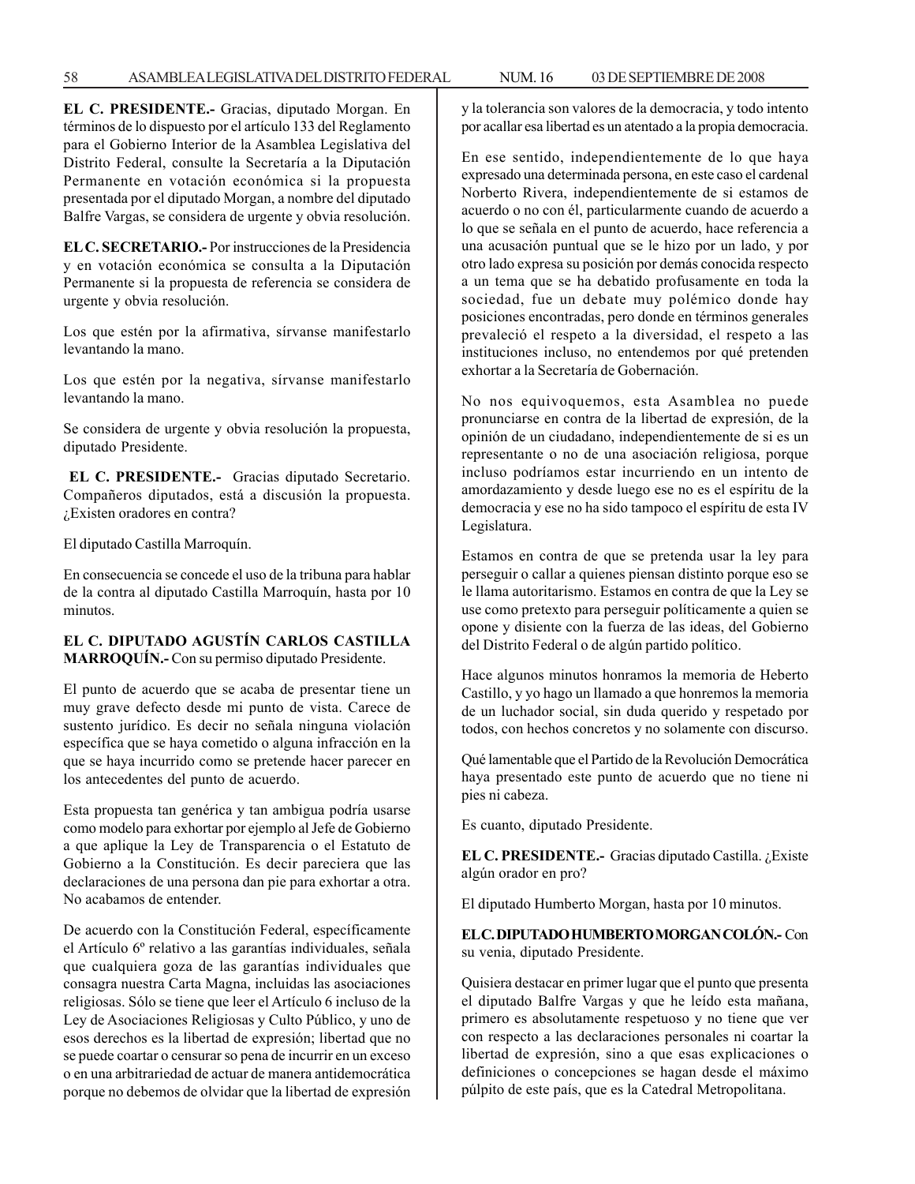**EL C. PRESIDENTE.-** Gracias, diputado Morgan. En términos de lo dispuesto por el artículo 133 del Reglamento para el Gobierno Interior de la Asamblea Legislativa del Distrito Federal, consulte la Secretaría a la Diputación Permanente en votación económica si la propuesta presentada por el diputado Morgan, a nombre del diputado Balfre Vargas, se considera de urgente y obvia resolución.

**EL C. SECRETARIO.-** Por instrucciones de la Presidencia y en votación económica se consulta a la Diputación Permanente si la propuesta de referencia se considera de urgente y obvia resolución.

Los que estén por la afirmativa, sírvanse manifestarlo levantando la mano.

Los que estén por la negativa, sírvanse manifestarlo levantando la mano.

Se considera de urgente y obvia resolución la propuesta, diputado Presidente.

**EL C. PRESIDENTE.-** Gracias diputado Secretario. Compañeros diputados, está a discusión la propuesta. ¿Existen oradores en contra?

El diputado Castilla Marroquín.

En consecuencia se concede el uso de la tribuna para hablar de la contra al diputado Castilla Marroquín, hasta por 10 minutos.

**EL C. DIPUTADO AGUSTÍN CARLOS CASTILLA MARROQUÍN.-** Con su permiso diputado Presidente.

El punto de acuerdo que se acaba de presentar tiene un muy grave defecto desde mi punto de vista. Carece de sustento jurídico. Es decir no señala ninguna violación específica que se haya cometido o alguna infracción en la que se haya incurrido como se pretende hacer parecer en los antecedentes del punto de acuerdo.

Esta propuesta tan genérica y tan ambigua podría usarse como modelo para exhortar por ejemplo al Jefe de Gobierno a que aplique la Ley de Transparencia o el Estatuto de Gobierno a la Constitución. Es decir pareciera que las declaraciones de una persona dan pie para exhortar a otra. No acabamos de entender.

De acuerdo con la Constitución Federal, específicamente el Artículo 6º relativo a las garantías individuales, señala que cualquiera goza de las garantías individuales que consagra nuestra Carta Magna, incluidas las asociaciones religiosas. Sólo se tiene que leer el Artículo 6 incluso de la Ley de Asociaciones Religiosas y Culto Público, y uno de esos derechos es la libertad de expresión; libertad que no se puede coartar o censurar so pena de incurrir en un exceso o en una arbitrariedad de actuar de manera antidemocrática porque no debemos de olvidar que la libertad de expresión y la tolerancia son valores de la democracia, y todo intento por acallar esa libertad es un atentado a la propia democracia.

En ese sentido, independientemente de lo que haya expresado una determinada persona, en este caso el cardenal Norberto Rivera, independientemente de si estamos de acuerdo o no con él, particularmente cuando de acuerdo a lo que se señala en el punto de acuerdo, hace referencia a una acusación puntual que se le hizo por un lado, y por otro lado expresa su posición por demás conocida respecto a un tema que se ha debatido profusamente en toda la sociedad, fue un debate muy polémico donde hay posiciones encontradas, pero donde en términos generales prevaleció el respeto a la diversidad, el respeto a las instituciones incluso, no entendemos por qué pretenden exhortar a la Secretaría de Gobernación.

No nos equivoquemos, esta Asamblea no puede pronunciarse en contra de la libertad de expresión, de la opinión de un ciudadano, independientemente de si es un representante o no de una asociación religiosa, porque incluso podríamos estar incurriendo en un intento de amordazamiento y desde luego ese no es el espíritu de la democracia y ese no ha sido tampoco el espíritu de esta IV Legislatura.

Estamos en contra de que se pretenda usar la ley para perseguir o callar a quienes piensan distinto porque eso se le llama autoritarismo. Estamos en contra de que la Ley se use como pretexto para perseguir políticamente a quien se opone y disiente con la fuerza de las ideas, del Gobierno del Distrito Federal o de algún partido político.

Hace algunos minutos honramos la memoria de Heberto Castillo, y yo hago un llamado a que honremos la memoria de un luchador social, sin duda querido y respetado por todos, con hechos concretos y no solamente con discurso.

Qué lamentable que el Partido de la Revolución Democrática haya presentado este punto de acuerdo que no tiene ni pies ni cabeza.

Es cuanto, diputado Presidente.

**EL C. PRESIDENTE.-** Gracias diputado Castilla. ¿Existe algún orador en pro?

El diputado Humberto Morgan, hasta por 10 minutos.

**EL C. DIPUTADO HUMBERTO MORGAN COLÓN.-** Con su venia, diputado Presidente.

Quisiera destacar en primer lugar que el punto que presenta el diputado Balfre Vargas y que he leído esta mañana, primero es absolutamente respetuoso y no tiene que ver con respecto a las declaraciones personales ni coartar la libertad de expresión, sino a que esas explicaciones o definiciones o concepciones se hagan desde el máximo púlpito de este país, que es la Catedral Metropolitana.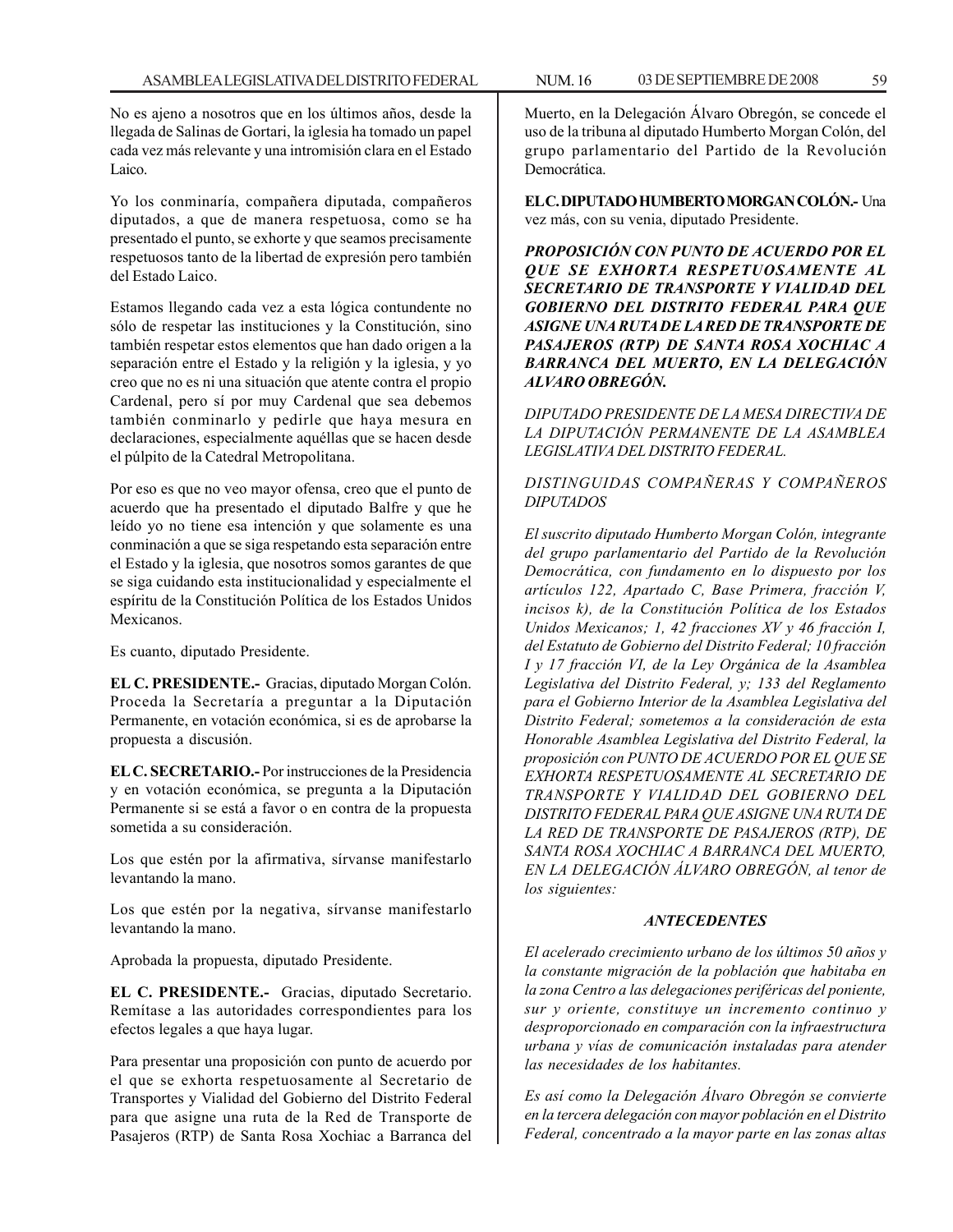No es ajeno a nosotros que en los últimos años, desde la llegada de Salinas de Gortari, la iglesia ha tomado un papel cada vez más relevante y una intromisión clara en el Estado Laico.

Yo los conminaría, compañera diputada, compañeros diputados, a que de manera respetuosa, como se ha presentado el punto, se exhorte y que seamos precisamente respetuosos tanto de la libertad de expresión pero también del Estado Laico.

Estamos llegando cada vez a esta lógica contundente no sólo de respetar las instituciones y la Constitución, sino también respetar estos elementos que han dado origen a la separación entre el Estado y la religión y la iglesia, y yo creo que no es ni una situación que atente contra el propio Cardenal, pero sí por muy Cardenal que sea debemos también conminarlo y pedirle que haya mesura en declaraciones, especialmente aquéllas que se hacen desde el púlpito de la Catedral Metropolitana.

Por eso es que no veo mayor ofensa, creo que el punto de acuerdo que ha presentado el diputado Balfre y que he leído yo no tiene esa intención y que solamente es una conminación a que se siga respetando esta separación entre el Estado y la iglesia, que nosotros somos garantes de que se siga cuidando esta institucionalidad y especialmente el espíritu de la Constitución Política de los Estados Unidos Mexicanos.

Es cuanto, diputado Presidente.

**EL C. PRESIDENTE.-** Gracias, diputado Morgan Colón. Proceda la Secretaría a preguntar a la Diputación Permanente, en votación económica, si es de aprobarse la propuesta a discusión.

**EL C. SECRETARIO.-** Por instrucciones de la Presidencia y en votación económica, se pregunta a la Diputación Permanente si se está a favor o en contra de la propuesta sometida a su consideración.

Los que estén por la afirmativa, sírvanse manifestarlo levantando la mano.

Los que estén por la negativa, sírvanse manifestarlo levantando la mano.

Aprobada la propuesta, diputado Presidente.

**EL C. PRESIDENTE.-** Gracias, diputado Secretario. Remítase a las autoridades correspondientes para los efectos legales a que haya lugar.

Para presentar una proposición con punto de acuerdo por el que se exhorta respetuosamente al Secretario de Transportes y Vialidad del Gobierno del Distrito Federal para que asigne una ruta de la Red de Transporte de Pasajeros (RTP) de Santa Rosa Xochiac a Barranca del Muerto, en la Delegación Álvaro Obregón, se concede el uso de la tribuna al diputado Humberto Morgan Colón, del grupo parlamentario del Partido de la Revolución Democrática.

**EL C. DIPUTADO HUMBERTO MORGAN COLÓN.-** Una vez más, con su venia, diputado Presidente.

***PROPOSICIÓN CON PUNTO DE ACUERDO POR EL QUE SE EXHORTA RESPETUOSAMENTE AL SECRETARIO DE TRANSPORTE Y VIALIDAD DEL GOBIERNO DEL DISTRITO FEDERAL PARA QUE ASIGNE UNA RUTA DE LA RED DE TRANSPORTE DE PASAJEROS (RTP) DE SANTA ROSA XOCHIAC A BARRANCA DEL MUERTO, EN LA DELEGACIÓN ALVARO OBREGÓN.***

*DIPUTADO PRESIDENTE DE LA MESA DIRECTIVA DE LA DIPUTACIÓN PERMANENTE DE LA ASAMBLEA LEGISLATIVA DEL DISTRITO FEDERAL.*

*DISTINGUIDAS COMPAÑERAS Y COMPAÑEROS DIPUTADOS*

*El suscrito diputado Humberto Morgan Colón, integrante del grupo parlamentario del Partido de la Revolución Democrática, con fundamento en lo dispuesto por los artículos 122, Apartado C, Base Primera, fracción V, incisos k), de la Constitución Política de los Estados Unidos Mexicanos; 1, 42 fracciones XV y 46 fracción I, del Estatuto de Gobierno del Distrito Federal; 10 fracción I y 17 fracción VI, de la Ley Orgánica de la Asamblea Legislativa del Distrito Federal, y; 133 del Reglamento para el Gobierno Interior de la Asamblea Legislativa del Distrito Federal; sometemos a la consideración de esta Honorable Asamblea Legislativa del Distrito Federal, la proposición con PUNTO DE ACUERDO POR EL QUE SE EXHORTA RESPETUOSAMENTE AL SECRETARIO DE TRANSPORTE Y VIALIDAD DEL GOBIERNO DEL DISTRITO FEDERAL PARA QUE ASIGNE UNA RUTA DE LA RED DE TRANSPORTE DE PASAJEROS (RTP), DE SANTA ROSA XOCHIAC A BARRANCA DEL MUERTO, EN LA DELEGACIÓN ÁLVARO OBREGÓN, al tenor de los siguientes:*

***ANTECEDENTES***

*El acelerado crecimiento urbano de los últimos 50 años y la constante migración de la población que habitaba en la zona Centro a las delegaciones periféricas del poniente, sur y oriente, constituye un incremento continuo y desproporcionado en comparación con la infraestructura urbana y vías de comunicación instaladas para atender las necesidades de los habitantes.*

*Es así como la Delegación Álvaro Obregón se convierte en la tercera delegación con mayor población en el Distrito Federal, concentrado a la mayor parte en las zonas altas*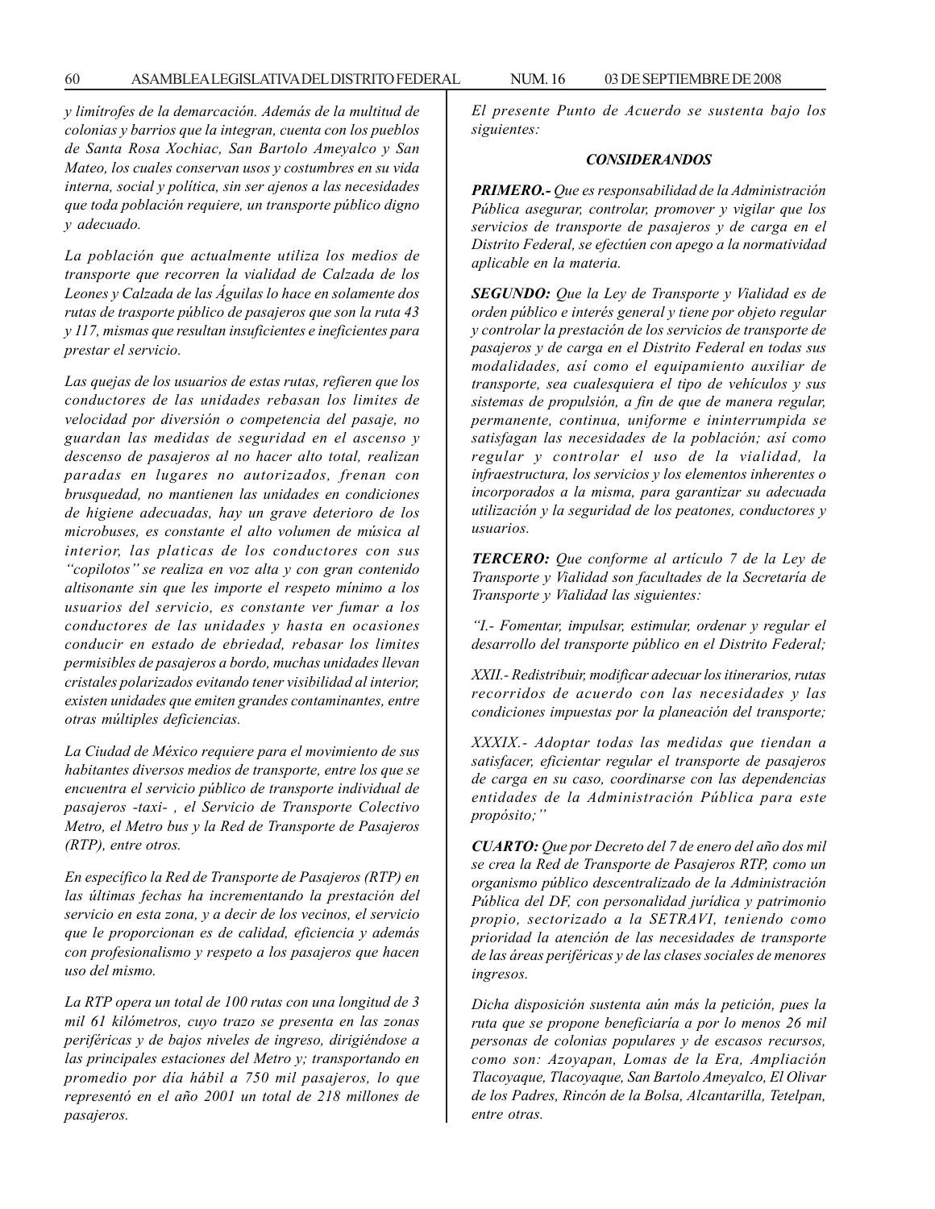*y limítrofes de la demarcación. Además de la multitud de colonias y barrios que la integran, cuenta con los pueblos de Santa Rosa Xochiac, San Bartolo Ameyalco y San Mateo, los cuales conservan usos y costumbres en su vida interna, social y política, sin ser ajenos a las necesidades que toda población requiere, un transporte público digno y adecuado.*

*La población que actualmente utiliza los medios de transporte que recorren la vialidad de Calzada de los Leones y Calzada de las Águilas lo hace en solamente dos rutas de trasporte público de pasajeros que son la ruta 43 y 117, mismas que resultan insuficientes e ineficientes para prestar el servicio.*

*Las quejas de los usuarios de estas rutas, refieren que los conductores de las unidades rebasan los limites de velocidad por diversión o competencia del pasaje, no guardan las medidas de seguridad en el ascenso y descenso de pasajeros al no hacer alto total, realizan paradas en lugares no autorizados, frenan con brusquedad, no mantienen las unidades en condiciones de higiene adecuadas, hay un grave deterioro de los microbuses, es constante el alto volumen de música al interior, las platicas de los conductores con sus "copilotos" se realiza en voz alta y con gran contenido altisonante sin que les importe el respeto mínimo a los usuarios del servicio, es constante ver fumar a los conductores de las unidades y hasta en ocasiones conducir en estado de ebriedad, rebasar los limites permisibles de pasajeros a bordo, muchas unidades llevan cristales polarizados evitando tener visibilidad al interior, existen unidades que emiten grandes contaminantes, entre otras múltiples deficiencias.*

*La Ciudad de México requiere para el movimiento de sus habitantes diversos medios de transporte, entre los que se encuentra el servicio público de transporte individual de pasajeros -taxi- , el Servicio de Transporte Colectivo Metro, el Metro bus y la Red de Transporte de Pasajeros (RTP), entre otros.*

*En específico la Red de Transporte de Pasajeros (RTP) en las últimas fechas ha incrementando la prestación del servicio en esta zona, y a decir de los vecinos, el servicio que le proporcionan es de calidad, eficiencia y además con profesionalismo y respeto a los pasajeros que hacen uso del mismo.*

*La RTP opera un total de 100 rutas con una longitud de 3 mil 61 kilómetros, cuyo trazo se presenta en las zonas periféricas y de bajos niveles de ingreso, dirigiéndose a las principales estaciones del Metro y; transportando en promedio por día hábil a 750 mil pasajeros, lo que representó en el año 2001 un total de 218 millones de pasajeros.*

*El presente Punto de Acuerdo se sustenta bajo los siguientes:*

***CONSIDERANDOS***

***PRIMERO.-*** *Que es responsabilidad de la Administración Pública asegurar, controlar, promover y vigilar que los servicios de transporte de pasajeros y de carga en el Distrito Federal, se efectúen con apego a la normatividad aplicable en la materia.*

***SEGUNDO:*** *Que la Ley de Transporte y Vialidad es de orden público e interés general y tiene por objeto regular y controlar la prestación de los servicios de transporte de pasajeros y de carga en el Distrito Federal en todas sus modalidades, así como el equipamiento auxiliar de transporte, sea cualesquiera el tipo de vehículos y sus sistemas de propulsión, a fin de que de manera regular, permanente, continua, uniforme e ininterrumpida se satisfagan las necesidades de la población; así como regular y controlar el uso de la vialidad, la infraestructura, los servicios y los elementos inherentes o incorporados a la misma, para garantizar su adecuada utilización y la seguridad de los peatones, conductores y usuarios.*

***TERCERO:*** *Que conforme al artículo 7 de la Ley de Transporte y Vialidad son facultades de la Secretaría de Transporte y Vialidad las siguientes:*

*"I.- Fomentar, impulsar, estimular, ordenar y regular el desarrollo del transporte público en el Distrito Federal;*

*XXII.- Redistribuir, modificar adecuar los itinerarios, rutas recorridos de acuerdo con las necesidades y las condiciones impuestas por la planeación del transporte;*

*XXXIX.- Adoptar todas las medidas que tiendan a satisfacer, eficientar regular el transporte de pasajeros de carga en su caso, coordinarse con las dependencias entidades de la Administración Pública para este propósito;"*

***CUARTO:*** *Que por Decreto del 7 de enero del año dos mil se crea la Red de Transporte de Pasajeros RTP, como un organismo público descentralizado de la Administración Pública del DF, con personalidad jurídica y patrimonio propio, sectorizado a la SETRAVI, teniendo como prioridad la atención de las necesidades de transporte de las áreas periféricas y de las clases sociales de menores ingresos.*

*Dicha disposición sustenta aún más la petición, pues la ruta que se propone beneficiaría a por lo menos 26 mil personas de colonias populares y de escasos recursos, como son: Azoyapan, Lomas de la Era, Ampliación Tlacoyaque, Tlacoyaque, San Bartolo Ameyalco, El Olivar de los Padres, Rincón de la Bolsa, Alcantarilla, Tetelpan, entre otras.*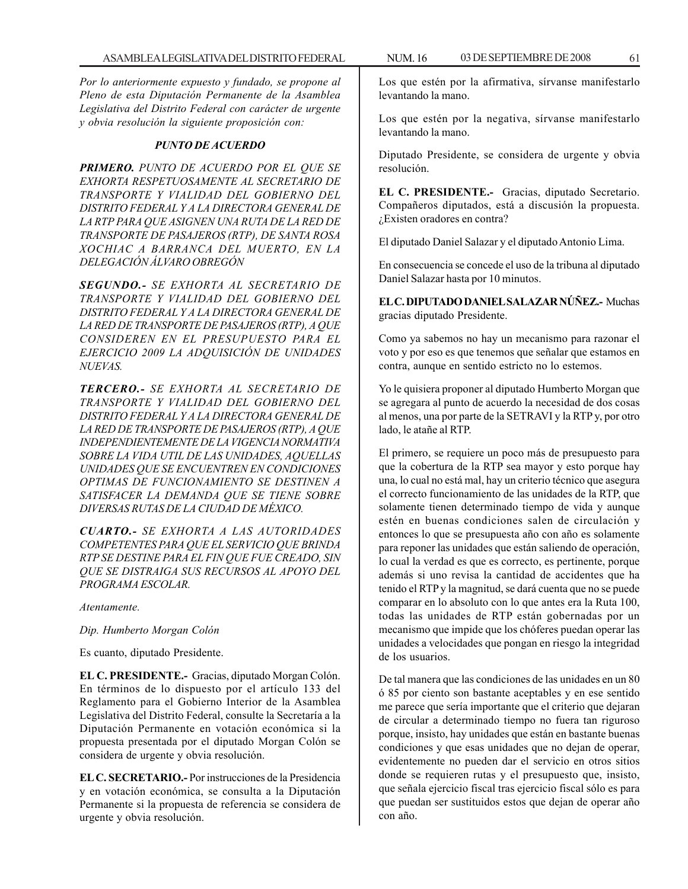*Por lo anteriormente expuesto y fundado, se propone al Pleno de esta Diputación Permanente de la Asamblea Legislativa del Distrito Federal con carácter de urgente y obvia resolución la siguiente proposición con:*

***PUNTO DE ACUERDO***

***PRIMERO.*** *PUNTO DE ACUERDO POR EL QUE SE EXHORTA RESPETUOSAMENTE AL SECRETARIO DE TRANSPORTE Y VIALIDAD DEL GOBIERNO DEL DISTRITO FEDERAL Y A LA DIRECTORA GENERAL DE LA RTP PARA QUE ASIGNEN UNA RUTA DE LA RED DE TRANSPORTE DE PASAJEROS (RTP), DE SANTA ROSA XOCHIAC A BARRANCA DEL MUERTO, EN LA DELEGACIÓN ÁLVARO OBREGÓN*

***SEGUNDO.-*** *SE EXHORTA AL SECRETARIO DE TRANSPORTE Y VIALIDAD DEL GOBIERNO DEL DISTRITO FEDERAL Y A LA DIRECTORA GENERAL DE LA RED DE TRANSPORTE DE PASAJEROS (RTP), A QUE CONSIDEREN EN EL PRESUPUESTO PARA EL EJERCICIO 2009 LA ADQUISICIÓN DE UNIDADES NUEVAS.*

***TERCERO.-*** *SE EXHORTA AL SECRETARIO DE TRANSPORTE Y VIALIDAD DEL GOBIERNO DEL DISTRITO FEDERAL Y A LA DIRECTORA GENERAL DE LA RED DE TRANSPORTE DE PASAJEROS (RTP), A QUE INDEPENDIENTEMENTE DE LA VIGENCIA NORMATIVA SOBRE LA VIDA UTIL DE LAS UNIDADES, AQUELLAS UNIDADES QUE SE ENCUENTREN EN CONDICIONES OPTIMAS DE FUNCIONAMIENTO SE DESTINEN A SATISFACER LA DEMANDA QUE SE TIENE SOBRE DIVERSAS RUTAS DE LA CIUDAD DE MÉXICO.*

***CUARTO.-*** *SE EXHORTA A LAS AUTORIDADES COMPETENTES PARA QUE EL SERVICIO QUE BRINDA RTP SE DESTINE PARA EL FIN QUE FUE CREADO, SIN QUE SE DISTRAIGA SUS RECURSOS AL APOYO DEL PROGRAMA ESCOLAR.*

*Atentamente.*

*Dip. Humberto Morgan Colón*

Es cuanto, diputado Presidente.

**EL C. PRESIDENTE.-** Gracias, diputado Morgan Colón. En términos de lo dispuesto por el artículo 133 del Reglamento para el Gobierno Interior de la Asamblea Legislativa del Distrito Federal, consulte la Secretaría a la Diputación Permanente en votación económica si la propuesta presentada por el diputado Morgan Colón se considera de urgente y obvia resolución.

**EL C. SECRETARIO.-** Por instrucciones de la Presidencia y en votación económica, se consulta a la Diputación Permanente si la propuesta de referencia se considera de urgente y obvia resolución.

Los que estén por la afirmativa, sírvanse manifestarlo levantando la mano.

Los que estén por la negativa, sírvanse manifestarlo levantando la mano.

Diputado Presidente, se considera de urgente y obvia resolución.

**EL C. PRESIDENTE.-** Gracias, diputado Secretario. Compañeros diputados, está a discusión la propuesta. ¿Existen oradores en contra?

El diputado Daniel Salazar y el diputado Antonio Lima.

En consecuencia se concede el uso de la tribuna al diputado Daniel Salazar hasta por 10 minutos.

**EL C. DIPUTADO DANIEL SALAZAR NÚÑEZ.-** Muchas gracias diputado Presidente.

Como ya sabemos no hay un mecanismo para razonar el voto y por eso es que tenemos que señalar que estamos en contra, aunque en sentido estricto no lo estemos.

Yo le quisiera proponer al diputado Humberto Morgan que se agregara al punto de acuerdo la necesidad de dos cosas al menos, una por parte de la SETRAVI y la RTP y, por otro lado, le atañe al RTP.

El primero, se requiere un poco más de presupuesto para que la cobertura de la RTP sea mayor y esto porque hay una, lo cual no está mal, hay un criterio técnico que asegura el correcto funcionamiento de las unidades de la RTP, que solamente tienen determinado tiempo de vida y aunque estén en buenas condiciones salen de circulación y entonces lo que se presupuesta año con año es solamente para reponer las unidades que están saliendo de operación, lo cual la verdad es que es correcto, es pertinente, porque además si uno revisa la cantidad de accidentes que ha tenido el RTP y la magnitud, se dará cuenta que no se puede comparar en lo absoluto con lo que antes era la Ruta 100, todas las unidades de RTP están gobernadas por un mecanismo que impide que los chóferes puedan operar las unidades a velocidades que pongan en riesgo la integridad de los usuarios.

De tal manera que las condiciones de las unidades en un 80 ó 85 por ciento son bastante aceptables y en ese sentido me parece que sería importante que el criterio que dejaran de circular a determinado tiempo no fuera tan riguroso porque, insisto, hay unidades que están en bastante buenas condiciones y que esas unidades que no dejan de operar, evidentemente no pueden dar el servicio en otros sitios donde se requieren rutas y el presupuesto que, insisto, que señala ejercicio fiscal tras ejercicio fiscal sólo es para que puedan ser sustituidos estos que dejan de operar año con año.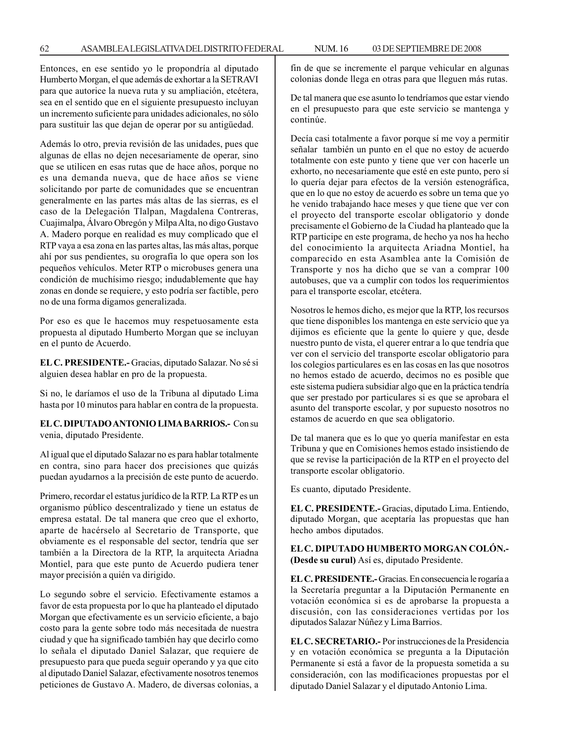Entonces, en ese sentido yo le propondría al diputado Humberto Morgan, el que además de exhortar a la SETRAVI para que autorice la nueva ruta y su ampliación, etcétera, sea en el sentido que en el siguiente presupuesto incluyan un incremento suficiente para unidades adicionales, no sólo para sustituir las que dejan de operar por su antigüedad.

Además lo otro, previa revisión de las unidades, pues que algunas de ellas no dejen necesariamente de operar, sino que se utilicen en esas rutas que de hace años, porque no es una demanda nueva, que de hace años se viene solicitando por parte de comunidades que se encuentran generalmente en las partes más altas de las sierras, es el caso de la Delegación Tlalpan, Magdalena Contreras, Cuajimalpa, Álvaro Obregón y Milpa Alta, no digo Gustavo A. Madero porque en realidad es muy complicado que el RTP vaya a esa zona en las partes altas, las más altas, porque ahí por sus pendientes, su orografía lo que opera son los pequeños vehículos. Meter RTP o microbuses genera una condición de muchísimo riesgo; indudablemente que hay zonas en donde se requiere, y esto podría ser factible, pero no de una forma digamos generalizada.

Por eso es que le hacemos muy respetuosamente esta propuesta al diputado Humberto Morgan que se incluyan en el punto de Acuerdo.

**EL C. PRESIDENTE.-** Gracias, diputado Salazar. No sé si alguien desea hablar en pro de la propuesta.

Si no, le daríamos el uso de la Tribuna al diputado Lima hasta por 10 minutos para hablar en contra de la propuesta.

**EL C. DIPUTADO ANTONIO LIMA BARRIOS.-** Con su venia, diputado Presidente.

Al igual que el diputado Salazar no es para hablar totalmente en contra, sino para hacer dos precisiones que quizás puedan ayudarnos a la precisión de este punto de acuerdo.

Primero, recordar el estatus jurídico de la RTP. La RTP es un organismo público descentralizado y tiene un estatus de empresa estatal. De tal manera que creo que el exhorto, aparte de hacérselo al Secretario de Transporte, que obviamente es el responsable del sector, tendría que ser también a la Directora de la RTP, la arquitecta Ariadna Montiel, para que este punto de Acuerdo pudiera tener mayor precisión a quién va dirigido.

Lo segundo sobre el servicio. Efectivamente estamos a favor de esta propuesta por lo que ha planteado el diputado Morgan que efectivamente es un servicio eficiente, a bajo costo para la gente sobre todo más necesitada de nuestra ciudad y que ha significado también hay que decirlo como lo señala el diputado Daniel Salazar, que requiere de presupuesto para que pueda seguir operando y ya que cito al diputado Daniel Salazar, efectivamente nosotros tenemos peticiones de Gustavo A. Madero, de diversas colonias, a fin de que se incremente el parque vehicular en algunas colonias donde llega en otras para que lleguen más rutas.

De tal manera que ese asunto lo tendríamos que estar viendo en el presupuesto para que este servicio se mantenga y continúe.

Decía casi totalmente a favor porque sí me voy a permitir señalar también un punto en el que no estoy de acuerdo totalmente con este punto y tiene que ver con hacerle un exhorto, no necesariamente que esté en este punto, pero sí lo quería dejar para efectos de la versión estenográfica, que en lo que no estoy de acuerdo es sobre un tema que yo he venido trabajando hace meses y que tiene que ver con el proyecto del transporte escolar obligatorio y donde precisamente el Gobierno de la Ciudad ha planteado que la RTP participe en este programa, de hecho ya nos ha hecho del conocimiento la arquitecta Ariadna Montiel, ha comparecido en esta Asamblea ante la Comisión de Transporte y nos ha dicho que se van a comprar 100 autobuses, que va a cumplir con todos los requerimientos para el transporte escolar, etcétera.

Nosotros le hemos dicho, es mejor que la RTP, los recursos que tiene disponibles los mantenga en este servicio que ya dijimos es eficiente que la gente lo quiere y que, desde nuestro punto de vista, el querer entrar a lo que tendría que ver con el servicio del transporte escolar obligatorio para los colegios particulares es en las cosas en las que nosotros no hemos estado de acuerdo, decimos no es posible que este sistema pudiera subsidiar algo que en la práctica tendría que ser prestado por particulares si es que se aprobara el asunto del transporte escolar, y por supuesto nosotros no estamos de acuerdo en que sea obligatorio.

De tal manera que es lo que yo quería manifestar en esta Tribuna y que en Comisiones hemos estado insistiendo de que se revise la participación de la RTP en el proyecto del transporte escolar obligatorio.

Es cuanto, diputado Presidente.

**EL C. PRESIDENTE.-** Gracias, diputado Lima. Entiendo, diputado Morgan, que aceptaría las propuestas que han hecho ambos diputados.

**EL C. DIPUTADO HUMBERTO MORGAN COLÓN.- (Desde su curul)** Así es, diputado Presidente.

**EL C. PRESIDENTE.-** Gracias. En consecuencia le rogaría a la Secretaría preguntar a la Diputación Permanente en votación económica si es de aprobarse la propuesta a discusión, con las consideraciones vertidas por los diputados Salazar Núñez y Lima Barrios.

**EL C. SECRETARIO.-** Por instrucciones de la Presidencia y en votación económica se pregunta a la Diputación Permanente si está a favor de la propuesta sometida a su consideración, con las modificaciones propuestas por el diputado Daniel Salazar y el diputado Antonio Lima.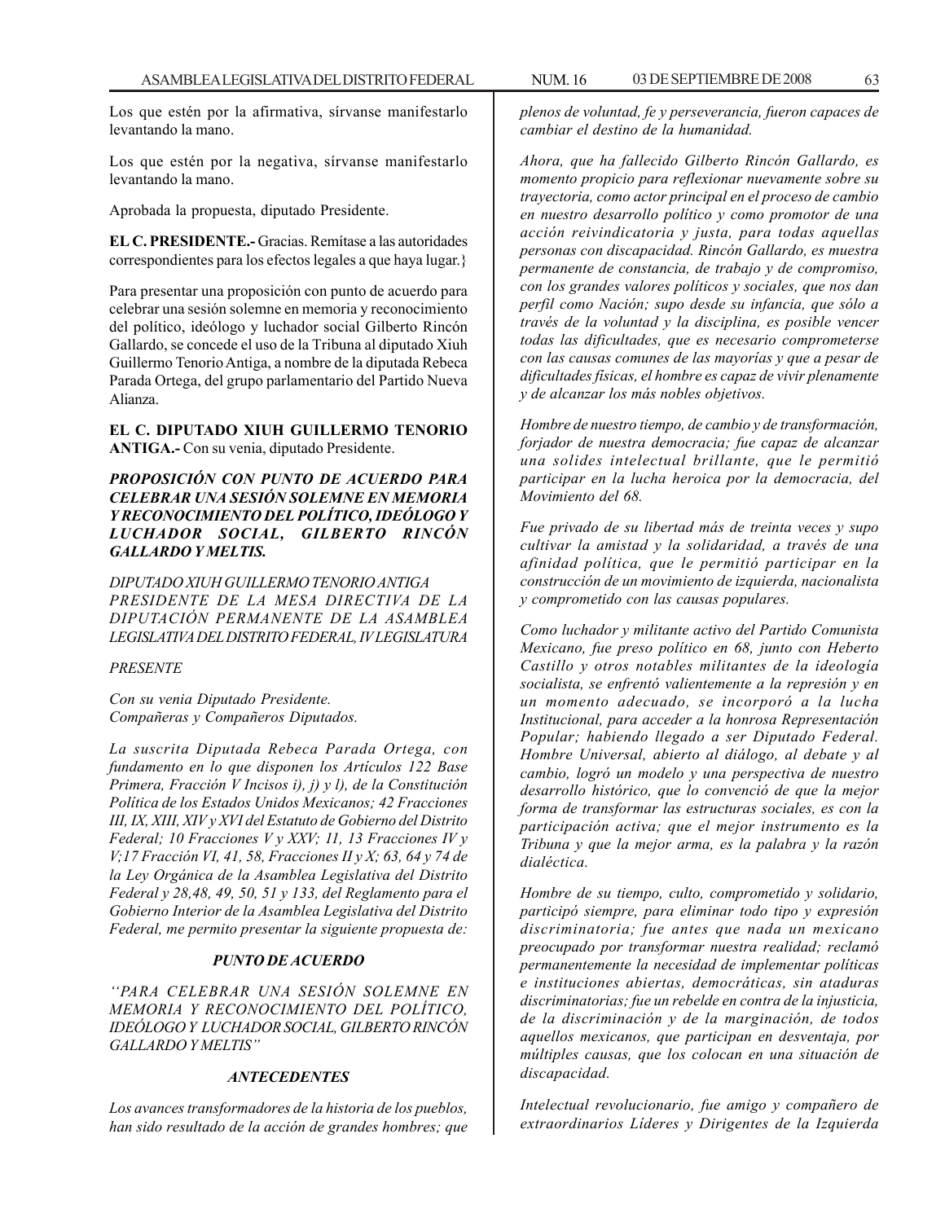Los que estén por la afirmativa, sírvanse manifestarlo levantando la mano.

Los que estén por la negativa, sírvanse manifestarlo levantando la mano.

Aprobada la propuesta, diputado Presidente.

**EL C. PRESIDENTE.-** Gracias. Remítase a las autoridades correspondientes para los efectos legales a que haya lugar.}

Para presentar una proposición con punto de acuerdo para celebrar una sesión solemne en memoria y reconocimiento del político, ideólogo y luchador social Gilberto Rincón Gallardo, se concede el uso de la Tribuna al diputado Xiuh Guillermo Tenorio Antiga, a nombre de la diputada Rebeca Parada Ortega, del grupo parlamentario del Partido Nueva Alianza.

**EL C. DIPUTADO XIUH GUILLERMO TENORIO ANTIGA.-** Con su venia, diputado Presidente.

***PROPOSICIÓN CON PUNTO DE ACUERDO PARA CELEBRAR UNA SESIÓN SOLEMNE EN MEMORIA Y RECONOCIMIENTO DEL POLÍTICO, IDEÓLOGO Y LUCHADOR SOCIAL, GILBERTO RINCÓN GALLARDO Y MELTIS.***

*DIPUTADO XIUH GUILLERMO TENORIO ANTIGA PRESIDENTE DE LA MESA DIRECTIVA DE LA DIPUTACIÓN PERMANENTE DE LA ASAMBLEA LEGISLATIVA DEL DISTRITO FEDERAL, IV LEGISLATURA*

*PRESENTE*

*Con su venia Diputado Presidente.*
*Compañeras y Compañeros Diputados.*

*La suscrita Diputada Rebeca Parada Ortega, con fundamento en lo que disponen los Artículos 122 Base Primera, Fracción V Incisos i), j) y l), de la Constitución Política de los Estados Unidos Mexicanos; 42 Fracciones III, IX, XIII, XIV y XVI del Estatuto de Gobierno del Distrito Federal; 10 Fracciones V y XXV; 11, 13 Fracciones IV y V;17 Fracción VI, 41, 58, Fracciones II y X; 63, 64 y 74 de la Ley Orgánica de la Asamblea Legislativa del Distrito Federal y 28,48, 49, 50, 51 y 133, del Reglamento para el Gobierno Interior de la Asamblea Legislativa del Distrito Federal, me permito presentar la siguiente propuesta de:*

***PUNTO DE ACUERDO***

*''PARA CELEBRAR UNA SESIÓN SOLEMNE EN MEMORIA Y RECONOCIMIENTO DEL POLÍTICO, IDEÓLOGO Y LUCHADOR SOCIAL, GILBERTO RINCÓN GALLARDO Y MELTIS''*

***ANTECEDENTES***

*Los avances transformadores de la historia de los pueblos, han sido resultado de la acción de grandes hombres; que plenos de voluntad, fe y perseverancia, fueron capaces de cambiar el destino de la humanidad.*

*Ahora, que ha fallecido Gilberto Rincón Gallardo, es momento propicio para reflexionar nuevamente sobre su trayectoria, como actor principal en el proceso de cambio en nuestro desarrollo político y como promotor de una acción reivindicatoria y justa, para todas aquellas personas con discapacidad. Rincón Gallardo, es muestra permanente de constancia, de trabajo y de compromiso, con los grandes valores políticos y sociales, que nos dan perfil como Nación; supo desde su infancia, que sólo a través de la voluntad y la disciplina, es posible vencer todas las dificultades, que es necesario comprometerse con las causas comunes de las mayorías y que a pesar de dificultades físicas, el hombre es capaz de vivir plenamente y de alcanzar los más nobles objetivos.*

*Hombre de nuestro tiempo, de cambio y de transformación, forjador de nuestra democracia; fue capaz de alcanzar una solides intelectual brillante, que le permitió participar en la lucha heroica por la democracia, del Movimiento del 68.*

*Fue privado de su libertad más de treinta veces y supo cultivar la amistad y la solidaridad, a través de una afinidad política, que le permitió participar en la construcción de un movimiento de izquierda, nacionalista y comprometido con las causas populares.*

*Como luchador y militante activo del Partido Comunista Mexicano, fue preso político en 68, junto con Heberto Castillo y otros notables militantes de la ideología socialista, se enfrentó valientemente a la represión y en un momento adecuado, se incorporó a la lucha Institucional, para acceder a la honrosa Representación Popular; habiendo llegado a ser Diputado Federal. Hombre Universal, abierto al diálogo, al debate y al cambio, logró un modelo y una perspectiva de nuestro desarrollo histórico, que lo convenció de que la mejor forma de transformar las estructuras sociales, es con la participación activa; que el mejor instrumento es la Tribuna y que la mejor arma, es la palabra y la razón dialéctica.*

*Hombre de su tiempo, culto, comprometido y solidario, participó siempre, para eliminar todo tipo y expresión discriminatoria; fue antes que nada un mexicano preocupado por transformar nuestra realidad; reclamó permanentemente la necesidad de implementar políticas e instituciones abiertas, democráticas, sin ataduras discriminatorias; fue un rebelde en contra de la injusticia, de la discriminación y de la marginación, de todos aquellos mexicanos, que participan en desventaja, por múltiples causas, que los colocan en una situación de discapacidad.*

*Intelectual revolucionario, fue amigo y compañero de extraordinarios Líderes y Dirigentes de la Izquierda*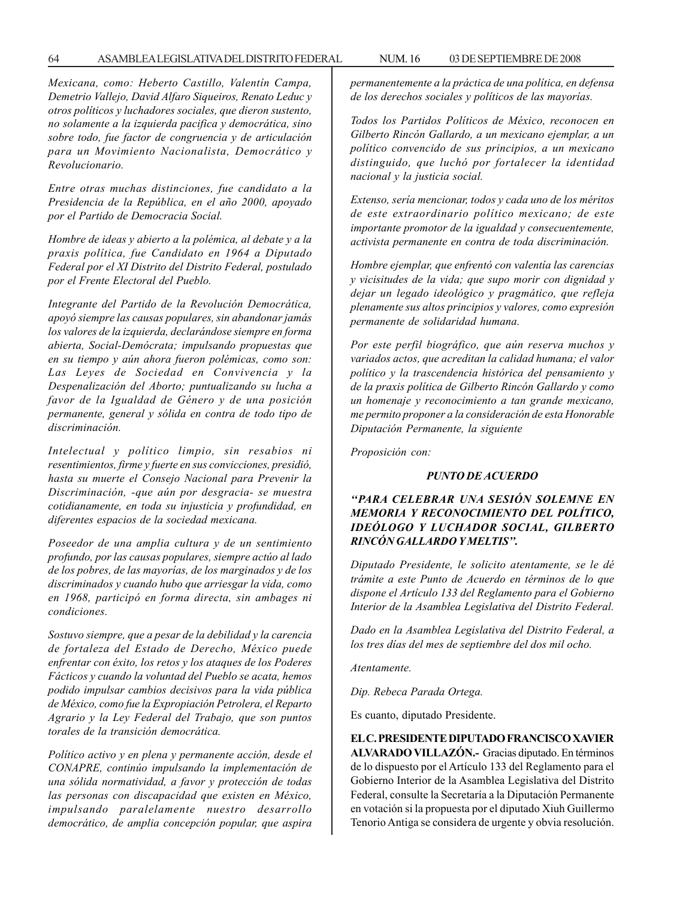*Mexicana, como: Heberto Castillo, Valentín Campa, Demetrio Vallejo, David Alfaro Siqueiros, Renato Leduc y otros políticos y luchadores sociales, que dieron sustento, no solamente a la izquierda pacifica y democrática, sino sobre todo, fue factor de congruencia y de articulación para un Movimiento Nacionalista, Democrático y Revolucionario.*

*Entre otras muchas distinciones, fue candidato a la Presidencia de la República, en el año 2000, apoyado por el Partido de Democracia Social.*

*Hombre de ideas y abierto a la polémica, al debate y a la praxis política, fue Candidato en 1964 a Diputado Federal por el XI Distrito del Distrito Federal, postulado por el Frente Electoral del Pueblo.*

*Integrante del Partido de la Revolución Democrática, apoyó siempre las causas populares, sin abandonar jamás los valores de la izquierda, declarándose siempre en forma abierta, Social-Demócrata; impulsando propuestas que en su tiempo y aún ahora fueron polémicas, como son: Las Leyes de Sociedad en Convivencia y la Despenalización del Aborto; puntualizando su lucha a favor de la Igualdad de Género y de una posición permanente, general y sólida en contra de todo tipo de discriminación.*

*Intelectual y político limpio, sin resabios ni resentimientos, firme y fuerte en sus convicciones, presidió, hasta su muerte el Consejo Nacional para Prevenir la Discriminación, -que aún por desgracia- se muestra cotidianamente, en toda su injusticia y profundidad, en diferentes espacios de la sociedad mexicana.*

*Poseedor de una amplia cultura y de un sentimiento profundo, por las causas populares, siempre actúo al lado de los pobres, de las mayorías, de los marginados y de los discriminados y cuando hubo que arriesgar la vida, como en 1968, participó en forma directa, sin ambages ni condiciones.*

*Sostuvo siempre, que a pesar de la debilidad y la carencia de fortaleza del Estado de Derecho, México puede enfrentar con éxito, los retos y los ataques de los Poderes Fácticos y cuando la voluntad del Pueblo se acata, hemos podido impulsar cambios decisivos para la vida pública de México, como fue la Expropiación Petrolera, el Reparto Agrario y la Ley Federal del Trabajo, que son puntos torales de la transición democrática.*

*Político activo y en plena y permanente acción, desde el CONAPRE, continúo impulsando la implementación de una sólida normatividad, a favor y protección de todas las personas con discapacidad que existen en México, impulsando paralelamente nuestro desarrollo democrático, de amplia concepción popular, que aspira permanentemente a la práctica de una política, en defensa de los derechos sociales y políticos de las mayorías.*

*Todos los Partidos Políticos de México, reconocen en Gilberto Rincón Gallardo, a un mexicano ejemplar, a un político convencido de sus principios, a un mexicano distinguido, que luchó por fortalecer la identidad nacional y la justicia social.*

*Extenso, sería mencionar, todos y cada uno de los méritos de este extraordinario político mexicano; de este importante promotor de la igualdad y consecuentemente, activista permanente en contra de toda discriminación.*

*Hombre ejemplar, que enfrentó con valentía las carencias y vicisitudes de la vida; que supo morir con dignidad y dejar un legado ideológico y pragmático, que refleja plenamente sus altos principios y valores, como expresión permanente de solidaridad humana.*

*Por este perfil biográfico, que aún reserva muchos y variados actos, que acreditan la calidad humana; el valor político y la trascendencia histórica del pensamiento y de la praxis política de Gilberto Rincón Gallardo y como un homenaje y reconocimiento a tan grande mexicano, me permito proponer a la consideración de esta Honorable Diputación Permanente, la siguiente*

*Proposición con:*

***PUNTO DE ACUERDO***

***"PARA CELEBRAR UNA SESIÓN SOLEMNE EN MEMORIA Y RECONOCIMIENTO DEL POLÍTICO, IDEÓLOGO Y LUCHADOR SOCIAL, GILBERTO RINCÓN GALLARDO Y MELTIS".***

*Diputado Presidente, le solicito atentamente, se le dé trámite a este Punto de Acuerdo en términos de lo que dispone el Artículo 133 del Reglamento para el Gobierno Interior de la Asamblea Legislativa del Distrito Federal.*

*Dado en la Asamblea Legislativa del Distrito Federal, a los tres días del mes de septiembre del dos mil ocho.*

*Atentamente.*

*Dip. Rebeca Parada Ortega.*

Es cuanto, diputado Presidente.

**EL C. PRESIDENTE DIPUTADO FRANCISCO XAVIER ALVARADO VILLAZÓN.-** Gracias diputado. En términos de lo dispuesto por el Artículo 133 del Reglamento para el Gobierno Interior de la Asamblea Legislativa del Distrito Federal, consulte la Secretaría a la Diputación Permanente en votación si la propuesta por el diputado Xiuh Guillermo Tenorio Antiga se considera de urgente y obvia resolución.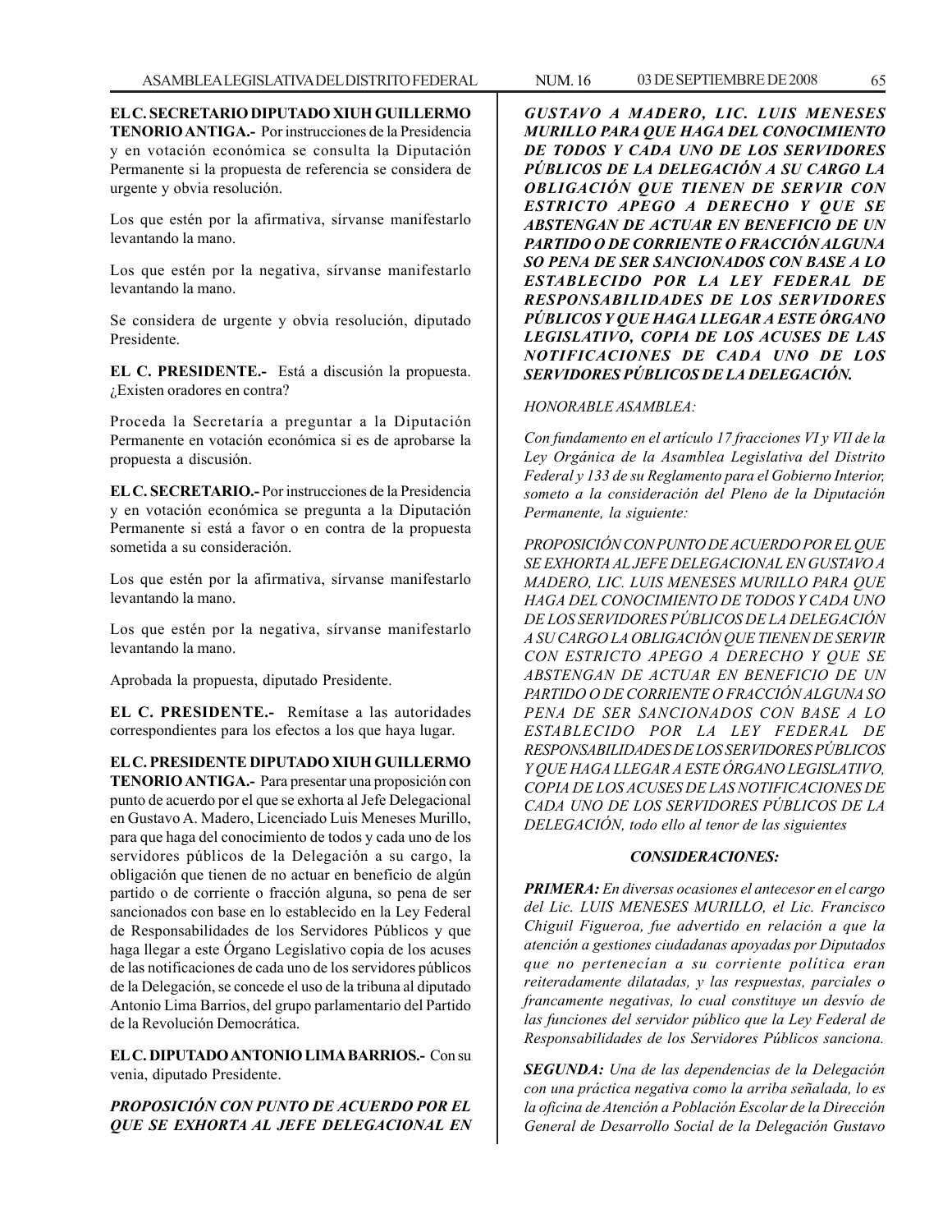**EL C. SECRETARIO DIPUTADO XIUH GUILLERMO TENORIO ANTIGA.-** Por instrucciones de la Presidencia y en votación económica se consulta la Diputación Permanente si la propuesta de referencia se considera de urgente y obvia resolución.

Los que estén por la afirmativa, sírvanse manifestarlo levantando la mano.

Los que estén por la negativa, sírvanse manifestarlo levantando la mano.

Se considera de urgente y obvia resolución, diputado Presidente.

**EL C. PRESIDENTE.-** Está a discusión la propuesta. ¿Existen oradores en contra?

Proceda la Secretaría a preguntar a la Diputación Permanente en votación económica si es de aprobarse la propuesta a discusión.

**EL C. SECRETARIO.-** Por instrucciones de la Presidencia y en votación económica se pregunta a la Diputación Permanente si está a favor o en contra de la propuesta sometida a su consideración.

Los que estén por la afirmativa, sírvanse manifestarlo levantando la mano.

Los que estén por la negativa, sírvanse manifestarlo levantando la mano.

Aprobada la propuesta, diputado Presidente.

**EL C. PRESIDENTE.-** Remítase a las autoridades correspondientes para los efectos a los que haya lugar.

**EL C. PRESIDENTE DIPUTADO XIUH GUILLERMO TENORIO ANTIGA.-** Para presentar una proposición con punto de acuerdo por el que se exhorta al Jefe Delegacional en Gustavo A. Madero, Licenciado Luis Meneses Murillo, para que haga del conocimiento de todos y cada uno de los servidores públicos de la Delegación a su cargo, la obligación que tienen de no actuar en beneficio de algún partido o de corriente o fracción alguna, so pena de ser sancionados con base en lo establecido en la Ley Federal de Responsabilidades de los Servidores Públicos y que haga llegar a este Órgano Legislativo copia de los acuses de las notificaciones de cada uno de los servidores públicos de la Delegación, se concede el uso de la tribuna al diputado Antonio Lima Barrios, del grupo parlamentario del Partido de la Revolución Democrática.

**EL C. DIPUTADO ANTONIO LIMA BARRIOS.-** Con su venia, diputado Presidente.

***PROPOSICIÓN CON PUNTO DE ACUERDO POR EL QUE SE EXHORTA AL JEFE DELEGACIONAL EN GUSTAVO A MADERO, LIC. LUIS MENESES MURILLO PARA QUE HAGA DEL CONOCIMIENTO DE TODOS Y CADA UNO DE LOS SERVIDORES PÚBLICOS DE LA DELEGACIÓN A SU CARGO LA OBLIGACIÓN QUE TIENEN DE SERVIR CON ESTRICTO APEGO A DERECHO Y QUE SE ABSTENGAN DE ACTUAR EN BENEFICIO DE UN PARTIDO O DE CORRIENTE O FRACCIÓN ALGUNA SO PENA DE SER SANCIONADOS CON BASE A LO ESTABLECIDO POR LA LEY FEDERAL DE RESPONSABILIDADES DE LOS SERVIDORES PÚBLICOS Y QUE HAGA LLEGAR A ESTE ÓRGANO LEGISLATIVO, COPIA DE LOS ACUSES DE LAS NOTIFICACIONES DE CADA UNO DE LOS SERVIDORES PÚBLICOS DE LA DELEGACIÓN.***

*HONORABLE ASAMBLEA:*

*Con fundamento en el artículo 17 fracciones VI y VII de la Ley Orgánica de la Asamblea Legislativa del Distrito Federal y 133 de su Reglamento para el Gobierno Interior, someto a la consideración del Pleno de la Diputación Permanente, la siguiente:*

*PROPOSICIÓN CON PUNTO DE ACUERDO POR EL QUE SE EXHORTA AL JEFE DELEGACIONAL EN GUSTAVO A MADERO, LIC. LUIS MENESES MURILLO PARA QUE HAGA DEL CONOCIMIENTO DE TODOS Y CADA UNO DE LOS SERVIDORES PÚBLICOS DE LA DELEGACIÓN A SU CARGO LA OBLIGACIÓN QUE TIENEN DE SERVIR CON ESTRICTO APEGO A DERECHO Y QUE SE ABSTENGAN DE ACTUAR EN BENEFICIO DE UN PARTIDO O DE CORRIENTE O FRACCIÓN ALGUNA SO PENA DE SER SANCIONADOS CON BASE A LO ESTABLECIDO POR LA LEY FEDERAL DE RESPONSABILIDADES DE LOS SERVIDORES PÚBLICOS Y QUE HAGA LLEGAR A ESTE ÓRGANO LEGISLATIVO, COPIA DE LOS ACUSES DE LAS NOTIFICACIONES DE CADA UNO DE LOS SERVIDORES PÚBLICOS DE LA DELEGACIÓN, todo ello al tenor de las siguientes*

***CONSIDERACIONES:***

***PRIMERA:*** *En diversas ocasiones el antecesor en el cargo del Lic. LUIS MENESES MURILLO, el Lic. Francisco Chiguil Figueroa, fue advertido en relación a que la atención a gestiones ciudadanas apoyadas por Diputados que no pertenecían a su corriente política eran reiteradamente dilatadas, y las respuestas, parciales o francamente negativas, lo cual constituye un desvío de las funciones del servidor público que la Ley Federal de Responsabilidades de los Servidores Públicos sanciona.*

***SEGUNDA:*** *Una de las dependencias de la Delegación con una práctica negativa como la arriba señalada, lo es la oficina de Atención a Población Escolar de la Dirección General de Desarrollo Social de la Delegación Gustavo*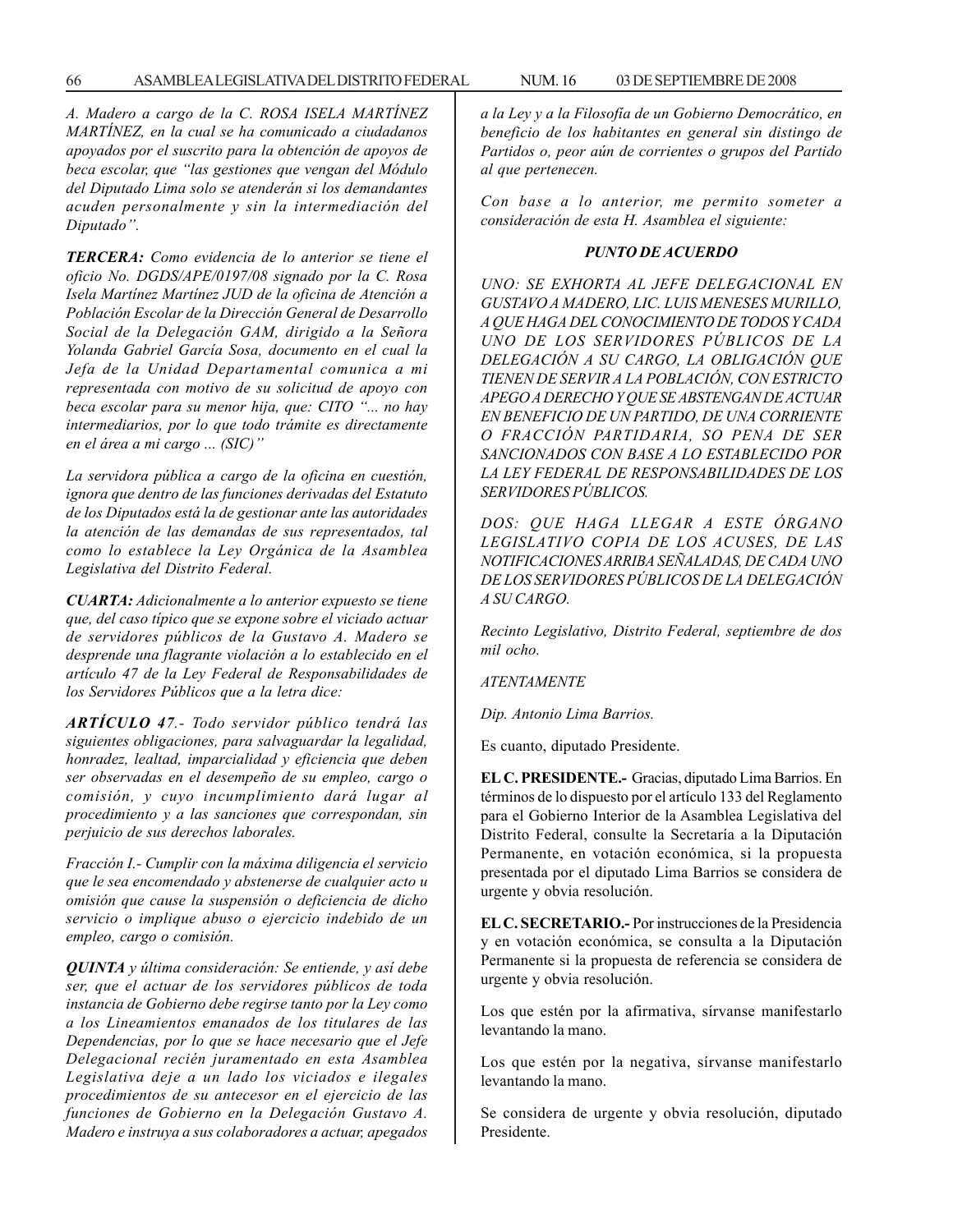*A. Madero a cargo de la C. ROSA ISELA MARTÍNEZ MARTÍNEZ, en la cual se ha comunicado a ciudadanos apoyados por el suscrito para la obtención de apoyos de beca escolar, que "las gestiones que vengan del Módulo del Diputado Lima solo se atenderán si los demandantes acuden personalmente y sin la intermediación del Diputado".*

***TERCERA:** Como evidencia de lo anterior se tiene el oficio No. DGDS/APE/0197/08 signado por la C. Rosa Isela Martínez Martínez JUD de la oficina de Atención a Población Escolar de la Dirección General de Desarrollo Social de la Delegación GAM, dirigido a la Señora Yolanda Gabriel García Sosa, documento en el cual la Jefa de la Unidad Departamental comunica a mi representada con motivo de su solicitud de apoyo con beca escolar para su menor hija, que: CITO "... no hay intermediarios, por lo que todo trámite es directamente en el área a mi cargo ... (SIC)"*

*La servidora pública a cargo de la oficina en cuestión, ignora que dentro de las funciones derivadas del Estatuto de los Diputados está la de gestionar ante las autoridades la atención de las demandas de sus representados, tal como lo establece la Ley Orgánica de la Asamblea Legislativa del Distrito Federal.*

***CUARTA:** Adicionalmente a lo anterior expuesto se tiene que, del caso típico que se expone sobre el viciado actuar de servidores públicos de la Gustavo A. Madero se desprende una flagrante violación a lo establecido en el artículo 47 de la Ley Federal de Responsabilidades de los Servidores Públicos que a la letra dice:*

***ARTÍCULO 47**.- Todo servidor público tendrá las siguientes obligaciones, para salvaguardar la legalidad, honradez, lealtad, imparcialidad y eficiencia que deben ser observadas en el desempeño de su empleo, cargo o comisión, y cuyo incumplimiento dará lugar al procedimiento y a las sanciones que correspondan, sin perjuicio de sus derechos laborales.*

*Fracción I.- Cumplir con la máxima diligencia el servicio que le sea encomendado y abstenerse de cualquier acto u omisión que cause la suspensión o deficiencia de dicho servicio o implique abuso o ejercicio indebido de un empleo, cargo o comisión.*

***QUINTA** y última consideración: Se entiende, y así debe ser, que el actuar de los servidores públicos de toda instancia de Gobierno debe regirse tanto por la Ley como a los Lineamientos emanados de los titulares de las Dependencias, por lo que se hace necesario que el Jefe Delegacional recién juramentado en esta Asamblea Legislativa deje a un lado los viciados e ilegales procedimientos de su antecesor en el ejercicio de las funciones de Gobierno en la Delegación Gustavo A. Madero e instruya a sus colaboradores a actuar, apegados a la Ley y a la Filosofía de un Gobierno Democrático, en beneficio de los habitantes en general sin distingo de Partidos o, peor aún de corrientes o grupos del Partido al que pertenecen.*

*Con base a lo anterior, me permito someter a consideración de esta H. Asamblea el siguiente:*

***PUNTO DE ACUERDO***

*UNO: SE EXHORTA AL JEFE DELEGACIONAL EN GUSTAVO A MADERO, LIC. LUIS MENESES MURILLO, A QUE HAGA DEL CONOCIMIENTO DE TODOS Y CADA UNO DE LOS SERVIDORES PÚBLICOS DE LA DELEGACIÓN A SU CARGO, LA OBLIGACIÓN QUE TIENEN DE SERVIR A LA POBLACIÓN, CON ESTRICTO APEGO A DERECHO Y QUE SE ABSTENGAN DE ACTUAR EN BENEFICIO DE UN PARTIDO, DE UNA CORRIENTE O FRACCIÓN PARTIDARIA, SO PENA DE SER SANCIONADOS CON BASE A LO ESTABLECIDO POR LA LEY FEDERAL DE RESPONSABILIDADES DE LOS SERVIDORES PÚBLICOS.*

*DOS: QUE HAGA LLEGAR A ESTE ÓRGANO LEGISLATIVO COPIA DE LOS ACUSES, DE LAS NOTIFICACIONES ARRIBA SEÑALADAS, DE CADA UNO DE LOS SERVIDORES PÚBLICOS DE LA DELEGACIÓN A SU CARGO.*

*Recinto Legislativo, Distrito Federal, septiembre de dos mil ocho.*

*ATENTAMENTE*

*Dip. Antonio Lima Barrios.*

Es cuanto, diputado Presidente.

**EL C. PRESIDENTE.-** Gracias, diputado Lima Barrios. En términos de lo dispuesto por el artículo 133 del Reglamento para el Gobierno Interior de la Asamblea Legislativa del Distrito Federal, consulte la Secretaría a la Diputación Permanente, en votación económica, si la propuesta presentada por el diputado Lima Barrios se considera de urgente y obvia resolución.

**EL C. SECRETARIO.-** Por instrucciones de la Presidencia y en votación económica, se consulta a la Diputación Permanente si la propuesta de referencia se considera de urgente y obvia resolución.

Los que estén por la afirmativa, sírvanse manifestarlo levantando la mano.

Los que estén por la negativa, sírvanse manifestarlo levantando la mano.

Se considera de urgente y obvia resolución, diputado Presidente.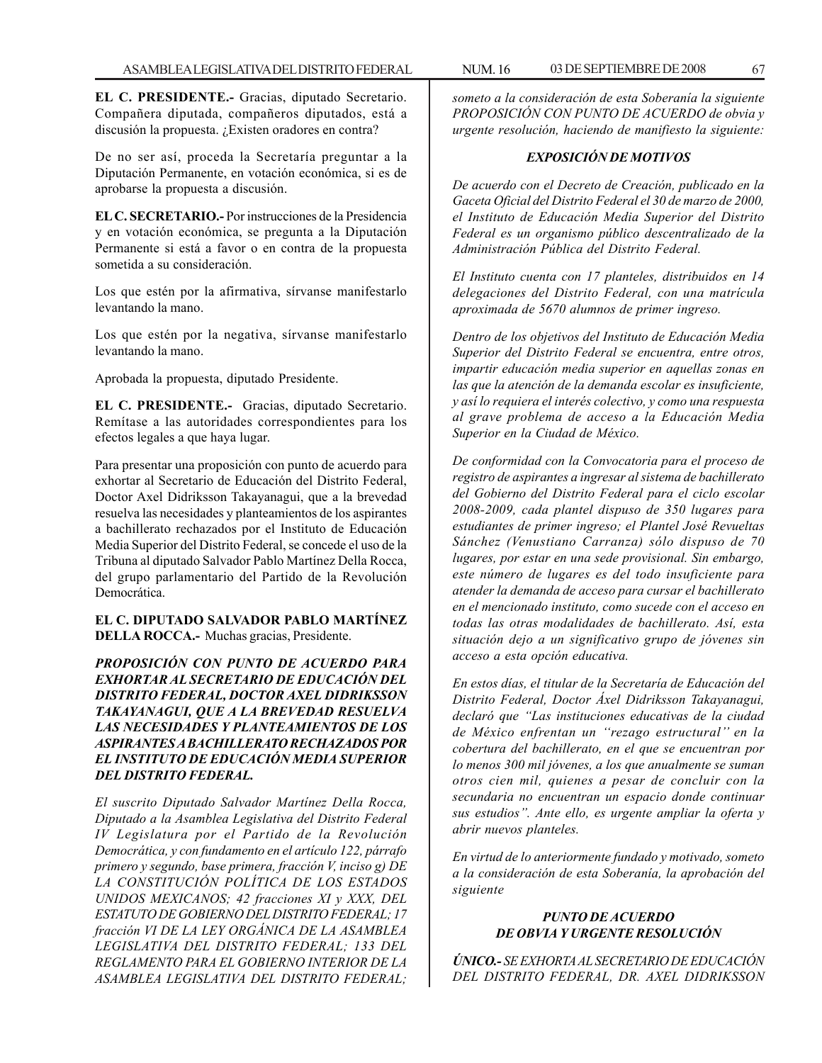**EL C. PRESIDENTE.-** Gracias, diputado Secretario. Compañera diputada, compañeros diputados, está a discusión la propuesta. ¿Existen oradores en contra?

De no ser así, proceda la Secretaría preguntar a la Diputación Permanente, en votación económica, si es de aprobarse la propuesta a discusión.

**EL C. SECRETARIO.-** Por instrucciones de la Presidencia y en votación económica, se pregunta a la Diputación Permanente si está a favor o en contra de la propuesta sometida a su consideración.

Los que estén por la afirmativa, sírvanse manifestarlo levantando la mano.

Los que estén por la negativa, sírvanse manifestarlo levantando la mano.

Aprobada la propuesta, diputado Presidente.

**EL C. PRESIDENTE.-** Gracias, diputado Secretario. Remítase a las autoridades correspondientes para los efectos legales a que haya lugar.

Para presentar una proposición con punto de acuerdo para exhortar al Secretario de Educación del Distrito Federal, Doctor Axel Didriksson Takayanagui, que a la brevedad resuelva las necesidades y planteamientos de los aspirantes a bachillerato rechazados por el Instituto de Educación Media Superior del Distrito Federal, se concede el uso de la Tribuna al diputado Salvador Pablo Martínez Della Rocca, del grupo parlamentario del Partido de la Revolución Democrática.

**EL C. DIPUTADO SALVADOR PABLO MARTÍNEZ DELLA ROCCA.-** Muchas gracias, Presidente.

***PROPOSICIÓN CON PUNTO DE ACUERDO PARA EXHORTAR AL SECRETARIO DE EDUCACIÓN DEL DISTRITO FEDERAL, DOCTOR AXEL DIDRIKSSON TAKAYANAGUI, QUE A LA BREVEDAD RESUELVA LAS NECESIDADES Y PLANTEAMIENTOS DE LOS ASPIRANTES A BACHILLERATO RECHAZADOS POR EL INSTITUTO DE EDUCACIÓN MEDIA SUPERIOR DEL DISTRITO FEDERAL.***

*El suscrito Diputado Salvador Martínez Della Rocca, Diputado a la Asamblea Legislativa del Distrito Federal IV Legislatura por el Partido de la Revolución Democrática, y con fundamento en el artículo 122, párrafo primero y segundo, base primera, fracción V, inciso g) DE LA CONSTITUCIÓN POLÍTICA DE LOS ESTADOS UNIDOS MEXICANOS; 42 fracciones XI y XXX, DEL ESTATUTO DE GOBIERNO DEL DISTRITO FEDERAL; 17 fracción VI DE LA LEY ORGÁNICA DE LA ASAMBLEA LEGISLATIVA DEL DISTRITO FEDERAL; 133 DEL REGLAMENTO PARA EL GOBIERNO INTERIOR DE LA ASAMBLEA LEGISLATIVA DEL DISTRITO FEDERAL; someto a la consideración de esta Soberanía la siguiente PROPOSICIÓN CON PUNTO DE ACUERDO de obvia y urgente resolución, haciendo de manifiesto la siguiente:*

***EXPOSICIÓN DE MOTIVOS***

*De acuerdo con el Decreto de Creación, publicado en la Gaceta Oficial del Distrito Federal el 30 de marzo de 2000, el Instituto de Educación Media Superior del Distrito Federal es un organismo público descentralizado de la Administración Pública del Distrito Federal.*

*El Instituto cuenta con 17 planteles, distribuidos en 14 delegaciones del Distrito Federal, con una matrícula aproximada de 5670 alumnos de primer ingreso.*

*Dentro de los objetivos del Instituto de Educación Media Superior del Distrito Federal se encuentra, entre otros, impartir educación media superior en aquellas zonas en las que la atención de la demanda escolar es insuficiente, y así lo requiera el interés colectivo, y como una respuesta al grave problema de acceso a la Educación Media Superior en la Ciudad de México.*

*De conformidad con la Convocatoria para el proceso de registro de aspirantes a ingresar al sistema de bachillerato del Gobierno del Distrito Federal para el ciclo escolar 2008-2009, cada plantel dispuso de 350 lugares para estudiantes de primer ingreso; el Plantel José Revueltas Sánchez (Venustiano Carranza) sólo dispuso de 70 lugares, por estar en una sede provisional. Sin embargo, este número de lugares es del todo insuficiente para atender la demanda de acceso para cursar el bachillerato en el mencionado instituto, como sucede con el acceso en todas las otras modalidades de bachillerato. Así, esta situación dejo a un significativo grupo de jóvenes sin acceso a esta opción educativa.*

*En estos días, el titular de la Secretaría de Educación del Distrito Federal, Doctor Áxel Didriksson Takayanagui, declaró que "Las instituciones educativas de la ciudad de México enfrentan un ''rezago estructural'' en la cobertura del bachillerato, en el que se encuentran por lo menos 300 mil jóvenes, a los que anualmente se suman otros cien mil, quienes a pesar de concluir con la secundaria no encuentran un espacio donde continuar sus estudios". Ante ello, es urgente ampliar la oferta y abrir nuevos planteles.*

*En virtud de lo anteriormente fundado y motivado, someto a la consideración de esta Soberanía, la aprobación del siguiente*

***PUNTO DE ACUERDO DE OBVIA Y URGENTE RESOLUCIÓN***

***ÚNICO.-*** *SE EXHORTA AL SECRETARIO DE EDUCACIÓN DEL DISTRITO FEDERAL, DR. AXEL DIDRIKSSON*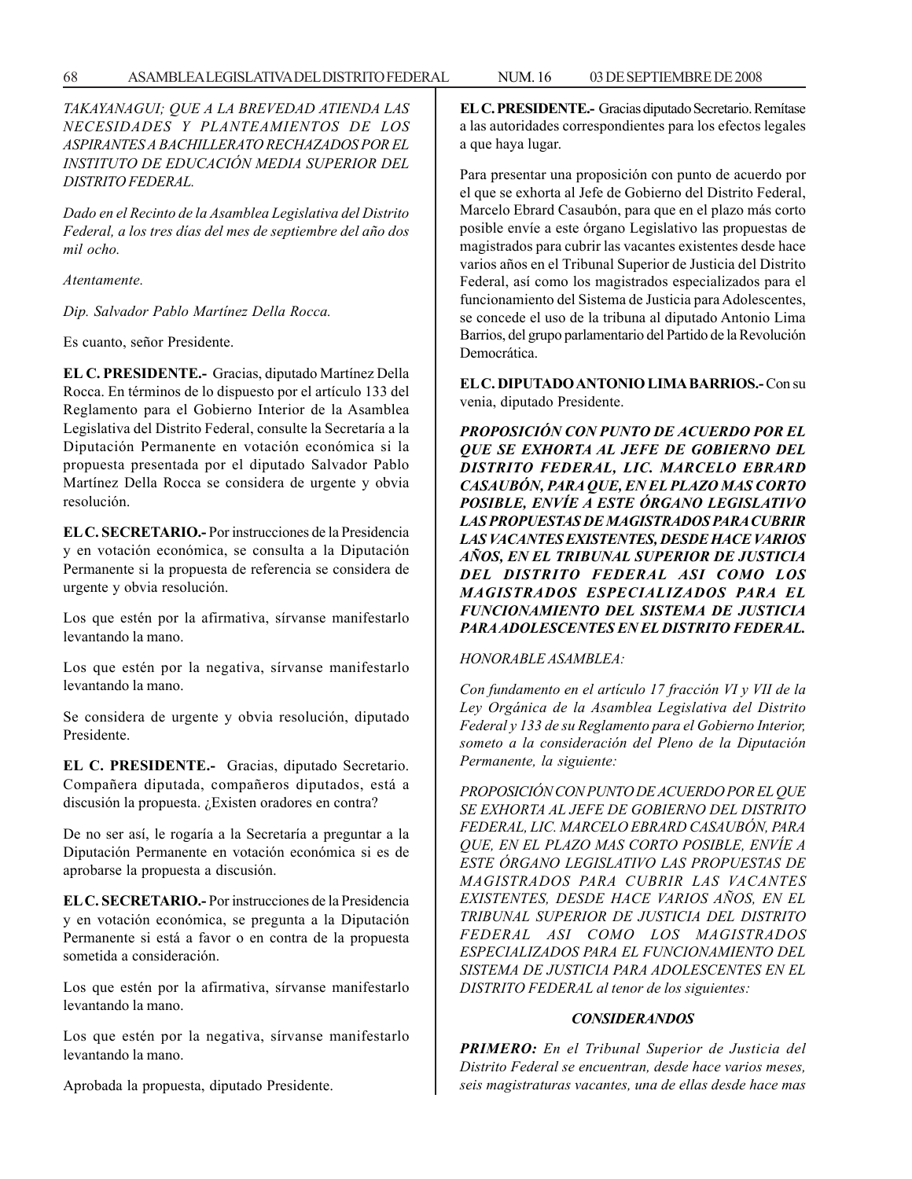*TAKAYANAGUI; QUE A LA BREVEDAD ATIENDA LAS NECESIDADES Y PLANTEAMIENTOS DE LOS ASPIRANTES A BACHILLERATO RECHAZADOS POR EL INSTITUTO DE EDUCACIÓN MEDIA SUPERIOR DEL DISTRITO FEDERAL.*

*Dado en el Recinto de la Asamblea Legislativa del Distrito Federal, a los tres días del mes de septiembre del año dos mil ocho.*

*Atentamente.*

*Dip. Salvador Pablo Martínez Della Rocca.*

Es cuanto, señor Presidente.

**EL C. PRESIDENTE.-** Gracias, diputado Martínez Della Rocca. En términos de lo dispuesto por el artículo 133 del Reglamento para el Gobierno Interior de la Asamblea Legislativa del Distrito Federal, consulte la Secretaría a la Diputación Permanente en votación económica si la propuesta presentada por el diputado Salvador Pablo Martínez Della Rocca se considera de urgente y obvia resolución.

**EL C. SECRETARIO.-** Por instrucciones de la Presidencia y en votación económica, se consulta a la Diputación Permanente si la propuesta de referencia se considera de urgente y obvia resolución.

Los que estén por la afirmativa, sírvanse manifestarlo levantando la mano.

Los que estén por la negativa, sírvanse manifestarlo levantando la mano.

Se considera de urgente y obvia resolución, diputado Presidente.

**EL C. PRESIDENTE.-** Gracias, diputado Secretario. Compañera diputada, compañeros diputados, está a discusión la propuesta. ¿Existen oradores en contra?

De no ser así, le rogaría a la Secretaría a preguntar a la Diputación Permanente en votación económica si es de aprobarse la propuesta a discusión.

**EL C. SECRETARIO.-** Por instrucciones de la Presidencia y en votación económica, se pregunta a la Diputación Permanente si está a favor o en contra de la propuesta sometida a consideración.

Los que estén por la afirmativa, sírvanse manifestarlo levantando la mano.

Los que estén por la negativa, sírvanse manifestarlo levantando la mano.

Aprobada la propuesta, diputado Presidente.

**EL C. PRESIDENTE.-** Gracias diputado Secretario. Remítase a las autoridades correspondientes para los efectos legales a que haya lugar.

Para presentar una proposición con punto de acuerdo por el que se exhorta al Jefe de Gobierno del Distrito Federal, Marcelo Ebrard Casaubón, para que en el plazo más corto posible envíe a este órgano Legislativo las propuestas de magistrados para cubrir las vacantes existentes desde hace varios años en el Tribunal Superior de Justicia del Distrito Federal, así como los magistrados especializados para el funcionamiento del Sistema de Justicia para Adolescentes, se concede el uso de la tribuna al diputado Antonio Lima Barrios, del grupo parlamentario del Partido de la Revolución Democrática.

**EL C. DIPUTADO ANTONIO LIMA BARRIOS.-** Con su venia, diputado Presidente.

***PROPOSICIÓN CON PUNTO DE ACUERDO POR EL QUE SE EXHORTA AL JEFE DE GOBIERNO DEL DISTRITO FEDERAL, LIC. MARCELO EBRARD CASAUBÓN, PARA QUE, EN EL PLAZO MAS CORTO POSIBLE, ENVÍE A ESTE ÓRGANO LEGISLATIVO LAS PROPUESTAS DE MAGISTRADOS PARA CUBRIR LAS VACANTES EXISTENTES, DESDE HACE VARIOS AÑOS, EN EL TRIBUNAL SUPERIOR DE JUSTICIA DEL DISTRITO FEDERAL ASI COMO LOS MAGISTRADOS ESPECIALIZADOS PARA EL FUNCIONAMIENTO DEL SISTEMA DE JUSTICIA PARA ADOLESCENTES EN EL DISTRITO FEDERAL.***

*HONORABLE ASAMBLEA:*

*Con fundamento en el artículo 17 fracción VI y VII de la Ley Orgánica de la Asamblea Legislativa del Distrito Federal y 133 de su Reglamento para el Gobierno Interior, someto a la consideración del Pleno de la Diputación Permanente, la siguiente:*

*PROPOSICIÓN CON PUNTO DE ACUERDO POR EL QUE SE EXHORTA AL JEFE DE GOBIERNO DEL DISTRITO FEDERAL, LIC. MARCELO EBRARD CASAUBÓN, PARA QUE, EN EL PLAZO MAS CORTO POSIBLE, ENVÍE A ESTE ÓRGANO LEGISLATIVO LAS PROPUESTAS DE MAGISTRADOS PARA CUBRIR LAS VACANTES EXISTENTES, DESDE HACE VARIOS AÑOS, EN EL TRIBUNAL SUPERIOR DE JUSTICIA DEL DISTRITO FEDERAL ASI COMO LOS MAGISTRADOS ESPECIALIZADOS PARA EL FUNCIONAMIENTO DEL SISTEMA DE JUSTICIA PARA ADOLESCENTES EN EL DISTRITO FEDERAL al tenor de los siguientes:*

***CONSIDERANDOS***

***PRIMERO:*** *En el Tribunal Superior de Justicia del Distrito Federal se encuentran, desde hace varios meses, seis magistraturas vacantes, una de ellas desde hace mas*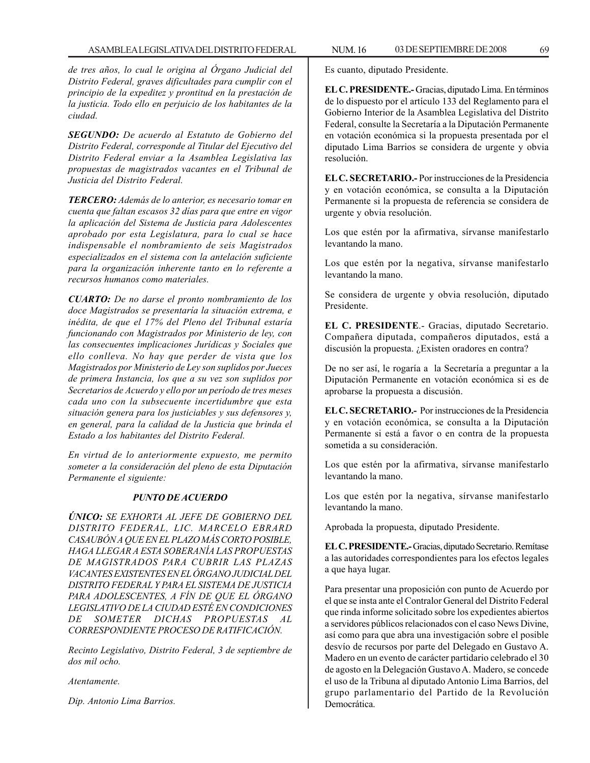*de tres años, lo cual le origina al Órgano Judicial del Distrito Federal, graves dificultades para cumplir con el principio de la expeditez y prontitud en la prestación de la justicia. Todo ello en perjuicio de los habitantes de la ciudad.*

***SEGUNDO:*** *De acuerdo al Estatuto de Gobierno del Distrito Federal, corresponde al Titular del Ejecutivo del Distrito Federal enviar a la Asamblea Legislativa las propuestas de magistrados vacantes en el Tribunal de Justicia del Distrito Federal.*

***TERCERO:*** *Además de lo anterior, es necesario tomar en cuenta que faltan escasos 32 días para que entre en vigor la aplicación del Sistema de Justicia para Adolescentes aprobado por esta Legislatura, para lo cual se hace indispensable el nombramiento de seis Magistrados especializados en el sistema con la antelación suficiente para la organización inherente tanto en lo referente a recursos humanos como materiales.*

***CUARTO:*** *De no darse el pronto nombramiento de los doce Magistrados se presentaría la situación extrema, e inédita, de que el 17% del Pleno del Tribunal estaría funcionando con Magistrados por Ministerio de ley, con las consecuentes implicaciones Jurídicas y Sociales que ello conlleva. No hay que perder de vista que los Magistrados por Ministerio de Ley son suplidos por Jueces de primera Instancia, los que a su vez son suplidos por Secretarios de Acuerdo y ello por un período de tres meses cada uno con la subsecuente incertidumbre que esta situación genera para los justiciables y sus defensores y, en general, para la calidad de la Justicia que brinda el Estado a los habitantes del Distrito Federal.*

*En virtud de lo anteriormente expuesto, me permito someter a la consideración del pleno de esta Diputación Permanente el siguiente:*

***PUNTO DE ACUERDO***

***ÚNICO:*** *SE EXHORTA AL JEFE DE GOBIERNO DEL DISTRITO FEDERAL, LIC. MARCELO EBRARD CASAUBÓN A QUE EN EL PLAZO MÁS CORTO POSIBLE, HAGA LLEGAR A ESTA SOBERANÍA LAS PROPUESTAS DE MAGISTRADOS PARA CUBRIR LAS PLAZAS VACANTES EXISTENTES EN EL ÓRGANO JUDICIAL DEL DISTRITO FEDERAL Y PARA EL SISTEMA DE JUSTICIA PARA ADOLESCENTES, A FÍN DE QUE EL ÓRGANO LEGISLATIVO DE LA CIUDAD ESTÉ EN CONDICIONES DE SOMETER DICHAS PROPUESTAS AL CORRESPONDIENTE PROCESO DE RATIFICACIÓN.*

*Recinto Legislativo, Distrito Federal, 3 de septiembre de dos mil ocho.*

*Atentamente.*

*Dip. Antonio Lima Barrios.*

Es cuanto, diputado Presidente.

**EL C. PRESIDENTE.-** Gracias, diputado Lima. En términos de lo dispuesto por el artículo 133 del Reglamento para el Gobierno Interior de la Asamblea Legislativa del Distrito Federal, consulte la Secretaría a la Diputación Permanente en votación económica si la propuesta presentada por el diputado Lima Barrios se considera de urgente y obvia resolución.

**EL C. SECRETARIO.-** Por instrucciones de la Presidencia y en votación económica, se consulta a la Diputación Permanente si la propuesta de referencia se considera de urgente y obvia resolución.

Los que estén por la afirmativa, sírvanse manifestarlo levantando la mano.

Los que estén por la negativa, sírvanse manifestarlo levantando la mano.

Se considera de urgente y obvia resolución, diputado Presidente.

**EL C. PRESIDENTE**.- Gracias, diputado Secretario. Compañera diputada, compañeros diputados, está a discusión la propuesta. ¿Existen oradores en contra?

De no ser así, le rogaría a la Secretaría a preguntar a la Diputación Permanente en votación económica si es de aprobarse la propuesta a discusión.

**EL C. SECRETARIO.-** Por instrucciones de la Presidencia y en votación económica, se consulta a la Diputación Permanente si está a favor o en contra de la propuesta sometida a su consideración.

Los que estén por la afirmativa, sírvanse manifestarlo levantando la mano.

Los que estén por la negativa, sírvanse manifestarlo levantando la mano.

Aprobada la propuesta, diputado Presidente.

**EL C. PRESIDENTE.-** Gracias, diputado Secretario. Remítase a las autoridades correspondientes para los efectos legales a que haya lugar.

Para presentar una proposición con punto de Acuerdo por el que se insta ante el Contralor General del Distrito Federal que rinda informe solicitado sobre los expedientes abiertos a servidores públicos relacionados con el caso News Divine, así como para que abra una investigación sobre el posible desvío de recursos por parte del Delegado en Gustavo A. Madero en un evento de carácter partidario celebrado el 30 de agosto en la Delegación Gustavo A. Madero, se concede el uso de la Tribuna al diputado Antonio Lima Barrios, del grupo parlamentario del Partido de la Revolución Democrática.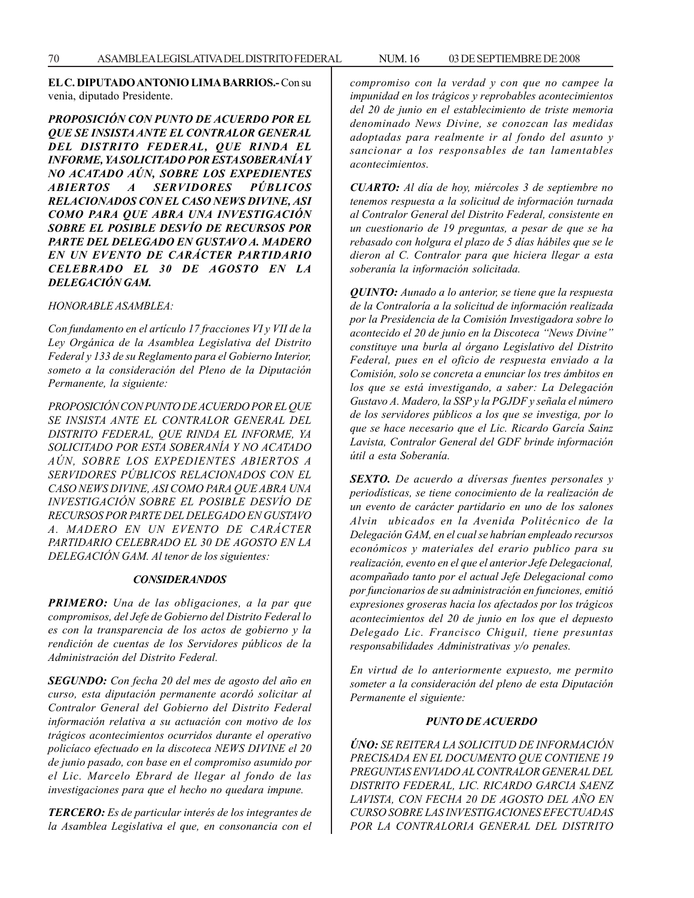**EL C. DIPUTADO ANTONIO LIMA BARRIOS.-** Con su venia, diputado Presidente.

***PROPOSICIÓN CON PUNTO DE ACUERDO POR EL QUE SE INSISTA ANTE EL CONTRALOR GENERAL DEL DISTRITO FEDERAL, QUE RINDA EL INFORME, YA SOLICITADO POR ESTA SOBERANÍA Y NO ACATADO AÚN, SOBRE LOS EXPEDIENTES ABIERTOS A SERVIDORES PÚBLICOS RELACIONADOS CON EL CASO NEWS DIVINE, ASI COMO PARA QUE ABRA UNA INVESTIGACIÓN SOBRE EL POSIBLE DESVÍO DE RECURSOS POR PARTE DEL DELEGADO EN GUSTAVO A. MADERO EN UN EVENTO DE CARÁCTER PARTIDARIO CELEBRADO EL 30 DE AGOSTO EN LA DELEGACIÓN GAM.***

*HONORABLE ASAMBLEA:*

*Con fundamento en el artículo 17 fracciones VI y VII de la Ley Orgánica de la Asamblea Legislativa del Distrito Federal y 133 de su Reglamento para el Gobierno Interior, someto a la consideración del Pleno de la Diputación Permanente, la siguiente:*

*PROPOSICIÓN CON PUNTO DE ACUERDO POR EL QUE SE INSISTA ANTE EL CONTRALOR GENERAL DEL DISTRITO FEDERAL, QUE RINDA EL INFORME, YA SOLICITADO POR ESTA SOBERANÍA Y NO ACATADO AÚN, SOBRE LOS EXPEDIENTES ABIERTOS A SERVIDORES PÚBLICOS RELACIONADOS CON EL CASO NEWS DIVINE, ASI COMO PARA QUE ABRA UNA INVESTIGACIÓN SOBRE EL POSIBLE DESVÍO DE RECURSOS POR PARTE DEL DELEGADO EN GUSTAVO A. MADERO EN UN EVENTO DE CARÁCTER PARTIDARIO CELEBRADO EL 30 DE AGOSTO EN LA DELEGACIÓN GAM. Al tenor de los siguientes:*

***CONSIDERANDOS***

***PRIMERO:*** *Una de las obligaciones, a la par que compromisos, del Jefe de Gobierno del Distrito Federal lo es con la transparencia de los actos de gobierno y la rendición de cuentas de los Servidores públicos de la Administración del Distrito Federal.*

***SEGUNDO:*** *Con fecha 20 del mes de agosto del año en curso, esta diputación permanente acordó solicitar al Contralor General del Gobierno del Distrito Federal información relativa a su actuación con motivo de los trágicos acontecimientos ocurridos durante el operativo policíaco efectuado en la discoteca NEWS DIVINE el 20 de junio pasado, con base en el compromiso asumido por el Lic. Marcelo Ebrard de llegar al fondo de las investigaciones para que el hecho no quedara impune.*

***TERCERO:*** *Es de particular interés de los integrantes de la Asamblea Legislativa el que, en consonancia con el compromiso con la verdad y con que no campee la impunidad en los trágicos y reprobables acontecimientos del 20 de junio en el establecimiento de triste memoria denominado News Divine, se conozcan las medidas adoptadas para realmente ir al fondo del asunto y sancionar a los responsables de tan lamentables acontecimientos.*

***CUARTO:*** *Al día de hoy, miércoles 3 de septiembre no tenemos respuesta a la solicitud de información turnada al Contralor General del Distrito Federal, consistente en un cuestionario de 19 preguntas, a pesar de que se ha rebasado con holgura el plazo de 5 días hábiles que se le dieron al C. Contralor para que hiciera llegar a esta soberanía la información solicitada.*

***QUINTO:*** *Aunado a lo anterior, se tiene que la respuesta de la Contraloría a la solicitud de información realizada por la Presidencia de la Comisión Investigadora sobre lo acontecido el 20 de junio en la Discoteca "News Divine" constituye una burla al órgano Legislativo del Distrito Federal, pues en el oficio de respuesta enviado a la Comisión, solo se concreta a enunciar los tres ámbitos en los que se está investigando, a saber: La Delegación Gustavo A. Madero, la SSP y la PGJDF y señala el número de los servidores públicos a los que se investiga, por lo que se hace necesario que el Lic. Ricardo García Sainz Lavista, Contralor General del GDF brinde información útil a esta Soberanía.*

***SEXTO.*** *De acuerdo a diversas fuentes personales y periodísticas, se tiene conocimiento de la realización de un evento de carácter partidario en uno de los salones Alvin ubicados en la Avenida Politécnico de la Delegación GAM, en el cual se habrían empleado recursos económicos y materiales del erario publico para su realización, evento en el que el anterior Jefe Delegacional, acompañado tanto por el actual Jefe Delegacional como por funcionarios de su administración en funciones, emitió expresiones groseras hacia los afectados por los trágicos acontecimientos del 20 de junio en los que el depuesto Delegado Lic. Francisco Chiguil, tiene presuntas responsabilidades Administrativas y/o penales.*

*En virtud de lo anteriormente expuesto, me permito someter a la consideración del pleno de esta Diputación Permanente el siguiente:*

***PUNTO DE ACUERDO***

*ÚNO: SE REITERA LA SOLICITUD DE INFORMACIÓN PRECISADA EN EL DOCUMENTO QUE CONTIENE 19 PREGUNTAS ENVIADO AL CONTRALOR GENERAL DEL DISTRITO FEDERAL, LIC. RICARDO GARCIA SAENZ LAVISTA, CON FECHA 20 DE AGOSTO DEL AÑO EN CURSO SOBRE LAS INVESTIGACIONES EFECTUADAS POR LA CONTRALORIA GENERAL DEL DISTRITO*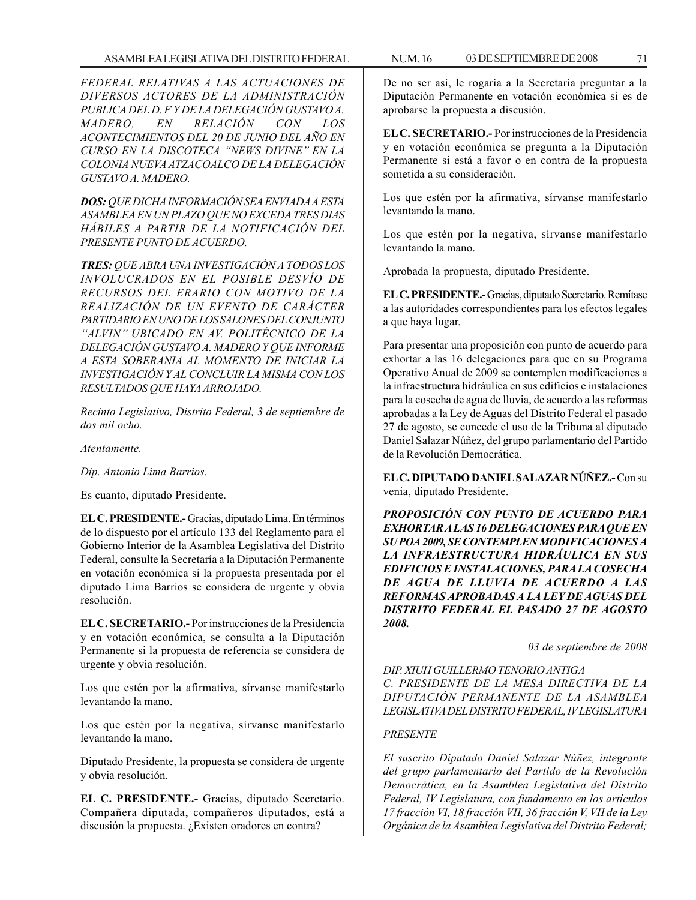*FEDERAL RELATIVAS A LAS ACTUACIONES DE DIVERSOS ACTORES DE LA ADMINISTRACIÓN PUBLICA DEL D. F Y DE LA DELEGACIÓN GUSTAVO A. MADERO, EN RELACIÓN CON LOS ACONTECIMIENTOS DEL 20 DE JUNIO DEL AÑO EN CURSO EN LA DISCOTECA "NEWS DIVINE" EN LA COLONIA NUEVA ATZACOALCO DE LA DELEGACIÓN GUSTAVO A. MADERO.*

***DOS:*** *QUE DICHA INFORMACIÓN SEA ENVIADA A ESTA ASAMBLEA EN UN PLAZO QUE NO EXCEDA TRES DIAS HÁBILES A PARTIR DE LA NOTIFICACIÓN DEL PRESENTE PUNTO DE ACUERDO.*

***TRES:*** *QUE ABRA UNA INVESTIGACIÓN A TODOS LOS INVOLUCRADOS EN EL POSIBLE DESVÍO DE RECURSOS DEL ERARIO CON MOTIVO DE LA REALIZACIÓN DE UN EVENTO DE CARÁCTER PARTIDARIO EN UNO DE LOS SALONES DEL CONJUNTO "ALVIN" UBICADO EN AV. POLITÉCNICO DE LA DELEGACIÓN GUSTAVO A. MADERO Y QUE INFORME A ESTA SOBERANIA AL MOMENTO DE INICIAR LA INVESTIGACIÓN Y AL CONCLUIR LA MISMA CON LOS RESULTADOS QUE HAYA ARROJADO.*

*Recinto Legislativo, Distrito Federal, 3 de septiembre de dos mil ocho.*

*Atentamente.*

*Dip. Antonio Lima Barrios.*

Es cuanto, diputado Presidente.

**EL C. PRESIDENTE.-** Gracias, diputado Lima. En términos de lo dispuesto por el artículo 133 del Reglamento para el Gobierno Interior de la Asamblea Legislativa del Distrito Federal, consulte la Secretaría a la Diputación Permanente en votación económica si la propuesta presentada por el diputado Lima Barrios se considera de urgente y obvia resolución.

**EL C. SECRETARIO.-** Por instrucciones de la Presidencia y en votación económica, se consulta a la Diputación Permanente si la propuesta de referencia se considera de urgente y obvia resolución.

Los que estén por la afirmativa, sírvanse manifestarlo levantando la mano.

Los que estén por la negativa, sírvanse manifestarlo levantando la mano.

Diputado Presidente, la propuesta se considera de urgente y obvia resolución.

**EL C. PRESIDENTE.-** Gracias, diputado Secretario. Compañera diputada, compañeros diputados, está a discusión la propuesta. ¿Existen oradores en contra?

De no ser así, le rogaría a la Secretaría preguntar a la Diputación Permanente en votación económica si es de aprobarse la propuesta a discusión.

**EL C. SECRETARIO.-** Por instrucciones de la Presidencia y en votación económica se pregunta a la Diputación Permanente si está a favor o en contra de la propuesta sometida a su consideración.

Los que estén por la afirmativa, sírvanse manifestarlo levantando la mano.

Los que estén por la negativa, sírvanse manifestarlo levantando la mano.

Aprobada la propuesta, diputado Presidente.

**EL C. PRESIDENTE.-** Gracias, diputado Secretario. Remítase a las autoridades correspondientes para los efectos legales a que haya lugar.

Para presentar una proposición con punto de acuerdo para exhortar a las 16 delegaciones para que en su Programa Operativo Anual de 2009 se contemplen modificaciones a la infraestructura hidráulica en sus edificios e instalaciones para la cosecha de agua de lluvia, de acuerdo a las reformas aprobadas a la Ley de Aguas del Distrito Federal el pasado 27 de agosto, se concede el uso de la Tribuna al diputado Daniel Salazar Núñez, del grupo parlamentario del Partido de la Revolución Democrática.

**EL C. DIPUTADO DANIEL SALAZAR NÚÑEZ.-** Con su venia, diputado Presidente.

***PROPOSICIÓN CON PUNTO DE ACUERDO PARA EXHORTAR A LAS 16 DELEGACIONES PARA QUE EN SU POA 2009, SE CONTEMPLEN MODIFICACIONES A LA INFRAESTRUCTURA HIDRÁULICA EN SUS EDIFICIOS E INSTALACIONES, PARA LA COSECHA DE AGUA DE LLUVIA DE ACUERDO A LAS REFORMAS APROBADAS A LA LEY DE AGUAS DEL DISTRITO FEDERAL EL PASADO 27 DE AGOSTO 2008.***

*03 de septiembre de 2008*

*DIP. XIUH GUILLERMO TENORIO ANTIGA*
*C. PRESIDENTE DE LA MESA DIRECTIVA DE LA DIPUTACIÓN PERMANENTE DE LA ASAMBLEA LEGISLATIVA DEL DISTRITO FEDERAL, IV LEGISLATURA*

*PRESENTE*

*El suscrito Diputado Daniel Salazar Núñez, integrante del grupo parlamentario del Partido de la Revolución Democrática, en la Asamblea Legislativa del Distrito Federal, IV Legislatura, con fundamento en los artículos 17 fracción VI, 18 fracción VII, 36 fracción V, VII de la Ley Orgánica de la Asamblea Legislativa del Distrito Federal;*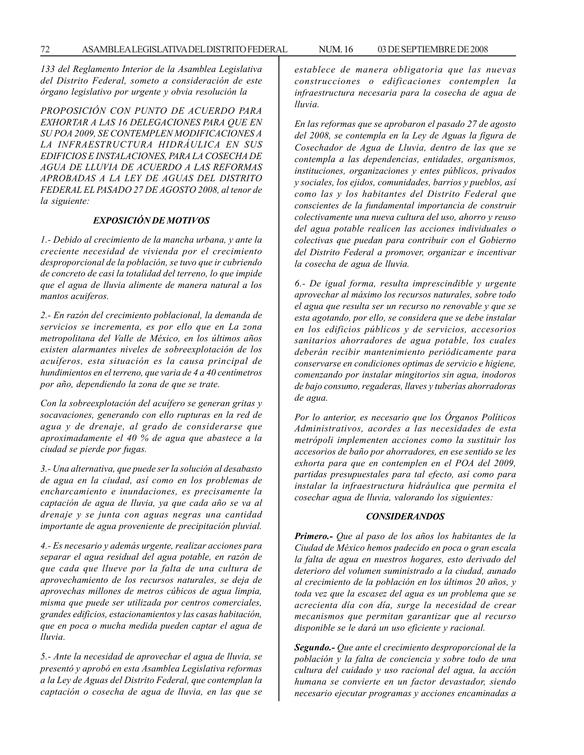*133 del Reglamento Interior de la Asamblea Legislativa del Distrito Federal, someto a consideración de este órgano legislativo por urgente y obvia resolución la*

*PROPOSICIÓN CON PUNTO DE ACUERDO PARA EXHORTAR A LAS 16 DELEGACIONES PARA QUE EN SU POA 2009, SE CONTEMPLEN MODIFICACIONES A LA INFRAESTRUCTURA HIDRÁULICA EN SUS EDIFICIOS E INSTALACIONES, PARA LA COSECHA DE AGUA DE LLUVIA DE ACUERDO A LAS REFORMAS APROBADAS A LA LEY DE AGUAS DEL DISTRITO FEDERAL EL PASADO 27 DE AGOSTO 2008, al tenor de la siguiente:*

### *EXPOSICIÓN DE MOTIVOS*

*1.- Debido al crecimiento de la mancha urbana, y ante la creciente necesidad de vivienda por el crecimiento desproporcional de la población, se tuvo que ir cubriendo de concreto de casi la totalidad del terreno, lo que impide que el agua de lluvia alimente de manera natural a los mantos acuíferos.*

*2.- En razón del crecimiento poblacional, la demanda de servicios se incrementa, es por ello que en La zona metropolitana del Valle de México, en los últimos años existen alarmantes niveles de sobreexplotación de los acuíferos, esta situación es la causa principal de hundimientos en el terreno, que varia de 4 a 40 centímetros por año, dependiendo la zona de que se trate.*

*Con la sobreexplotación del acuífero se generan gritas y socavaciones, generando con ello rupturas en la red de agua y de drenaje, al grado de considerarse que aproximadamente el 40 % de agua que abastece a la ciudad se pierde por fugas.*

*3.- Una alternativa, que puede ser la solución al desabasto de agua en la ciudad, así como en los problemas de encharcamiento e inundaciones, es precisamente la captación de agua de lluvia, ya que cada año se va al drenaje y se junta con aguas negras una cantidad importante de agua proveniente de precipitación pluvial.*

*4.- Es necesario y además urgente, realizar acciones para separar el agua residual del agua potable, en razón de que cada que llueve por la falta de una cultura de aprovechamiento de los recursos naturales, se deja de aprovechas millones de metros cúbicos de agua limpia, misma que puede ser utilizada por centros comerciales, grandes edificios, estacionamientos y las casas habitación, que en poca o mucha medida pueden captar el agua de lluvia.*

*5.- Ante la necesidad de aprovechar el agua de lluvia, se presentó y aprobó en esta Asamblea Legislativa reformas a la Ley de Aguas del Distrito Federal, que contemplan la captación o cosecha de agua de lluvia, en las que se establece de manera obligatoria que las nuevas construcciones o edificaciones contemplen la infraestructura necesaria para la cosecha de agua de lluvia.*

*En las reformas que se aprobaron el pasado 27 de agosto del 2008, se contempla en la Ley de Aguas la figura de Cosechador de Agua de Lluvia, dentro de las que se contempla a las dependencias, entidades, organismos, instituciones, organizaciones y entes públicos, privados y sociales, los ejidos, comunidades, barrios y pueblos, así como las y los habitantes del Distrito Federal que conscientes de la fundamental importancia de construir colectivamente una nueva cultura del uso, ahorro y reuso del agua potable realicen las acciones individuales o colectivas que puedan para contribuir con el Gobierno del Distrito Federal a promover, organizar e incentivar la cosecha de agua de lluvia.*

*6.- De igual forma, resulta imprescindible y urgente aprovechar al máximo los recursos naturales, sobre todo el agua que resulta ser un recurso no renovable y que se esta agotando, por ello, se considera que se debe instalar en los edificios públicos y de servicios, accesorios sanitarios ahorradores de agua potable, los cuales deberán recibir mantenimiento periódicamente para conservarse en condiciones optimas de servicio e higiene, comenzando por instalar mingitorios sin agua, inodoros de bajo consumo, regaderas, llaves y tuberías ahorradoras de agua.*

*Por lo anterior, es necesario que los Órganos Políticos Administrativos, acordes a las necesidades de esta metrópoli implementen acciones como la sustituir los accesorios de baño por ahorradores, en ese sentido se les exhorta para que en contemplen en el POA del 2009, partidas presupuestales para tal efecto, así como para instalar la infraestructura hidráulica que permita el cosechar agua de lluvia, valorando los siguientes:*

### *CONSIDERANDOS*

***Primero.-*** *Que al paso de los años los habitantes de la Ciudad de México hemos padecido en poca o gran escala la falta de agua en nuestros hogares, esto derivado del deterioro del volumen suministrado a la ciudad, aunado al crecimiento de la población en los últimos 20 años, y toda vez que la escasez del agua es un problema que se acrecienta día con día, surge la necesidad de crear mecanismos que permitan garantizar que al recurso disponible se le dará un uso eficiente y racional.*

***Segundo.-*** *Que ante el crecimiento desproporcional de la población y la falta de conciencia y sobre todo de una cultura del cuidado y uso racional del agua, la acción humana se convierte en un factor devastador, siendo necesario ejecutar programas y acciones encaminadas a*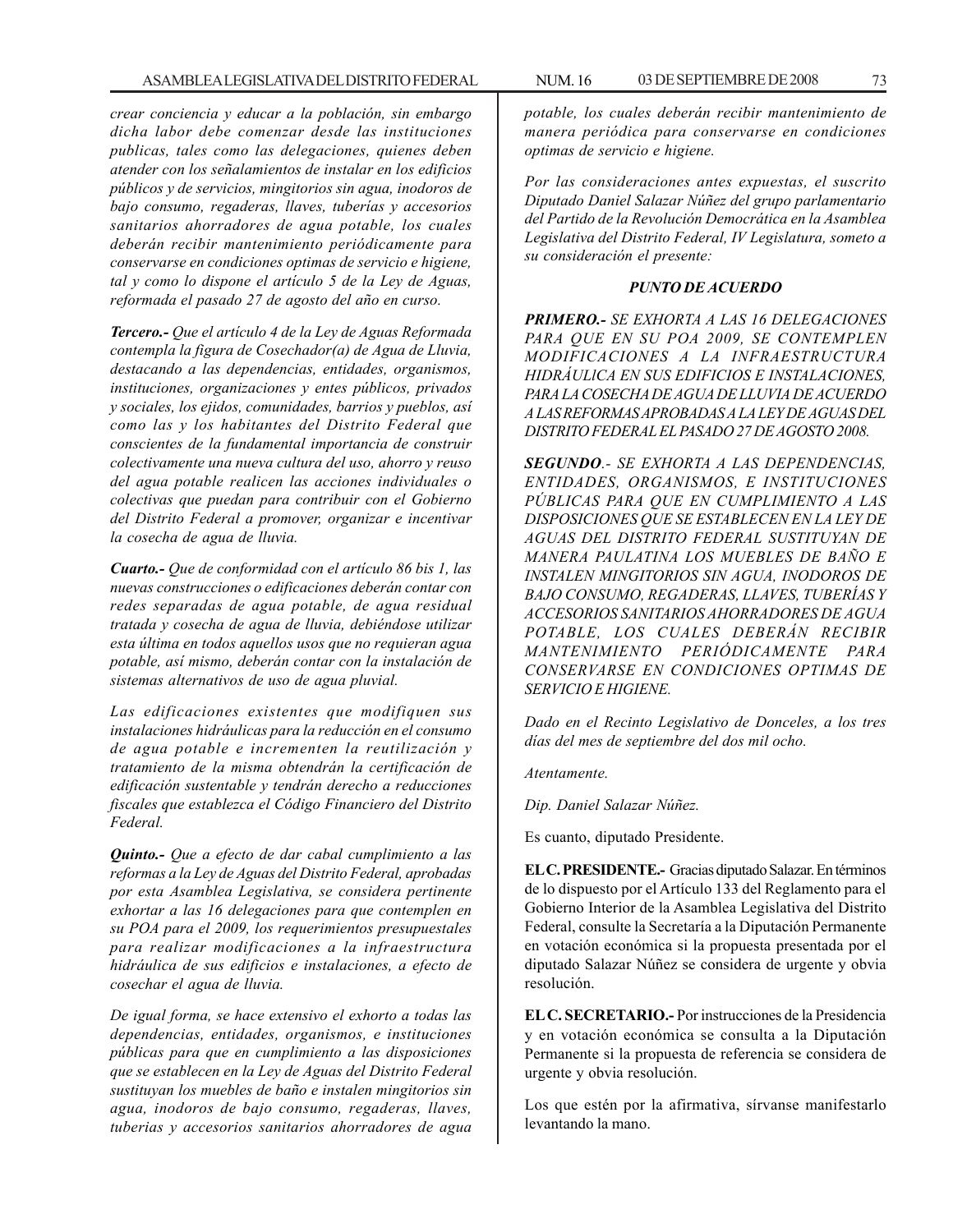*crear conciencia y educar a la población, sin embargo dicha labor debe comenzar desde las instituciones publicas, tales como las delegaciones, quienes deben atender con los señalamientos de instalar en los edificios públicos y de servicios, mingitorios sin agua, inodoros de bajo consumo, regaderas, llaves, tuberías y accesorios sanitarios ahorradores de agua potable, los cuales deberán recibir mantenimiento periódicamente para conservarse en condiciones optimas de servicio e higiene, tal y como lo dispone el artículo 5 de la Ley de Aguas, reformada el pasado 27 de agosto del año en curso.*

***Tercero.-** Que el artículo 4 de la Ley de Aguas Reformada contempla la figura de Cosechador(a) de Agua de Lluvia, destacando a las dependencias, entidades, organismos, instituciones, organizaciones y entes públicos, privados y sociales, los ejidos, comunidades, barrios y pueblos, así como las y los habitantes del Distrito Federal que conscientes de la fundamental importancia de construir colectivamente una nueva cultura del uso, ahorro y reuso del agua potable realicen las acciones individuales o colectivas que puedan para contribuir con el Gobierno del Distrito Federal a promover, organizar e incentivar la cosecha de agua de lluvia.*

***Cuarto.-** Que de conformidad con el artículo 86 bis 1, las nuevas construcciones o edificaciones deberán contar con redes separadas de agua potable, de agua residual tratada y cosecha de agua de lluvia, debiéndose utilizar esta última en todos aquellos usos que no requieran agua potable, así mismo, deberán contar con la instalación de sistemas alternativos de uso de agua pluvial.*

*Las edificaciones existentes que modifiquen sus instalaciones hidráulicas para la reducción en el consumo de agua potable e incrementen la reutilización y tratamiento de la misma obtendrán la certificación de edificación sustentable y tendrán derecho a reducciones fiscales que establezca el Código Financiero del Distrito Federal.*

***Quinto.-** Que a efecto de dar cabal cumplimiento a las reformas a la Ley de Aguas del Distrito Federal, aprobadas por esta Asamblea Legislativa, se considera pertinente exhortar a las 16 delegaciones para que contemplen en su POA para el 2009, los requerimientos presupuestales para realizar modificaciones a la infraestructura hidráulica de sus edificios e instalaciones, a efecto de cosechar el agua de lluvia.*

*De igual forma, se hace extensivo el exhorto a todas las dependencias, entidades, organismos, e instituciones públicas para que en cumplimiento a las disposiciones que se establecen en la Ley de Aguas del Distrito Federal sustituyan los muebles de baño e instalen mingitorios sin agua, inodoros de bajo consumo, regaderas, llaves, tuberias y accesorios sanitarios ahorradores de agua potable, los cuales deberán recibir mantenimiento de manera periódica para conservarse en condiciones optimas de servicio e higiene.*

*Por las consideraciones antes expuestas, el suscrito Diputado Daniel Salazar Núñez del grupo parlamentario del Partido de la Revolución Democrática en la Asamblea Legislativa del Distrito Federal, IV Legislatura, someto a su consideración el presente:*

***PUNTO DE ACUERDO***

***PRIMERO.-** SE EXHORTA A LAS 16 DELEGACIONES PARA QUE EN SU POA 2009, SE CONTEMPLEN MODIFICACIONES A LA INFRAESTRUCTURA HIDRÁULICA EN SUS EDIFICIOS E INSTALACIONES, PARA LA COSECHA DE AGUA DE LLUVIA DE ACUERDO A LAS REFORMAS APROBADAS A LA LEY DE AGUAS DEL DISTRITO FEDERAL EL PASADO 27 DE AGOSTO 2008.*

***SEGUNDO**.- SE EXHORTA A LAS DEPENDENCIAS, ENTIDADES, ORGANISMOS, E INSTITUCIONES PÚBLICAS PARA QUE EN CUMPLIMIENTO A LAS DISPOSICIONES QUE SE ESTABLECEN EN LA LEY DE AGUAS DEL DISTRITO FEDERAL SUSTITUYAN DE MANERA PAULATINA LOS MUEBLES DE BAÑO E INSTALEN MINGITORIOS SIN AGUA, INODOROS DE BAJO CONSUMO, REGADERAS, LLAVES, TUBERÍAS Y ACCESORIOS SANITARIOS AHORRADORES DE AGUA POTABLE, LOS CUALES DEBERÁN RECIBIR MANTENIMIENTO PERIÓDICAMENTE PARA CONSERVARSE EN CONDICIONES OPTIMAS DE SERVICIO E HIGIENE.*

*Dado en el Recinto Legislativo de Donceles, a los tres días del mes de septiembre del dos mil ocho.*

*Atentamente.*

*Dip. Daniel Salazar Núñez.*

Es cuanto, diputado Presidente.

**EL C. PRESIDENTE.-** Gracias diputado Salazar. En términos de lo dispuesto por el Artículo 133 del Reglamento para el Gobierno Interior de la Asamblea Legislativa del Distrito Federal, consulte la Secretaría a la Diputación Permanente en votación económica si la propuesta presentada por el diputado Salazar Núñez se considera de urgente y obvia resolución.

**EL C. SECRETARIO.-** Por instrucciones de la Presidencia y en votación económica se consulta a la Diputación Permanente si la propuesta de referencia se considera de urgente y obvia resolución.

Los que estén por la afirmativa, sírvanse manifestarlo levantando la mano.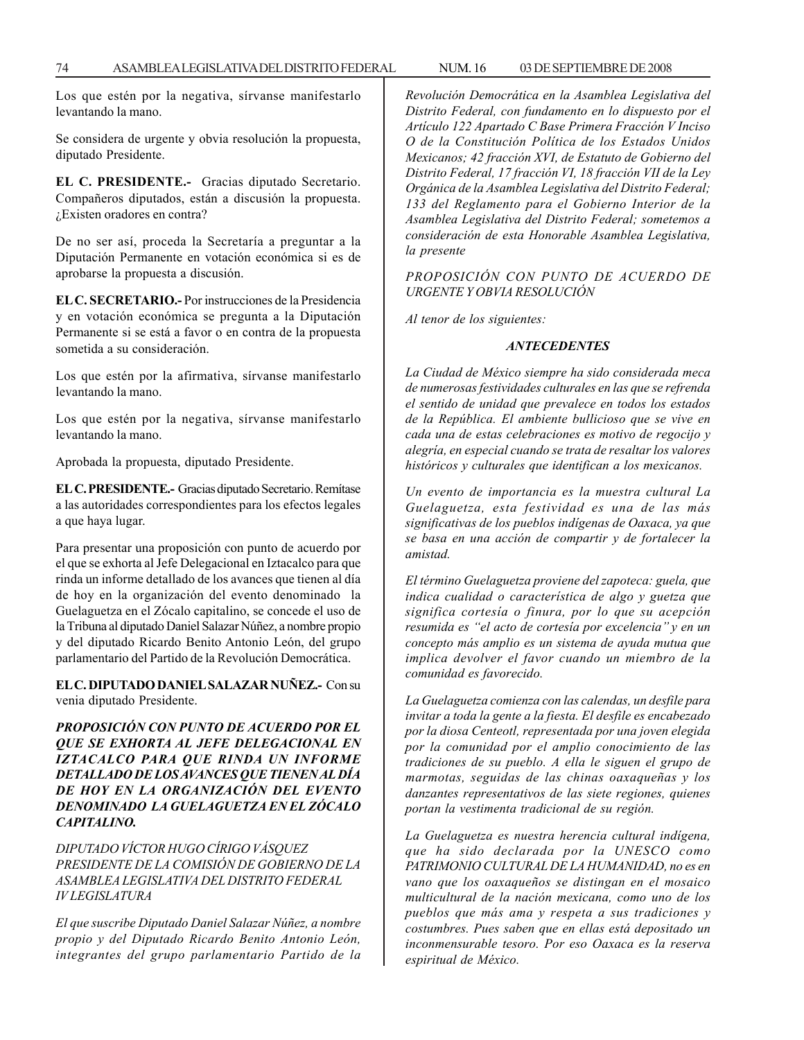Los que estén por la negativa, sírvanse manifestarlo levantando la mano.

Se considera de urgente y obvia resolución la propuesta, diputado Presidente.

**EL C. PRESIDENTE.-** Gracias diputado Secretario. Compañeros diputados, están a discusión la propuesta. ¿Existen oradores en contra?

De no ser así, proceda la Secretaría a preguntar a la Diputación Permanente en votación económica si es de aprobarse la propuesta a discusión.

**EL C. SECRETARIO.-** Por instrucciones de la Presidencia y en votación económica se pregunta a la Diputación Permanente si se está a favor o en contra de la propuesta sometida a su consideración.

Los que estén por la afirmativa, sírvanse manifestarlo levantando la mano.

Los que estén por la negativa, sírvanse manifestarlo levantando la mano.

Aprobada la propuesta, diputado Presidente.

**EL C. PRESIDENTE.-** Gracias diputado Secretario. Remítase a las autoridades correspondientes para los efectos legales a que haya lugar.

Para presentar una proposición con punto de acuerdo por el que se exhorta al Jefe Delegacional en Iztacalco para que rinda un informe detallado de los avances que tienen al día de hoy en la organización del evento denominado la Guelaguetza en el Zócalo capitalino, se concede el uso de la Tribuna al diputado Daniel Salazar Núñez, a nombre propio y del diputado Ricardo Benito Antonio León, del grupo parlamentario del Partido de la Revolución Democrática.

**EL C. DIPUTADO DANIEL SALAZAR NUÑEZ.-** Con su venia diputado Presidente.

***PROPOSICIÓN CON PUNTO DE ACUERDO POR EL QUE SE EXHORTA AL JEFE DELEGACIONAL EN IZTACALCO PARA QUE RINDA UN INFORME DETALLADO DE LOS AVANCES QUE TIENEN AL DÍA DE HOY EN LA ORGANIZACIÓN DEL EVENTO DENOMINADO LA GUELAGUETZA EN EL ZÓCALO CAPITALINO.***

*DIPUTADO VÍCTOR HUGO CÍRIGO VÁSQUEZ*
*PRESIDENTE DE LA COMISIÓN DE GOBIERNO DE LA ASAMBLEA LEGISLATIVA DEL DISTRITO FEDERAL*
*IV LEGISLATURA*

*El que suscribe Diputado Daniel Salazar Núñez, a nombre propio y del Diputado Ricardo Benito Antonio León, integrantes del grupo parlamentario Partido de la Revolución Democrática en la Asamblea Legislativa del Distrito Federal, con fundamento en lo dispuesto por el Artículo 122 Apartado C Base Primera Fracción V Inciso O de la Constitución Política de los Estados Unidos Mexicanos; 42 fracción XVI, de Estatuto de Gobierno del Distrito Federal, 17 fracción VI, 18 fracción VII de la Ley Orgánica de la Asamblea Legislativa del Distrito Federal; 133 del Reglamento para el Gobierno Interior de la Asamblea Legislativa del Distrito Federal; sometemos a consideración de esta Honorable Asamblea Legislativa, la presente*

*PROPOSICIÓN CON PUNTO DE ACUERDO DE URGENTE Y OBVIA RESOLUCIÓN*

*Al tenor de los siguientes:*

***ANTECEDENTES***

*La Ciudad de México siempre ha sido considerada meca de numerosas festividades culturales en las que se refrenda el sentido de unidad que prevalece en todos los estados de la República. El ambiente bullicioso que se vive en cada una de estas celebraciones es motivo de regocijo y alegría, en especial cuando se trata de resaltar los valores históricos y culturales que identifican a los mexicanos.*

*Un evento de importancia es la muestra cultural La Guelaguetza, esta festividad es una de las más significativas de los pueblos indígenas de Oaxaca, ya que se basa en una acción de compartir y de fortalecer la amistad.*

*El término Guelaguetza proviene del zapoteca: guela, que indica cualidad o característica de algo y guetza que significa cortesía o finura, por lo que su acepción resumida es "el acto de cortesía por excelencia" y en un concepto más amplio es un sistema de ayuda mutua que implica devolver el favor cuando un miembro de la comunidad es favorecido.*

*La Guelaguetza comienza con las calendas, un desfile para invitar a toda la gente a la fiesta. El desfile es encabezado por la diosa Centeotl, representada por una joven elegida por la comunidad por el amplio conocimiento de las tradiciones de su pueblo. A ella le siguen el grupo de marmotas, seguidas de las chinas oaxaqueñas y los danzantes representativos de las siete regiones, quienes portan la vestimenta tradicional de su región.*

*La Guelaguetza es nuestra herencia cultural indígena, que ha sido declarada por la UNESCO como PATRIMONIO CULTURAL DE LA HUMANIDAD, no es en vano que los oaxaqueños se distingan en el mosaico multicultural de la nación mexicana, como uno de los pueblos que más ama y respeta a sus tradiciones y costumbres. Pues saben que en ellas está depositado un inconmensurable tesoro. Por eso Oaxaca es la reserva espiritual de México.*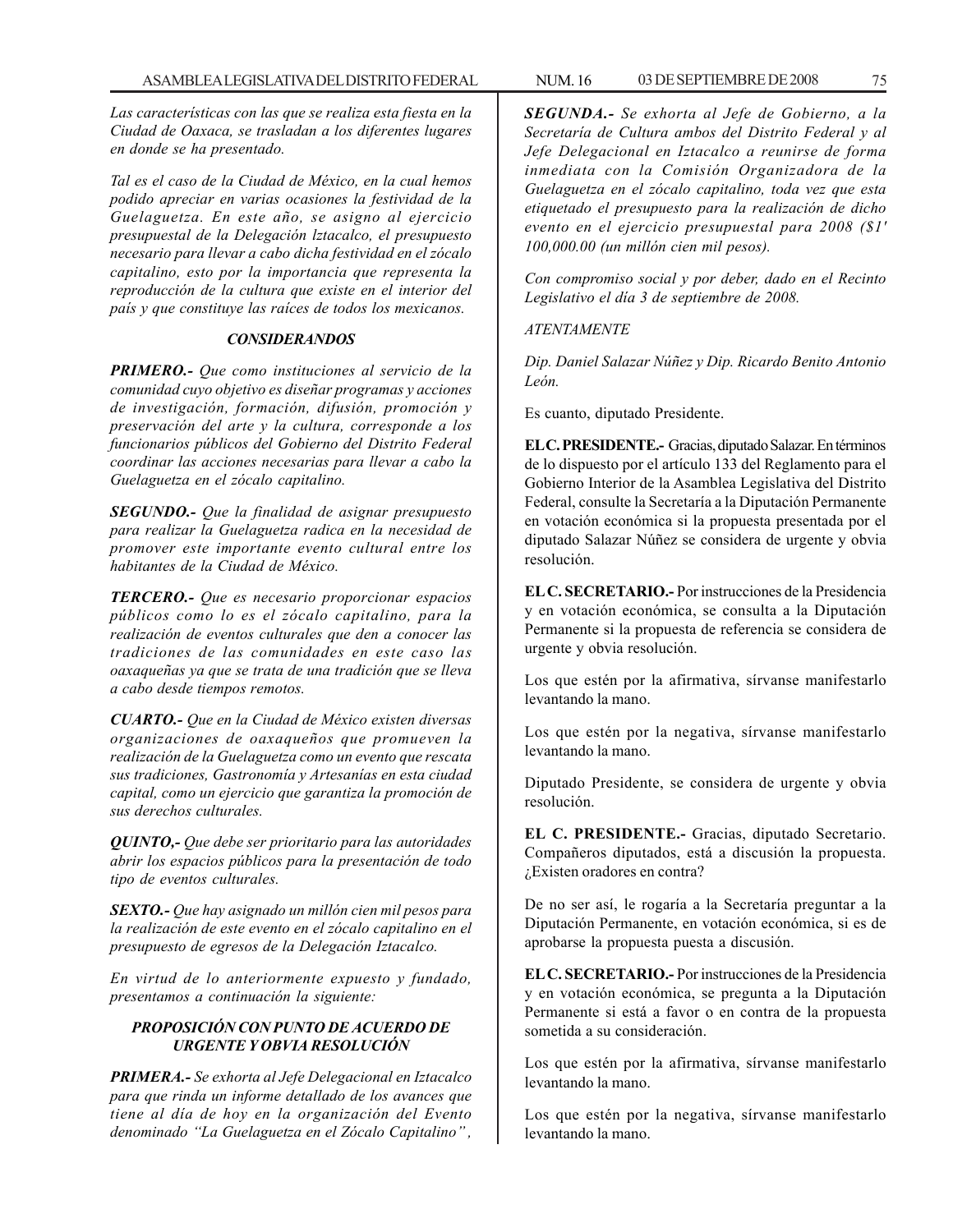*Las características con las que se realiza esta fiesta en la Ciudad de Oaxaca, se trasladan a los diferentes lugares en donde se ha presentado.*

*Tal es el caso de la Ciudad de México, en la cual hemos podido apreciar en varias ocasiones la festividad de la Guelaguetza. En este año, se asigno al ejercicio presupuestal de la Delegación lztacalco, el presupuesto necesario para llevar a cabo dicha festividad en el zócalo capitalino, esto por la importancia que representa la reproducción de la cultura que existe en el interior del país y que constituye las raíces de todos los mexicanos.*

### *CONSIDERANDOS*

***PRIMERO.-*** *Que como instituciones al servicio de la comunidad cuyo objetivo es diseñar programas y acciones de investigación, formación, difusión, promoción y preservación del arte y la cultura, corresponde a los funcionarios públicos del Gobierno del Distrito Federal coordinar las acciones necesarias para llevar a cabo la Guelaguetza en el zócalo capitalino.*

***SEGUNDO.-*** *Que la finalidad de asignar presupuesto para realizar la Guelaguetza radica en la necesidad de promover este importante evento cultural entre los habitantes de la Ciudad de México.*

***TERCERO.-*** *Que es necesario proporcionar espacios públicos como lo es el zócalo capitalino, para la realización de eventos culturales que den a conocer las tradiciones de las comunidades en este caso las oaxaqueñas ya que se trata de una tradición que se lleva a cabo desde tiempos remotos.*

***CUARTO.-*** *Que en la Ciudad de México existen diversas organizaciones de oaxaqueños que promueven la realización de la Guelaguetza como un evento que rescata sus tradiciones, Gastronomía y Artesanías en esta ciudad capital, como un ejercicio que garantiza la promoción de sus derechos culturales.*

***QUINTO,-*** *Que debe ser prioritario para las autoridades abrir los espacios públicos para la presentación de todo tipo de eventos culturales.*

***SEXTO.-*** *Que hay asignado un millón cien mil pesos para la realización de este evento en el zócalo capitalino en el presupuesto de egresos de la Delegación Iztacalco.*

*En virtud de lo anteriormente expuesto y fundado, presentamos a continuación la siguiente:*

### *PROPOSICIÓN CON PUNTO DE ACUERDO DE URGENTE Y OBVIA RESOLUCIÓN*

***PRIMERA.-*** *Se exhorta al Jefe Delegacional en Iztacalco para que rinda un informe detallado de los avances que tiene al día de hoy en la organización del Evento denominado "La Guelaguetza en el Zócalo Capitalino",*

***SEGUNDA.-*** *Se exhorta al Jefe de Gobierno, a la Secretaría de Cultura ambos del Distrito Federal y al Jefe Delegacional en Iztacalco a reunirse de forma inmediata con la Comisión Organizadora de la Guelaguetza en el zócalo capitalino, toda vez que esta etiquetado el presupuesto para la realización de dicho evento en el ejercicio presupuestal para 2008 ($1' 100,000.00 (un millón cien mil pesos).*

*Con compromiso social y por deber, dado en el Recinto Legislativo el día 3 de septiembre de 2008.*

*ATENTAMENTE*

*Dip. Daniel Salazar Núñez y Dip. Ricardo Benito Antonio León.*

Es cuanto, diputado Presidente.

**EL C. PRESIDENTE.-** Gracias, diputado Salazar. En términos de lo dispuesto por el artículo 133 del Reglamento para el Gobierno Interior de la Asamblea Legislativa del Distrito Federal, consulte la Secretaría a la Diputación Permanente en votación económica si la propuesta presentada por el diputado Salazar Núñez se considera de urgente y obvia resolución.

**EL C. SECRETARIO.-** Por instrucciones de la Presidencia y en votación económica, se consulta a la Diputación Permanente si la propuesta de referencia se considera de urgente y obvia resolución.

Los que estén por la afirmativa, sírvanse manifestarlo levantando la mano.

Los que estén por la negativa, sírvanse manifestarlo levantando la mano.

Diputado Presidente, se considera de urgente y obvia resolución.

**EL C. PRESIDENTE.-** Gracias, diputado Secretario. Compañeros diputados, está a discusión la propuesta. ¿Existen oradores en contra?

De no ser así, le rogaría a la Secretaría preguntar a la Diputación Permanente, en votación económica, si es de aprobarse la propuesta puesta a discusión.

**EL C. SECRETARIO.-** Por instrucciones de la Presidencia y en votación económica, se pregunta a la Diputación Permanente si está a favor o en contra de la propuesta sometida a su consideración.

Los que estén por la afirmativa, sírvanse manifestarlo levantando la mano.

Los que estén por la negativa, sírvanse manifestarlo levantando la mano.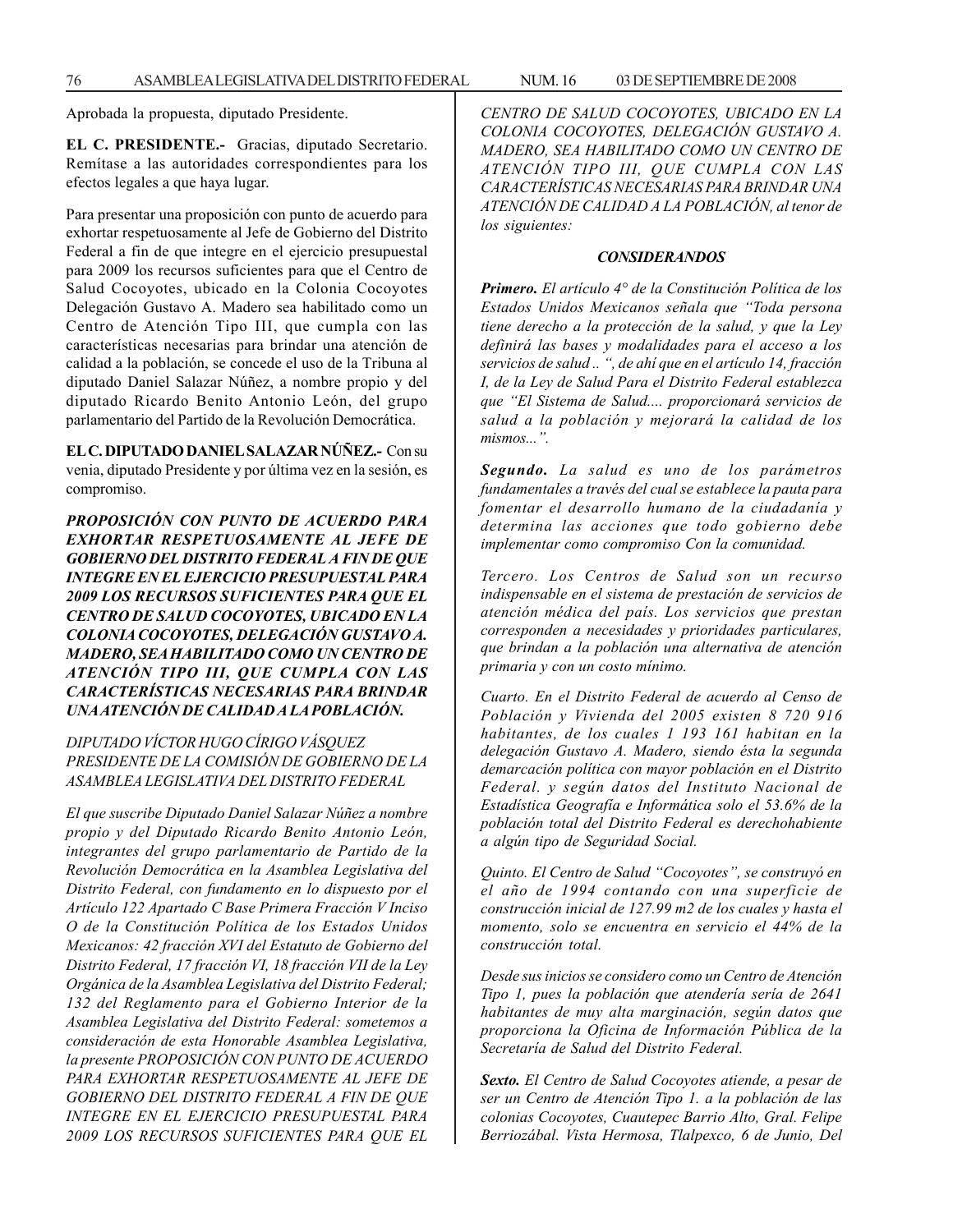Aprobada la propuesta, diputado Presidente.

**EL C. PRESIDENTE.-** Gracias, diputado Secretario. Remítase a las autoridades correspondientes para los efectos legales a que haya lugar.

Para presentar una proposición con punto de acuerdo para exhortar respetuosamente al Jefe de Gobierno del Distrito Federal a fin de que integre en el ejercicio presupuestal para 2009 los recursos suficientes para que el Centro de Salud Cocoyotes, ubicado en la Colonia Cocoyotes Delegación Gustavo A. Madero sea habilitado como un Centro de Atención Tipo III, que cumpla con las características necesarias para brindar una atención de calidad a la población, se concede el uso de la Tribuna al diputado Daniel Salazar Núñez, a nombre propio y del diputado Ricardo Benito Antonio León, del grupo parlamentario del Partido de la Revolución Democrática.

**EL C. DIPUTADO DANIEL SALAZAR NÚÑEZ.-** Con su venia, diputado Presidente y por última vez en la sesión, es compromiso.

***PROPOSICIÓN CON PUNTO DE ACUERDO PARA EXHORTAR RESPETUOSAMENTE AL JEFE DE GOBIERNO DEL DISTRITO FEDERAL A FIN DE QUE INTEGRE EN EL EJERCICIO PRESUPUESTAL PARA 2009 LOS RECURSOS SUFICIENTES PARA QUE EL CENTRO DE SALUD COCOYOTES, UBICADO EN LA COLONIA COCOYOTES, DELEGACIÓN GUSTAVO A. MADERO, SEA HABILITADO COMO UN CENTRO DE ATENCIÓN TIPO III, QUE CUMPLA CON LAS CARACTERÍSTICAS NECESARIAS PARA BRINDAR UNA ATENCIÓN DE CALIDAD A LA POBLACIÓN.***

*DIPUTADO VÍCTOR HUGO CÍRIGO VÁSQUEZ*
*PRESIDENTE DE LA COMISIÓN DE GOBIERNO DE LA ASAMBLEA LEGISLATIVA DEL DISTRITO FEDERAL*

*El que suscribe Diputado Daniel Salazar Núñez a nombre propio y del Diputado Ricardo Benito Antonio León, integrantes del grupo parlamentario de Partido de la Revolución Democrática en la Asamblea Legislativa del Distrito Federal, con fundamento en lo dispuesto por el Artículo 122 Apartado C Base Primera Fracción V Inciso O de la Constitución Política de los Estados Unidos Mexicanos: 42 fracción XVI del Estatuto de Gobierno del Distrito Federal, 17 fracción VI, 18 fracción VII de la Ley Orgánica de la Asamblea Legislativa del Distrito Federal; 132 del Reglamento para el Gobierno Interior de la Asamblea Legislativa del Distrito Federal: sometemos a consideración de esta Honorable Asamblea Legislativa, la presente PROPOSICIÓN CON PUNTO DE ACUERDO PARA EXHORTAR RESPETUOSAMENTE AL JEFE DE GOBIERNO DEL DISTRITO FEDERAL A FIN DE QUE INTEGRE EN EL EJERCICIO PRESUPUESTAL PARA 2009 LOS RECURSOS SUFICIENTES PARA QUE EL CENTRO DE SALUD COCOYOTES, UBICADO EN LA COLONIA COCOYOTES, DELEGACIÓN GUSTAVO A. MADERO, SEA HABILITADO COMO UN CENTRO DE ATENCIÓN TIPO III, QUE CUMPLA CON LAS CARACTERÍSTICAS NECESARIAS PARA BRINDAR UNA ATENCIÓN DE CALIDAD A LA POBLACIÓN, al tenor de los siguientes:*

***CONSIDERANDOS***

***Primero.*** *El artículo 4° de la Constitución Política de los Estados Unidos Mexicanos señala que "Toda persona tiene derecho a la protección de la salud, y que la Ley definirá las bases y modalidades para el acceso a los servicios de salud .. ", de ahí que en el artículo 14, fracción I, de la Ley de Salud Para el Distrito Federal establezca que "El Sistema de Salud.... proporcionará servicios de salud a la población y mejorará la calidad de los mismos...".*

***Segundo.*** *La salud es uno de los parámetros fundamentales a través del cual se establece la pauta para fomentar el desarrollo humano de la ciudadanía y determina las acciones que todo gobierno debe implementar como compromiso Con la comunidad.*

*Tercero. Los Centros de Salud son un recurso indispensable en el sistema de prestación de servicios de atención médica del país. Los servicios que prestan corresponden a necesidades y prioridades particulares, que brindan a la población una alternativa de atención primaria y con un costo mínimo.*

*Cuarto. En el Distrito Federal de acuerdo al Censo de Población y Vivienda del 2005 existen 8 720 916 habitantes, de los cuales 1 193 161 habitan en la delegación Gustavo A. Madero, siendo ésta la segunda demarcación política con mayor población en el Distrito Federal. y según datos del Instituto Nacional de Estadística Geografía e Informática solo el 53.6% de la población total del Distrito Federal es derechohabiente a algún tipo de Seguridad Social.*

*Quinto. El Centro de Salud "Cocoyotes", se construyó en el año de 1994 contando con una superficie de construcción inicial de 127.99 m2 de los cuales y hasta el momento, solo se encuentra en servicio el 44% de la construcción total.*

*Desde sus inicios se considero como un Centro de Atención Tipo 1, pues la población que atendería sería de 2641 habitantes de muy alta marginación, según datos que proporciona la Oficina de Información Pública de la Secretaría de Salud del Distrito Federal.*

***Sexto.*** *El Centro de Salud Cocoyotes atiende, a pesar de ser un Centro de Atención Tipo 1. a la población de las colonias Cocoyotes, Cuautepec Barrio Alto, Gral. Felipe Berriozábal. Vista Hermosa, Tlalpexco, 6 de Junio, Del*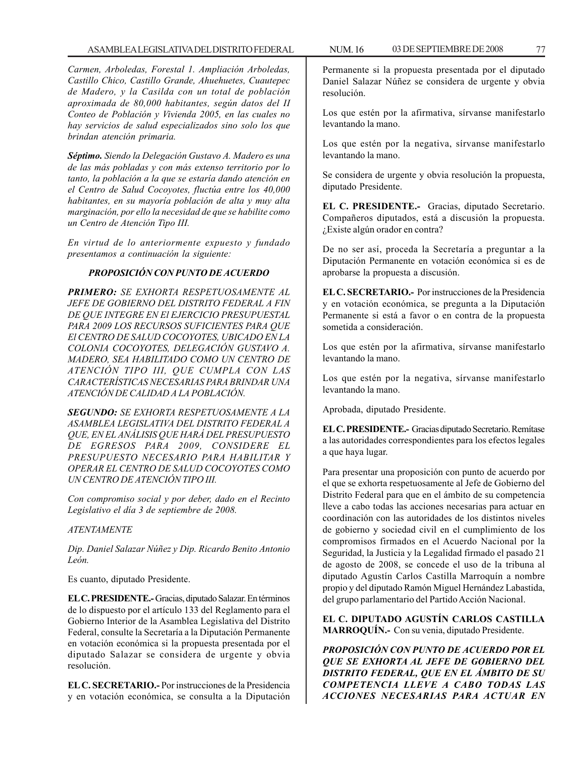*Carmen, Arboledas, Forestal 1. Ampliación Arboledas, Castillo Chico, Castillo Grande, Ahuehuetes, Cuautepec de Madero, y la Casilda con un total de población aproximada de 80,000 habitantes, según datos del II Conteo de Población y Vivienda 2005, en las cuales no hay servicios de salud especializados sino solo los que brindan atención primaria.*

***Séptimo.*** *Siendo la Delegación Gustavo A. Madero es una de las más pobladas y con más extenso territorio por lo tanto, la población a la que se estaría dando atención en el Centro de Salud Cocoyotes, fluctúa entre los 40,000 habitantes, en su mayoría población de alta y muy alta marginación, por ello la necesidad de que se habilite como un Centro de Atención Tipo III.*

*En virtud de lo anteriormente expuesto y fundado presentamos a continuación la siguiente:*

***PROPOSICIÓN CON PUNTO DE ACUERDO***

***PRIMERO:*** *SE EXHORTA RESPETUOSAMENTE AL JEFE DE GOBIERNO DEL DISTRITO FEDERAL A FIN DE QUE INTEGRE EN El EJERCICIO PRESUPUESTAL PARA 2009 LOS RECURSOS SUFICIENTES PARA QUE El CENTRO DE SALUD COCOYOTES, UBICADO EN LA COLONIA COCOYOTES, DELEGACIÓN GUSTAVO A. MADERO, SEA HABILITADO COMO UN CENTRO DE ATENCIÓN TIPO III, QUE CUMPLA CON LAS CARACTERÍSTICAS NECESARIAS PARA BRINDAR UNA ATENCIÓN DE CALIDAD A LA POBLACIÓN.*

***SEGUNDO:*** *SE EXHORTA RESPETUOSAMENTE A LA ASAMBLEA LEGISLATIVA DEL DISTRITO FEDERAL A QUE, EN EL ANÁLISIS QUE HARÁ DEL PRESUPUESTO DE EGRESOS PARA 2009, CONSIDERE EL PRESUPUESTO NECESARIO PARA HABILITAR Y OPERAR EL CENTRO DE SALUD COCOYOTES COMO UN CENTRO DE ATENCIÓN TIPO III.*

*Con compromiso social y por deber, dado en el Recinto Legislativo el día 3 de septiembre de 2008.*

*ATENTAMENTE*

*Dip. Daniel Salazar Núñez y Dip. Ricardo Benito Antonio León.*

Es cuanto, diputado Presidente.

**EL C. PRESIDENTE.-** Gracias, diputado Salazar. En términos de lo dispuesto por el artículo 133 del Reglamento para el Gobierno Interior de la Asamblea Legislativa del Distrito Federal, consulte la Secretaría a la Diputación Permanente en votación económica si la propuesta presentada por el diputado Salazar se considera de urgente y obvia resolución.

**EL C. SECRETARIO.-** Por instrucciones de la Presidencia y en votación económica, se consulta a la Diputación Permanente si la propuesta presentada por el diputado Daniel Salazar Núñez se considera de urgente y obvia resolución.

Los que estén por la afirmativa, sírvanse manifestarlo levantando la mano.

Los que estén por la negativa, sírvanse manifestarlo levantando la mano.

Se considera de urgente y obvia resolución la propuesta, diputado Presidente.

**EL C. PRESIDENTE.-** Gracias, diputado Secretario. Compañeros diputados, está a discusión la propuesta. ¿Existe algún orador en contra?

De no ser así, proceda la Secretaría a preguntar a la Diputación Permanente en votación económica si es de aprobarse la propuesta a discusión.

**EL C. SECRETARIO.-** Por instrucciones de la Presidencia y en votación económica, se pregunta a la Diputación Permanente si está a favor o en contra de la propuesta sometida a consideración.

Los que estén por la afirmativa, sírvanse manifestarlo levantando la mano.

Los que estén por la negativa, sírvanse manifestarlo levantando la mano.

Aprobada, diputado Presidente.

**EL C. PRESIDENTE.-** Gracias diputado Secretario. Remítase a las autoridades correspondientes para los efectos legales a que haya lugar.

Para presentar una proposición con punto de acuerdo por el que se exhorta respetuosamente al Jefe de Gobierno del Distrito Federal para que en el ámbito de su competencia lleve a cabo todas las acciones necesarias para actuar en coordinación con las autoridades de los distintos niveles de gobierno y sociedad civil en el cumplimiento de los compromisos firmados en el Acuerdo Nacional por la Seguridad, la Justicia y la Legalidad firmado el pasado 21 de agosto de 2008, se concede el uso de la tribuna al diputado Agustín Carlos Castilla Marroquín a nombre propio y del diputado Ramón Miguel Hernández Labastida, del grupo parlamentario del Partido Acción Nacional.

**EL C. DIPUTADO AGUSTÍN CARLOS CASTILLA MARROQUÍN.-** Con su venia, diputado Presidente.

***PROPOSICIÓN CON PUNTO DE ACUERDO POR EL QUE SE EXHORTA AL JEFE DE GOBIERNO DEL DISTRITO FEDERAL, QUE EN EL ÁMBITO DE SU COMPETENCIA LLEVE A CABO TODAS LAS ACCIONES NECESARIAS PARA ACTUAR EN***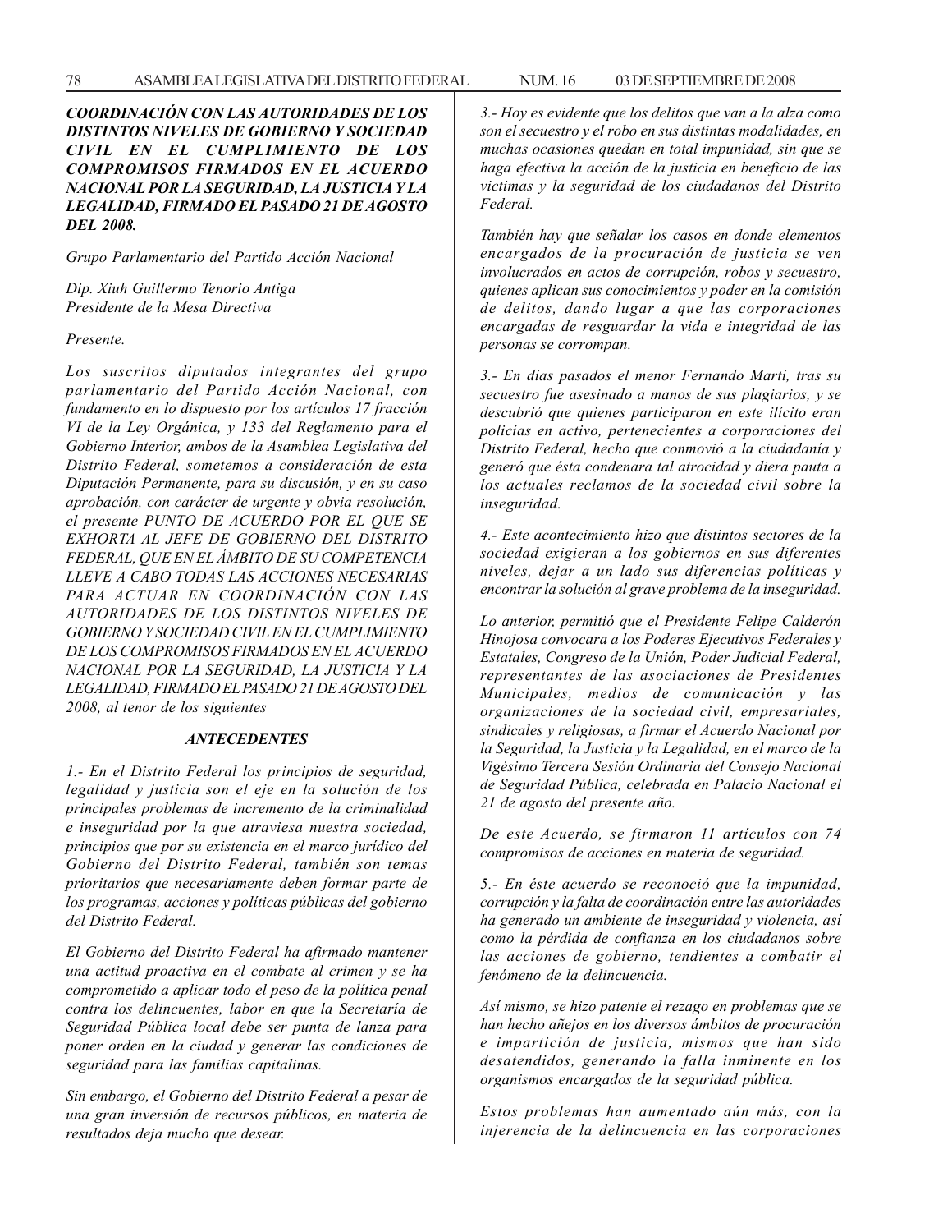***COORDINACIÓN CON LAS AUTORIDADES DE LOS DISTINTOS NIVELES DE GOBIERNO Y SOCIEDAD CIVIL EN EL CUMPLIMIENTO DE LOS COMPROMISOS FIRMADOS EN EL ACUERDO NACIONAL POR LA SEGURIDAD, LA JUSTICIA Y LA LEGALIDAD, FIRMADO EL PASADO 21 DE AGOSTO DEL 2008.***

*Grupo Parlamentario del Partido Acción Nacional*

*Dip. Xiuh Guillermo Tenorio Antiga*
*Presidente de la Mesa Directiva*

*Presente.*

*Los suscritos diputados integrantes del grupo parlamentario del Partido Acción Nacional, con fundamento en lo dispuesto por los artículos 17 fracción VI de la Ley Orgánica, y 133 del Reglamento para el Gobierno Interior, ambos de la Asamblea Legislativa del Distrito Federal, sometemos a consideración de esta Diputación Permanente, para su discusión, y en su caso aprobación, con carácter de urgente y obvia resolución, el presente PUNTO DE ACUERDO POR EL QUE SE EXHORTA AL JEFE DE GOBIERNO DEL DISTRITO FEDERAL, QUE EN EL ÁMBITO DE SU COMPETENCIA LLEVE A CABO TODAS LAS ACCIONES NECESARIAS PARA ACTUAR EN COORDINACIÓN CON LAS AUTORIDADES DE LOS DISTINTOS NIVELES DE GOBIERNO Y SOCIEDAD CIVIL EN EL CUMPLIMIENTO DE LOS COMPROMISOS FIRMADOS EN EL ACUERDO NACIONAL POR LA SEGURIDAD, LA JUSTICIA Y LA LEGALIDAD, FIRMADO EL PASADO 21 DE AGOSTO DEL 2008, al tenor de los siguientes*

***ANTECEDENTES***

*1.- En el Distrito Federal los principios de seguridad, legalidad y justicia son el eje en la solución de los principales problemas de incremento de la criminalidad e inseguridad por la que atraviesa nuestra sociedad, principios que por su existencia en el marco jurídico del Gobierno del Distrito Federal, también son temas prioritarios que necesariamente deben formar parte de los programas, acciones y políticas públicas del gobierno del Distrito Federal.*

*El Gobierno del Distrito Federal ha afirmado mantener una actitud proactiva en el combate al crimen y se ha comprometido a aplicar todo el peso de la política penal contra los delincuentes, labor en que la Secretaría de Seguridad Pública local debe ser punta de lanza para poner orden en la ciudad y generar las condiciones de seguridad para las familias capitalinas.*

*Sin embargo, el Gobierno del Distrito Federal a pesar de una gran inversión de recursos públicos, en materia de resultados deja mucho que desear.*

*3.- Hoy es evidente que los delitos que van a la alza como son el secuestro y el robo en sus distintas modalidades, en muchas ocasiones quedan en total impunidad, sin que se haga efectiva la acción de la justicia en beneficio de las victimas y la seguridad de los ciudadanos del Distrito Federal.*

*También hay que señalar los casos en donde elementos encargados de la procuración de justicia se ven involucrados en actos de corrupción, robos y secuestro, quienes aplican sus conocimientos y poder en la comisión de delitos, dando lugar a que las corporaciones encargadas de resguardar la vida e integridad de las personas se corrompan.*

*3.- En días pasados el menor Fernando Martí, tras su secuestro fue asesinado a manos de sus plagiarios, y se descubrió que quienes participaron en este ilícito eran policías en activo, pertenecientes a corporaciones del Distrito Federal, hecho que conmovió a la ciudadanía y generó que ésta condenara tal atrocidad y diera pauta a los actuales reclamos de la sociedad civil sobre la inseguridad.*

*4.- Este acontecimiento hizo que distintos sectores de la sociedad exigieran a los gobiernos en sus diferentes niveles, dejar a un lado sus diferencias políticas y encontrar la solución al grave problema de la inseguridad.*

*Lo anterior, permitió que el Presidente Felipe Calderón Hinojosa convocara a los Poderes Ejecutivos Federales y Estatales, Congreso de la Unión, Poder Judicial Federal, representantes de las asociaciones de Presidentes Municipales, medios de comunicación y las organizaciones de la sociedad civil, empresariales, sindicales y religiosas, a firmar el Acuerdo Nacional por la Seguridad, la Justicia y la Legalidad, en el marco de la Vigésimo Tercera Sesión Ordinaria del Consejo Nacional de Seguridad Pública, celebrada en Palacio Nacional el 21 de agosto del presente año.*

*De este Acuerdo, se firmaron 11 artículos con 74 compromisos de acciones en materia de seguridad.*

*5.- En éste acuerdo se reconoció que la impunidad, corrupción y la falta de coordinación entre las autoridades ha generado un ambiente de inseguridad y violencia, así como la pérdida de confianza en los ciudadanos sobre las acciones de gobierno, tendientes a combatir el fenómeno de la delincuencia.*

*Así mismo, se hizo patente el rezago en problemas que se han hecho añejos en los diversos ámbitos de procuración e impartición de justicia, mismos que han sido desatendidos, generando la falla inminente en los organismos encargados de la seguridad pública.*

*Estos problemas han aumentado aún más, con la injerencia de la delincuencia en las corporaciones*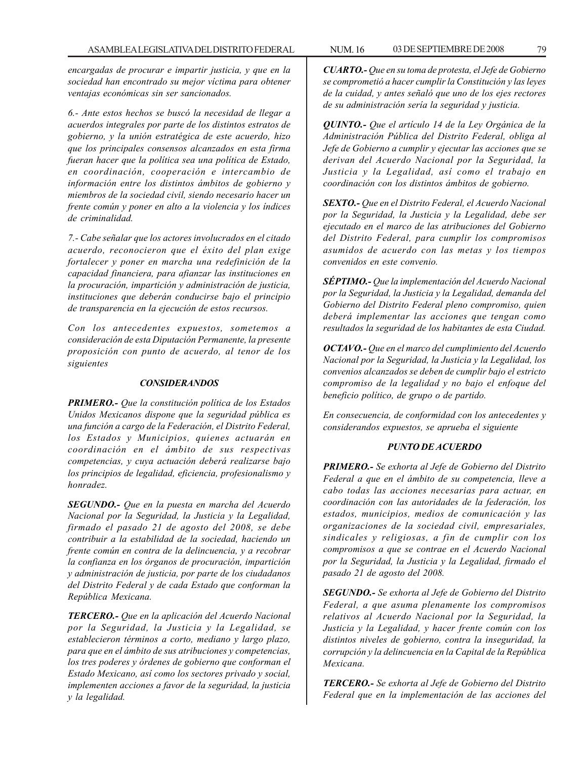*encargadas de procurar e impartir justicia, y que en la sociedad han encontrado su mejor víctima para obtener ventajas económicas sin ser sancionados.*

*6.- Ante estos hechos se buscó la necesidad de llegar a acuerdos integrales por parte de los distintos estratos de gobierno, y la unión estratégica de este acuerdo, hizo que los principales consensos alcanzados en esta firma fueran hacer que la política sea una política de Estado, en coordinación, cooperación e intercambio de información entre los distintos ámbitos de gobierno y miembros de la sociedad civil, siendo necesario hacer un frente común y poner en alto a la violencia y los índices de criminalidad.*

*7.- Cabe señalar que los actores involucrados en el citado acuerdo, reconocieron que el éxito del plan exige fortalecer y poner en marcha una redefinición de la capacidad financiera, para afianzar las instituciones en la procuración, impartición y administración de justicia, instituciones que deberán conducirse bajo el principio de transparencia en la ejecución de estos recursos.*

*Con los antecedentes expuestos, sometemos a consideración de esta Diputación Permanente, la presente proposición con punto de acuerdo, al tenor de los siguientes*

***CONSIDERANDOS***

***PRIMERO.-*** *Que la constitución política de los Estados Unidos Mexicanos dispone que la seguridad pública es una función a cargo de la Federación, el Distrito Federal, los Estados y Municipios, quienes actuarán en coordinación en el ámbito de sus respectivas competencias, y cuya actuación deberá realizarse bajo los principios de legalidad, eficiencia, profesionalismo y honradez.*

***SEGUNDO.-*** *Que en la puesta en marcha del Acuerdo Nacional por la Seguridad, la Justicia y la Legalidad, firmado el pasado 21 de agosto del 2008, se debe contribuir a la estabilidad de la sociedad, haciendo un frente común en contra de la delincuencia, y a recobrar la confianza en los órganos de procuración, impartición y administración de justicia, por parte de los ciudadanos del Distrito Federal y de cada Estado que conforman la República Mexicana.*

***TERCERO.-*** *Que en la aplicación del Acuerdo Nacional por la Seguridad, la Justicia y la Legalidad, se establecieron términos a corto, mediano y largo plazo, para que en el ámbito de sus atribuciones y competencias, los tres poderes y órdenes de gobierno que conforman el Estado Mexicano, así como los sectores privado y social, implementen acciones a favor de la seguridad, la justicia y la legalidad.*

***CUARTO.-*** *Que en su toma de protesta, el Jefe de Gobierno se comprometió a hacer cumplir la Constitución y las leyes de la cuidad, y antes señaló que uno de los ejes rectores de su administración sería la seguridad y justicia.*

***QUINTO.-*** *Que el artículo 14 de la Ley Orgánica de la Administración Pública del Distrito Federal, obliga al Jefe de Gobierno a cumplir y ejecutar las acciones que se derivan del Acuerdo Nacional por la Seguridad, la Justicia y la Legalidad, así como el trabajo en coordinación con los distintos ámbitos de gobierno.*

***SEXTO.-*** *Que en el Distrito Federal, el Acuerdo Nacional por la Seguridad, la Justicia y la Legalidad, debe ser ejecutado en el marco de las atribuciones del Gobierno del Distrito Federal, para cumplir los compromisos asumidos de acuerdo con las metas y los tiempos convenidos en este convenio.*

***SÉPTIMO.-*** *Que la implementación del Acuerdo Nacional por la Seguridad, la Justicia y la Legalidad, demanda del Gobierno del Distrito Federal pleno compromiso, quien deberá implementar las acciones que tengan como resultados la seguridad de los habitantes de esta Ciudad.*

***OCTAVO.-*** *Que en el marco del cumplimiento del Acuerdo Nacional por la Seguridad, la Justicia y la Legalidad, los convenios alcanzados se deben de cumplir bajo el estricto compromiso de la legalidad y no bajo el enfoque del beneficio político, de grupo o de partido.*

*En consecuencia, de conformidad con los antecedentes y considerandos expuestos, se aprueba el siguiente*

***PUNTO DE ACUERDO***

***PRIMERO.-*** *Se exhorta al Jefe de Gobierno del Distrito Federal a que en el ámbito de su competencia, lleve a cabo todas las acciones necesarias para actuar, en coordinación con las autoridades de la federación, los estados, municipios, medios de comunicación y las organizaciones de la sociedad civil, empresariales, sindicales y religiosas, a fin de cumplir con los compromisos a que se contrae en el Acuerdo Nacional por la Seguridad, la Justicia y la Legalidad, firmado el pasado 21 de agosto del 2008.*

***SEGUNDO.-*** *Se exhorta al Jefe de Gobierno del Distrito Federal, a que asuma plenamente los compromisos relativos al Acuerdo Nacional por la Seguridad, la Justicia y la Legalidad, y hacer frente común con los distintos niveles de gobierno, contra la inseguridad, la corrupción y la delincuencia en la Capital de la República Mexicana.*

***TERCERO.-*** *Se exhorta al Jefe de Gobierno del Distrito Federal que en la implementación de las acciones del*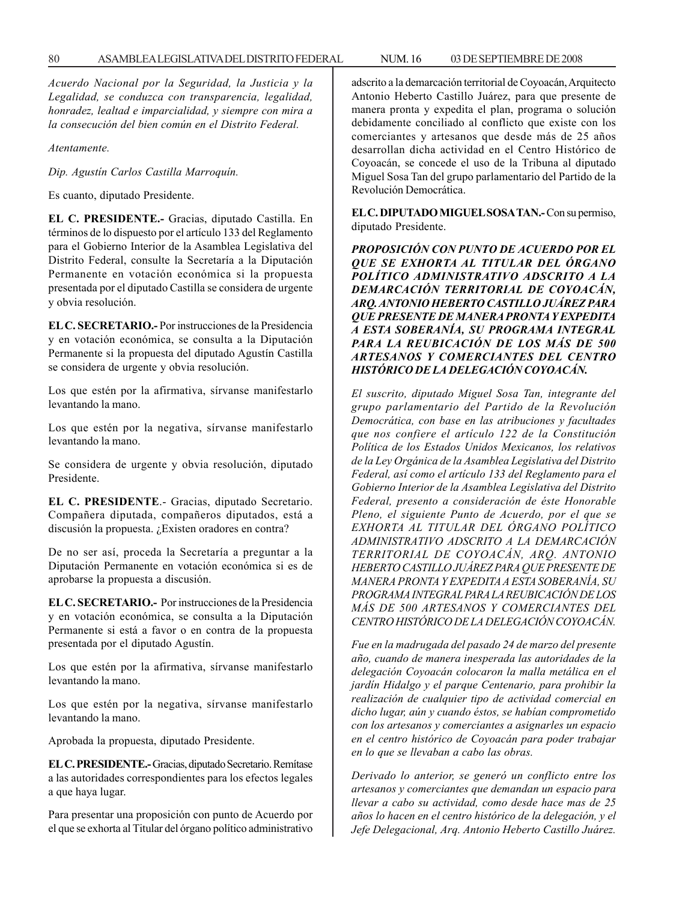*Acuerdo Nacional por la Seguridad, la Justicia y la Legalidad, se conduzca con transparencia, legalidad, honradez, lealtad e imparcialidad, y siempre con mira a la consecución del bien común en el Distrito Federal.*

*Atentamente.*

*Dip. Agustín Carlos Castilla Marroquín.*

Es cuanto, diputado Presidente.

**EL C. PRESIDENTE.-** Gracias, diputado Castilla. En términos de lo dispuesto por el artículo 133 del Reglamento para el Gobierno Interior de la Asamblea Legislativa del Distrito Federal, consulte la Secretaría a la Diputación Permanente en votación económica si la propuesta presentada por el diputado Castilla se considera de urgente y obvia resolución.

**EL C. SECRETARIO.-** Por instrucciones de la Presidencia y en votación económica, se consulta a la Diputación Permanente si la propuesta del diputado Agustín Castilla se considera de urgente y obvia resolución.

Los que estén por la afirmativa, sírvanse manifestarlo levantando la mano.

Los que estén por la negativa, sírvanse manifestarlo levantando la mano.

Se considera de urgente y obvia resolución, diputado Presidente.

**EL C. PRESIDENTE**.- Gracias, diputado Secretario. Compañera diputada, compañeros diputados, está a discusión la propuesta. ¿Existen oradores en contra?

De no ser así, proceda la Secretaría a preguntar a la Diputación Permanente en votación económica si es de aprobarse la propuesta a discusión.

**EL C. SECRETARIO.-** Por instrucciones de la Presidencia y en votación económica, se consulta a la Diputación Permanente si está a favor o en contra de la propuesta presentada por el diputado Agustín.

Los que estén por la afirmativa, sírvanse manifestarlo levantando la mano.

Los que estén por la negativa, sírvanse manifestarlo levantando la mano.

Aprobada la propuesta, diputado Presidente.

**EL C. PRESIDENTE.-** Gracias, diputado Secretario. Remítase a las autoridades correspondientes para los efectos legales a que haya lugar.

Para presentar una proposición con punto de Acuerdo por el que se exhorta al Titular del órgano político administrativo adscrito a la demarcación territorial de Coyoacán, Arquitecto Antonio Heberto Castillo Juárez, para que presente de manera pronta y expedita el plan, programa o solución debidamente conciliado al conflicto que existe con los comerciantes y artesanos que desde más de 25 años desarrollan dicha actividad en el Centro Histórico de Coyoacán, se concede el uso de la Tribuna al diputado Miguel Sosa Tan del grupo parlamentario del Partido de la Revolución Democrática.

**EL C. DIPUTADO MIGUEL SOSA TAN.-** Con su permiso, diputado Presidente.

***PROPOSICIÓN CON PUNTO DE ACUERDO POR EL QUE SE EXHORTA AL TITULAR DEL ÓRGANO POLÍTICO ADMINISTRATIVO ADSCRITO A LA DEMARCACIÓN TERRITORIAL DE COYOACÁN, ARQ. ANTONIO HEBERTO CASTILLO JUÁREZ PARA QUE PRESENTE DE MANERA PRONTA Y EXPEDITA A ESTA SOBERANÍA, SU PROGRAMA INTEGRAL PARA LA REUBICACIÓN DE LOS MÁS DE 500 ARTESANOS Y COMERCIANTES DEL CENTRO HISTÓRICO DE LA DELEGACIÓN COYOACÁN.***

*El suscrito, diputado Miguel Sosa Tan, integrante del grupo parlamentario del Partido de la Revolución Democrática, con base en las atribuciones y facultades que nos confiere el artículo 122 de la Constitución Política de los Estados Unidos Mexicanos, los relativos de la Ley Orgánica de la Asamblea Legislativa del Distrito Federal, así como el artículo 133 del Reglamento para el Gobierno Interior de la Asamblea Legislativa del Distrito Federal, presento a consideración de éste Honorable Pleno, el siguiente Punto de Acuerdo, por el que se EXHORTA AL TITULAR DEL ÓRGANO POLÍTICO ADMINISTRATIVO ADSCRITO A LA DEMARCACIÓN TERRITORIAL DE COYOACÁN, ARQ. ANTONIO HEBERTO CASTILLO JUÁREZ PARA QUE PRESENTE DE MANERA PRONTA Y EXPEDITA A ESTA SOBERANÍA, SU PROGRAMA INTEGRAL PARA LA REUBICACIÓN DE LOS MÁS DE 500 ARTESANOS Y COMERCIANTES DEL CENTRO HISTÓRICO DE LA DELEGACIÓN COYOACÁN.*

*Fue en la madrugada del pasado 24 de marzo del presente año, cuando de manera inesperada las autoridades de la delegación Coyoacán colocaron la malla metálica en el jardín Hidalgo y el parque Centenario, para prohibir la realización de cualquier tipo de actividad comercial en dicho lugar, aún y cuando éstos, se habían comprometido con los artesanos y comerciantes a asignarles un espacio en el centro histórico de Coyoacán para poder trabajar en lo que se llevaban a cabo las obras.*

*Derivado lo anterior, se generó un conflicto entre los artesanos y comerciantes que demandan un espacio para llevar a cabo su actividad, como desde hace mas de 25 años lo hacen en el centro histórico de la delegación, y el Jefe Delegacional, Arq. Antonio Heberto Castillo Juárez.*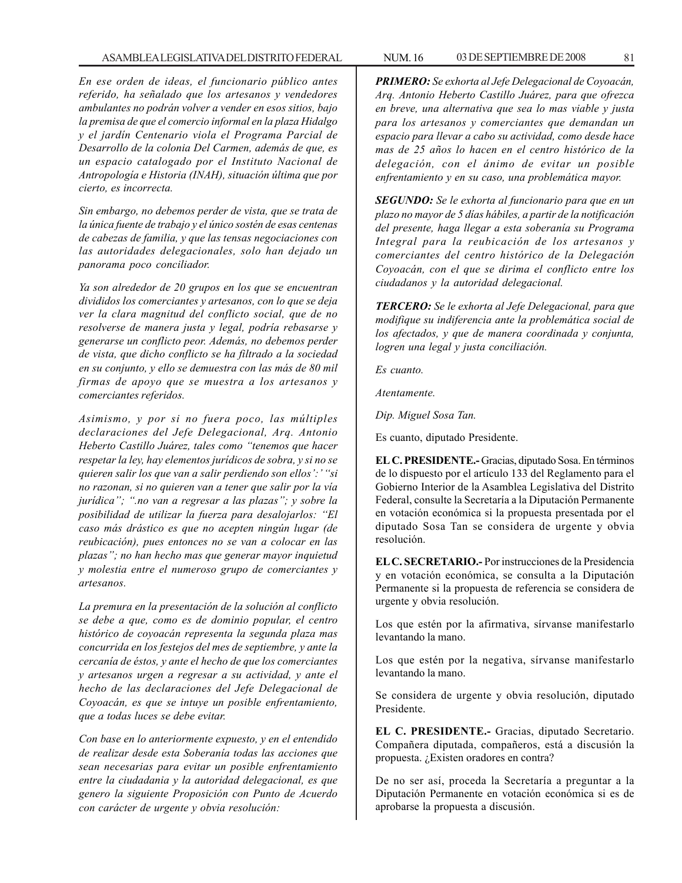*En ese orden de ideas, el funcionario público antes referido, ha señalado que los artesanos y vendedores ambulantes no podrán volver a vender en esos sitios, bajo la premisa de que el comercio informal en la plaza Hidalgo y el jardín Centenario viola el Programa Parcial de Desarrollo de la colonia Del Carmen, además de que, es un espacio catalogado por el Instituto Nacional de Antropología e Historia (INAH), situación última que por cierto, es incorrecta.*

*Sin embargo, no debemos perder de vista, que se trata de la única fuente de trabajo y el único sostén de esas centenas de cabezas de familia, y que las tensas negociaciones con las autoridades delegacionales, solo han dejado un panorama poco conciliador.*

*Ya son alrededor de 20 grupos en los que se encuentran divididos los comerciantes y artesanos, con lo que se deja ver la clara magnitud del conflicto social, que de no resolverse de manera justa y legal, podría rebasarse y generarse un conflicto peor. Además, no debemos perder de vista, que dicho conflicto se ha filtrado a la sociedad en su conjunto, y ello se demuestra con las más de 80 mil firmas de apoyo que se muestra a los artesanos y comerciantes referidos.*

*Asimismo, y por si no fuera poco, las múltiples declaraciones del Jefe Delegacional, Arq. Antonio Heberto Castillo Juárez, tales como "tenemos que hacer respetar la ley, hay elementos jurídicos de sobra, y si no se quieren salir los que van a salir perdiendo son ellos':' "si no razonan, si no quieren van a tener que salir por la vía jurídica"; ".no van a regresar a las plazas"; y sobre la posibilidad de utilizar la fuerza para desalojarlos: "El caso más drástico es que no acepten ningún lugar (de reubicación), pues entonces no se van a colocar en las plazas"; no han hecho mas que generar mayor inquietud y molestia entre el numeroso grupo de comerciantes y artesanos.*

*La premura en la presentación de la solución al conflicto se debe a que, como es de dominio popular, el centro histórico de coyoacán representa la segunda plaza mas concurrida en los festejos del mes de septiembre, y ante la cercanía de éstos, y ante el hecho de que los comerciantes y artesanos urgen a regresar a su actividad, y ante el hecho de las declaraciones del Jefe Delegacional de Coyoacán, es que se intuye un posible enfrentamiento, que a todas luces se debe evitar.*

*Con base en lo anteriormente expuesto, y en el entendido de realizar desde esta Soberania todas las acciones que sean necesarias para evitar un posible enfrentamiento entre la ciudadania y la autoridad delegacional, es que genero la siguiente Proposición con Punto de Acuerdo con carácter de urgente y obvia resolución:*

***PRIMERO:** Se exhorta al Jefe Delegacional de Coyoacán, Arq. Antonio Heberto Castillo Juárez, para que ofrezca en breve, una alternativa que sea lo mas viable y justa para los artesanos y comerciantes que demandan un espacio para llevar a cabo su actividad, como desde hace mas de 25 años lo hacen en el centro histórico de la delegación, con el ánimo de evitar un posible enfrentamiento y en su caso, una problemática mayor.*

***SEGUNDO:** Se le exhorta al funcionario para que en un plazo no mayor de 5 días hábiles, a partir de la notificación del presente, haga llegar a esta soberanía su Programa Integral para la reubicación de los artesanos y comerciantes del centro histórico de la Delegación Coyoacán, con el que se dirima el conflicto entre los ciudadanos y la autoridad delegacional.*

***TERCERO:** Se le exhorta al Jefe Delegacional, para que modifique su indiferencia ante la problemática social de los afectados, y que de manera coordinada y conjunta, logren una legal y justa conciliación.*

*Es cuanto.*

*Atentamente.*

*Dip. Miguel Sosa Tan.*

Es cuanto, diputado Presidente.

**EL C. PRESIDENTE.-** Gracias, diputado Sosa. En términos de lo dispuesto por el artículo 133 del Reglamento para el Gobierno Interior de la Asamblea Legislativa del Distrito Federal, consulte la Secretaría a la Diputación Permanente en votación económica si la propuesta presentada por el diputado Sosa Tan se considera de urgente y obvia resolución.

**EL C. SECRETARIO.-** Por instrucciones de la Presidencia y en votación económica, se consulta a la Diputación Permanente si la propuesta de referencia se considera de urgente y obvia resolución.

Los que estén por la afirmativa, sírvanse manifestarlo levantando la mano.

Los que estén por la negativa, sírvanse manifestarlo levantando la mano.

Se considera de urgente y obvia resolución, diputado Presidente.

**EL C. PRESIDENTE.-** Gracias, diputado Secretario. Compañera diputada, compañeros, está a discusión la propuesta. ¿Existen oradores en contra?

De no ser así, proceda la Secretaría a preguntar a la Diputación Permanente en votación económica si es de aprobarse la propuesta a discusión.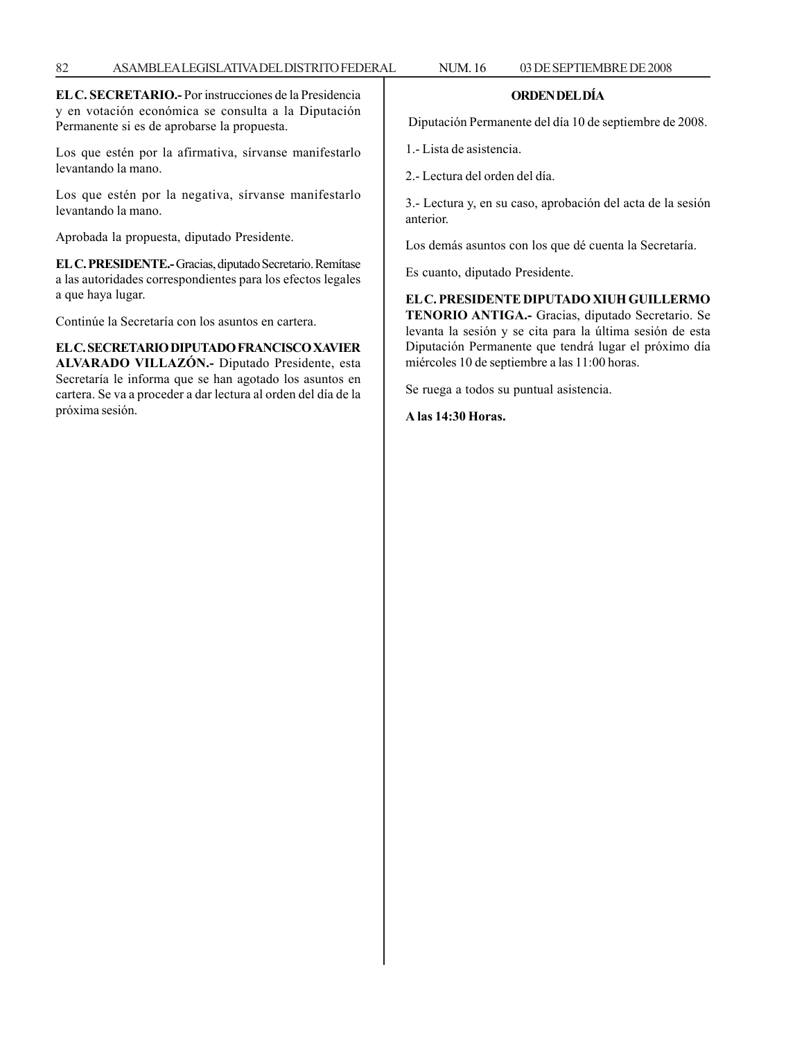**EL C. SECRETARIO.-** Por instrucciones de la Presidencia y en votación económica se consulta a la Diputación Permanente si es de aprobarse la propuesta.

Los que estén por la afirmativa, sírvanse manifestarlo levantando la mano.

Los que estén por la negativa, sírvanse manifestarlo levantando la mano.

Aprobada la propuesta, diputado Presidente.

**EL C. PRESIDENTE.-** Gracias, diputado Secretario. Remítase a las autoridades correspondientes para los efectos legales a que haya lugar.

Continúe la Secretaría con los asuntos en cartera.

**EL C. SECRETARIO DIPUTADO FRANCISCO XAVIER ALVARADO VILLAZÓN.-** Diputado Presidente, esta Secretaría le informa que se han agotado los asuntos en cartera. Se va a proceder a dar lectura al orden del día de la próxima sesión.

**ORDEN DEL DÍA**

Diputación Permanente del día 10 de septiembre de 2008.

1.- Lista de asistencia.

2.- Lectura del orden del día.

3.- Lectura y, en su caso, aprobación del acta de la sesión anterior.

Los demás asuntos con los que dé cuenta la Secretaría.

Es cuanto, diputado Presidente.

**EL C. PRESIDENTE DIPUTADO XIUH GUILLERMO TENORIO ANTIGA.-** Gracias, diputado Secretario. Se levanta la sesión y se cita para la última sesión de esta Diputación Permanente que tendrá lugar el próximo día miércoles 10 de septiembre a las 11:00 horas.

Se ruega a todos su puntual asistencia.

**A las 14:30 Horas.**